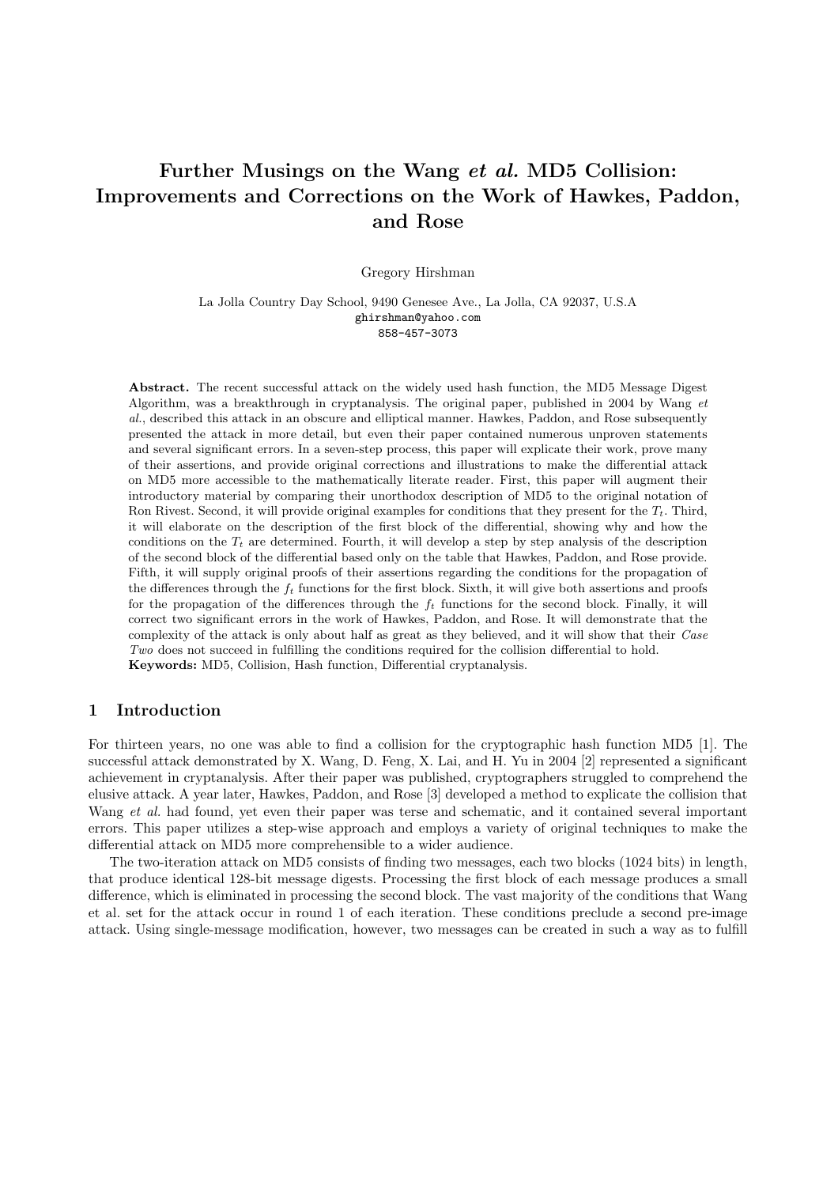# Further Musings on the Wang *et al.* MD5 Collision: Improvements and Corrections on the Work of Hawkes, Paddon, and Rose

Gregory Hirshman

La Jolla Country Day School, 9490 Genesee Ave., La Jolla, CA 92037, U.S.A
ghirshman@yahoo.com
858-457-3073

**Abstract.** The recent successful attack on the widely used hash function, the MD5 Message Digest Algorithm, was a breakthrough in cryptanalysis. The original paper, published in 2004 by Wang *et al.*, described this attack in an obscure and elliptical manner. Hawkes, Paddon, and Rose subsequently presented the attack in more detail, but even their paper contained numerous unproven statements and several significant errors. In a seven-step process, this paper will explicate their work, prove many of their assertions, and provide original corrections and illustrations to make the differential attack on MD5 more accessible to the mathematically literate reader. First, this paper will augment their introductory material by comparing their unorthodox description of MD5 to the original notation of Ron Rivest. Second, it will provide original examples for conditions that they present for the $T_t$. Third, it will elaborate on the description of the first block of the differential, showing why and how the conditions on the $T_t$ are determined. Fourth, it will develop a step by step analysis of the description of the second block of the differential based only on the table that Hawkes, Paddon, and Rose provide. Fifth, it will supply original proofs of their assertions regarding the conditions for the propagation of the differences through the $f_t$ functions for the first block. Sixth, it will give both assertions and proofs for the propagation of the differences through the $f_t$ functions for the second block. Finally, it will correct two significant errors in the work of Hawkes, Paddon, and Rose. It will demonstrate that the complexity of the attack is only about half as great as they believed, and it will show that their *Case Two* does not succeed in fulfilling the conditions required for the collision differential to hold.
**Keywords:** MD5, Collision, Hash function, Differential cryptanalysis.

## 1 Introduction

For thirteen years, no one was able to find a collision for the cryptographic hash function MD5 [1]. The successful attack demonstrated by X. Wang, D. Feng, X. Lai, and H. Yu in 2004 [2] represented a significant achievement in cryptanalysis. After their paper was published, cryptographers struggled to comprehend the elusive attack. A year later, Hawkes, Paddon, and Rose [3] developed a method to explicate the collision that Wang *et al.* had found, yet even their paper was terse and schematic, and it contained several important errors. This paper utilizes a step-wise approach and employs a variety of original techniques to make the differential attack on MD5 more comprehensible to a wider audience.

The two-iteration attack on MD5 consists of finding two messages, each two blocks (1024 bits) in length, that produce identical 128-bit message digests. Processing the first block of each message produces a small difference, which is eliminated in processing the second block. The vast majority of the conditions that Wang et al. set for the attack occur in round 1 of each iteration. These conditions preclude a second pre-image attack. Using single-message modification, however, two messages can be created in such a way as to fulfill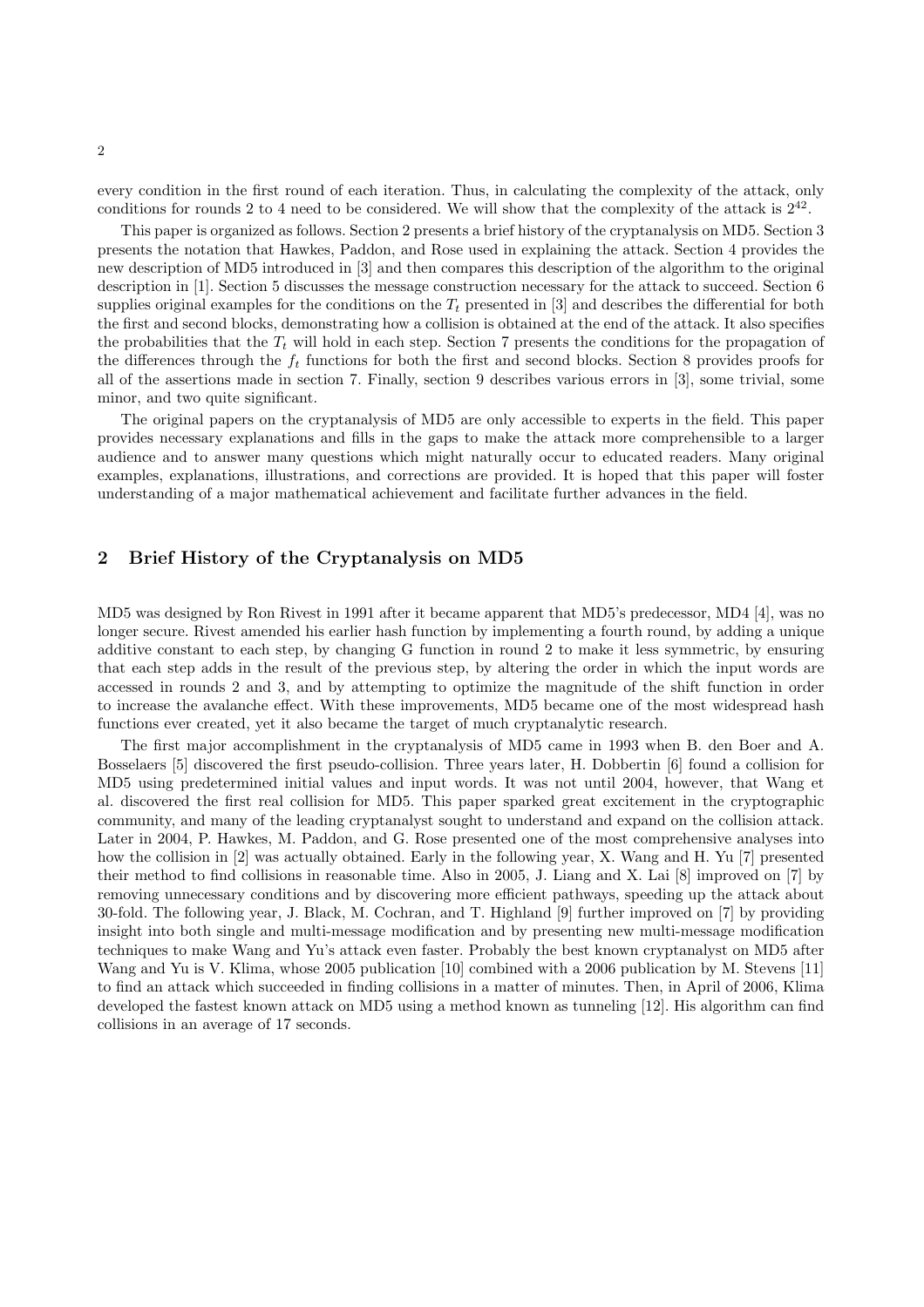every condition in the first round of each iteration. Thus, in calculating the complexity of the attack, only conditions for rounds 2 to 4 need to be considered. We will show that the complexity of the attack is $2^{42}$.

This paper is organized as follows. Section 2 presents a brief history of the cryptanalysis on MD5. Section 3 presents the notation that Hawkes, Paddon, and Rose used in explaining the attack. Section 4 provides the new description of MD5 introduced in [3] and then compares this description of the algorithm to the original description in [1]. Section 5 discusses the message construction necessary for the attack to succeed. Section 6 supplies original examples for the conditions on the $T_t$ presented in [3] and describes the differential for both the first and second blocks, demonstrating how a collision is obtained at the end of the attack. It also specifies the probabilities that the $T_t$ will hold in each step. Section 7 presents the conditions for the propagation of the differences through the $f_t$ functions for both the first and second blocks. Section 8 provides proofs for all of the assertions made in section 7. Finally, section 9 describes various errors in [3], some trivial, some minor, and two quite significant.

The original papers on the cryptanalysis of MD5 are only accessible to experts in the field. This paper provides necessary explanations and fills in the gaps to make the attack more comprehensible to a larger audience and to answer many questions which might naturally occur to educated readers. Many original examples, explanations, illustrations, and corrections are provided. It is hoped that this paper will foster understanding of a major mathematical achievement and facilitate further advances in the field.

## 2 Brief History of the Cryptanalysis on MD5

MD5 was designed by Ron Rivest in 1991 after it became apparent that MD5's predecessor, MD4 [4], was no longer secure. Rivest amended his earlier hash function by implementing a fourth round, by adding a unique additive constant to each step, by changing G function in round 2 to make it less symmetric, by ensuring that each step adds in the result of the previous step, by altering the order in which the input words are accessed in rounds 2 and 3, and by attempting to optimize the magnitude of the shift function in order to increase the avalanche effect. With these improvements, MD5 became one of the most widespread hash functions ever created, yet it also became the target of much cryptanalytic research.

The first major accomplishment in the cryptanalysis of MD5 came in 1993 when B. den Boer and A. Bosselaers [5] discovered the first pseudo-collision. Three years later, H. Dobbertin [6] found a collision for MD5 using predetermined initial values and input words. It was not until 2004, however, that Wang et al. discovered the first real collision for MD5. This paper sparked great excitement in the cryptographic community, and many of the leading cryptanalyst sought to understand and expand on the collision attack. Later in 2004, P. Hawkes, M. Paddon, and G. Rose presented one of the most comprehensive analyses into how the collision in [2] was actually obtained. Early in the following year, X. Wang and H. Yu [7] presented their method to find collisions in reasonable time. Also in 2005, J. Liang and X. Lai [8] improved on [7] by removing unnecessary conditions and by discovering more efficient pathways, speeding up the attack about 30-fold. The following year, J. Black, M. Cochran, and T. Highland [9] further improved on [7] by providing insight into both single and multi-message modification and by presenting new multi-message modification techniques to make Wang and Yu's attack even faster. Probably the best known cryptanalyst on MD5 after Wang and Yu is V. Klima, whose 2005 publication [10] combined with a 2006 publication by M. Stevens [11] to find an attack which succeeded in finding collisions in a matter of minutes. Then, in April of 2006, Klima developed the fastest known attack on MD5 using a method known as tunneling [12]. His algorithm can find collisions in an average of 17 seconds.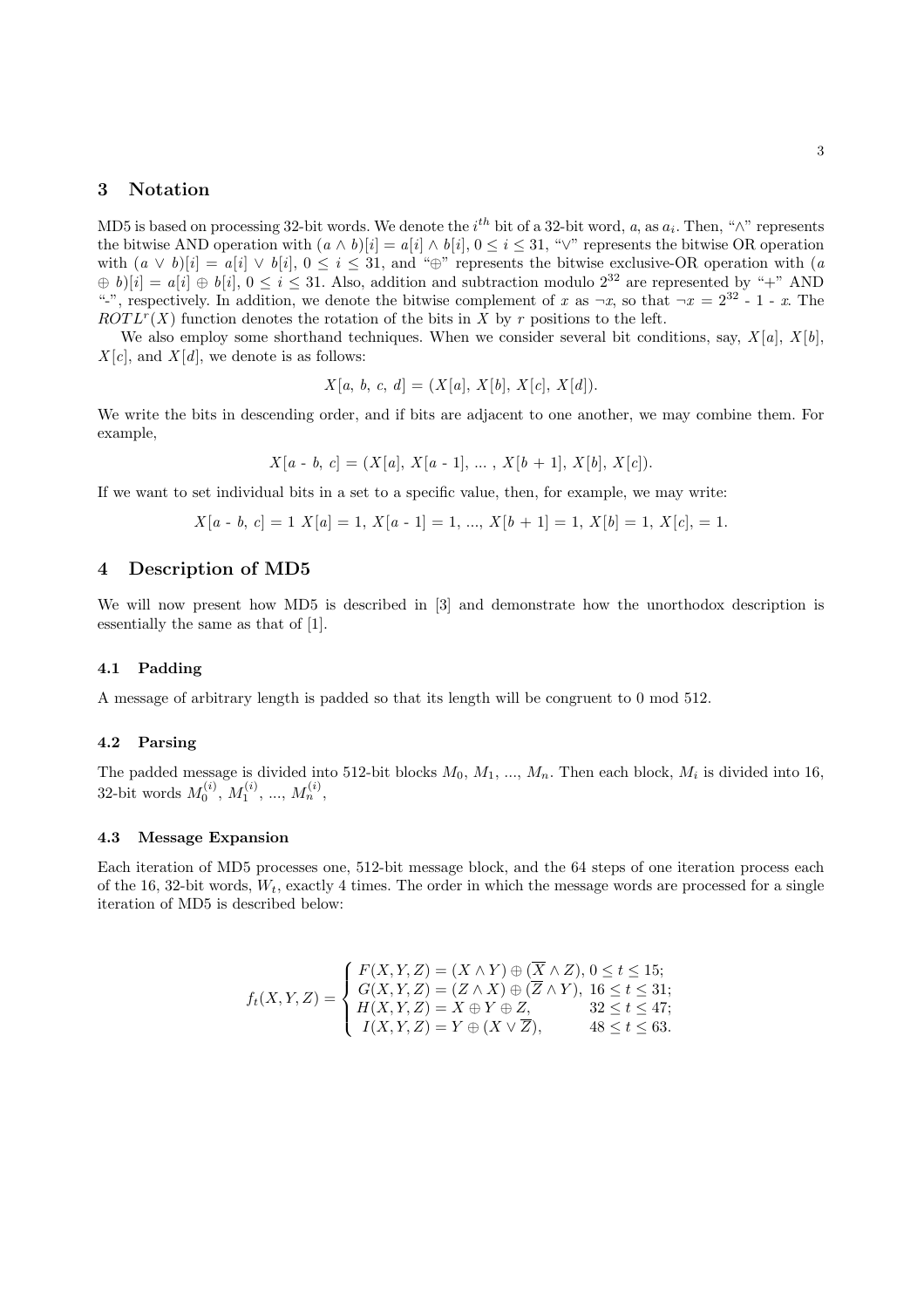## 3 Notation

MD5 is based on processing 32-bit words. We denote the $i^{th}$ bit of a 32-bit word, $a$, as $a_i$. Then, "$\wedge$" represents the bitwise AND operation with $(a \wedge b)[i] = a[i] \wedge b[i]$, $0 \leq i \leq 31$, "$\vee$" represents the bitwise OR operation with $(a \vee b)[i] = a[i] \vee b[i]$, $0 \leq i \leq 31$, and "$\oplus$" represents the bitwise exclusive-OR operation with $(a \oplus b)[i] = a[i] \oplus b[i]$, $0 \leq i \leq 31$. Also, addition and subtraction modulo $2^{32}$ are represented by "+" AND "-", respectively. In addition, we denote the bitwise complement of $x$ as $\neg x$, so that $\neg x = 2^{32}$ - 1 - $x$. The $ROTL^r(X)$ function denotes the rotation of the bits in $X$ by $r$ positions to the left.

We also employ some shorthand techniques. When we consider several bit conditions, say, $X[a]$, $X[b]$, $X[c]$, and $X[d]$, we denote is as follows:

$$X[a,\ b,\ c,\ d] = (X[a],\ X[b],\ X[c],\ X[d]).$$

We write the bits in descending order, and if bits are adjacent to one another, we may combine them. For example,

$$X[a \text{ - } b,\ c] = (X[a],\ X[a \text{ - } 1],\ \ldots,\ X[b + 1],\ X[b],\ X[c]).$$

If we want to set individual bits in a set to a specific value, then, for example, we may write:

$$X[a \text{ - } b,\ c] = 1\ X[a] = 1,\ X[a \text{ - } 1] = 1,\ \ldots,\ X[b + 1] = 1,\ X[b] = 1,\ X[c],\ = 1.$$

## 4 Description of MD5

We will now present how MD5 is described in [3] and demonstrate how the unorthodox description is essentially the same as that of [1].

### 4.1 Padding

A message of arbitrary length is padded so that its length will be congruent to 0 mod 512.

### 4.2 Parsing

The padded message is divided into 512-bit blocks $M_0$, $M_1$, ..., $M_n$. Then each block, $M_i$ is divided into 16, 32-bit words $M_0^{(i)}$, $M_1^{(i)}$, ..., $M_n^{(i)}$,

### 4.3 Message Expansion

Each iteration of MD5 processes one, 512-bit message block, and the 64 steps of one iteration process each of the 16, 32-bit words, $W_t$, exactly 4 times. The order in which the message words are processed for a single iteration of MD5 is described below:

$$f_t(X,Y,Z) = \begin{cases} F(X,Y,Z) = (X \wedge Y) \oplus (\overline{X} \wedge Z), & 0 \leq t \leq 15; \\ G(X,Y,Z) = (Z \wedge X) \oplus (\overline{Z} \wedge Y), & 16 \leq t \leq 31; \\ H(X,Y,Z) = X \oplus Y \oplus Z, & 32 \leq t \leq 47; \\ I(X,Y,Z) = Y \oplus (X \vee \overline{Z}), & 48 \leq t \leq 63. \end{cases}$$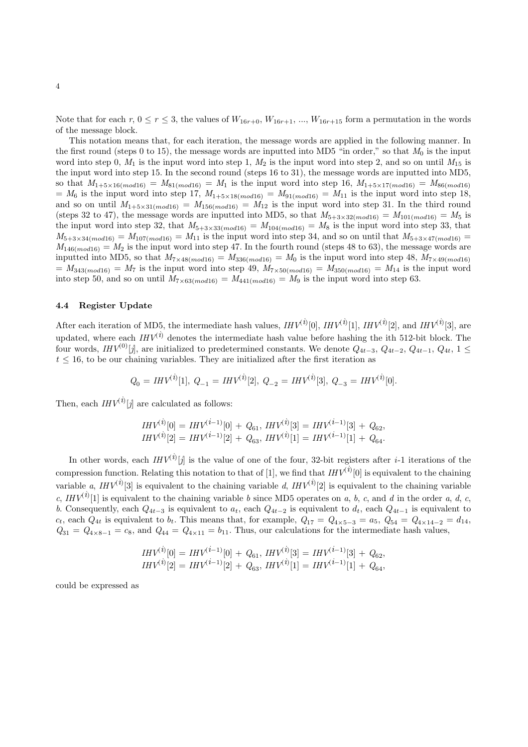Note that for each $r$, $0 \leq r \leq 3$, the values of $W_{16r+0}$, $W_{16r+1}$, ..., $W_{16r+15}$ form a permutation in the words of the message block.

This notation means that, for each iteration, the message words are applied in the following manner. In the first round (steps 0 to 15), the message words are inputted into MD5 "in order," so that $M_0$ is the input word into step 0, $M_1$ is the input word into step 1, $M_2$ is the input word into step 2, and so on until $M_{15}$ is the input word into step 15. In the second round (steps 16 to 31), the message words are inputted into MD5, so that $M_{1+5\times16(mod16)} = M_{81(mod16)} = M_1$ is the input word into step 16, $M_{1+5\times17(mod16)} = M_{86(mod16)} = M_6$ is the input word into step 17, $M_{1+5\times18(mod16)} = M_{91(mod16)} = M_{11}$ is the input word into step 18, and so on until $M_{1+5\times31(mod16)} = M_{156(mod16)} = M_{12}$ is the input word into step 31. In the third round (steps 32 to 47), the message words are inputted into MD5, so that $M_{5+3\times32(mod16)} = M_{101(mod16)} = M_5$ is the input word into step 32, that $M_{5+3\times33(mod16)} = M_{104(mod16)} = M_8$ is the input word into step 33, that $M_{5+3\times34(mod16)} = M_{107(mod16)} = M_{11}$ is the input word into step 34, and so on until that $M_{5+3\times47(mod16)} = M_{146(mod16)} = M_2$ is the input word into step 47. In the fourth round (steps 48 to 63), the message words are inputted into MD5, so that $M_{7\times48(mod16)} = M_{336(mod16)} = M_0$ is the input word into step 48, $M_{7\times49(mod16)} = M_{343(mod16)} = M_7$ is the input word into step 49, $M_{7\times50(mod16)} = M_{350(mod16)} = M_{14}$ is the input word into step 50, and so on until $M_{7\times63(mod16)} = M_{441(mod16)} = M_9$ is the input word into step 63.

### 4.4 Register Update

After each iteration of MD5, the intermediate hash values, $IHV^{(i)}[0]$, $IHV^{(i)}[1]$, $IHV^{(i)}[2]$, and $IHV^{(i)}[3]$, are updated, where each $IHV^{(i)}$ denotes the intermediate hash value before hashing the ith 512-bit block. The four words, $IHV^{(0)}[j]$, are initialized to predetermined constants. We denote $Q_{4t-3}$, $Q_{4t-2}$, $Q_{4t-1}$, $Q_{4t}$, $1 \leq t \leq 16$, to be our chaining variables. They are initialized after the first iteration as

$$Q_0 = IHV^{(i)}[1],\ Q_{-1} = IHV^{(i)}[2],\ Q_{-2} = IHV^{(i)}[3],\ Q_{-3} = IHV^{(i)}[0].$$

Then, each $IHV^{(i)}[j]$ are calculated as follows:

$$IHV^{(i)}[0] = IHV^{(i-1)}[0] + Q_{61},\ IHV^{(i)}[3] = IHV^{(i-1)}[3] + Q_{62},$$
$$IHV^{(i)}[2] = IHV^{(i-1)}[2] + Q_{63},\ IHV^{(i)}[1] = IHV^{(i-1)}[1] + Q_{64}.$$

In other words, each $IHV^{(i)}[j]$ is the value of one of the four, 32-bit registers after $i$-1 iterations of the compression function. Relating this notation to that of [1], we find that $IHV^{(i)}[0]$ is equivalent to the chaining variable $a$, $IHV^{(i)}[3]$ is equivalent to the chaining variable $d$, $IHV^{(i)}[2]$ is equivalent to the chaining variable $c$, $IHV^{(i)}[1]$ is equivalent to the chaining variable $b$ since MD5 operates on $a$, $b$, $c$, and $d$ in the order $a$, $d$, $c$, $b$. Consequently, each $Q_{4t-3}$ is equivalent to $a_t$, each $Q_{4t-2}$ is equivalent to $d_t$, each $Q_{4t-1}$ is equivalent to $c_t$, each $Q_{4t}$ is equivalent to $b_t$. This means that, for example, $Q_{17} = Q_{4\times5-3} = a_5$, $Q_{54} = Q_{4\times14-2} = d_{14}$, $Q_{31} = Q_{4\times8-1} = c_8$, and $Q_{44} = Q_{4\times11} = b_{11}$. Thus, our calculations for the intermediate hash values,

$$IHV^{(i)}[0] = IHV^{(i-1)}[0] + Q_{61},\ IHV^{(i)}[3] = IHV^{(i-1)}[3] + Q_{62},$$
$$IHV^{(i)}[2] = IHV^{(i-1)}[2] + Q_{63},\ IHV^{(i)}[1] = IHV^{(i-1)}[1] + Q_{64},$$

could be expressed as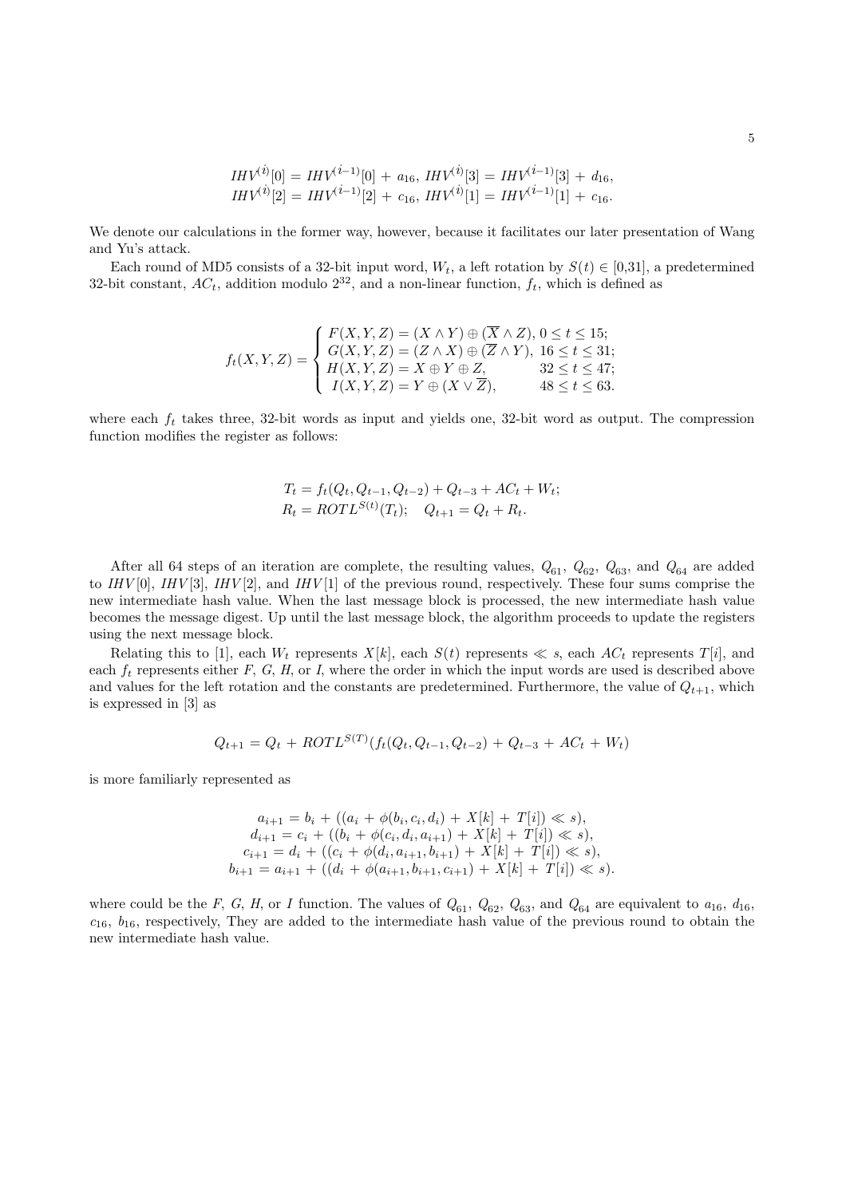$$IHV^{(i)}[0] = IHV^{(i-1)}[0] + a_{16},\ IHV^{(i)}[3] = IHV^{(i-1)}[3] + d_{16},$$
$$IHV^{(i)}[2] = IHV^{(i-1)}[2] + c_{16},\ IHV^{(i)}[1] = IHV^{(i-1)}[1] + c_{16}.$$

We denote our calculations in the former way, however, because it facilitates our later presentation of Wang and Yu's attack.

Each round of MD5 consists of a 32-bit input word, $W_t$, a left rotation by $S(t) \in [0,31]$, a predetermined 32-bit constant, $AC_t$, addition modulo $2^{32}$, and a non-linear function, $f_t$, which is defined as

$$f_t(X,Y,Z) = \begin{cases} F(X,Y,Z) = (X \wedge Y) \oplus (\overline{X} \wedge Z), & 0 \leq t \leq 15; \\ G(X,Y,Z) = (Z \wedge X) \oplus (\overline{Z} \wedge Y), & 16 \leq t \leq 31; \\ H(X,Y,Z) = X \oplus Y \oplus Z, & 32 \leq t \leq 47; \\ I(X,Y,Z) = Y \oplus (X \vee \overline{Z}), & 48 \leq t \leq 63. \end{cases}$$

where each $f_t$ takes three, 32-bit words as input and yields one, 32-bit word as output. The compression function modifies the register as follows:

$$T_t = f_t(Q_t, Q_{t-1}, Q_{t-2}) + Q_{t-3} + AC_t + W_t;$$
$$R_t = ROTL^{S(t)}(T_t); \quad Q_{t+1} = Q_t + R_t.$$

After all 64 steps of an iteration are complete, the resulting values, $Q_{61}$, $Q_{62}$, $Q_{63}$, and $Q_{64}$ are added to $IHV[0]$, $IHV[3]$, $IHV[2]$, and $IHV[1]$ of the previous round, respectively. These four sums comprise the new intermediate hash value. When the last message block is processed, the new intermediate hash value becomes the message digest. Up until the last message block, the algorithm proceeds to update the registers using the next message block.

Relating this to [1], each $W_t$ represents $X[k]$, each $S(t)$ represents $\lll s$, each $AC_t$ represents $T[i]$, and each $f_t$ represents either $F$, $G$, $H$, or $I$, where the order in which the input words are used is described above and values for the left rotation and the constants are predetermined. Furthermore, the value of $Q_{t+1}$, which is expressed in [3] as

$$Q_{t+1} = Q_t + ROTL^{S(T)}(f_t(Q_t, Q_{t-1}, Q_{t-2}) + Q_{t-3} + AC_t + W_t)$$

is more familiarly represented as

$$a_{i+1} = b_i + ((a_i + \phi(b_i, c_i, d_i) + X[k] + T[i]) \lll s),$$
$$d_{i+1} = c_i + ((b_i + \phi(c_i, d_i, a_{i+1}) + X[k] + T[i]) \lll s),$$
$$c_{i+1} = d_i + ((c_i + \phi(d_i, a_{i+1}, b_{i+1}) + X[k] + T[i]) \lll s),$$
$$b_{i+1} = a_{i+1} + ((d_i + \phi(a_{i+1}, b_{i+1}, c_{i+1}) + X[k] + T[i]) \lll s).$$

where could be the $F$, $G$, $H$, or $I$ function. The values of $Q_{61}$, $Q_{62}$, $Q_{63}$, and $Q_{64}$ are equivalent to $a_{16}$, $d_{16}$, $c_{16}$, $b_{16}$, respectively, They are added to the intermediate hash value of the previous round to obtain the new intermediate hash value.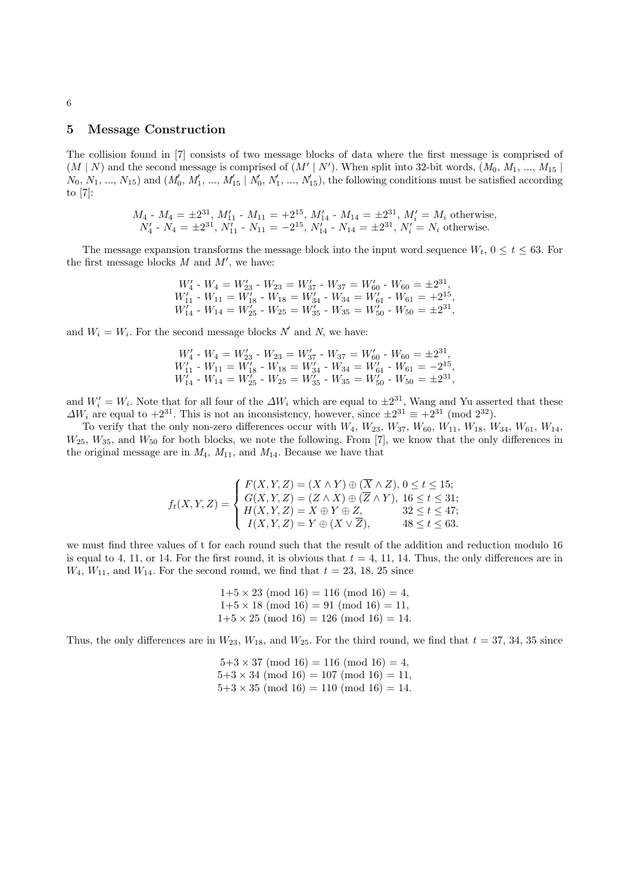## 5 Message Construction

The collision found in [7] consists of two message blocks of data where the first message is comprised of $(M \mid N)$ and the second message is comprised of $(M' \mid N')$. When split into 32-bit words, $(M_0, M_1, ..., M_{15} \mid N_0, N_1, ..., N_{15})$ and $(M'_0, M'_1, ..., M'_{15} \mid N'_0, N'_1, ..., N'_{15})$, the following conditions must be satisfied according to [7]:

$$M_4 \text{ - } M_4 = \pm 2^{31},\ M'_{11} \text{ - } M_{11} = +2^{15},\ M'_{14} \text{ - } M_{14} = \pm 2^{31},\ M'_i = M_i \text{ otherwise,}$$
$$N'_4 \text{ - } N_4 = \pm 2^{31},\ N'_{11} \text{ - } N_{11} = -2^{15},\ N'_{14} \text{ - } N_{14} = \pm 2^{31},\ N'_i = N_i \text{ otherwise.}$$

The message expansion transforms the message block into the input word sequence $W_t$, $0 \leq t \leq 63$. For the first message blocks $M$ and $M'$, we have:

$$W'_4 \text{ - } W_4 = W'_{23} \text{ - } W_{23} = W'_{37} \text{ - } W_{37} = W'_{60} \text{ - } W_{60} = \pm 2^{31},$$
$$W'_{11} \text{ - } W_{11} = W'_{18} \text{ - } W_{18} = W'_{34} \text{ - } W_{34} = W'_{61} \text{ - } W_{61} = +2^{15},$$
$$W'_{14} \text{ - } W_{14} = W'_{25} \text{ - } W_{25} = W'_{35} \text{ - } W_{35} = W'_{50} \text{ - } W_{50} = \pm 2^{31},$$

and $W_i = W_i$. For the second message blocks $N'$ and $N$, we have:

$$W'_4 \text{ - } W_4 = W'_{23} \text{ - } W_{23} = W'_{37} \text{ - } W_{37} = W'_{60} \text{ - } W_{60} = \pm 2^{31},$$
$$W'_{11} \text{ - } W_{11} = W'_{18} \text{ - } W_{18} = W'_{34} \text{ - } W_{34} = W'_{61} \text{ - } W_{61} = -2^{15},$$
$$W'_{14} \text{ - } W_{14} = W'_{25} \text{ - } W_{25} = W'_{35} \text{ - } W_{35} = W'_{50} \text{ - } W_{50} = \pm 2^{31},$$

and $W'_i = W_i$. Note that for all four of the $\Delta W_i$ which are equal to $\pm 2^{31}$, Wang and Yu asserted that these $\Delta W_i$ are equal to $+2^{31}$. This is not an inconsistency, however, since $\pm 2^{31} \equiv +2^{31} \pmod{2^{32}}$.

To verify that the only non-zero differences occur with $W_4$, $W_{23}$, $W_{37}$, $W_{60}$, $W_{11}$, $W_{18}$, $W_{34}$, $W_{61}$, $W_{14}$, $W_{25}$, $W_{35}$, and $W_{50}$ for both blocks, we note the following. From [7], we know that the only differences in the original message are in $M_4$, $M_{11}$, and $M_{14}$. Because we have that

$$f_t(X,Y,Z) = \begin{cases} F(X,Y,Z) = (X \wedge Y) \oplus (\overline{X} \wedge Z),\ 0 \leq t \leq 15; \\ G(X,Y,Z) = (Z \wedge X) \oplus (\overline{Z} \wedge Y),\ 16 \leq t \leq 31; \\ H(X,Y,Z) = X \oplus Y \oplus Z, \qquad\quad 32 \leq t \leq 47; \\ I(X,Y,Z) = Y \oplus (X \vee \overline{Z}), \qquad\ 48 \leq t \leq 63. \end{cases}$$

we must find three values of t for each round such that the result of the addition and reduction modulo 16 is equal to 4, 11, or 14. For the first round, it is obvious that $t = 4, 11, 14$. Thus, the only differences are in $W_4$, $W_{11}$, and $W_{14}$. For the second round, we find that $t = 23, 18, 25$ since

$$1{+}5 \times 23 \pmod{16} = 116 \pmod{16} = 4,$$
$$1{+}5 \times 18 \pmod{16} = 91 \pmod{16} = 11,$$
$$1{+}5 \times 25 \pmod{16} = 126 \pmod{16} = 14.$$

Thus, the only differences are in $W_{23}$, $W_{18}$, and $W_{25}$. For the third round, we find that $t = 37, 34, 35$ since

$$5{+}3 \times 37 \pmod{16} = 116 \pmod{16} = 4,$$
$$5{+}3 \times 34 \pmod{16} = 107 \pmod{16} = 11,$$
$$5{+}3 \times 35 \pmod{16} = 110 \pmod{16} = 14.$$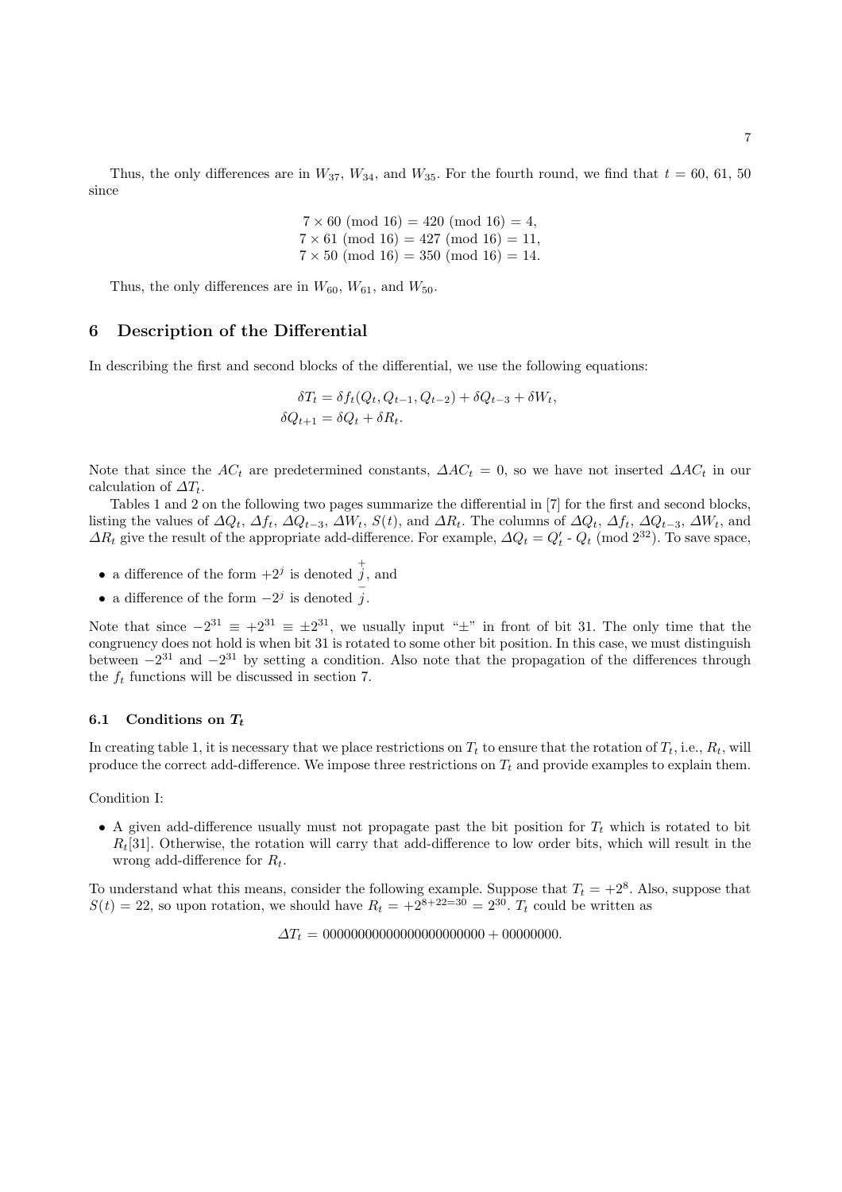Thus, the only differences are in $W_{37}$, $W_{34}$, and $W_{35}$. For the fourth round, we find that $t = 60,\ 61,\ 50$ since

$$7 \times 60 \pmod{16} = 420 \pmod{16} = 4,$$
$$7 \times 61 \pmod{16} = 427 \pmod{16} = 11,$$
$$7 \times 50 \pmod{16} = 350 \pmod{16} = 14.$$

Thus, the only differences are in $W_{60}$, $W_{61}$, and $W_{50}$.

## 6 Description of the Differential

In describing the first and second blocks of the differential, we use the following equations:

$$\delta T_t = \delta f_t(Q_t, Q_{t-1}, Q_{t-2}) + \delta Q_{t-3} + \delta W_t,$$
$$\delta Q_{t+1} = \delta Q_t + \delta R_t.$$

Note that since the $AC_t$ are predetermined constants, $\Delta AC_t = 0$, so we have not inserted $\Delta AC_t$ in our calculation of $\Delta T_t$.

Tables 1 and 2 on the following two pages summarize the differential in [7] for the first and second blocks, listing the values of $\Delta Q_t$, $\Delta f_t$, $\Delta Q_{t-3}$, $\Delta W_t$, $S(t)$, and $\Delta R_t$. The columns of $\Delta Q_t$, $\Delta f_t$, $\Delta Q_{t-3}$, $\Delta W_t$, and $\Delta R_t$ give the result of the appropriate add-difference. For example, $\Delta Q_t = Q'_t$ - $Q_t \pmod{2^{32}}$. To save space,

- a difference of the form $+2^j$ is denoted $\overset{+}{j}$, and
- a difference of the form $-2^j$ is denoted $\overset{-}{j}$.

Note that since $-2^{31} \equiv +2^{31} \equiv \pm 2^{31}$, we usually input "±" in front of bit 31. The only time that the congruency does not hold is when bit 31 is rotated to some other bit position. In this case, we must distinguish between $-2^{31}$ and $-2^{31}$ by setting a condition. Also note that the propagation of the differences through the $f_t$ functions will be discussed in section 7.

### 6.1 Conditions on $T_t$

In creating table 1, it is necessary that we place restrictions on $T_t$ to ensure that the rotation of $T_t$, i.e., $R_t$, will produce the correct add-difference. We impose three restrictions on $T_t$ and provide examples to explain them.

Condition I:

- A given add-difference usually must not propagate past the bit position for $T_t$ which is rotated to bit $R_t[31]$. Otherwise, the rotation will carry that add-difference to low order bits, which will result in the wrong add-difference for $R_t$.

To understand what this means, consider the following example. Suppose that $T_t = +2^8$. Also, suppose that $S(t) = 22$, so upon rotation, we should have $R_t = +2^{8+22=30} = 2^{30}$. $T_t$ could be written as

$$\Delta T_t = 000000000000000000000000 + 00000000.$$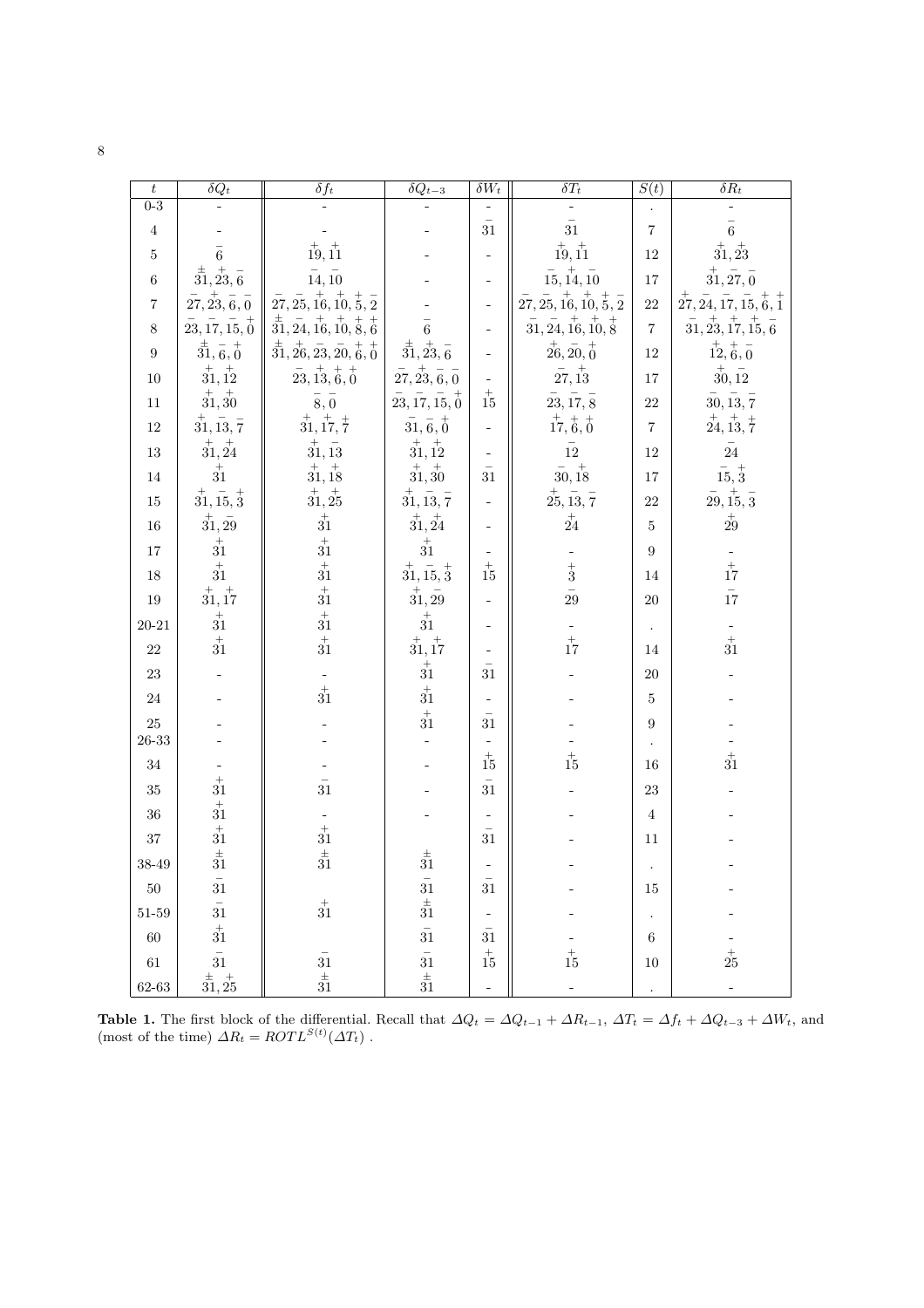| $t$ | $\delta Q_t$ | $\delta f_t$ | $\delta Q_{t-3}$ | $\delta W_t$ | $\delta T_t$ | $S(t)$ | $\delta R_t$ |
|---|---|---|---|---|---|---|---|
| 0-3 | - | - | - | - | - | . | - |
| 4 | - | - | - | $\overset{-}{31}$ | $\overset{-}{31}$ | 7 | $\overset{-}{6}$ |
| 5 | $\overset{-}{6}$ | $\overset{+}{19}, \overset{+}{11}$ | - | - | $\overset{+}{19}, \overset{+}{11}$ | 12 | $\overset{+}{31}, \overset{+}{23}$ |
| 6 | $\overset{\pm}{31}, \overset{+}{23}, \overset{-}{6}$ | $\overset{-}{14}, \overset{-}{10}$ | - | - | $\overset{-}{15}, \overset{+}{14}, \overset{-}{10}$ | 17 | $\overset{+}{31}, \overset{-}{27}, \overset{-}{0}$ |
| 7 | $\overset{-}{27}, \overset{+}{23}, \overset{-}{6}, \overset{-}{0}$ | $\overset{-}{27}, \overset{-}{25}, \overset{+}{16}, \overset{+}{10}, \overset{+}{5}, \overset{-}{2}$ | - | - | $\overset{-}{27}, \overset{-}{25}, \overset{+}{16}, \overset{+}{10}, \overset{+}{5}, \overset{-}{2}$ | 22 | $\overset{+}{27}, \overset{-}{24}, \overset{-}{17}, \overset{-}{15}, \overset{+}{6}, \overset{+}{1}$ |
| 8 | $\overset{-}{23}, \overset{-}{17}, \overset{-}{15}, \overset{+}{0}$ | $\overset{\pm}{31}, \overset{-}{24}, \overset{+}{16}, \overset{+}{10}, \overset{+}{8}, \overset{+}{6}$ | $\overset{-}{6}$ | - | $\overset{-}{31}, \overset{-}{24}, \overset{+}{16}, \overset{+}{10}, \overset{+}{8}$ | 7 | $\overset{-}{31}, \overset{+}{23}, \overset{+}{17}, \overset{+}{15}, \overset{-}{6}$ |
| 9 | $\overset{\pm}{31}, \overset{-}{6}, \overset{+}{0}$ | $\overset{\pm}{31}, \overset{+}{26}, \overset{-}{23}, \overset{-}{20}, \overset{+}{6}, \overset{+}{0}$ | $\overset{\pm}{31}, \overset{+}{23}, \overset{-}{6}$ | - | $\overset{+}{26}, \overset{-}{20}, \overset{+}{0}$ | 12 | $\overset{+}{12}, \overset{+}{6}, \overset{-}{0}$ |
| 10 | $\overset{+}{31}, \overset{+}{12}$ | $\overset{-}{23}, \overset{+}{13}, \overset{+}{6}, \overset{+}{0}$ | $\overset{-}{27}, \overset{+}{23}, \overset{-}{6}, \overset{-}{0}$ | - | $\overset{-}{27}, \overset{+}{13}$ | 17 | $\overset{+}{30}, \overset{-}{12}$ |
| 11 | $\overset{+}{31}, \overset{+}{30}$ | $\overset{-}{8}, \overset{-}{0}$ | $\overset{-}{23}, \overset{-}{17}, \overset{-}{15}, \overset{+}{0}$ | $\overset{+}{15}$ | $\overset{-}{23}, \overset{-}{17}, \overset{-}{8}$ | 22 | $\overset{-}{30}, \overset{-}{13}, \overset{-}{7}$ |
| 12 | $\overset{+}{31}, \overset{+}{13}, \overset{-}{7}$ | $\overset{+}{31}, \overset{+}{17}, \overset{\pm}{7}$ | $\overset{-}{31}, \overset{-}{6}, \overset{+}{0}$ | - | $\overset{+}{17}, \overset{+}{6}, \overset{+}{0}$ | 7 | $\overset{+}{24}, \overset{+}{13}, \overset{\pm}{7}$ |
| 13 | $\overset{+}{31}, \overset{+}{24}$ | $\overset{+}{31}, \overset{-}{13}$ | $\overset{+}{31}, \overset{+}{12}$ | - | $\overset{-}{12}$ | 12 | $\overset{-}{24}$ |
| 14 | $\overset{+}{31}$ | $\overset{+}{31}, \overset{+}{18}$ | $\overset{+}{31}, \overset{+}{30}$ | $\overset{-}{31}$ | $\overset{-}{30}, \overset{+}{18}$ | 17 | $\overset{-}{15}, \overset{+}{3}$ |
| 15 | $\overset{+}{31}, \overset{-}{15}, \overset{+}{3}$ | $\overset{+}{31}, \overset{+}{25}$ | $\overset{+}{31}, \overset{-}{13}, \overset{-}{7}$ | - | $\overset{+}{25}, \overset{-}{13}, \overset{-}{7}$ | 22 | $\overset{-}{29}, \overset{+}{15}, \overset{-}{3}$ |
| 16 | $\overset{+}{31}, \overset{-}{29}$ | $\overset{+}{31}$ | $\overset{+}{31}, \overset{+}{24}$ | - | $\overset{+}{24}$ | 5 | $\overset{+}{29}$ |
| 17 | $\overset{+}{31}$ | $\overset{+}{31}$ | $\overset{+}{31}$ | - | - | 9 | - |
| 18 | $\overset{+}{31}$ | $\overset{+}{31}$ | $\overset{+}{31}, \overset{-}{15}, \overset{+}{3}$ | $\overset{+}{15}$ | $\overset{+}{3}$ | 14 | $\overset{+}{17}$ |
| 19 | $\overset{+}{31}, \overset{+}{17}$ | $\overset{+}{31}$ | $\overset{+}{31}, \overset{-}{29}$ | - | $\overset{-}{29}$ | 20 | $\overset{-}{17}$ |
| 20-21 | $\overset{+}{31}$ | $\overset{+}{31}$ | $\overset{+}{31}$ | - | - | . | - |
| 22 | $\overset{+}{31}$ | $\overset{+}{31}$ | $\overset{+}{31}, \overset{+}{17}$ | - | $\overset{+}{17}$ | 14 | $\overset{+}{31}$ |
| 23 | - | - | $\overset{+}{31}$ | $\overset{-}{31}$ | - | 20 | - |
| 24 | - | $\overset{+}{31}$ | $\overset{+}{31}$ | - | - | 5 | - |
| 25 | - | - | $\overset{+}{31}$ | $\overset{-}{31}$ | - | 9 | - |
| 26-33 | - | - | - | - | - | . | - |
| 34 | - | - | - | $\overset{+}{15}$ | $\overset{+}{15}$ | 16 | $\overset{+}{31}$ |
| 35 | $\overset{+}{31}$ | $\overset{-}{31}$ | - | $\overset{-}{31}$ | - | 23 | - |
| 36 | $\overset{+}{31}$ | - | - | - | - | 4 | - |
| 37 | $\overset{+}{31}$ | $\overset{+}{31}$ | | $\overset{-}{31}$ | - | 11 | - |
| 38-49 | $\overset{\pm}{31}$ | $\overset{\pm}{31}$ | $\overset{\pm}{31}$ | - | - | . | - |
| 50 | $\overset{-}{31}$ | | $\overset{-}{31}$ | $\overset{-}{31}$ | - | 15 | - |
| 51-59 | $\overset{-}{31}$ | $\overset{+}{31}$ | $\overset{\pm}{31}$ | - | - | . | - |
| 60 | $\overset{+}{31}$ | | $\overset{-}{31}$ | $\overset{-}{31}$ | - | 6 | - |
| 61 | $\overset{-}{31}$ | $\overset{-}{31}$ | $\overset{-}{31}$ | $\overset{+}{15}$ | $\overset{+}{15}$ | 10 | $\overset{+}{25}$ |
| 62-63 | $\overset{\pm}{31}, \overset{+}{25}$ | $\overset{\pm}{31}$ | $\overset{\pm}{31}$ | - | - | . | - |

**Table 1.** The first block of the differential. Recall that $\Delta Q_t = \Delta Q_{t-1} + \Delta R_{t-1}$, $\Delta T_t = \Delta f_t + \Delta Q_{t-3} + \Delta W_t$, and (most of the time) $\Delta R_t = ROTL^{S(t)}(\Delta T_t)$ .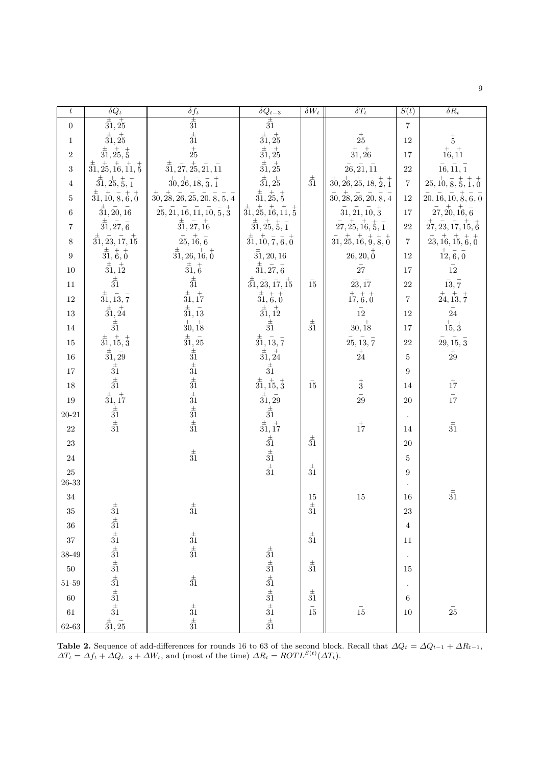| $t$ | $\delta Q_t$ | $\delta f_t$ | $\delta Q_{t-3}$ | $\delta W_t$ | $\delta T_t$ | $S(t)$ | $\delta R_t$ |
|---|---|---|---|---|---|---|---|
| 0 | $\overset{\pm}{31}, \overset{+}{25}$ | $\overset{\pm}{31}$ | $\overset{\pm}{31}$ | | | 7 | |
| 1 | $\overset{\pm}{31}, \overset{+}{25}$ | $\overset{\pm}{31}$ | $\overset{\pm}{31}, \overset{+}{25}$ | | $\overset{+}{25}$ | 12 | $\overset{+}{5}$ |
| 2 | $\overset{\pm}{31}, \overset{+}{25}, \overset{+}{5}$ | $\overset{+}{25}$ | $\overset{\pm}{31}, \overset{+}{25}$ | | $\overset{+}{31}, \overset{+}{26}$ | 17 | $\overset{+}{16}, \overset{+}{11}$ |
| 3 | $\overset{\pm}{31}, \overset{+}{25}, \overset{+}{16}, \overset{+}{11}, \overset{+}{5}$ | $\overset{\pm}{31}, \overset{-}{27}, \overset{+}{25}, \overset{-}{21}, \overset{-}{11}$ | $\overset{\pm}{31}, \overset{+}{25}$ | | $\overset{-}{26}, \overset{-}{21}, \overset{-}{11}$ | 22 | $\overset{-}{16}, \overset{-}{11}, \overset{-}{1}$ |
| 4 | $\overset{\pm}{31}, \overset{+}{25}, \overset{+}{5}, \overset{-}{1}$ | $\overset{+}{30}, \overset{+}{26}, \overset{-}{18}, \overset{-}{3}, \overset{+}{1}$ | $\overset{\pm}{31}, \overset{+}{25}$ | $\overset{\pm}{31}$ | $\overset{+}{30}, \overset{+}{26}, \overset{\pm}{25}, \overset{-}{18}, \overset{+}{2}, \overset{+}{1}$ | 7 | $\overset{-}{25}, \overset{+}{10}, \overset{-}{8}, \overset{+}{5}, \overset{+}{1}, \overset{+}{0}$ |
| 5 | $\overset{\pm}{31}, \overset{+}{10}, \overset{-}{8}, \overset{+}{6}, \overset{+}{0}$ | $\overset{+}{30}, \overset{+}{28}, \overset{-}{26}, \overset{-}{25}, \overset{-}{20}, \overset{-}{8}, \overset{-}{5}, \overset{-}{4}$ | $\overset{\pm}{31}, \overset{+}{25}, \overset{+}{5}$ | | $\overset{-}{30}, \overset{+}{28}, \overset{-}{26}, \overset{-}{20}, \overset{-}{8}, \overset{-}{4}$ | 12 | $\overset{-}{20}, \overset{-}{16}, \overset{-}{10}, \overset{+}{8}, \overset{-}{6}, \overset{-}{0}$ |
| 6 | $\overset{\pm}{31}, \overset{-}{20}, \overset{-}{16}$ | $\overset{-}{25}, \overset{-}{21}, \overset{-}{16}, \overset{-}{11}, \overset{-}{10}, \overset{-}{5}, \overset{+}{3}$ | $\overset{\pm}{31}, \overset{+}{25}, \overset{+}{16}, \overset{+}{11}, \overset{+}{5}$ | | $\overset{-}{31}, \overset{-}{21}, \overset{-}{10}, \overset{+}{3}$ | 17 | $\overset{-}{27}, \overset{+}{20}, \overset{+}{16}, \overset{-}{6}$ |
| 7 | $\overset{\pm}{31}, \overset{-}{27}, \overset{-}{6}$ | $\overset{\pm}{31}, \overset{-}{27}, \overset{+}{16}$ | $\overset{\pm}{31}, \overset{+}{25}, \overset{+}{5}, \overset{-}{1}$ | | $\overset{-}{27}, \overset{+}{25}, \overset{+}{16}, \overset{+}{5}, \overset{-}{1}$ | 22 | $\overset{+}{27}, \overset{-}{23}, \overset{-}{17}, \overset{+}{15}, \overset{+}{6}$ |
| 8 | $\overset{\pm}{31}, \overset{-}{23}, \overset{-}{17}, \overset{+}{15}$ | $\overset{+}{25}, \overset{+}{16}, \overset{-}{6}$ | $\overset{\pm}{31}, \overset{+}{10}, \overset{-}{7}, \overset{-}{6}, \overset{+}{0}$ | | $\overset{-}{31}, \overset{+}{25}, \overset{+}{16}, \overset{+}{9}, \overset{+}{8}, \overset{+}{0}$ | 7 | $\overset{+}{23}, \overset{+}{16}, \overset{+}{15}, \overset{+}{6}, \overset{+}{0}$ |
| 9 | $\overset{\pm}{31}, \overset{+}{6}, \overset{+}{0}$ | $\overset{\pm}{31}, \overset{-}{26}, \overset{+}{16}, \overset{+}{0}$ | $\overset{\pm}{31}, \overset{-}{20}, \overset{-}{16}$ | | $\overset{-}{26}, \overset{-}{20}, \overset{+}{0}$ | 12 | $\overset{+}{12}, \overset{-}{6}, \overset{-}{0}$ |
| 10 | $\overset{\pm}{31}, \overset{+}{12}$ | $\overset{\pm}{31}, \overset{+}{6}$ | $\overset{\pm}{31}, \overset{-}{27}, \overset{-}{6}$ | | $\overset{-}{27}$ | 17 | $\overset{-}{12}$ |
| 11 | $\overset{\pm}{31}$ | $\overset{\pm}{31}$ | $\overset{\pm}{31}, \overset{-}{23}, \overset{-}{17}, \overset{+}{15}$ | $\overset{-}{15}$ | $\overset{-}{23}, \overset{-}{17}$ | 22 | $\overset{-}{13}, \overset{-}{7}$ |
| 12 | $\overset{\pm}{31}, \overset{-}{13}, \overset{-}{7}$ | $\overset{\pm}{31}, \overset{+}{17}$ | $\overset{\pm}{31}, \overset{+}{6}, \overset{+}{0}$ | | $\overset{+}{17}, \overset{+}{6}, \overset{+}{0}$ | 7 | $\overset{+}{24}, \overset{+}{13}, \overset{+}{7}$ |
| 13 | $\overset{\pm}{31}, \overset{+}{24}$ | $\overset{\pm}{31}, \overset{-}{13}$ | $\overset{\pm}{31}, \overset{+}{12}$ | | $\overset{-}{12}$ | 12 | $\overset{-}{24}$ |
| 14 | $\overset{\pm}{31}$ | $\overset{+}{30}, \overset{+}{18}$ | $\overset{\pm}{31}$ | $\overset{\pm}{31}$ | $\overset{+}{30}, \overset{+}{18}$ | 17 | $\overset{+}{15}, \overset{+}{3}$ |
| 15 | $\overset{\pm}{31}, \overset{+}{15}, \overset{+}{3}$ | $\overset{\pm}{31}, \overset{-}{25}$ | $\overset{\pm}{31}, \overset{-}{13}, \overset{-}{7}$ | | $\overset{-}{25}, \overset{-}{13}, \overset{-}{7}$ | 22 | $\overset{-}{29}, \overset{-}{15}, \overset{-}{3}$ |
| 16 | $\overset{\pm}{31}, \overset{-}{29}$ | $\overset{\pm}{31}$ | $\overset{\pm}{31}, \overset{+}{24}$ | | $\overset{+}{24}$ | 5 | $\overset{+}{29}$ |
| 17 | $\overset{\pm}{31}$ | $\overset{\pm}{31}$ | $\overset{\pm}{31}$ | | | 9 | |
| 18 | $\overset{\pm}{31}$ | $\overset{\pm}{31}$ | $\overset{\pm}{31}, \overset{+}{15}, \overset{+}{3}$ | $\overset{-}{15}$ | $\overset{+}{3}$ | 14 | $\overset{+}{17}$ |
| 19 | $\overset{\pm}{31}, \overset{+}{17}$ | $\overset{\pm}{31}$ | $\overset{\pm}{31}, \overset{-}{29}$ | | $\overset{-}{29}$ | 20 | $\overset{-}{17}$ |
| 20-21 | $\overset{\pm}{31}$ | $\overset{\pm}{31}$ | $\overset{\pm}{31}$ | | | . | |
| 22 | $\overset{\pm}{31}$ | $\overset{\pm}{31}$ | $\overset{\pm}{31}, \overset{+}{17}$ | | $\overset{+}{17}$ | 14 | $\overset{\pm}{31}$ |
| 23 | | | $\overset{\pm}{31}$ | $\overset{\pm}{31}$ | | 20 | |
| 24 | | $\overset{\pm}{31}$ | $\overset{\pm}{31}$ | | | 5 | |
| 25 | | | $\overset{\pm}{31}$ | $\overset{\pm}{31}$ | | 9 | |
| 26-33 | | | | | | . | |
| 34 | | | | $\overset{-}{15}$ | $\overset{-}{15}$ | 16 | $\overset{\pm}{31}$ |
| 35 | $\overset{\pm}{31}$ | $\overset{\pm}{31}$ | | $\overset{\pm}{31}$ | | 23 | |
| 36 | $\overset{\pm}{31}$ | | | | | 4 | |
| 37 | $\overset{\pm}{31}$ | $\overset{\pm}{31}$ | | $\overset{\pm}{31}$ | | 11 | |
| 38-49 | $\overset{\pm}{31}$ | $\overset{\pm}{31}$ | $\overset{\pm}{31}$ | | | . | |
| 50 | $\overset{\pm}{31}$ | | $\overset{\pm}{31}$ | $\overset{\pm}{31}$ | | 15 | |
| 51-59 | $\overset{\pm}{31}$ | $\overset{\pm}{31}$ | $\overset{\pm}{31}$ | | | . | |
| 60 | $\overset{\pm}{31}$ | | $\overset{\pm}{31}$ | $\overset{\pm}{31}$ | | 6 | |
| 61 | $\overset{\pm}{31}$ | $\overset{\pm}{31}$ | $\overset{\pm}{31}$ | $\overset{-}{15}$ | $\overset{-}{15}$ | 10 | $\overset{-}{25}$ |
| 62-63 | $\overset{\pm}{31}, \overset{-}{25}$ | $\overset{\pm}{31}$ | $\overset{\pm}{31}$ | | | | |

**Table 2.** Sequence of add-differences for rounds 16 to 63 of the second block. Recall that $\Delta Q_t = \Delta Q_{t-1} + \Delta R_{t-1}$, $\Delta T_t = \Delta f_t + \Delta Q_{t-3} + \Delta W_t$, and (most of the time) $\Delta R_t = ROTL^{S(t)}(\Delta T_t)$.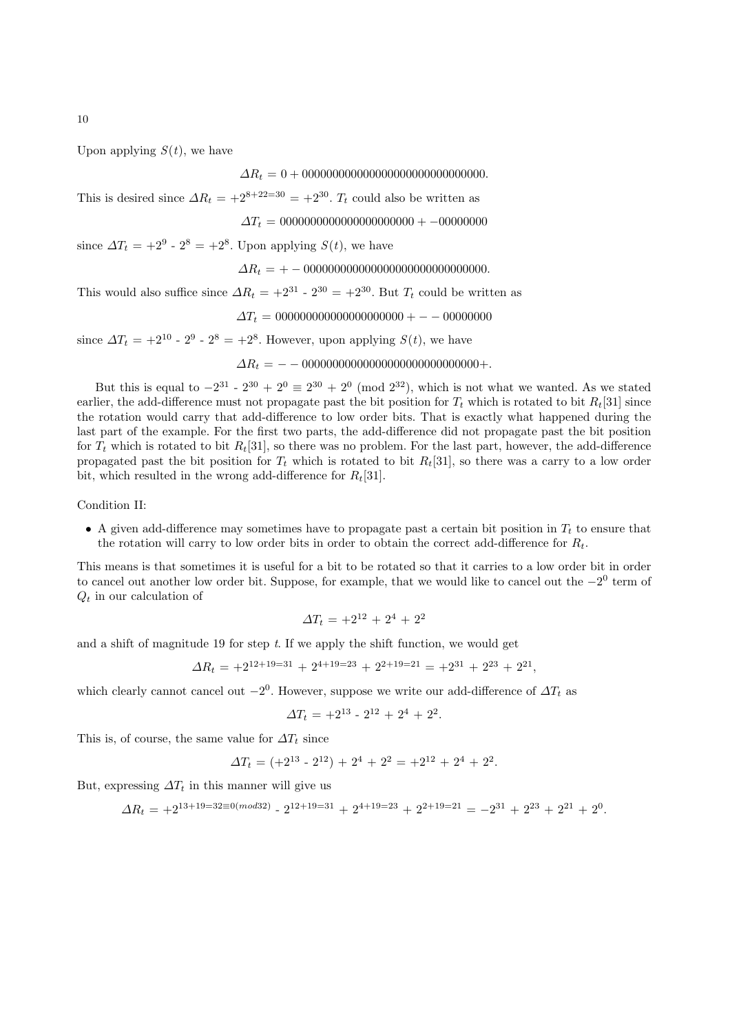Upon applying $S(t)$, we have

$$\Delta R_t = 0 + 0000000000000000000000000000000.$$

This is desired since $\Delta R_t = +2^{8+22=30} = +2^{30}$. $T_t$ could also be written as

$$\Delta T_t = 0000000000000000000000 + -00000000$$

since $\Delta T_t = +2^9 - 2^8 = +2^8$. Upon applying $S(t)$, we have

$$\Delta R_t = + - 000000000000000000000000000000.$$

This would also suffice since $\Delta R_t = +2^{31} - 2^{30} = +2^{30}$. But $T_t$ could be written as

$$\Delta T_t = 000000000000000000000 + - - 00000000$$

since $\Delta T_t = +2^{10} - 2^9 - 2^8 = +2^8$. However, upon applying $S(t)$, we have

$$\Delta R_t = - - 00000000000000000000000000000+.$$

But this is equal to $-2^{31} - 2^{30} + 2^0 \equiv 2^{30} + 2^0 \pmod{2^{32}}$, which is not what we wanted. As we stated earlier, the add-difference must not propagate past the bit position for $T_t$ which is rotated to bit $R_t[31]$ since the rotation would carry that add-difference to low order bits. That is exactly what happened during the last part of the example. For the first two parts, the add-difference did not propagate past the bit position for $T_t$ which is rotated to bit $R_t[31]$, so there was no problem. For the last part, however, the add-difference propagated past the bit position for $T_t$ which is rotated to bit $R_t[31]$, so there was a carry to a low order bit, which resulted in the wrong add-difference for $R_t[31]$.

Condition II:

- A given add-difference may sometimes have to propagate past a certain bit position in $T_t$ to ensure that the rotation will carry to low order bits in order to obtain the correct add-difference for $R_t$.

This means is that sometimes it is useful for a bit to be rotated so that it carries to a low order bit in order to cancel out another low order bit. Suppose, for example, that we would like to cancel out the $-2^0$ term of $Q_t$ in our calculation of

$$\Delta T_t = +2^{12} + 2^4 + 2^2$$

and a shift of magnitude 19 for step $t$. If we apply the shift function, we would get

$$\Delta R_t = +2^{12+19=31} + 2^{4+19=23} + 2^{2+19=21} = +2^{31} + 2^{23} + 2^{21},$$

which clearly cannot cancel out $-2^0$. However, suppose we write our add-difference of $\Delta T_t$ as

$$\Delta T_t = +2^{13} - 2^{12} + 2^4 + 2^2.$$

This is, of course, the same value for $\Delta T_t$ since

$$\Delta T_t = (+2^{13} - 2^{12}) + 2^4 + 2^2 = +2^{12} + 2^4 + 2^2.$$

But, expressing $\Delta T_t$ in this manner will give us

$$\Delta R_t = +2^{13+19=32\equiv 0 (mod 32)} - 2^{12+19=31} + 2^{4+19=23} + 2^{2+19=21} = -2^{31} + 2^{23} + 2^{21} + 2^0.$$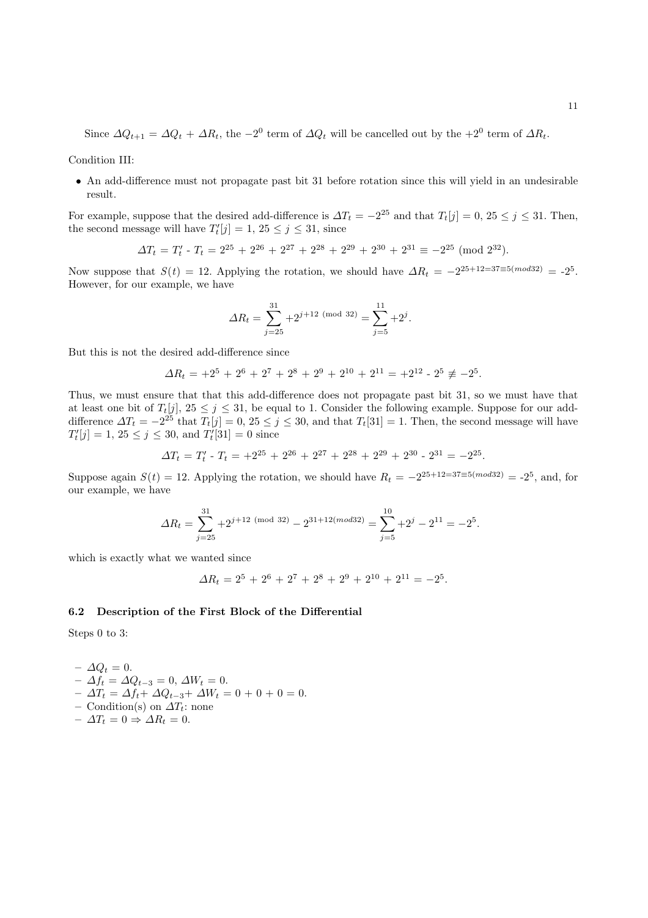Since $\varDelta Q_{t+1} = \varDelta Q_t + \varDelta R_t$, the $-2^0$ term of $\varDelta Q_t$ will be cancelled out by the $+2^0$ term of $\varDelta R_t$.

Condition III:

- An add-difference must not propagate past bit 31 before rotation since this will yield in an undesirable result.

For example, suppose that the desired add-difference is $\varDelta T_t = -2^{25}$ and that $T_t[j] = 0$, $25 \leq j \leq 31$. Then, the second message will have $T'_t[j] = 1$, $25 \leq j \leq 31$, since

$$\varDelta T_t = T'_t \text{ - } T_t = 2^{25} + 2^{26} + 2^{27} + 2^{28} + 2^{29} + 2^{30} + 2^{31} \equiv -2^{25} \pmod{2^{32}}.$$

Now suppose that $S(t) = 12$. Applying the rotation, we should have $\varDelta R_t = -2^{25+12=37 \equiv 5 (mod 32)} = \text{-}2^5$. However, for our example, we have

$$\varDelta R_t = \sum_{j=25}^{31} +2^{j+12 \pmod{32}} = \sum_{j=5}^{11} +2^j.$$

But this is not the desired add-difference since

$$\varDelta R_t = +2^5 + 2^6 + 2^7 + 2^8 + 2^9 + 2^{10} + 2^{11} = +2^{12} \text{ - } 2^5 \not\equiv -2^5.$$

Thus, we must ensure that that this add-difference does not propagate past bit 31, so we must have that at least one bit of $T_t[j]$, $25 \leq j \leq 31$, be equal to 1. Consider the following example. Suppose for our add-difference $\varDelta T_t = -2^{25}$ that $T_t[j] = 0$, $25 \leq j \leq 30$, and that $T_t[31] = 1$. Then, the second message will have $T'_t[j] = 1$, $25 \leq j \leq 30$, and $T'_t[31] = 0$ since

$$\varDelta T_t = T'_t \text{ - } T_t = +2^{25} + 2^{26} + 2^{27} + 2^{28} + 2^{29} + 2^{30} \text{ - } 2^{31} = -2^{25}.$$

Suppose again $S(t) = 12$. Applying the rotation, we should have $R_t = -2^{25+12=37 \equiv 5 (mod 32)} = \text{-}2^5$, and, for our example, we have

$$\varDelta R_t = \sum_{j=25}^{31} +2^{j+12 \pmod{32}} - 2^{31+12 (mod 32)} = \sum_{j=5}^{10} +2^j - 2^{11} = -2^5.$$

which is exactly what we wanted since

$$\varDelta R_t = 2^5 + 2^6 + 2^7 + 2^8 + 2^9 + 2^{10} + 2^{11} = -2^5.$$

### 6.2 Description of the First Block of the Differential

Steps 0 to 3:

- $\varDelta Q_t = 0$.
- $\varDelta f_t = \varDelta Q_{t-3} = 0$, $\varDelta W_t = 0$.
- $\varDelta T_t = \varDelta f_t + \varDelta Q_{t-3} + \varDelta W_t = 0 + 0 + 0 = 0$.
- Condition(s) on $\varDelta T_t$: none
- $\varDelta T_t = 0 \Rightarrow \varDelta R_t = 0$.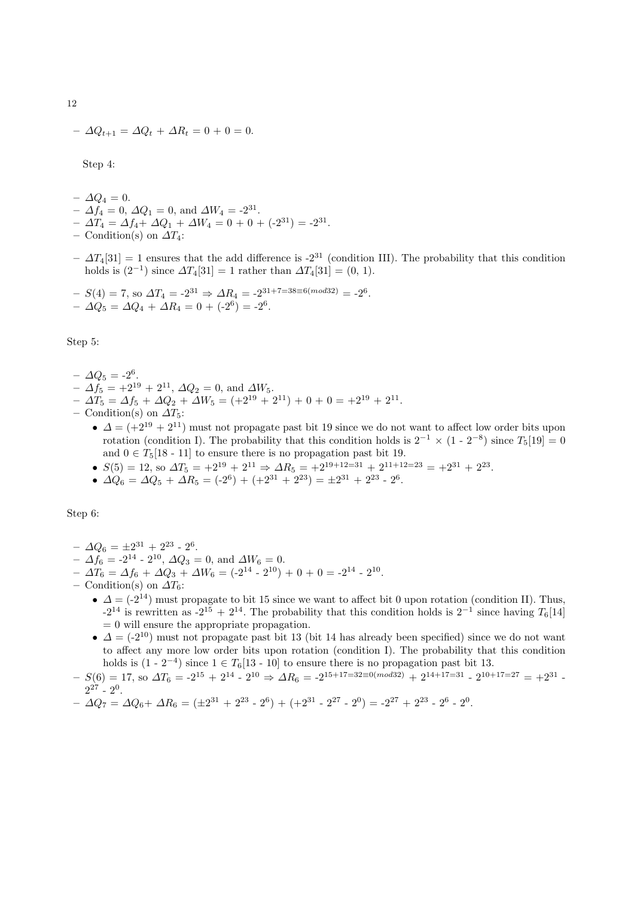- $\Delta Q_{t+1} = \Delta Q_t + \Delta R_t = 0 + 0 = 0$.

Step 4:

- $\Delta Q_4 = 0$.
- $\Delta f_4 = 0$, $\Delta Q_1 = 0$, and $\Delta W_4 = -2^{31}$.
- $\Delta T_4 = \Delta f_4 + \Delta Q_1 + \Delta W_4 = 0 + 0 + (-2^{31}) = -2^{31}$.
- Condition(s) on $\Delta T_4$:
  - $\Delta T_4[31] = 1$ ensures that the add difference is $-2^{31}$ (condition III). The probability that this condition holds is $(2^{-1})$ since $\Delta T_4[31] = 1$ rather than $\Delta T_4[31] = (0, 1)$.
- $S(4) = 7$, so $\Delta T_4 = -2^{31} \Rightarrow \Delta R_4 = -2^{31+7=38\equiv 6 (mod 32)} = -2^6$.
- $\Delta Q_5 = \Delta Q_4 + \Delta R_4 = 0 + (-2^6) = -2^6$.

Step 5:

- $\Delta Q_5 = -2^6$.
- $\Delta f_5 = +2^{19} + 2^{11}$, $\Delta Q_2 = 0$, and $\Delta W_5$.
- $\Delta T_5 = \Delta f_5 + \Delta Q_2 + \Delta W_5 = (+2^{19} + 2^{11}) + 0 + 0 = +2^{19} + 2^{11}$.
- Condition(s) on $\Delta T_5$:
  - $\Delta = (+2^{19} + 2^{11})$ must not propagate past bit 19 since we do not want to affect low order bits upon rotation (condition I). The probability that this condition holds is $2^{-1} \times (1 - 2^{-8})$ since $T_5[19] = 0$ and $0 \in T_5[18 - 11]$ to ensure there is no propagation past bit 19.
  - $S(5) = 12$, so $\Delta T_5 = +2^{19} + 2^{11} \Rightarrow \Delta R_5 = +2^{19+12=31} + 2^{11+12=23} = +2^{31} + 2^{23}$.
  - $\Delta Q_6 = \Delta Q_5 + \Delta R_5 = (-2^6) + (+2^{31} + 2^{23}) = \pm 2^{31} + 2^{23} - 2^6$.

Step 6:

- $\Delta Q_6 = \pm 2^{31} + 2^{23} - 2^6$.
- $\Delta f_6 = -2^{14} - 2^{10}$, $\Delta Q_3 = 0$, and $\Delta W_6 = 0$.
- $\Delta T_6 = \Delta f_6 + \Delta Q_3 + \Delta W_6 = (-2^{14} - 2^{10}) + 0 + 0 = -2^{14} - 2^{10}$.
- Condition(s) on $\Delta T_6$:
  - $\Delta = (-2^{14})$ must propagate to bit 15 since we want to affect bit 0 upon rotation (condition II). Thus, $-2^{14}$ is rewritten as $-2^{15} + 2^{14}$. The probability that this condition holds is $2^{-1}$ since having $T_6[14] = 0$ will ensure the appropriate propagation.
  - $\Delta = (-2^{10})$ must not propagate past bit 13 (bit 14 has already been specified) since we do not want to affect any more low order bits upon rotation (condition I). The probability that this condition holds is $(1 - 2^{-4})$ since $1 \in T_6[13 - 10]$ to ensure there is no propagation past bit 13.
- $S(6) = 17$, so $\Delta T_6 = -2^{15} + 2^{14} - 2^{10} \Rightarrow \Delta R_6 = -2^{15+17=32\equiv 0 (mod 32)} + 2^{14+17=31} - 2^{10+17=27} = +2^{31} - 2^{27} - 2^0$.
- $\Delta Q_7 = \Delta Q_6 + \Delta R_6 = (\pm 2^{31} + 2^{23} - 2^6) + (+2^{31} - 2^{27} - 2^0) = -2^{27} + 2^{23} - 2^6 - 2^0$.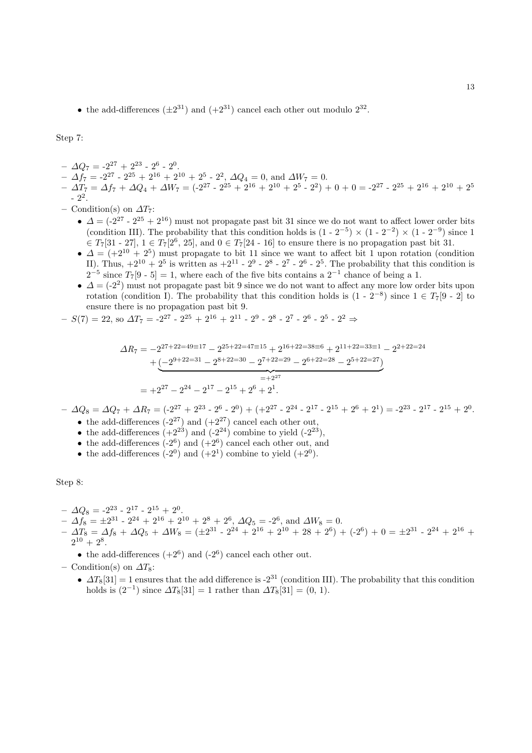- the add-differences ($\pm 2^{31}$) and ($+2^{31}$) cancel each other out modulo $2^{32}$.

Step 7:

- $\Delta Q_7$ = -$2^{27}$ + $2^{23}$ - $2^6$ - $2^0$.
- $\Delta f_7$ = -$2^{27}$ - $2^{25}$ + $2^{16}$ + $2^{10}$ + $2^5$ - $2^2$, $\Delta Q_4$ = 0, and $\Delta W_7$ = 0.
- $\Delta T_7$ = $\Delta f_7$ + $\Delta Q_4$ + $\Delta W_7$ = (-$2^{27}$ - $2^{25}$ + $2^{16}$ + $2^{10}$ + $2^5$ - $2^2$) + 0 + 0 = -$2^{27}$ - $2^{25}$ + $2^{16}$ + $2^{10}$ + $2^5$ - $2^2$.
- Condition(s) on $\Delta T_7$:
  - $\Delta$ = (-$2^{27}$ - $2^{25}$ + $2^{16}$) must not propagate past bit 31 since we do not want to affect lower order bits (condition III). The probability that this condition holds is (1 - $2^{-5}$) × (1 - $2^{-2}$) × (1 - $2^{-9}$) since 1 ∈ $T_7$[31 - 27], 1 ∈ $T_7$[$2^6$, 25], and 0 ∈ $T_7$[24 - 16] to ensure there is no propagation past bit 31.
  - $\Delta$ = (+$2^{10}$ + $2^5$) must propagate to bit 11 since we want to affect bit 1 upon rotation (condition II). Thus, +$2^{10}$ + $2^5$ is written as +$2^{11}$ - $2^9$ - $2^8$ - $2^7$ - $2^6$ - $2^5$. The probability that this condition is $2^{-5}$ since $T_7$[9 - 5] = 1, where each of the five bits contains a $2^{-1}$ chance of being a 1.
  - $\Delta$ = (-$2^2$) must not propagate past bit 9 since we do not want to affect any more low order bits upon rotation (condition I). The probability that this condition holds is (1 - $2^{-8}$) since 1 ∈ $T_7$[9 - 2] to ensure there is no propagation past bit 9.
- $S(7)$ = 22, so $\Delta T_7$ = -$2^{27}$ - $2^{25}$ + $2^{16}$ + $2^{11}$ - $2^9$ - $2^8$ - $2^7$ - $2^6$ - $2^5$ - $2^2$ ⇒

$$
\begin{aligned}
\Delta R_7 &= -2^{27+22=49\equiv 17} - 2^{25+22=47\equiv 15} + 2^{16+22=38\equiv 6} + 2^{11+22=33\equiv 1} - 2^{2+22=24} \\
&\quad + \underbrace{(-2^{9+22=31} - 2^{8+22=30} - 2^{7+22=29} - 2^{6+22=28} - 2^{5+22=27})}_{=+2^{27}} \\
&= +2^{27} - 2^{24} - 2^{17} - 2^{15} + 2^{6} + 2^{1}.
\end{aligned}
$$

- $\Delta Q_8$ = $\Delta Q_7$ + $\Delta R_7$ = (-$2^{27}$ + $2^{23}$ - $2^6$ - $2^0$) + (+$2^{27}$ - $2^{24}$ - $2^{17}$ - $2^{15}$ + $2^6$ + $2^1$) = -$2^{23}$ - $2^{17}$ - $2^{15}$ + $2^0$.
  - the add-differences (-$2^{27}$) and (+$2^{27}$) cancel each other out,
  - the add-differences (+$2^{23}$) and (-$2^{24}$) combine to yield (-$2^{23}$),
  - the add-differences (-$2^6$) and (+$2^6$) cancel each other out, and
  - the add-differences (-$2^0$) and (+$2^1$) combine to yield (+$2^0$).

Step 8:

- $\Delta Q_8$ = -$2^{23}$ - $2^{17}$ - $2^{15}$ + $2^0$.
- $\Delta f_8$ = ±$2^{31}$ - $2^{24}$ + $2^{16}$ + $2^{10}$ + $2^8$ + $2^6$, $\Delta Q_5$ = -$2^6$, and $\Delta W_8$ = 0.
- $\Delta T_8$ = $\Delta f_8$ + $\Delta Q_5$ + $\Delta W_8$ = (±$2^{31}$ - $2^{24}$ + $2^{16}$ + $2^{10}$ + 28 + $2^6$) + (-$2^6$) + 0 = ±$2^{31}$ - $2^{24}$ + $2^{16}$ + $2^{10}$ + $2^8$.
  - the add-differences (+$2^6$) and (-$2^6$) cancel each other out.
- Condition(s) on $\Delta T_8$:
  - $\Delta T_8[31]$ = 1 ensures that the add difference is -$2^{31}$ (condition III). The probability that this condition holds is ($2^{-1}$) since $\Delta T_8[31]$ = 1 rather than $\Delta T_8[31]$ = (0, 1).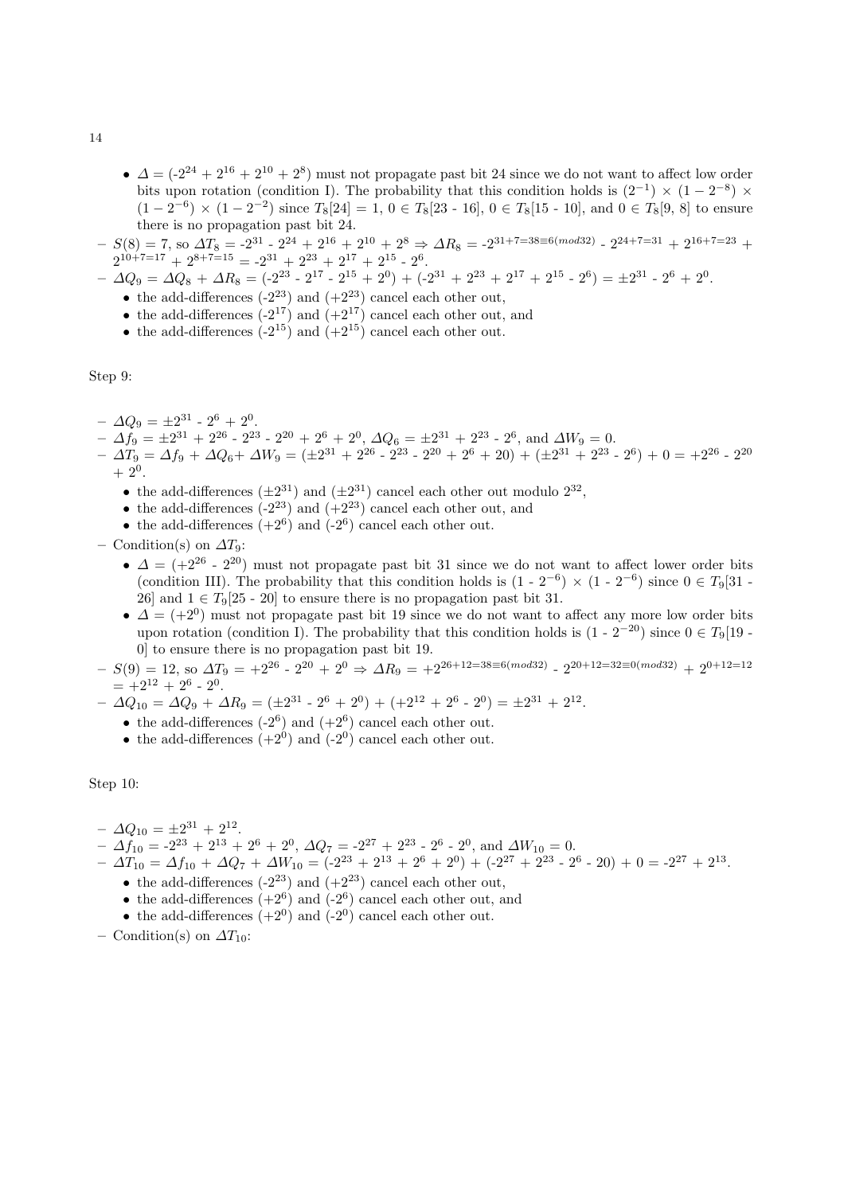- $\Delta$ = ($-2^{24}$ + $2^{16}$ + $2^{10}$ + $2^8$) must not propagate past bit 24 since we do not want to affect low order bits upon rotation (condition I). The probability that this condition holds is $(2^{-1}) \times (1 - 2^{-8}) \times (1 - 2^{-6}) \times (1 - 2^{-2})$ since $T_8[24] = 1$, $0 \in T_8[23 - 16]$, $0 \in T_8[15 - 10]$, and $0 \in T_8[9, 8]$ to ensure there is no propagation past bit 24.

- $S(8) = 7$, so $\Delta T_8$ = $-2^{31}$ - $2^{24}$ + $2^{16}$ + $2^{10}$ + $2^8$ $\Rightarrow$ $\Delta R_8$ = $-2^{31+7=38 \equiv 6 (mod 32)}$ - $2^{24+7=31}$ + $2^{16+7=23}$ + $2^{10+7=17}$ + $2^{8+7=15}$ = $-2^{31}$ + $2^{23}$ + $2^{17}$ + $2^{15}$ - $2^6$.
- $\Delta Q_9 = \Delta Q_8 + \Delta R_8$ = ($-2^{23}$ - $2^{17}$ - $2^{15}$ + $2^0$) + ($-2^{31}$ + $2^{23}$ + $2^{17}$ + $2^{15}$ - $2^6$) = $\pm 2^{31}$ - $2^6$ + $2^0$.
  - the add-differences ($-2^{23}$) and ($+2^{23}$) cancel each other out,
  - the add-differences ($-2^{17}$) and ($+2^{17}$) cancel each other out, and
  - the add-differences ($-2^{15}$) and ($+2^{15}$) cancel each other out.

Step 9:

- $\Delta Q_9$ = $\pm 2^{31}$ - $2^6$ + $2^0$.
- $\Delta f_9$ = $\pm 2^{31}$ + $2^{26}$ - $2^{23}$ - $2^{20}$ + $2^6$ + $2^0$, $\Delta Q_6$ = $\pm 2^{31}$ + $2^{23}$ - $2^6$, and $\Delta W_9 = 0$.
- $\Delta T_9 = \Delta f_9 + \Delta Q_6 + \Delta W_9$ = ($\pm 2^{31}$ + $2^{26}$ - $2^{23}$ - $2^{20}$ + $2^6$ + 20) + ($\pm 2^{31}$ + $2^{23}$ - $2^6$) + 0 = $+2^{26}$ - $2^{20}$ + $2^0$.
  - the add-differences ($\pm 2^{31}$) and ($\pm 2^{31}$) cancel each other out modulo $2^{32}$,
  - the add-differences ($-2^{23}$) and ($+2^{23}$) cancel each other out, and
  - the add-differences ($+2^6$) and ($-2^6$) cancel each other out.
- Condition(s) on $\Delta T_9$:
  - $\Delta$ = ($+2^{26}$ - $2^{20}$) must not propagate past bit 31 since we do not want to affect lower order bits (condition III). The probability that this condition holds is (1 - $2^{-6}$) $\times$ (1 - $2^{-6}$) since $0 \in T_9[31 - 26]$ and $1 \in T_9[25 - 20]$ to ensure there is no propagation past bit 31.
  - $\Delta$ = ($+2^0$) must not propagate past bit 19 since we do not want to affect any more low order bits upon rotation (condition I). The probability that this condition holds is (1 - $2^{-20}$) since $0 \in T_9[19 - 0]$ to ensure there is no propagation past bit 19.
- $S(9) = 12$, so $\Delta T_9$ = $+2^{26}$ - $2^{20}$ + $2^0$ $\Rightarrow$ $\Delta R_9$ = $+2^{26+12=38 \equiv 6 (mod 32)}$ - $2^{20+12=32 \equiv 0 (mod 32)}$ + $2^{0+12=12}$ = $+2^{12}$ + $2^6$ - $2^0$.
- $\Delta Q_{10} = \Delta Q_9 + \Delta R_9$ = ($\pm 2^{31}$ - $2^6$ + $2^0$) + ($+2^{12}$ + $2^6$ - $2^0$) = $\pm 2^{31}$ + $2^{12}$.
  - the add-differences ($-2^6$) and ($+2^6$) cancel each other out.
  - the add-differences ($+2^0$) and ($-2^0$) cancel each other out.

Step 10:

- $\Delta Q_{10}$ = $\pm 2^{31}$ + $2^{12}$.
- $\Delta f_{10}$ = $-2^{23}$ + $2^{13}$ + $2^6$ + $2^0$, $\Delta Q_7$ = $-2^{27}$ + $2^{23}$ - $2^6$ - $2^0$, and $\Delta W_{10} = 0$.
- $\Delta T_{10} = \Delta f_{10} + \Delta Q_7 + \Delta W_{10}$ = ($-2^{23}$ + $2^{13}$ + $2^6$ + $2^0$) + ($-2^{27}$ + $2^{23}$ - $2^6$ - 20) + 0 = $-2^{27}$ + $2^{13}$.
  - the add-differences ($-2^{23}$) and ($+2^{23}$) cancel each other out,
  - the add-differences ($+2^6$) and ($-2^6$) cancel each other out, and
  - the add-differences ($+2^0$) and ($-2^0$) cancel each other out.
- Condition(s) on $\Delta T_{10}$: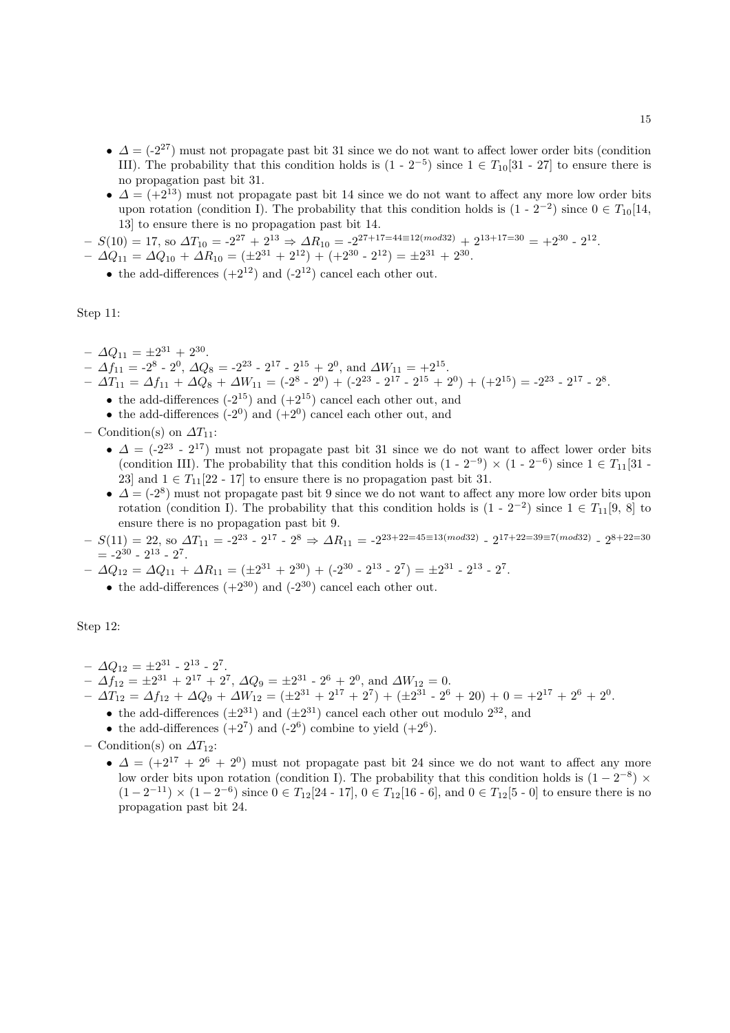- $\Delta$ = ($-2^{27}$) must not propagate past bit 31 since we do not want to affect lower order bits (condition III). The probability that this condition holds is (1 - $2^{-5}$) since $1 \in T_{10}[31 - 27]$ to ensure there is no propagation past bit 31.
- $\Delta$ = ($+2^{13}$) must not propagate past bit 14 since we do not want to affect any more low order bits upon rotation (condition I). The probability that this condition holds is (1 - $2^{-2}$) since $0 \in T_{10}[14, 13]$ to ensure there is no propagation past bit 14.

- $S(10) = 17$, so $\Delta T_{10} = -2^{27} + 2^{13} \Rightarrow \Delta R_{10} = -2^{27+17=44\equiv 12 (mod 32)} + 2^{13+17=30} = +2^{30} - 2^{12}$.
- $\Delta Q_{11} = \Delta Q_{10} + \Delta R_{10} = (\pm 2^{31} + 2^{12}) + (+2^{30} - 2^{12}) = \pm 2^{31} + 2^{30}$.
  - the add-differences ($+2^{12}$) and ($-2^{12}$) cancel each other out.

Step 11:

- $\Delta Q_{11} = \pm 2^{31} + 2^{30}$.
- $\Delta f_{11} = -2^{8} - 2^{0}$, $\Delta Q_{8} = -2^{23} - 2^{17} - 2^{15} + 2^{0}$, and $\Delta W_{11} = +2^{15}$.
- $\Delta T_{11} = \Delta f_{11} + \Delta Q_{8} + \Delta W_{11} = (-2^{8} - 2^{0}) + (-2^{23} - 2^{17} - 2^{15} + 2^{0}) + (+2^{15}) = -2^{23} - 2^{17} - 2^{8}$.
  - the add-differences ($-2^{15}$) and ($+2^{15}$) cancel each other out, and
  - the add-differences ($-2^{0}$) and ($+2^{0}$) cancel each other out, and
- Condition(s) on $\Delta T_{11}$:
  - $\Delta$ = ($-2^{23} - 2^{17}$) must not propagate past bit 31 since we do not want to affect lower order bits (condition III). The probability that this condition holds is (1 - $2^{-9}$) $\times$ (1 - $2^{-6}$) since $1 \in T_{11}[31 - 23]$ and $1 \in T_{11}[22 - 17]$ to ensure there is no propagation past bit 31.
  - $\Delta$ = ($-2^{8}$) must not propagate past bit 9 since we do not want to affect any more low order bits upon rotation (condition I). The probability that this condition holds is (1 - $2^{-2}$) since $1 \in T_{11}[9, 8]$ to ensure there is no propagation past bit 9.
- $S(11) = 22$, so $\Delta T_{11} = -2^{23} - 2^{17} - 2^{8} \Rightarrow \Delta R_{11} = -2^{23+22=45\equiv 13 (mod 32)} - 2^{17+22=39\equiv 7 (mod 32)} - 2^{8+22=30} = -2^{30} - 2^{13} - 2^{7}$.
- $\Delta Q_{12} = \Delta Q_{11} + \Delta R_{11} = (\pm 2^{31} + 2^{30}) + (-2^{30} - 2^{13} - 2^{7}) = \pm 2^{31} - 2^{13} - 2^{7}$.
  - the add-differences ($+2^{30}$) and ($-2^{30}$) cancel each other out.

Step 12:

- $\Delta Q_{12} = \pm 2^{31} - 2^{13} - 2^{7}$.
- $\Delta f_{12} = \pm 2^{31} + 2^{17} + 2^{7}$, $\Delta Q_{9} = \pm 2^{31} - 2^{6} + 2^{0}$, and $\Delta W_{12} = 0$.
- $\Delta T_{12} = \Delta f_{12} + \Delta Q_{9} + \Delta W_{12} = (\pm 2^{31} + 2^{17} + 2^{7}) + (\pm 2^{31} - 2^{6} + 20) + 0 = +2^{17} + 2^{6} + 2^{0}$.
  - the add-differences ($\pm 2^{31}$) and ($\pm 2^{31}$) cancel each other out modulo $2^{32}$, and
  - the add-differences ($+2^{7}$) and ($-2^{6}$) combine to yield ($+2^{6}$).
- Condition(s) on $\Delta T_{12}$:
  - $\Delta$ = ($+2^{17} + 2^{6} + 2^{0}$) must not propagate past bit 24 since we do not want to affect any more low order bits upon rotation (condition I). The probability that this condition holds is $(1 - 2^{-8}) \times (1 - 2^{-11}) \times (1 - 2^{-6})$ since $0 \in T_{12}[24 - 17]$, $0 \in T_{12}[16 - 6]$, and $0 \in T_{12}[5 - 0]$ to ensure there is no propagation past bit 24.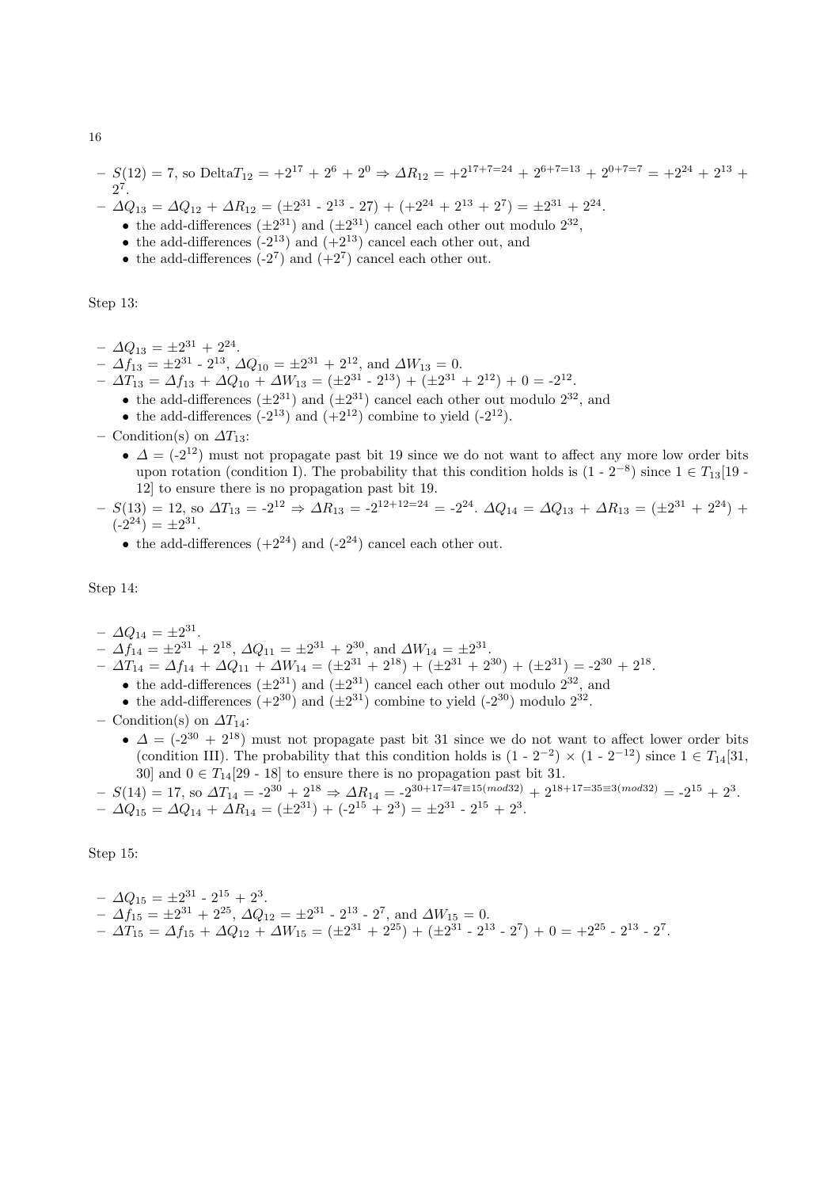– $S(12) = 7$, so Delta$T_{12}$ = $+2^{17} + 2^{6} + 2^{0} \Rightarrow \Delta R_{12} = +2^{17+7=24} + 2^{6+7=13} + 2^{0+7=7} = +2^{24} + 2^{13} + 2^{7}$.

– $\Delta Q_{13} = \Delta Q_{12} + \Delta R_{12} = (\pm 2^{31}$ - $2^{13}$ - 27) + $(+2^{24} + 2^{13} + 2^{7}) = \pm 2^{31} + 2^{24}$.
  - the add-differences ($\pm 2^{31}$) and ($\pm 2^{31}$) cancel each other out modulo $2^{32}$,
  - the add-differences (-$2^{13}$) and (+$2^{13}$) cancel each other out, and
  - the add-differences (-$2^{7}$) and (+$2^{7}$) cancel each other out.

Step 13:

– $\Delta Q_{13} = \pm 2^{31} + 2^{24}$.

– $\Delta f_{13} = \pm 2^{31}$ - $2^{13}$, $\Delta Q_{10} = \pm 2^{31} + 2^{12}$, and $\Delta W_{13} = 0$.

– $\Delta T_{13} = \Delta f_{13} + \Delta Q_{10} + \Delta W_{13} = (\pm 2^{31}$ - $2^{13}) + (\pm 2^{31} + 2^{12}) + 0 =$ -$2^{12}$.
  - the add-differences ($\pm 2^{31}$) and ($\pm 2^{31}$) cancel each other out modulo $2^{32}$, and
  - the add-differences (-$2^{13}$) and (+$2^{12}$) combine to yield (-$2^{12}$).

– Condition(s) on $\Delta T_{13}$:
  - $\Delta$ = (-$2^{12}$) must not propagate past bit 19 since we do not want to affect any more low order bits upon rotation (condition I). The probability that this condition holds is (1 - $2^{-8}$) since $1 \in T_{13}[19$ - $12]$ to ensure there is no propagation past bit 19.

– $S(13) = 12$, so $\Delta T_{13}$ = -$2^{12} \Rightarrow \Delta R_{13}$ = -$2^{12+12=24}$ = -$2^{24}$. $\Delta Q_{14} = \Delta Q_{13} + \Delta R_{13} = (\pm 2^{31} + 2^{24}) +$ (-$2^{24}) = \pm 2^{31}$.
  - the add-differences (+$2^{24}$) and (-$2^{24}$) cancel each other out.

Step 14:

– $\Delta Q_{14} = \pm 2^{31}$.

– $\Delta f_{14} = \pm 2^{31} + 2^{18}$, $\Delta Q_{11} = \pm 2^{31} + 2^{30}$, and $\Delta W_{14} = \pm 2^{31}$.

– $\Delta T_{14} = \Delta f_{14} + \Delta Q_{11} + \Delta W_{14} = (\pm 2^{31} + 2^{18}) + (\pm 2^{31} + 2^{30}) + (\pm 2^{31}) =$ -$2^{30} + 2^{18}$.
  - the add-differences ($\pm 2^{31}$) and ($\pm 2^{31}$) cancel each other out modulo $2^{32}$, and
  - the add-differences (+$2^{30}$) and ($\pm 2^{31}$) combine to yield (-$2^{30}$) modulo $2^{32}$.

– Condition(s) on $\Delta T_{14}$:
  - $\Delta$ = (-$2^{30} + 2^{18}$) must not propagate past bit 31 since we do not want to affect lower order bits (condition III). The probability that this condition holds is (1 - $2^{-2}$) × (1 - $2^{-12}$) since $1 \in T_{14}[31,$ $30]$ and $0 \in T_{14}[29$ - $18]$ to ensure there is no propagation past bit 31.

– $S(14) = 17$, so $\Delta T_{14}$ = -$2^{30} + 2^{18} \Rightarrow \Delta R_{14}$ = -$2^{30+17=47\equiv 15 (mod 32)} + 2^{18+17=35\equiv 3 (mod 32)}$ = -$2^{15} + 2^{3}$.

– $\Delta Q_{15} = \Delta Q_{14} + \Delta R_{14} = (\pm 2^{31}) +$ (-$2^{15} + 2^{3}) = \pm 2^{31}$ - $2^{15} + 2^{3}$.

Step 15:

– $\Delta Q_{15} = \pm 2^{31}$ - $2^{15} + 2^{3}$.

– $\Delta f_{15} = \pm 2^{31} + 2^{25}$, $\Delta Q_{12} = \pm 2^{31}$ - $2^{13}$ - $2^{7}$, and $\Delta W_{15} = 0$.

– $\Delta T_{15} = \Delta f_{15} + \Delta Q_{12} + \Delta W_{15} = (\pm 2^{31} + 2^{25}) + (\pm 2^{31}$ - $2^{13}$ - $2^{7}) + 0 = +2^{25}$ - $2^{13}$ - $2^{7}$.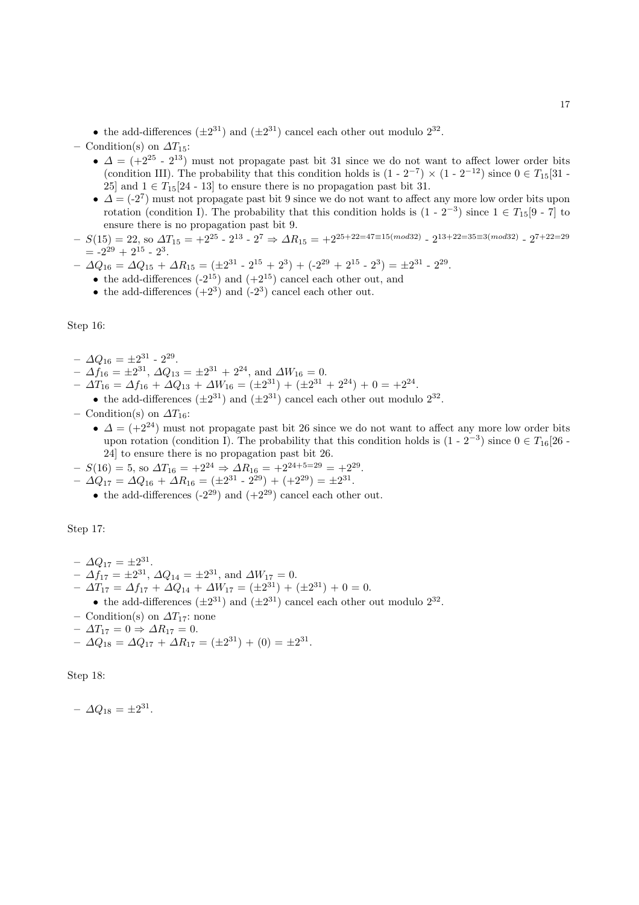- the add-differences ($\pm 2^{31}$) and ($\pm 2^{31}$) cancel each other out modulo $2^{32}$.

- Condition(s) on $\Delta T_{15}$:
  - $\Delta$ = ($+2^{25}$ - $2^{13}$) must not propagate past bit 31 since we do not want to affect lower order bits (condition III). The probability that this condition holds is (1 - $2^{-7}$) $\times$ (1 - $2^{-12}$) since $0 \in T_{15}[31 - 25]$ and $1 \in T_{15}[24 - 13]$ to ensure there is no propagation past bit 31.
  - $\Delta$ = ($-2^{7}$) must not propagate past bit 9 since we do not want to affect any more low order bits upon rotation (condition I). The probability that this condition holds is (1 - $2^{-3}$) since $1 \in T_{15}[9 - 7]$ to ensure there is no propagation past bit 9.
- $S(15) = 22$, so $\Delta T_{15} = +2^{25} - 2^{13} - 2^{7} \Rightarrow \Delta R_{15} = +2^{25+22=47\equiv 15 (mod 32)} - 2^{13+22=35\equiv 3(mod 32)} - 2^{7+22=29}$ $= -2^{29} + 2^{15} - 2^{3}$.
- $\Delta Q_{16} = \Delta Q_{15} + \Delta R_{15} = (\pm 2^{31} - 2^{15} + 2^{3}) + (-2^{29} + 2^{15} - 2^{3}) = \pm 2^{31} - 2^{29}$.
  - the add-differences ($-2^{15}$) and ($+2^{15}$) cancel each other out, and
  - the add-differences ($+2^{3}$) and ($-2^{3}$) cancel each other out.

Step 16:

- $\Delta Q_{16} = \pm 2^{31} - 2^{29}$.
- $\Delta f_{16} = \pm 2^{31}$, $\Delta Q_{13} = \pm 2^{31} + 2^{24}$, and $\Delta W_{16} = 0$.
- $\Delta T_{16} = \Delta f_{16} + \Delta Q_{13} + \Delta W_{16} = (\pm 2^{31}) + (\pm 2^{31} + 2^{24}) + 0 = +2^{24}$.
  - the add-differences ($\pm 2^{31}$) and ($\pm 2^{31}$) cancel each other out modulo $2^{32}$.
- Condition(s) on $\Delta T_{16}$:
  - $\Delta$ = ($+2^{24}$) must not propagate past bit 26 since we do not want to affect any more low order bits upon rotation (condition I). The probability that this condition holds is (1 - $2^{-3}$) since $0 \in T_{16}[26 - 24]$ to ensure there is no propagation past bit 26.
- $S(16) = 5$, so $\Delta T_{16} = +2^{24} \Rightarrow \Delta R_{16} = +2^{24+5=29} = +2^{29}$.
- $\Delta Q_{17} = \Delta Q_{16} + \Delta R_{16} = (\pm 2^{31} - 2^{29}) + (+2^{29}) = \pm 2^{31}$.
  - the add-differences ($-2^{29}$) and ($+2^{29}$) cancel each other out.

Step 17:

- $\Delta Q_{17} = \pm 2^{31}$.
- $\Delta f_{17} = \pm 2^{31}$, $\Delta Q_{14} = \pm 2^{31}$, and $\Delta W_{17} = 0$.
- $\Delta T_{17} = \Delta f_{17} + \Delta Q_{14} + \Delta W_{17} = (\pm 2^{31}) + (\pm 2^{31}) + 0 = 0$.
  - the add-differences ($\pm 2^{31}$) and ($\pm 2^{31}$) cancel each other out modulo $2^{32}$.
- Condition(s) on $\Delta T_{17}$: none
- $\Delta T_{17} = 0 \Rightarrow \Delta R_{17} = 0$.
- $\Delta Q_{18} = \Delta Q_{17} + \Delta R_{17} = (\pm 2^{31}) + (0) = \pm 2^{31}$.

Step 18:

- $\Delta Q_{18} = \pm 2^{31}$.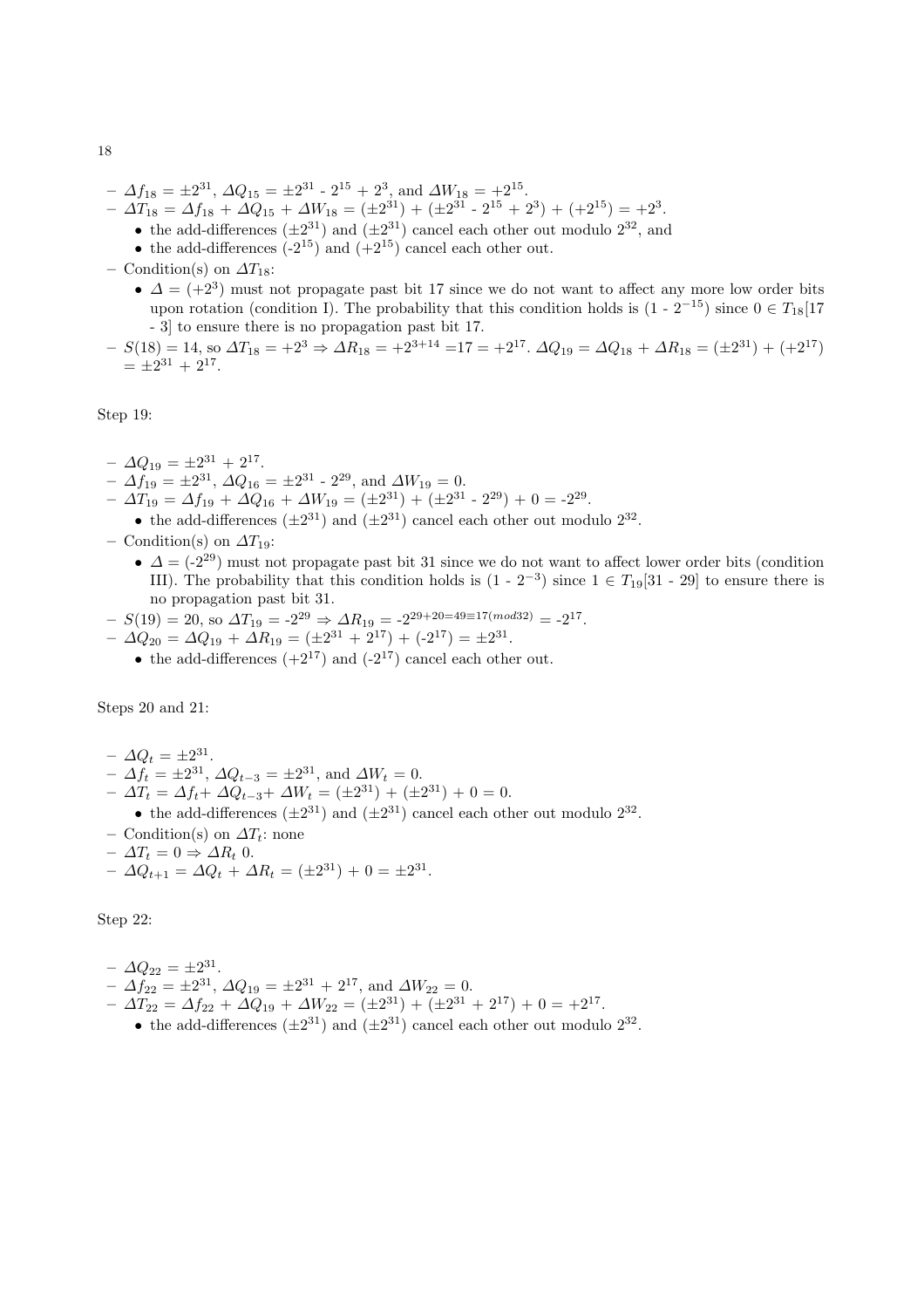- $\Delta f_{18} = \pm 2^{31}$, $\Delta Q_{15} = \pm 2^{31}$ - $2^{15}$ + $2^{3}$, and $\Delta W_{18} = +2^{15}$.
- $\Delta T_{18} = \Delta f_{18} + \Delta Q_{15} + \Delta W_{18} = (\pm 2^{31}) + (\pm 2^{31} - 2^{15} + 2^{3}) + (+2^{15}) = +2^{3}$.
  - the add-differences ($\pm 2^{31}$) and ($\pm 2^{31}$) cancel each other out modulo $2^{32}$, and
  - the add-differences (-$2^{15}$) and (+$2^{15}$) cancel each other out.
- Condition(s) on $\Delta T_{18}$:
  - $\Delta$ = (+$2^{3}$) must not propagate past bit 17 since we do not want to affect any more low order bits upon rotation (condition I). The probability that this condition holds is (1 - $2^{-15}$) since $0 \in T_{18}[17 - 3]$ to ensure there is no propagation past bit 17.
- $S(18) = 14$, so $\Delta T_{18} = +2^{3} \Rightarrow \Delta R_{18} = +2^{3+14=17} = +2^{17}$. $\Delta Q_{19} = \Delta Q_{18} + \Delta R_{18} = (\pm 2^{31}) + (+2^{17}) = \pm 2^{31} + 2^{17}$.

Step 19:

- $\Delta Q_{19} = \pm 2^{31} + 2^{17}$.
- $\Delta f_{19} = \pm 2^{31}$, $\Delta Q_{16} = \pm 2^{31}$ - $2^{29}$, and $\Delta W_{19} = 0$.
- $\Delta T_{19} = \Delta f_{19} + \Delta Q_{16} + \Delta W_{19} = (\pm 2^{31}) + (\pm 2^{31} - 2^{29}) + 0 = -2^{29}$.
  - the add-differences ($\pm 2^{31}$) and ($\pm 2^{31}$) cancel each other out modulo $2^{32}$.
- Condition(s) on $\Delta T_{19}$:
  - $\Delta$ = (-$2^{29}$) must not propagate past bit 31 since we do not want to affect lower order bits (condition III). The probability that this condition holds is (1 - $2^{-3}$) since $1 \in T_{19}[31 - 29]$ to ensure there is no propagation past bit 31.
- $S(19) = 20$, so $\Delta T_{19} = -2^{29} \Rightarrow \Delta R_{19} = -2^{29+20=49 \equiv 17 (mod 32)} = -2^{17}$.
- $\Delta Q_{20} = \Delta Q_{19} + \Delta R_{19} = (\pm 2^{31} + 2^{17}) + (-2^{17}) = \pm 2^{31}$.
  - the add-differences (+$2^{17}$) and (-$2^{17}$) cancel each other out.

Steps 20 and 21:

- $\Delta Q_t = \pm 2^{31}$.
- $\Delta f_t = \pm 2^{31}$, $\Delta Q_{t-3} = \pm 2^{31}$, and $\Delta W_t = 0$.
- $\Delta T_t = \Delta f_t + \Delta Q_{t-3} + \Delta W_t = (\pm 2^{31}) + (\pm 2^{31}) + 0 = 0$.
  - the add-differences ($\pm 2^{31}$) and ($\pm 2^{31}$) cancel each other out modulo $2^{32}$.
- Condition(s) on $\Delta T_t$: none
- $\Delta T_t = 0 \Rightarrow \Delta R_t$ 0.
- $\Delta Q_{t+1} = \Delta Q_t + \Delta R_t = (\pm 2^{31}) + 0 = \pm 2^{31}$.

Step 22:

- $\Delta Q_{22} = \pm 2^{31}$.
- $\Delta f_{22} = \pm 2^{31}$, $\Delta Q_{19} = \pm 2^{31} + 2^{17}$, and $\Delta W_{22} = 0$.
- $\Delta T_{22} = \Delta f_{22} + \Delta Q_{19} + \Delta W_{22} = (\pm 2^{31}) + (\pm 2^{31} + 2^{17}) + 0 = +2^{17}$.
  - the add-differences ($\pm 2^{31}$) and ($\pm 2^{31}$) cancel each other out modulo $2^{32}$.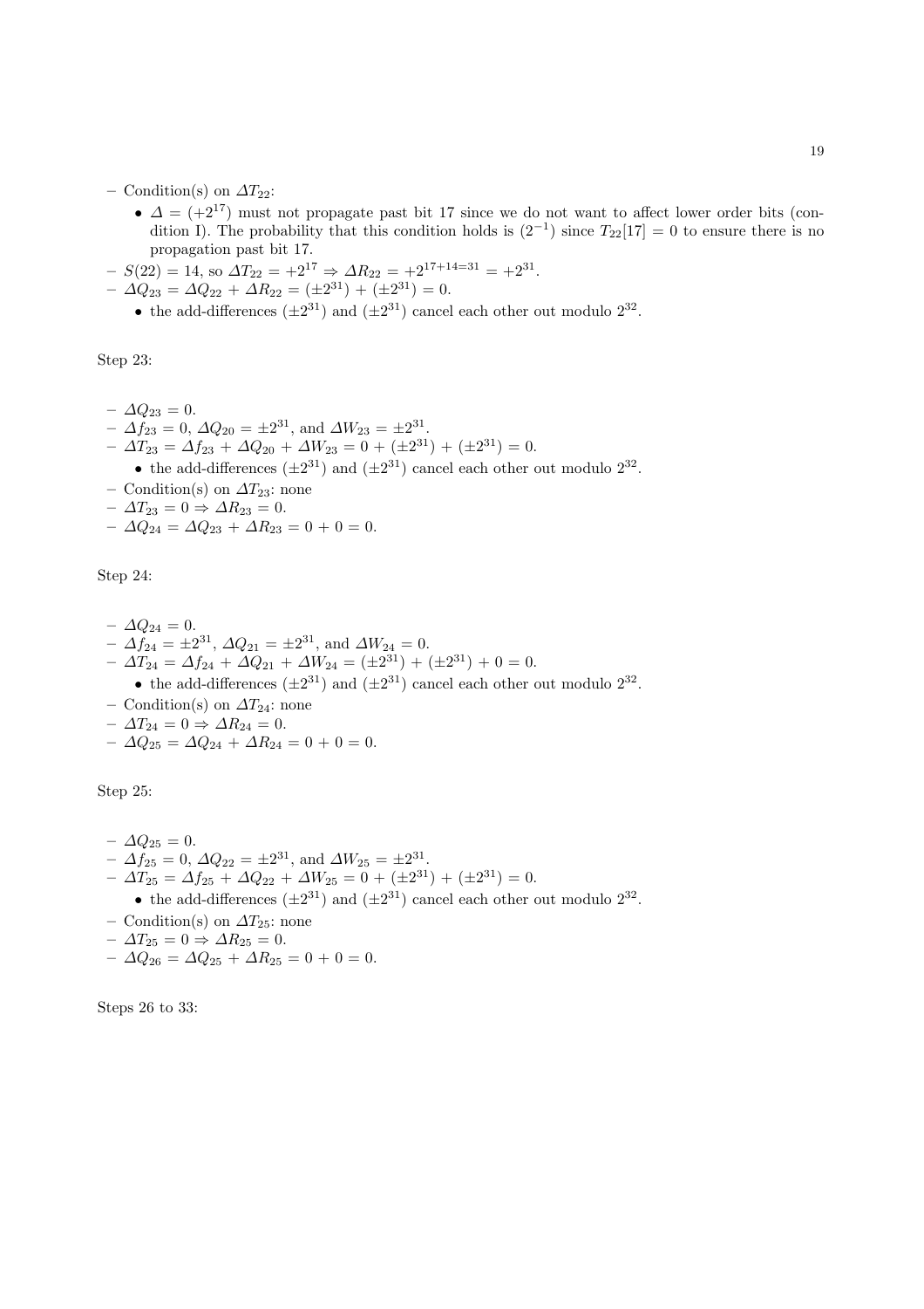- Condition(s) on $\Delta T_{22}$:
  - $\Delta = (+2^{17})$ must not propagate past bit 17 since we do not want to affect lower order bits (condition I). The probability that this condition holds is $(2^{-1})$ since $T_{22}[17] = 0$ to ensure there is no propagation past bit 17.
- $S(22) = 14$, so $\Delta T_{22} = +2^{17} \Rightarrow \Delta R_{22} = +2^{17+14=31} = +2^{31}$.
- $\Delta Q_{23} = \Delta Q_{22} + \Delta R_{22} = (\pm 2^{31}) + (\pm 2^{31}) = 0$.
  - the add-differences $(\pm 2^{31})$ and $(\pm 2^{31})$ cancel each other out modulo $2^{32}$.

Step 23:

- $\Delta Q_{23} = 0$.
- $\Delta f_{23} = 0$, $\Delta Q_{20} = \pm 2^{31}$, and $\Delta W_{23} = \pm 2^{31}$.
- $\Delta T_{23} = \Delta f_{23} + \Delta Q_{20} + \Delta W_{23} = 0 + (\pm 2^{31}) + (\pm 2^{31}) = 0$.
  - the add-differences $(\pm 2^{31})$ and $(\pm 2^{31})$ cancel each other out modulo $2^{32}$.
- Condition(s) on $\Delta T_{23}$: none
- $\Delta T_{23} = 0 \Rightarrow \Delta R_{23} = 0$.
- $\Delta Q_{24} = \Delta Q_{23} + \Delta R_{23} = 0 + 0 = 0$.

Step 24:

- $\Delta Q_{24} = 0$.
- $\Delta f_{24} = \pm 2^{31}$, $\Delta Q_{21} = \pm 2^{31}$, and $\Delta W_{24} = 0$.
- $\Delta T_{24} = \Delta f_{24} + \Delta Q_{21} + \Delta W_{24} = (\pm 2^{31}) + (\pm 2^{31}) + 0 = 0$.
  - the add-differences $(\pm 2^{31})$ and $(\pm 2^{31})$ cancel each other out modulo $2^{32}$.
- Condition(s) on $\Delta T_{24}$: none
- $\Delta T_{24} = 0 \Rightarrow \Delta R_{24} = 0$.
- $\Delta Q_{25} = \Delta Q_{24} + \Delta R_{24} = 0 + 0 = 0$.

Step 25:

- $\Delta Q_{25} = 0$.
- $\Delta f_{25} = 0$, $\Delta Q_{22} = \pm 2^{31}$, and $\Delta W_{25} = \pm 2^{31}$.
- $\Delta T_{25} = \Delta f_{25} + \Delta Q_{22} + \Delta W_{25} = 0 + (\pm 2^{31}) + (\pm 2^{31}) = 0$.
  - the add-differences $(\pm 2^{31})$ and $(\pm 2^{31})$ cancel each other out modulo $2^{32}$.
- Condition(s) on $\Delta T_{25}$: none
- $\Delta T_{25} = 0 \Rightarrow \Delta R_{25} = 0$.
- $\Delta Q_{26} = \Delta Q_{25} + \Delta R_{25} = 0 + 0 = 0$.

Steps 26 to 33: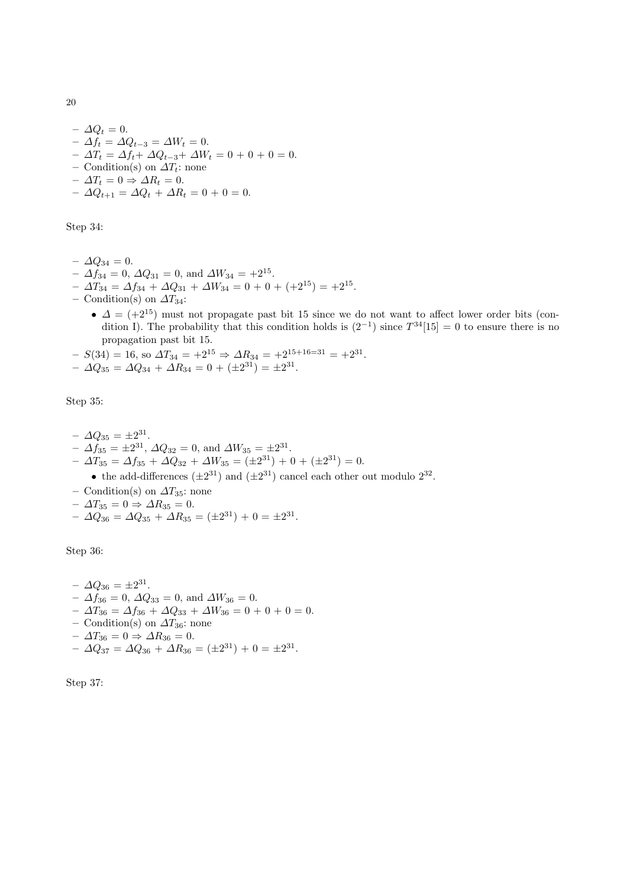- $\Delta Q_t = 0$.
- $\Delta f_t = \Delta Q_{t-3} = \Delta W_t = 0$.
- $\Delta T_t = \Delta f_t + \Delta Q_{t-3} + \Delta W_t = 0 + 0 + 0 = 0$.
- Condition(s) on $\Delta T_t$: none
- $\Delta T_t = 0 \Rightarrow \Delta R_t = 0$.
- $\Delta Q_{t+1} = \Delta Q_t + \Delta R_t = 0 + 0 = 0$.

Step 34:

- $\Delta Q_{34} = 0$.
- $\Delta f_{34} = 0$, $\Delta Q_{31} = 0$, and $\Delta W_{34} = +2^{15}$.
- $\Delta T_{34} = \Delta f_{34} + \Delta Q_{31} + \Delta W_{34} = 0 + 0 + (+2^{15}) = +2^{15}$.
- Condition(s) on $\Delta T_{34}$:
  - $\Delta = (+2^{15})$ must not propagate past bit 15 since we do not want to affect lower order bits (condition I). The probability that this condition holds is $(2^{-1})$ since $T^{34}[15] = 0$ to ensure there is no propagation past bit 15.
- $S(34) = 16$, so $\Delta T_{34} = +2^{15} \Rightarrow \Delta R_{34} = +2^{15+16=31} = +2^{31}$.
- $\Delta Q_{35} = \Delta Q_{34} + \Delta R_{34} = 0 + (\pm 2^{31}) = \pm 2^{31}$.

Step 35:

- $\Delta Q_{35} = \pm 2^{31}$.
- $\Delta f_{35} = \pm 2^{31}$, $\Delta Q_{32} = 0$, and $\Delta W_{35} = \pm 2^{31}$.
- $\Delta T_{35} = \Delta f_{35} + \Delta Q_{32} + \Delta W_{35} = (\pm 2^{31}) + 0 + (\pm 2^{31}) = 0$.
  - the add-differences $(\pm 2^{31})$ and $(\pm 2^{31})$ cancel each other out modulo $2^{32}$.
- Condition(s) on $\Delta T_{35}$: none
- $\Delta T_{35} = 0 \Rightarrow \Delta R_{35} = 0$.
- $\Delta Q_{36} = \Delta Q_{35} + \Delta R_{35} = (\pm 2^{31}) + 0 = \pm 2^{31}$.

Step 36:

- $\Delta Q_{36} = \pm 2^{31}$.
- $\Delta f_{36} = 0$, $\Delta Q_{33} = 0$, and $\Delta W_{36} = 0$.
- $\Delta T_{36} = \Delta f_{36} + \Delta Q_{33} + \Delta W_{36} = 0 + 0 + 0 = 0$.
- Condition(s) on $\Delta T_{36}$: none
- $\Delta T_{36} = 0 \Rightarrow \Delta R_{36} = 0$.
- $\Delta Q_{37} = \Delta Q_{36} + \Delta R_{36} = (\pm 2^{31}) + 0 = \pm 2^{31}$.

Step 37: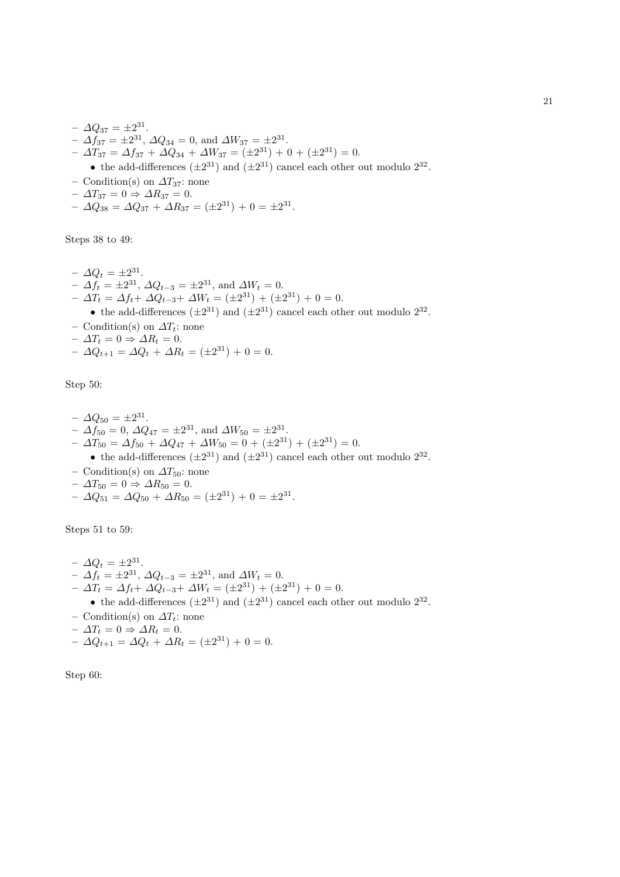- $\Delta Q_{37} = \pm 2^{31}$.
- $\Delta f_{37} = \pm 2^{31}$, $\Delta Q_{34} = 0$, and $\Delta W_{37} = \pm 2^{31}$.
- $\Delta T_{37} = \Delta f_{37} + \Delta Q_{34} + \Delta W_{37} = (\pm 2^{31}) + 0 + (\pm 2^{31}) = 0$.
  - the add-differences $(\pm 2^{31})$ and $(\pm 2^{31})$ cancel each other out modulo $2^{32}$.
- Condition(s) on $\Delta T_{37}$: none
- $\Delta T_{37} = 0 \Rightarrow \Delta R_{37} = 0$.
- $\Delta Q_{38} = \Delta Q_{37} + \Delta R_{37} = (\pm 2^{31}) + 0 = \pm 2^{31}$.

Steps 38 to 49:

- $\Delta Q_t = \pm 2^{31}$.
- $\Delta f_t = \pm 2^{31}$, $\Delta Q_{t-3} = \pm 2^{31}$, and $\Delta W_t = 0$.
- $\Delta T_t = \Delta f_t + \Delta Q_{t-3} + \Delta W_t = (\pm 2^{31}) + (\pm 2^{31}) + 0 = 0$.
  - the add-differences $(\pm 2^{31})$ and $(\pm 2^{31})$ cancel each other out modulo $2^{32}$.
- Condition(s) on $\Delta T_t$: none
- $\Delta T_t = 0 \Rightarrow \Delta R_t = 0$.
- $\Delta Q_{t+1} = \Delta Q_t + \Delta R_t = (\pm 2^{31}) + 0 = 0$.

Step 50:

- $\Delta Q_{50} = \pm 2^{31}$.
- $\Delta f_{50} = 0$, $\Delta Q_{47} = \pm 2^{31}$, and $\Delta W_{50} = \pm 2^{31}$.
- $\Delta T_{50} = \Delta f_{50} + \Delta Q_{47} + \Delta W_{50} = 0 + (\pm 2^{31}) + (\pm 2^{31}) = 0$.
  - the add-differences $(\pm 2^{31})$ and $(\pm 2^{31})$ cancel each other out modulo $2^{32}$.
- Condition(s) on $\Delta T_{50}$: none
- $\Delta T_{50} = 0 \Rightarrow \Delta R_{50} = 0$.
- $\Delta Q_{51} = \Delta Q_{50} + \Delta R_{50} = (\pm 2^{31}) + 0 = \pm 2^{31}$.

Steps 51 to 59:

- $\Delta Q_t = \pm 2^{31}$.
- $\Delta f_t = \pm 2^{31}$, $\Delta Q_{t-3} = \pm 2^{31}$, and $\Delta W_t = 0$.
- $\Delta T_t = \Delta f_t + \Delta Q_{t-3} + \Delta W_t = (\pm 2^{31}) + (\pm 2^{31}) + 0 = 0$.
  - the add-differences $(\pm 2^{31})$ and $(\pm 2^{31})$ cancel each other out modulo $2^{32}$.
- Condition(s) on $\Delta T_t$: none
- $\Delta T_t = 0 \Rightarrow \Delta R_t = 0$.
- $\Delta Q_{t+1} = \Delta Q_t + \Delta R_t = (\pm 2^{31}) + 0 = 0$.

Step 60: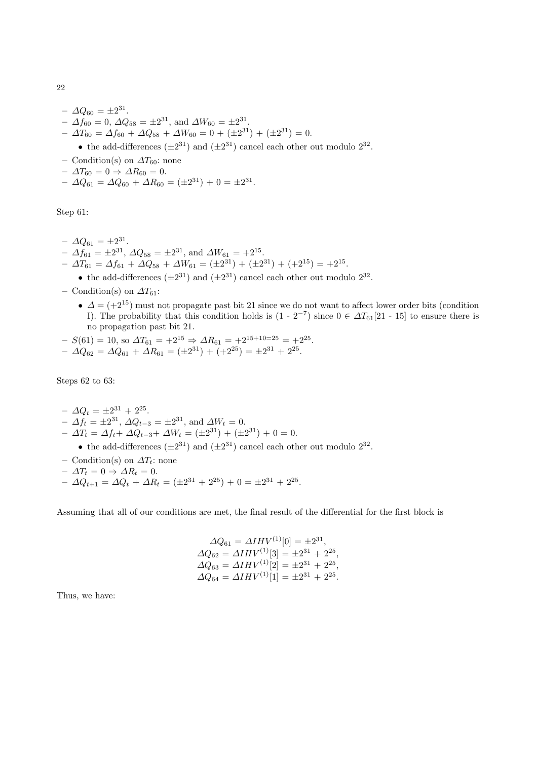- $\Delta Q_{60} = \pm 2^{31}$.
- $\Delta f_{60} = 0$, $\Delta Q_{58} = \pm 2^{31}$, and $\Delta W_{60} = \pm 2^{31}$.
- $\Delta T_{60} = \Delta f_{60} + \Delta Q_{58} + \Delta W_{60} = 0 + (\pm 2^{31}) + (\pm 2^{31}) = 0$.
  - the add-differences $(\pm 2^{31})$ and $(\pm 2^{31})$ cancel each other out modulo $2^{32}$.
- Condition(s) on $\Delta T_{60}$: none
- $\Delta T_{60} = 0 \Rightarrow \Delta R_{60} = 0$.
- $\Delta Q_{61} = \Delta Q_{60} + \Delta R_{60} = (\pm 2^{31}) + 0 = \pm 2^{31}$.

Step 61:

- $\Delta Q_{61} = \pm 2^{31}$.
- $\Delta f_{61} = \pm 2^{31}$, $\Delta Q_{58} = \pm 2^{31}$, and $\Delta W_{61} = +2^{15}$.
- $\Delta T_{61} = \Delta f_{61} + \Delta Q_{58} + \Delta W_{61} = (\pm 2^{31}) + (\pm 2^{31}) + (+2^{15}) = +2^{15}$.
  - the add-differences $(\pm 2^{31})$ and $(\pm 2^{31})$ cancel each other out modulo $2^{32}$.
- Condition(s) on $\Delta T_{61}$:
  - $\Delta = (+2^{15})$ must not propagate past bit 21 since we do not want to affect lower order bits (condition I). The probability that this condition holds is $(1 - 2^{-7})$ since $0 \in \Delta T_{61}[21 - 15]$ to ensure there is no propagation past bit 21.
- $S(61) = 10$, so $\Delta T_{61} = +2^{15} \Rightarrow \Delta R_{61} = +2^{15+10=25} = +2^{25}$.
- $\Delta Q_{62} = \Delta Q_{61} + \Delta R_{61} = (\pm 2^{31}) + (+2^{25}) = \pm 2^{31} + 2^{25}$.

Steps 62 to 63:

- $\Delta Q_t = \pm 2^{31} + 2^{25}$.
- $\Delta f_t = \pm 2^{31}$, $\Delta Q_{t-3} = \pm 2^{31}$, and $\Delta W_t = 0$.
- $\Delta T_t = \Delta f_t + \Delta Q_{t-3} + \Delta W_t = (\pm 2^{31}) + (\pm 2^{31}) + 0 = 0$.
  - the add-differences $(\pm 2^{31})$ and $(\pm 2^{31})$ cancel each other out modulo $2^{32}$.
- Condition(s) on $\Delta T_t$: none
- $\Delta T_t = 0 \Rightarrow \Delta R_t = 0$.
- $\Delta Q_{t+1} = \Delta Q_t + \Delta R_t = (\pm 2^{31} + 2^{25}) + 0 = \pm 2^{31} + 2^{25}$.

Assuming that all of our conditions are met, the final result of the differential for the first block is

$$\Delta Q_{61} = \Delta IHV^{(1)}[0] = \pm 2^{31},$$
$$\Delta Q_{62} = \Delta IHV^{(1)}[3] = \pm 2^{31} + 2^{25},$$
$$\Delta Q_{63} = \Delta IHV^{(1)}[2] = \pm 2^{31} + 2^{25},$$
$$\Delta Q_{64} = \Delta IHV^{(1)}[1] = \pm 2^{31} + 2^{25}.$$

Thus, we have: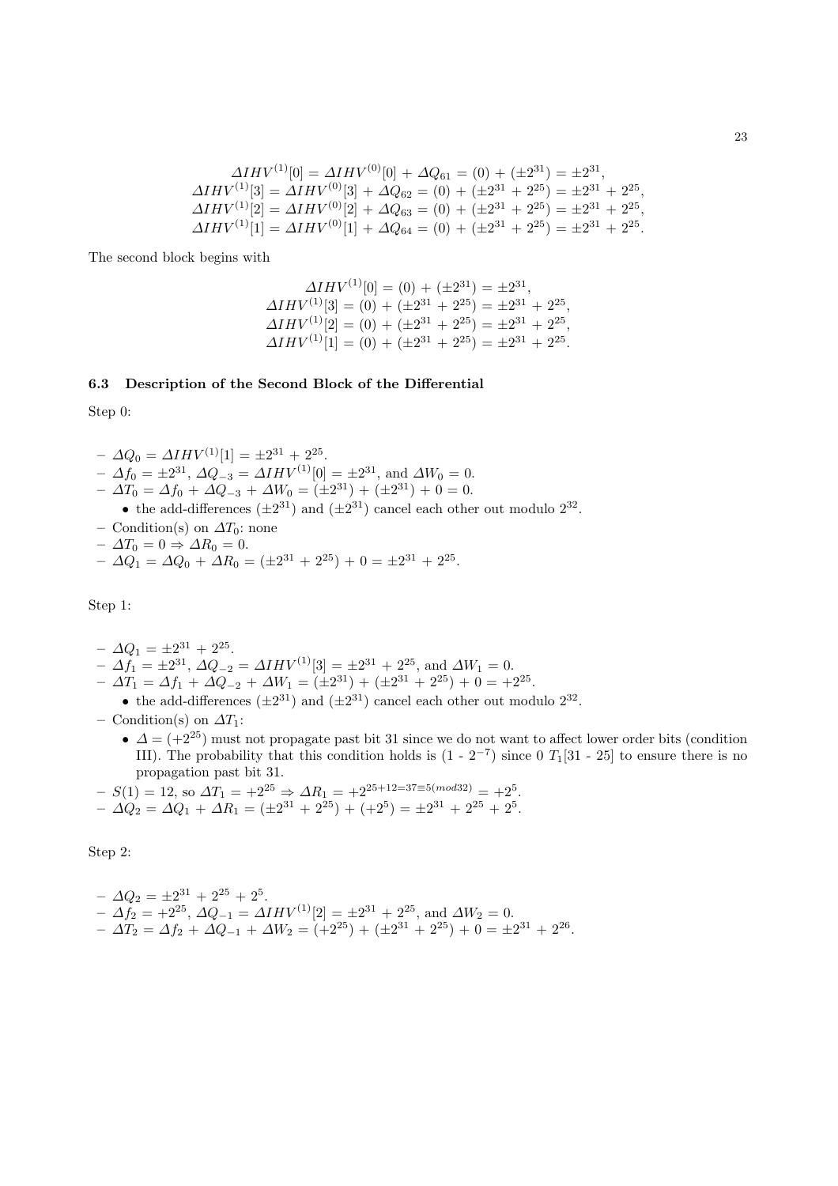$$\Delta IHV^{(1)}[0] = \Delta IHV^{(0)}[0] + \Delta Q_{61} = (0) + (\pm 2^{31}) = \pm 2^{31},$$
$$\Delta IHV^{(1)}[3] = \Delta IHV^{(0)}[3] + \Delta Q_{62} = (0) + (\pm 2^{31} + 2^{25}) = \pm 2^{31} + 2^{25},$$
$$\Delta IHV^{(1)}[2] = \Delta IHV^{(0)}[2] + \Delta Q_{63} = (0) + (\pm 2^{31} + 2^{25}) = \pm 2^{31} + 2^{25},$$
$$\Delta IHV^{(1)}[1] = \Delta IHV^{(0)}[1] + \Delta Q_{64} = (0) + (\pm 2^{31} + 2^{25}) = \pm 2^{31} + 2^{25}.$$

The second block begins with

$$\Delta IHV^{(1)}[0] = (0) + (\pm 2^{31}) = \pm 2^{31},$$
$$\Delta IHV^{(1)}[3] = (0) + (\pm 2^{31} + 2^{25}) = \pm 2^{31} + 2^{25},$$
$$\Delta IHV^{(1)}[2] = (0) + (\pm 2^{31} + 2^{25}) = \pm 2^{31} + 2^{25},$$
$$\Delta IHV^{(1)}[1] = (0) + (\pm 2^{31} + 2^{25}) = \pm 2^{31} + 2^{25}.$$

### 6.3 Description of the Second Block of the Differential

Step 0:

- $\Delta Q_0 = \Delta IHV^{(1)}[1] = \pm 2^{31} + 2^{25}$.
- $\Delta f_0 = \pm 2^{31}$, $\Delta Q_{-3} = \Delta IHV^{(1)}[0] = \pm 2^{31}$, and $\Delta W_0 = 0$.
- $\Delta T_0 = \Delta f_0 + \Delta Q_{-3} + \Delta W_0 = (\pm 2^{31}) + (\pm 2^{31}) + 0 = 0$.
  - the add-differences $(\pm 2^{31})$ and $(\pm 2^{31})$ cancel each other out modulo $2^{32}$.
- Condition(s) on $\Delta T_0$: none
- $\Delta T_0 = 0 \Rightarrow \Delta R_0 = 0$.
- $\Delta Q_1 = \Delta Q_0 + \Delta R_0 = (\pm 2^{31} + 2^{25}) + 0 = \pm 2^{31} + 2^{25}$.

Step 1:

- $\Delta Q_1 = \pm 2^{31} + 2^{25}$.
- $\Delta f_1 = \pm 2^{31}$, $\Delta Q_{-2} = \Delta IHV^{(1)}[3] = \pm 2^{31} + 2^{25}$, and $\Delta W_1 = 0$.
- $\Delta T_1 = \Delta f_1 + \Delta Q_{-2} + \Delta W_1 = (\pm 2^{31}) + (\pm 2^{31} + 2^{25}) + 0 = +2^{25}$.
  - the add-differences $(\pm 2^{31})$ and $(\pm 2^{31})$ cancel each other out modulo $2^{32}$.
- Condition(s) on $\Delta T_1$:
  - $\Delta = (+2^{25})$ must not propagate past bit 31 since we do not want to affect lower order bits (condition III). The probability that this condition holds is (1 - $2^{-7}$) since 0 $T_1$[31 - 25] to ensure there is no propagation past bit 31.
- $S(1) = 12$, so $\Delta T_1 = +2^{25} \Rightarrow \Delta R_1 = +2^{25+12=37\equiv 5(mod 32)} = +2^5$.
- $\Delta Q_2 = \Delta Q_1 + \Delta R_1 = (\pm 2^{31} + 2^{25}) + (+2^5) = \pm 2^{31} + 2^{25} + 2^5$.

Step 2:

- $\Delta Q_2 = \pm 2^{31} + 2^{25} + 2^5$.
- $\Delta f_2 = +2^{25}$, $\Delta Q_{-1} = \Delta IHV^{(1)}[2] = \pm 2^{31} + 2^{25}$, and $\Delta W_2 = 0$.
- $\Delta T_2 = \Delta f_2 + \Delta Q_{-1} + \Delta W_2 = (+2^{25}) + (\pm 2^{31} + 2^{25}) + 0 = \pm 2^{31} + 2^{26}$.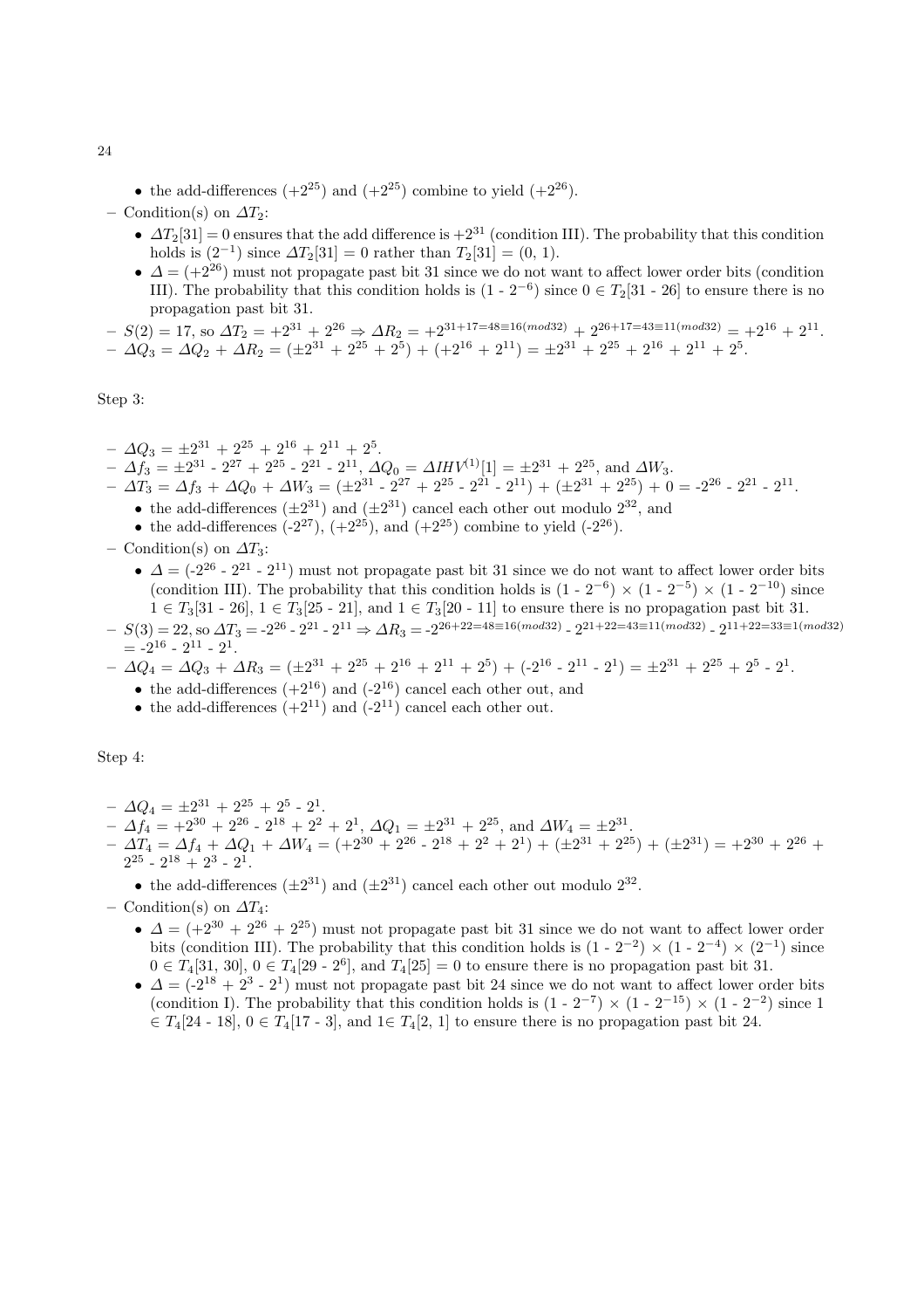- the add-differences $(+2^{25})$ and $(+2^{25})$ combine to yield $(+2^{26})$.

– Condition(s) on $\Delta T_2$:
  - $\Delta T_2[31] = 0$ ensures that the add difference is $+2^{31}$ (condition III). The probability that this condition holds is $(2^{-1})$ since $\Delta T_2[31] = 0$ rather than $T_2[31] = (0, 1)$.
  - $\Delta = (+2^{26})$ must not propagate past bit 31 since we do not want to affect lower order bits (condition III). The probability that this condition holds is $(1 - 2^{-6})$ since $0 \in T_2[31 - 26]$ to ensure there is no propagation past bit 31.

– $S(2) = 17$, so $\Delta T_2 = +2^{31} + 2^{26} \Rightarrow \Delta R_2 = +2^{31+17=48\equiv 16(mod 32)} + 2^{26+17=43\equiv 11(mod 32)} = +2^{16} + 2^{11}$.

– $\Delta Q_3 = \Delta Q_2 + \Delta R_2 = (\pm 2^{31} + 2^{25} + 2^5) + (+2^{16} + 2^{11}) = \pm 2^{31} + 2^{25} + 2^{16} + 2^{11} + 2^5$.

Step 3:

– $\Delta Q_3 = \pm 2^{31} + 2^{25} + 2^{16} + 2^{11} + 2^5$.

– $\Delta f_3 = \pm 2^{31} - 2^{27} + 2^{25} - 2^{21} - 2^{11}$, $\Delta Q_0 = \Delta IHV^{(1)}[1] = \pm 2^{31} + 2^{25}$, and $\Delta W_3$.

– $\Delta T_3 = \Delta f_3 + \Delta Q_0 + \Delta W_3 = (\pm 2^{31} - 2^{27} + 2^{25} - 2^{21} - 2^{11}) + (\pm 2^{31} + 2^{25}) + 0 = -2^{26} - 2^{21} - 2^{11}$.
  - the add-differences $(\pm 2^{31})$ and $(\pm 2^{31})$ cancel each other out modulo $2^{32}$, and
  - the add-differences $(-2^{27})$, $(+2^{25})$, and $(+2^{25})$ combine to yield $(-2^{26})$.

– Condition(s) on $\Delta T_3$:
  - $\Delta = (-2^{26} - 2^{21} - 2^{11})$ must not propagate past bit 31 since we do not want to affect lower order bits (condition III). The probability that this condition holds is $(1 - 2^{-6}) \times (1 - 2^{-5}) \times (1 - 2^{-10})$ since $1 \in T_3[31 - 26]$, $1 \in T_3[25 - 21]$, and $1 \in T_3[20 - 11]$ to ensure there is no propagation past bit 31.

– $S(3) = 22$, so $\Delta T_3 = -2^{26} - 2^{21} - 2^{11} \Rightarrow \Delta R_3 = -2^{26+22=48\equiv 16(mod 32)} - 2^{21+22=43\equiv 11(mod 32)} - 2^{11+22=33\equiv 1(mod 32)} = -2^{16} - 2^{11} - 2^1$.

– $\Delta Q_4 = \Delta Q_3 + \Delta R_3 = (\pm 2^{31} + 2^{25} + 2^{16} + 2^{11} + 2^5) + (-2^{16} - 2^{11} - 2^1) = \pm 2^{31} + 2^{25} + 2^5 - 2^1$.
  - the add-differences $(+2^{16})$ and $(-2^{16})$ cancel each other out, and
  - the add-differences $(+2^{11})$ and $(-2^{11})$ cancel each other out.

Step 4:

– $\Delta Q_4 = \pm 2^{31} + 2^{25} + 2^5 - 2^1$.

– $\Delta f_4 = +2^{30} + 2^{26} - 2^{18} + 2^2 + 2^1$, $\Delta Q_1 = \pm 2^{31} + 2^{25}$, and $\Delta W_4 = \pm 2^{31}$.

– $\Delta T_4 = \Delta f_4 + \Delta Q_1 + \Delta W_4 = (+2^{30} + 2^{26} - 2^{18} + 2^2 + 2^1) + (\pm 2^{31} + 2^{25}) + (\pm 2^{31}) = +2^{30} + 2^{26} + 2^{25} - 2^{18} + 2^3 - 2^1$.
  - the add-differences $(\pm 2^{31})$ and $(\pm 2^{31})$ cancel each other out modulo $2^{32}$.

– Condition(s) on $\Delta T_4$:
  - $\Delta = (+2^{30} + 2^{26} + 2^{25})$ must not propagate past bit 31 since we do not want to affect lower order bits (condition III). The probability that this condition holds is $(1 - 2^{-2}) \times (1 - 2^{-4}) \times (2^{-1})$ since $0 \in T_4[31, 30]$, $0 \in T_4[29 - 2^6]$, and $T_4[25] = 0$ to ensure there is no propagation past bit 31.
  - $\Delta = (-2^{18} + 2^3 - 2^1)$ must not propagate past bit 24 since we do not want to affect lower order bits (condition I). The probability that this condition holds is $(1 - 2^{-7}) \times (1 - 2^{-15}) \times (1 - 2^{-2})$ since $1 \in T_4[24 - 18]$, $0 \in T_4[17 - 3]$, and $1 \in T_4[2, 1]$ to ensure there is no propagation past bit 24.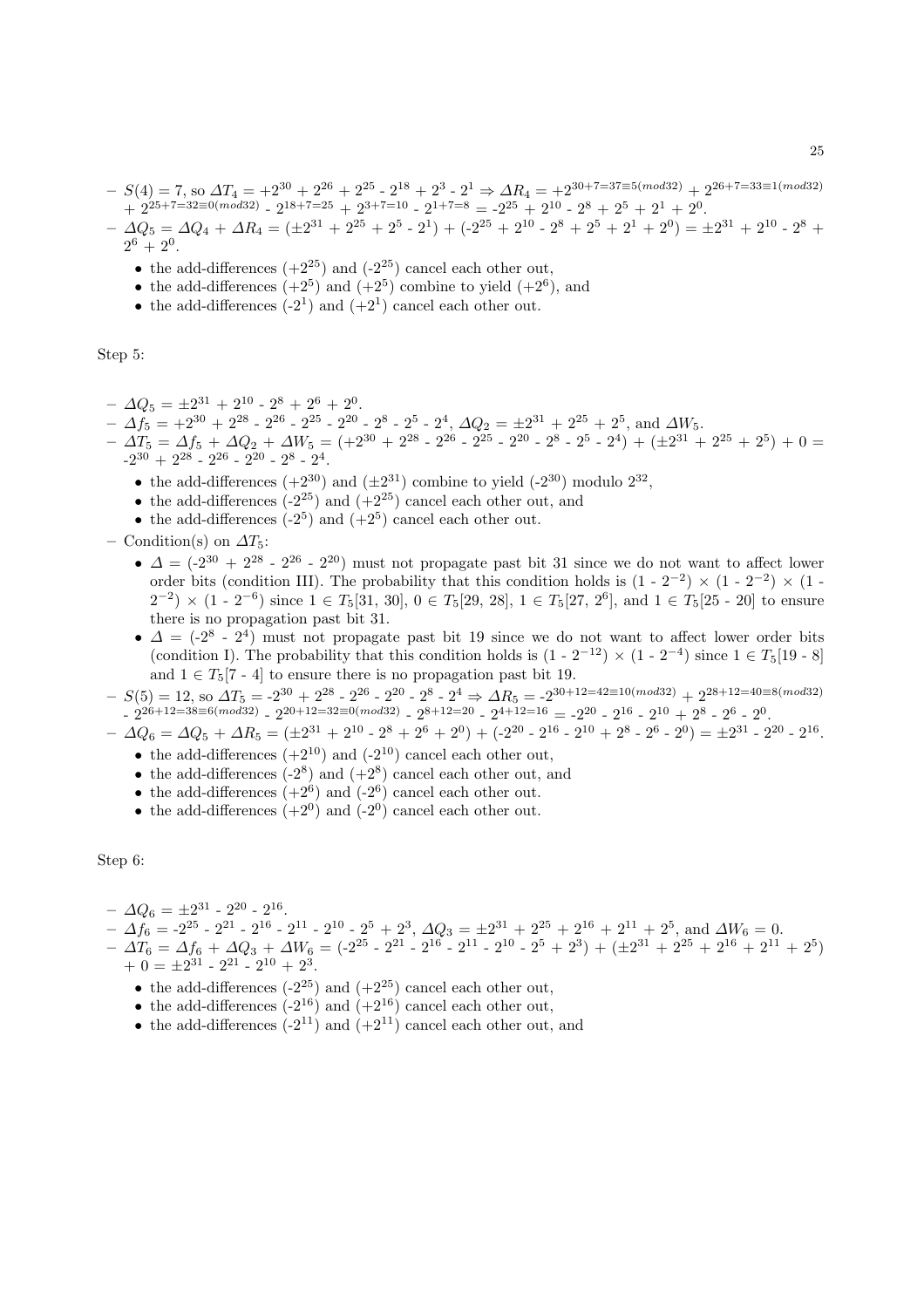- $S(4) = 7$, so $\Delta T_4 = +2^{30} + 2^{26} + 2^{25} - 2^{18} + 2^3 - 2^1 \Rightarrow \Delta R_4 = +2^{30+7=37\equiv 5(mod 32)} + 2^{26+7=33\equiv 1(mod 32)} + 2^{25+7=32\equiv 0(mod 32)} - 2^{18+7=25} + 2^{3+7=10} - 2^{1+7=8} = -2^{25} + 2^{10} - 2^8 + 2^5 + 2^1 + 2^0$.
- $\Delta Q_5 = \Delta Q_4 + \Delta R_4 = (\pm 2^{31} + 2^{25} + 2^5 - 2^1) + (-2^{25} + 2^{10} - 2^8 + 2^5 + 2^1 + 2^0) = \pm 2^{31} + 2^{10} - 2^8 + 2^6 + 2^0$.
  - the add-differences $(+2^{25})$ and $(-2^{25})$ cancel each other out,
  - the add-differences $(+2^5)$ and $(+2^5)$ combine to yield $(+2^6)$, and
  - the add-differences $(-2^1)$ and $(+2^1)$ cancel each other out.

Step 5:

- $\Delta Q_5 = \pm 2^{31} + 2^{10} - 2^8 + 2^6 + 2^0$.
- $\Delta f_5 = +2^{30} + 2^{28} - 2^{26} - 2^{25} - 2^{20} - 2^8 - 2^5 - 2^4$, $\Delta Q_2 = \pm 2^{31} + 2^{25} + 2^5$, and $\Delta W_5$.
- $\Delta T_5 = \Delta f_5 + \Delta Q_2 + \Delta W_5 = (+2^{30} + 2^{28} - 2^{26} - 2^{25} - 2^{20} - 2^8 - 2^5 - 2^4) + (\pm 2^{31} + 2^{25} + 2^5) + 0 = -2^{30} + 2^{28} - 2^{26} - 2^{20} - 2^8 - 2^4$.
  - the add-differences $(+2^{30})$ and $(\pm 2^{31})$ combine to yield $(-2^{30})$ modulo $2^{32}$,
  - the add-differences $(-2^{25})$ and $(+2^{25})$ cancel each other out, and
  - the add-differences $(-2^5)$ and $(+2^5)$ cancel each other out.
- Condition(s) on $\Delta T_5$:
  - $\Delta = (-2^{30} + 2^{28} - 2^{26} - 2^{20})$ must not propagate past bit 31 since we do not want to affect lower order bits (condition III). The probability that this condition holds is $(1 - 2^{-2}) \times (1 - 2^{-2}) \times (1 - 2^{-2}) \times (1 - 2^{-6})$ since $1 \in T_5[31, 30]$, $0 \in T_5[29, 28]$, $1 \in T_5[27, 2^6]$, and $1 \in T_5[25 - 20]$ to ensure there is no propagation past bit 31.
  - $\Delta = (-2^8 - 2^4)$ must not propagate past bit 19 since we do not want to affect lower order bits (condition I). The probability that this condition holds is $(1 - 2^{-12}) \times (1 - 2^{-4})$ since $1 \in T_5[19 - 8]$ and $1 \in T_5[7 - 4]$ to ensure there is no propagation past bit 19.
- $S(5) = 12$, so $\Delta T_5 = -2^{30} + 2^{28} - 2^{26} - 2^{20} - 2^8 - 2^4 \Rightarrow \Delta R_5 = -2^{30+12=42\equiv 10(mod 32)} + 2^{28+12=40\equiv 8(mod 32)} - 2^{26+12=38\equiv 6(mod 32)} - 2^{20+12=32\equiv 0(mod 32)} - 2^{8+12=20} - 2^{4+12=16} = -2^{20} - 2^{16} - 2^{10} + 2^8 - 2^6 - 2^0$.
- $\Delta Q_6 = \Delta Q_5 + \Delta R_5 = (\pm 2^{31} + 2^{10} - 2^8 + 2^6 + 2^0) + (-2^{20} - 2^{16} - 2^{10} + 2^8 - 2^6 - 2^0) = \pm 2^{31} - 2^{20} - 2^{16}$.
  - the add-differences $(+2^{10})$ and $(-2^{10})$ cancel each other out,
  - the add-differences $(-2^8)$ and $(+2^8)$ cancel each other out, and
  - the add-differences $(+2^6)$ and $(-2^6)$ cancel each other out.
  - the add-differences $(+2^0)$ and $(-2^0)$ cancel each other out.

Step 6:

- $\Delta Q_6 = \pm 2^{31} - 2^{20} - 2^{16}$.
- $\Delta f_6 = -2^{25} - 2^{21} - 2^{16} - 2^{11} - 2^{10} - 2^5 + 2^3$, $\Delta Q_3 = \pm 2^{31} + 2^{25} + 2^{16} + 2^{11} + 2^5$, and $\Delta W_6 = 0$.
- $\Delta T_6 = \Delta f_6 + \Delta Q_3 + \Delta W_6 = (-2^{25} - 2^{21} - 2^{16} - 2^{11} - 2^{10} - 2^5 + 2^3) + (\pm 2^{31} + 2^{25} + 2^{16} + 2^{11} + 2^5) + 0 = \pm 2^{31} - 2^{21} - 2^{10} + 2^3$.
  - the add-differences $(-2^{25})$ and $(+2^{25})$ cancel each other out,
  - the add-differences $(-2^{16})$ and $(+2^{16})$ cancel each other out,
  - the add-differences $(-2^{11})$ and $(+2^{11})$ cancel each other out, and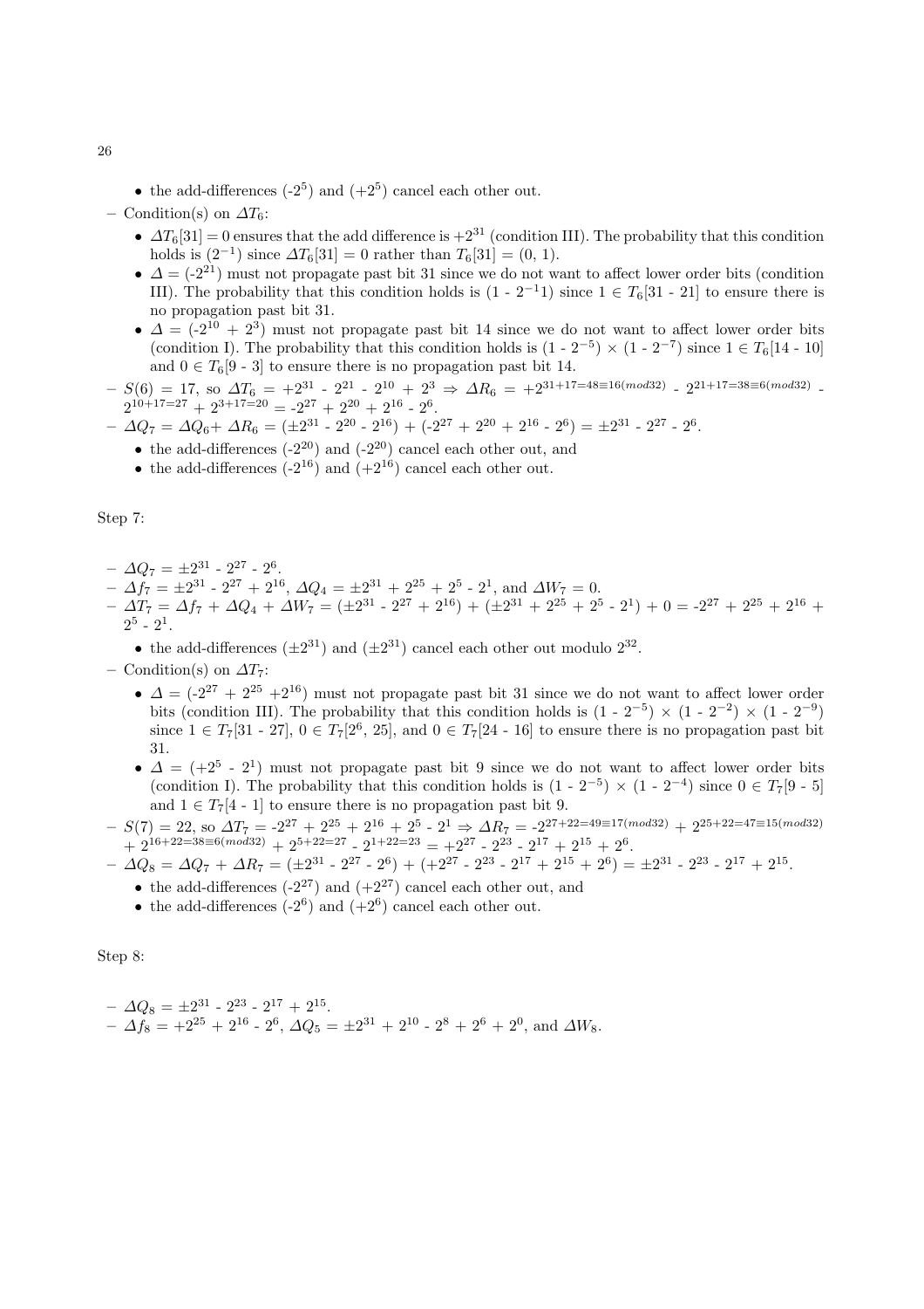- the add-differences ($-2^5$) and ($+2^5$) cancel each other out.

– Condition(s) on $\Delta T_6$:

  - $\Delta T_6[31] = 0$ ensures that the add difference is $+2^{31}$ (condition III). The probability that this condition holds is $(2^{-1})$ since $\Delta T_6[31] = 0$ rather than $T_6[31] = (0, 1)$.
  - $\Delta = (-2^{21})$ must not propagate past bit 31 since we do not want to affect lower order bits (condition III). The probability that this condition holds is $(1 - 2^{-1}1)$ since $1 \in T_6[31 - 21]$ to ensure there is no propagation past bit 31.
  - $\Delta = (-2^{10} + 2^3)$ must not propagate past bit 14 since we do not want to affect lower order bits (condition I). The probability that this condition holds is $(1 - 2^{-5}) \times (1 - 2^{-7})$ since $1 \in T_6[14 - 10]$ and $0 \in T_6[9 - 3]$ to ensure there is no propagation past bit 14.

– $S(6) = 17$, so $\Delta T_6 = +2^{31} - 2^{21} - 2^{10} + 2^3 \Rightarrow \Delta R_6 = +2^{31+17=48\equiv16(mod32)} - 2^{21+17=38\equiv6(mod32)} - 2^{10+17=27} + 2^{3+17=20} = -2^{27} + 2^{20} + 2^{16} - 2^6$.

– $\Delta Q_7 = \Delta Q_6 + \Delta R_6 = (\pm2^{31} - 2^{20} - 2^{16}) + (-2^{27} + 2^{20} + 2^{16} - 2^6) = \pm2^{31} - 2^{27} - 2^6$.

  - the add-differences ($-2^{20}$) and ($-2^{20}$) cancel each other out, and
  - the add-differences ($-2^{16}$) and ($+2^{16}$) cancel each other out.

Step 7:

– $\Delta Q_7 = \pm2^{31} - 2^{27} - 2^6$.

– $\Delta f_7 = \pm2^{31} - 2^{27} + 2^{16}$, $\Delta Q_4 = \pm2^{31} + 2^{25} + 2^5 - 2^1$, and $\Delta W_7 = 0$.

– $\Delta T_7 = \Delta f_7 + \Delta Q_4 + \Delta W_7 = (\pm2^{31} - 2^{27} + 2^{16}) + (\pm2^{31} + 2^{25} + 2^5 - 2^1) + 0 = -2^{27} + 2^{25} + 2^{16} + 2^5 - 2^1$.

  - the add-differences ($\pm2^{31}$) and ($\pm2^{31}$) cancel each other out modulo $2^{32}$.

– Condition(s) on $\Delta T_7$:

  - $\Delta = (-2^{27} + 2^{25} + 2^{16})$ must not propagate past bit 31 since we do not want to affect lower order bits (condition III). The probability that this condition holds is $(1 - 2^{-5}) \times (1 - 2^{-2}) \times (1 - 2^{-9})$ since $1 \in T_7[31 - 27]$, $0 \in T_7[2^6, 25]$, and $0 \in T_7[24 - 16]$ to ensure there is no propagation past bit 31.
  - $\Delta = (+2^5 - 2^1)$ must not propagate past bit 9 since we do not want to affect lower order bits (condition I). The probability that this condition holds is $(1 - 2^{-5}) \times (1 - 2^{-4})$ since $0 \in T_7[9 - 5]$ and $1 \in T_7[4 - 1]$ to ensure there is no propagation past bit 9.

– $S(7) = 22$, so $\Delta T_7 = -2^{27} + 2^{25} + 2^{16} + 2^5 - 2^1 \Rightarrow \Delta R_7 = -2^{27+22=49\equiv17(mod32)} + 2^{25+22=47\equiv15(mod32)} + 2^{16+22=38\equiv6(mod32)} + 2^{5+22=27} - 2^{1+22=23} = +2^{27} - 2^{23} - 2^{17} + 2^{15} + 2^6$.

– $\Delta Q_8 = \Delta Q_7 + \Delta R_7 = (\pm2^{31} - 2^{27} - 2^6) + (+2^{27} - 2^{23} - 2^{17} + 2^{15} + 2^6) = \pm2^{31} - 2^{23} - 2^{17} + 2^{15}$.

  - the add-differences ($-2^{27}$) and ($+2^{27}$) cancel each other out, and
  - the add-differences ($-2^6$) and ($+2^6$) cancel each other out.

Step 8:

– $\Delta Q_8 = \pm2^{31} - 2^{23} - 2^{17} + 2^{15}$.

– $\Delta f_8 = +2^{25} + 2^{16} - 2^6$, $\Delta Q_5 = \pm2^{31} + 2^{10} - 2^8 + 2^6 + 2^0$, and $\Delta W_8$.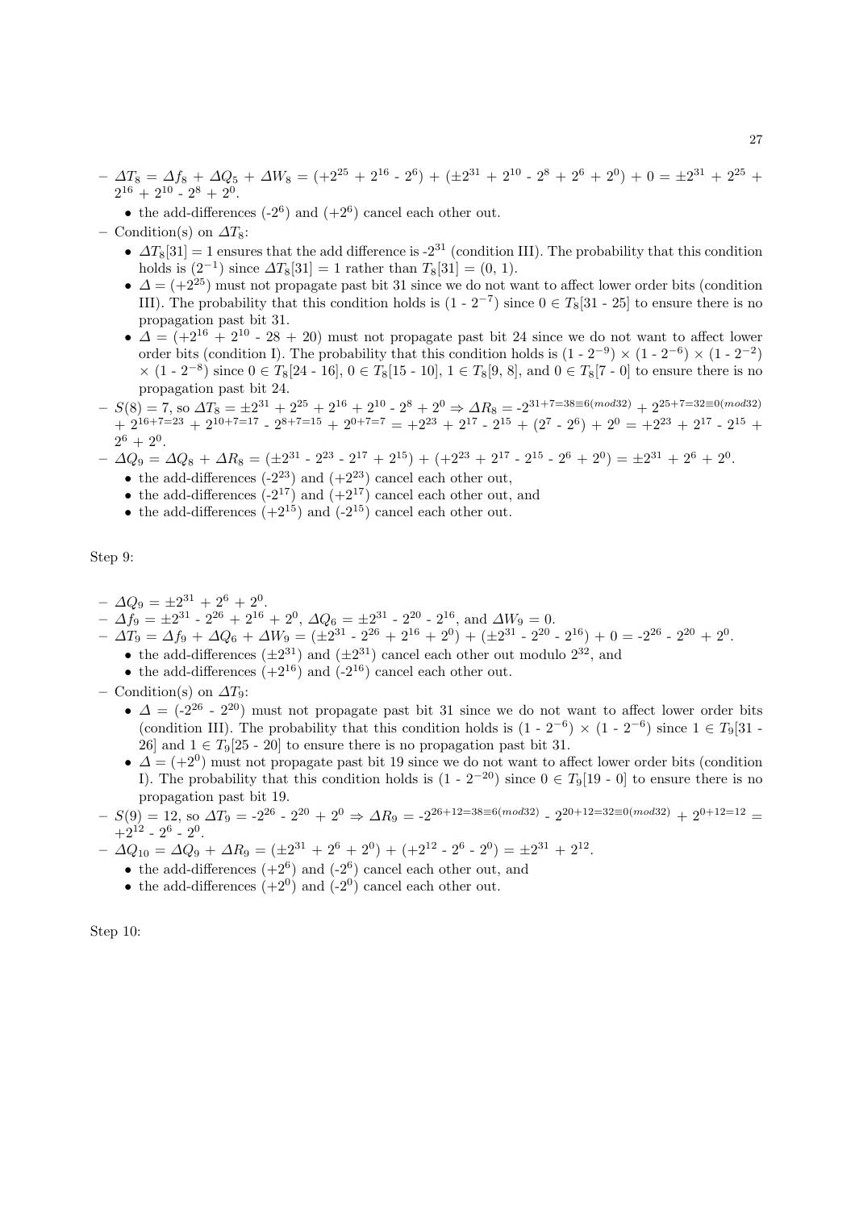– $\Delta T_8 = \Delta f_8 + \Delta Q_5 + \Delta W_8 = (+2^{25} + 2^{16} - 2^{6}) + (\pm 2^{31} + 2^{10} - 2^{8} + 2^{6} + 2^{0}) + 0 = \pm 2^{31} + 2^{25} + 2^{16} + 2^{10} - 2^{8} + 2^{0}$.

- the add-differences ($-2^6$) and ($+2^6$) cancel each other out.

– Condition(s) on $\Delta T_8$:

- $\Delta T_8[31] = 1$ ensures that the add difference is $-2^{31}$ (condition III). The probability that this condition holds is $(2^{-1})$ since $\Delta T_8[31] = 1$ rather than $T_8[31] = (0, 1)$.
- $\Delta = (+2^{25})$ must not propagate past bit 31 since we do not want to affect lower order bits (condition III). The probability that this condition holds is $(1 - 2^{-7})$ since $0 \in T_8[31 - 25]$ to ensure there is no propagation past bit 31.
- $\Delta = (+2^{16} + 2^{10} - 28 + 20)$ must not propagate past bit 24 since we do not want to affect lower order bits (condition I). The probability that this condition holds is $(1 - 2^{-9}) \times (1 - 2^{-6}) \times (1 - 2^{-2}) \times (1 - 2^{-8})$ since $0 \in T_8[24 - 16]$, $0 \in T_8[15 - 10]$, $1 \in T_8[9, 8]$, and $0 \in T_8[7 - 0]$ to ensure there is no propagation past bit 24.

– $S(8) = 7$, so $\Delta T_8 = \pm 2^{31} + 2^{25} + 2^{16} + 2^{10} - 2^{8} + 2^{0} \Rightarrow \Delta R_8 = -2^{31+7=38\equiv 6 (mod 32)} + 2^{25+7=32\equiv 0 (mod 32)} + 2^{16+7=23} + 2^{10+7=17} - 2^{8+7=15} + 2^{0+7=7} = +2^{23} + 2^{17} - 2^{15} + (2^{7} - 2^{6}) + 2^{0} = +2^{23} + 2^{17} - 2^{15} + 2^{6} + 2^{0}$.

– $\Delta Q_9 = \Delta Q_8 + \Delta R_8 = (\pm 2^{31} - 2^{23} - 2^{17} + 2^{15}) + (+2^{23} + 2^{17} - 2^{15} - 2^{6} + 2^{0}) = \pm 2^{31} + 2^{6} + 2^{0}$.

- the add-differences ($-2^{23}$) and ($+2^{23}$) cancel each other out,
- the add-differences ($-2^{17}$) and ($+2^{17}$) cancel each other out, and
- the add-differences ($+2^{15}$) and ($-2^{15}$) cancel each other out.

Step 9:

– $\Delta Q_9 = \pm 2^{31} + 2^{6} + 2^{0}$.

– $\Delta f_9 = \pm 2^{31} - 2^{26} + 2^{16} + 2^{0}$, $\Delta Q_6 = \pm 2^{31} - 2^{20} - 2^{16}$, and $\Delta W_9 = 0$.

– $\Delta T_9 = \Delta f_9 + \Delta Q_6 + \Delta W_9 = (\pm 2^{31} - 2^{26} + 2^{16} + 2^{0}) + (\pm 2^{31} - 2^{20} - 2^{16}) + 0 = -2^{26} - 2^{20} + 2^{0}$.

- the add-differences ($\pm 2^{31}$) and ($\pm 2^{31}$) cancel each other out modulo $2^{32}$, and
- the add-differences ($+2^{16}$) and ($-2^{16}$) cancel each other out.

– Condition(s) on $\Delta T_9$:

- $\Delta = (-2^{26} - 2^{20})$ must not propagate past bit 31 since we do not want to affect lower order bits (condition III). The probability that this condition holds is $(1 - 2^{-6}) \times (1 - 2^{-6})$ since $1 \in T_9[31 - 26]$ and $1 \in T_9[25 - 20]$ to ensure there is no propagation past bit 31.
- $\Delta = (+2^{0})$ must not propagate past bit 19 since we do not want to affect lower order bits (condition I). The probability that this condition holds is $(1 - 2^{-20})$ since $0 \in T_9[19 - 0]$ to ensure there is no propagation past bit 19.

– $S(9) = 12$, so $\Delta T_9 = -2^{26} - 2^{20} + 2^{0} \Rightarrow \Delta R_9 = -2^{26+12=38\equiv 6 (mod 32)} - 2^{20+12=32\equiv 0 (mod 32)} + 2^{0+12=12} = +2^{12} - 2^{6} - 2^{0}$.

– $\Delta Q_{10} = \Delta Q_9 + \Delta R_9 = (\pm 2^{31} + 2^{6} + 2^{0}) + (+2^{12} - 2^{6} - 2^{0}) = \pm 2^{31} + 2^{12}$.

- the add-differences ($+2^6$) and ($-2^6$) cancel each other out, and
- the add-differences ($+2^0$) and ($-2^0$) cancel each other out.

Step 10: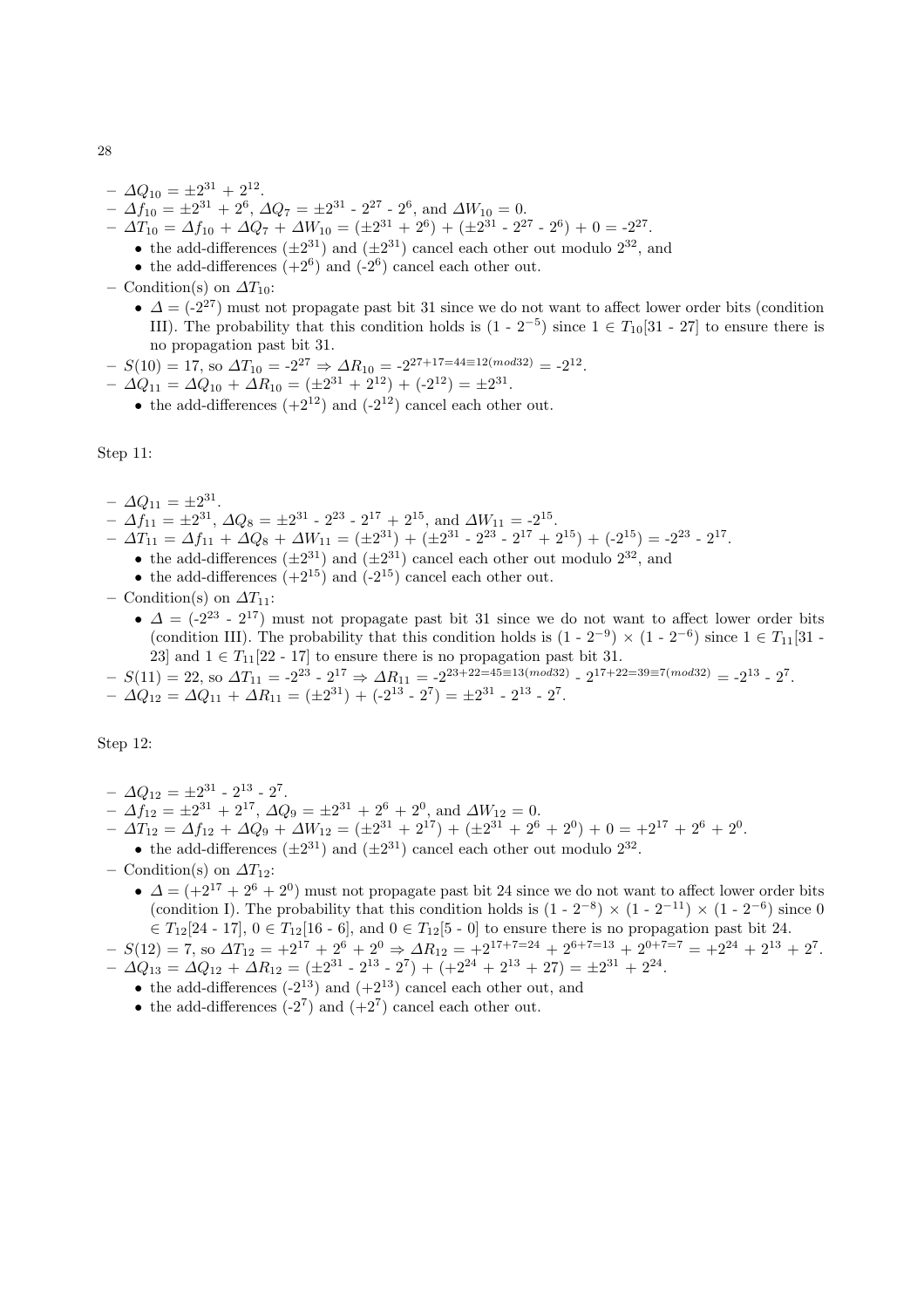- $\Delta Q_{10} = \pm 2^{31} + 2^{12}$.
- $\Delta f_{10} = \pm 2^{31} + 2^{6}$, $\Delta Q_7 = \pm 2^{31}$ - $2^{27}$ - $2^{6}$, and $\Delta W_{10} = 0$.
- $\Delta T_{10} = \Delta f_{10} + \Delta Q_7 + \Delta W_{10} = (\pm 2^{31} + 2^{6}) + (\pm 2^{31}$ - $2^{27}$ - $2^{6}) + 0 =$ -$2^{27}$.
  - the add-differences ($\pm 2^{31}$) and ($\pm 2^{31}$) cancel each other out modulo $2^{32}$, and
  - the add-differences ($+2^{6}$) and (-$2^{6}$) cancel each other out.
- Condition(s) on $\Delta T_{10}$:
  - $\Delta$ = (-$2^{27}$) must not propagate past bit 31 since we do not want to affect lower order bits (condition III). The probability that this condition holds is (1 - $2^{-5}$) since $1 \in T_{10}[31$ - $27]$ to ensure there is no propagation past bit 31.
- $S(10) = 17$, so $\Delta T_{10}$ = -$2^{27} \Rightarrow \Delta R_{10}$ = -$2^{27+17=44\equiv 12 (mod 32)}$ = -$2^{12}$.
- $\Delta Q_{11} = \Delta Q_{10} + \Delta R_{10} = (\pm 2^{31} + 2^{12}) + (-2^{12}) = \pm 2^{31}$.
  - the add-differences ($+2^{12}$) and (-$2^{12}$) cancel each other out.

Step 11:

- $\Delta Q_{11} = \pm 2^{31}$.
- $\Delta f_{11} = \pm 2^{31}$, $\Delta Q_8 = \pm 2^{31}$ - $2^{23}$ - $2^{17} + 2^{15}$, and $\Delta W_{11}$ = -$2^{15}$.
- $\Delta T_{11} = \Delta f_{11} + \Delta Q_8 + \Delta W_{11} = (\pm 2^{31}) + (\pm 2^{31}$ - $2^{23}$ - $2^{17} + 2^{15}) + (-2^{15})$ = -$2^{23}$ - $2^{17}$.
  - the add-differences ($\pm 2^{31}$) and ($\pm 2^{31}$) cancel each other out modulo $2^{32}$, and
  - the add-differences ($+2^{15}$) and (-$2^{15}$) cancel each other out.
- Condition(s) on $\Delta T_{11}$:
  - $\Delta$ = (-$2^{23}$ - $2^{17}$) must not propagate past bit 31 since we do not want to affect lower order bits (condition III). The probability that this condition holds is (1 - $2^{-9}$) $\times$ (1 - $2^{-6}$) since $1 \in T_{11}[31$ - $23]$ and $1 \in T_{11}[22$ - $17]$ to ensure there is no propagation past bit 31.
- $S(11) = 22$, so $\Delta T_{11}$ = -$2^{23}$ - $2^{17} \Rightarrow \Delta R_{11}$ = -$2^{23+22=45\equiv 13 (mod 32)}$ - $2^{17+22=39\equiv 7 (mod 32)}$ = -$2^{13}$ - $2^{7}$.
- $\Delta Q_{12} = \Delta Q_{11} + \Delta R_{11} = (\pm 2^{31}) + (-2^{13}$ - $2^{7}) = \pm 2^{31}$ - $2^{13}$ - $2^{7}$.

Step 12:

- $\Delta Q_{12} = \pm 2^{31}$ - $2^{13}$ - $2^{7}$.
- $\Delta f_{12} = \pm 2^{31} + 2^{17}$, $\Delta Q_9 = \pm 2^{31} + 2^{6} + 2^{0}$, and $\Delta W_{12} = 0$.
- $\Delta T_{12} = \Delta f_{12} + \Delta Q_9 + \Delta W_{12} = (\pm 2^{31} + 2^{17}) + (\pm 2^{31} + 2^{6} + 2^{0}) + 0 = +2^{17} + 2^{6} + 2^{0}$.
  - the add-differences ($\pm 2^{31}$) and ($\pm 2^{31}$) cancel each other out modulo $2^{32}$.
- Condition(s) on $\Delta T_{12}$:
  - $\Delta = (+2^{17} + 2^{6} + 2^{0})$ must not propagate past bit 24 since we do not want to affect lower order bits (condition I). The probability that this condition holds is (1 - $2^{-8}$) $\times$ (1 - $2^{-11}$) $\times$ (1 - $2^{-6}$) since $0 \in T_{12}[24$ - $17]$, $0 \in T_{12}[16$ - $6]$, and $0 \in T_{12}[5$ - $0]$ to ensure there is no propagation past bit 24.
- $S(12) = 7$, so $\Delta T_{12} = +2^{17} + 2^{6} + 2^{0} \Rightarrow \Delta R_{12} = +2^{17+7=24} + 2^{6+7=13} + 2^{0+7=7} = +2^{24} + 2^{13} + 2^{7}$.
- $\Delta Q_{13} = \Delta Q_{12} + \Delta R_{12} = (\pm 2^{31}$ - $2^{13}$ - $2^{7}) + (+2^{24} + 2^{13} + 27) = \pm 2^{31} + 2^{24}$.
  - the add-differences (-$2^{13}$) and ($+2^{13}$) cancel each other out, and
  - the add-differences (-$2^{7}$) and ($+2^{7}$) cancel each other out.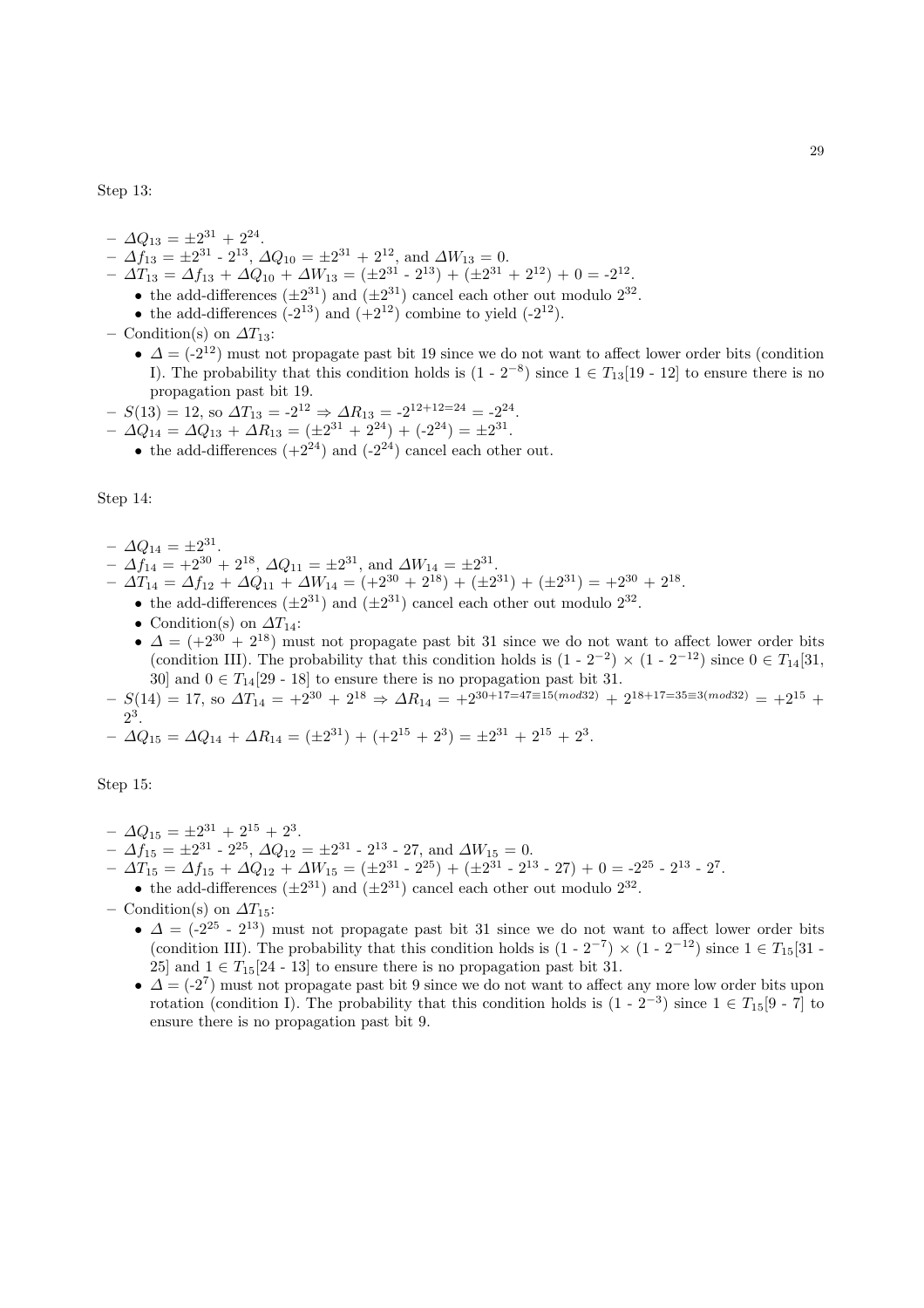Step 13:

- $\Delta Q_{13} = \pm 2^{31} + 2^{24}$.
- $\Delta f_{13} = \pm 2^{31}$ - $2^{13}$, $\Delta Q_{10} = \pm 2^{31} + 2^{12}$, and $\Delta W_{13} = 0$.
- $\Delta T_{13} = \Delta f_{13} + \Delta Q_{10} + \Delta W_{13} = (\pm 2^{31}$ - $2^{13}) + (\pm 2^{31} + 2^{12}) + 0 = -2^{12}$.
  - the add-differences $(\pm 2^{31})$ and $(\pm 2^{31})$ cancel each other out modulo $2^{32}$.
  - the add-differences $(-2^{13})$ and $(+2^{12})$ combine to yield $(-2^{12})$.
- Condition(s) on $\Delta T_{13}$:
  - $\Delta = (-2^{12})$ must not propagate past bit 19 since we do not want to affect lower order bits (condition I). The probability that this condition holds is $(1 - 2^{-8})$ since $1 \in T_{13}[19 - 12]$ to ensure there is no propagation past bit 19.
- $S(13) = 12$, so $\Delta T_{13} = -2^{12} \Rightarrow \Delta R_{13} = -2^{12+12=24} = -2^{24}$.
- $\Delta Q_{14} = \Delta Q_{13} + \Delta R_{13} = (\pm 2^{31} + 2^{24}) + (-2^{24}) = \pm 2^{31}$.
  - the add-differences $(+2^{24})$ and $(-2^{24})$ cancel each other out.

Step 14:

- $\Delta Q_{14} = \pm 2^{31}$.
- $\Delta f_{14} = +2^{30} + 2^{18}$, $\Delta Q_{11} = \pm 2^{31}$, and $\Delta W_{14} = \pm 2^{31}$.
- $\Delta T_{14} = \Delta f_{12} + \Delta Q_{11} + \Delta W_{14} = (+2^{30} + 2^{18}) + (\pm 2^{31}) + (\pm 2^{31}) = +2^{30} + 2^{18}$.
  - the add-differences $(\pm 2^{31})$ and $(\pm 2^{31})$ cancel each other out modulo $2^{32}$.
  - Condition(s) on $\Delta T_{14}$:
  - $\Delta = (+2^{30} + 2^{18})$ must not propagate past bit 31 since we do not want to affect lower order bits (condition III). The probability that this condition holds is $(1 - 2^{-2}) \times (1 - 2^{-12})$ since $0 \in T_{14}[31, 30]$ and $0 \in T_{14}[29 - 18]$ to ensure there is no propagation past bit 31.
- $S(14) = 17$, so $\Delta T_{14} = +2^{30} + 2^{18} \Rightarrow \Delta R_{14} = +2^{30+17=47\equiv 15(mod 32)} + 2^{18+17=35\equiv 3(mod 32)} = +2^{15} + 2^{3}$.
- $\Delta Q_{15} = \Delta Q_{14} + \Delta R_{14} = (\pm 2^{31}) + (+2^{15} + 2^{3}) = \pm 2^{31} + 2^{15} + 2^{3}$.

Step 15:

- $\Delta Q_{15} = \pm 2^{31} + 2^{15} + 2^{3}$.
- $\Delta f_{15} = \pm 2^{31}$ - $2^{25}$, $\Delta Q_{12} = \pm 2^{31}$ - $2^{13}$ - 27, and $\Delta W_{15} = 0$.
- $\Delta T_{15} = \Delta f_{15} + \Delta Q_{12} + \Delta W_{15} = (\pm 2^{31}$ - $2^{25}) + (\pm 2^{31}$ - $2^{13}$ - 27$) + 0 = -2^{25}$ - $2^{13}$ - $2^{7}$.
  - the add-differences $(\pm 2^{31})$ and $(\pm 2^{31})$ cancel each other out modulo $2^{32}$.
- Condition(s) on $\Delta T_{15}$:
  - $\Delta = (-2^{25}$ - $2^{13})$ must not propagate past bit 31 since we do not want to affect lower order bits (condition III). The probability that this condition holds is $(1 - 2^{-7}) \times (1 - 2^{-12})$ since $1 \in T_{15}[31 - 25]$ and $1 \in T_{15}[24 - 13]$ to ensure there is no propagation past bit 31.
  - $\Delta = (-2^{7})$ must not propagate past bit 9 since we do not want to affect any more low order bits upon rotation (condition I). The probability that this condition holds is $(1 - 2^{-3})$ since $1 \in T_{15}[9 - 7]$ to ensure there is no propagation past bit 9.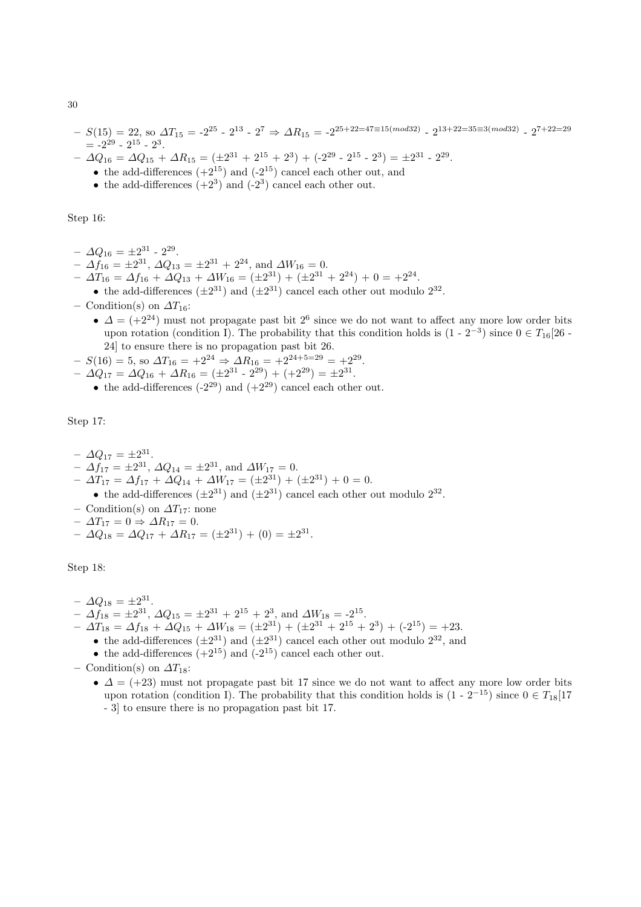- $S(15) = 22$, so $\Delta T_{15}$ = $-2^{25}$ - $2^{13}$ - $2^{7}$ $\Rightarrow$ $\Delta R_{15}$ = $-2^{25+22=47\equiv15(mod32)}$ - $2^{13+22=35\equiv3(mod32)}$ - $2^{7+22=29}$ = $-2^{29}$ - $2^{15}$ - $2^{3}$.
- $\Delta Q_{16}$ = $\Delta Q_{15}$ + $\Delta R_{15}$ = ($\pm2^{31}$ + $2^{15}$ + $2^{3}$) + ($-2^{29}$ - $2^{15}$ - $2^{3}$) = $\pm2^{31}$ - $2^{29}$.
  - the add-differences ($+2^{15}$) and ($-2^{15}$) cancel each other out, and
  - the add-differences ($+2^{3}$) and ($-2^{3}$) cancel each other out.

Step 16:

- $\Delta Q_{16}$ = $\pm2^{31}$ - $2^{29}$.
- $\Delta f_{16}$ = $\pm2^{31}$, $\Delta Q_{13}$ = $\pm2^{31}$ + $2^{24}$, and $\Delta W_{16}$ = 0.
- $\Delta T_{16}$ = $\Delta f_{16}$ + $\Delta Q_{13}$ + $\Delta W_{16}$ = ($\pm2^{31}$) + ($\pm2^{31}$ + $2^{24}$) + 0 = $+2^{24}$.
  - the add-differences ($\pm2^{31}$) and ($\pm2^{31}$) cancel each other out modulo $2^{32}$.
- Condition(s) on $\Delta T_{16}$:
  - $\Delta$ = ($+2^{24}$) must not propagate past bit $2^{6}$ since we do not want to affect any more low order bits upon rotation (condition I). The probability that this condition holds is (1 - $2^{-3}$) since $0 \in T_{16}$[26 - 24] to ensure there is no propagation past bit 26.
- $S(16) = 5$, so $\Delta T_{16}$ = $+2^{24}$ $\Rightarrow$ $\Delta R_{16}$ = $+2^{24+5=29}$ = $+2^{29}$.
- $\Delta Q_{17}$ = $\Delta Q_{16}$ + $\Delta R_{16}$ = ($\pm2^{31}$ - $2^{29}$) + ($+2^{29}$) = $\pm2^{31}$.
  - the add-differences ($-2^{29}$) and ($+2^{29}$) cancel each other out.

Step 17:

- $\Delta Q_{17}$ = $\pm2^{31}$.
- $\Delta f_{17}$ = $\pm2^{31}$, $\Delta Q_{14}$ = $\pm2^{31}$, and $\Delta W_{17}$ = 0.
- $\Delta T_{17}$ = $\Delta f_{17}$ + $\Delta Q_{14}$ + $\Delta W_{17}$ = ($\pm2^{31}$) + ($\pm2^{31}$) + 0 = 0.
  - the add-differences ($\pm2^{31}$) and ($\pm2^{31}$) cancel each other out modulo $2^{32}$.
- Condition(s) on $\Delta T_{17}$: none
- $\Delta T_{17}$ = 0 $\Rightarrow$ $\Delta R_{17}$ = 0.
- $\Delta Q_{18}$ = $\Delta Q_{17}$ + $\Delta R_{17}$ = ($\pm2^{31}$) + (0) = $\pm2^{31}$.

Step 18:

- $\Delta Q_{18}$ = $\pm2^{31}$.
- $\Delta f_{18}$ = $\pm2^{31}$, $\Delta Q_{15}$ = $\pm2^{31}$ + $2^{15}$ + $2^{3}$, and $\Delta W_{18}$ = $-2^{15}$.
- $\Delta T_{18}$ = $\Delta f_{18}$ + $\Delta Q_{15}$ + $\Delta W_{18}$ = ($\pm2^{31}$) + ($\pm2^{31}$ + $2^{15}$ + $2^{3}$) + ($-2^{15}$) = +23.
  - the add-differences ($\pm2^{31}$) and ($\pm2^{31}$) cancel each other out modulo $2^{32}$, and
  - the add-differences ($+2^{15}$) and ($-2^{15}$) cancel each other out.
- Condition(s) on $\Delta T_{18}$:
  - $\Delta$ = (+23) must not propagate past bit 17 since we do not want to affect any more low order bits upon rotation (condition I). The probability that this condition holds is (1 - $2^{-15}$) since $0 \in T_{18}$[17 - 3] to ensure there is no propagation past bit 17.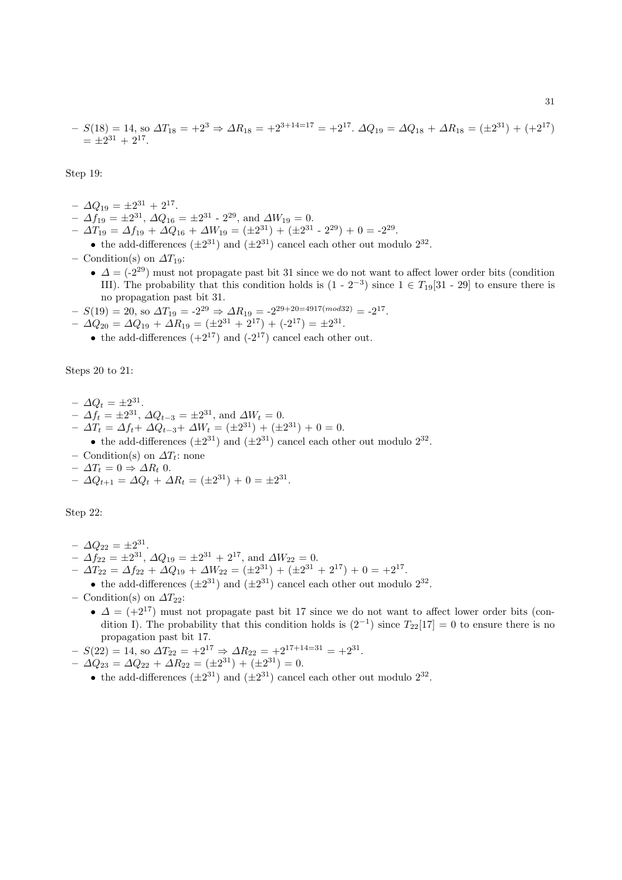- $S(18) = 14$, so $\Delta T_{18} = +2^3 \Rightarrow \Delta R_{18} = +2^{3+14=17} = +2^{17}$. $\Delta Q_{19} = \Delta Q_{18} + \Delta R_{18} = (\pm 2^{31}) + (+2^{17}) = \pm 2^{31} + 2^{17}$.

Step 19:

- $\Delta Q_{19} = \pm 2^{31} + 2^{17}$.
- $\Delta f_{19} = \pm 2^{31}$, $\Delta Q_{16} = \pm 2^{31}$ - $2^{29}$, and $\Delta W_{19} = 0$.
- $\Delta T_{19} = \Delta f_{19} + \Delta Q_{16} + \Delta W_{19} = (\pm 2^{31}) + (\pm 2^{31}$ - $2^{29}) + 0 =$ -$2^{29}$.
  - the add-differences $(\pm 2^{31})$ and $(\pm 2^{31})$ cancel each other out modulo $2^{32}$.
- Condition(s) on $\Delta T_{19}$:
  - $\Delta$ = (-$2^{29}$) must not propagate past bit 31 since we do not want to affect lower order bits (condition III). The probability that this condition holds is (1 - $2^{-3}$) since $1 \in T_{19}[31$ - $29]$ to ensure there is no propagation past bit 31.
- $S(19) = 20$, so $\Delta T_{19} =$ -$2^{29} \Rightarrow \Delta R_{19} =$ -$2^{29+20=4917(mod 32)} =$ -$2^{17}$.
- $\Delta Q_{20} = \Delta Q_{19} + \Delta R_{19} = (\pm 2^{31} + 2^{17}) + (\text{-}2^{17}) = \pm 2^{31}$.
  - the add-differences $(+2^{17})$ and (-$2^{17}$) cancel each other out.

Steps 20 to 21:

- $\Delta Q_t = \pm 2^{31}$.
- $\Delta f_t = \pm 2^{31}$, $\Delta Q_{t-3} = \pm 2^{31}$, and $\Delta W_t = 0$.
- $\Delta T_t = \Delta f_t + \Delta Q_{t-3} + \Delta W_t = (\pm 2^{31}) + (\pm 2^{31}) + 0 = 0$.
  - the add-differences $(\pm 2^{31})$ and $(\pm 2^{31})$ cancel each other out modulo $2^{32}$.
- Condition(s) on $\Delta T_t$: none
- $\Delta T_t = 0 \Rightarrow \Delta R_t$ 0.
- $\Delta Q_{t+1} = \Delta Q_t + \Delta R_t = (\pm 2^{31}) + 0 = \pm 2^{31}$.

Step 22:

- $\Delta Q_{22} = \pm 2^{31}$.
- $\Delta f_{22} = \pm 2^{31}$, $\Delta Q_{19} = \pm 2^{31} + 2^{17}$, and $\Delta W_{22} = 0$.
- $\Delta T_{22} = \Delta f_{22} + \Delta Q_{19} + \Delta W_{22} = (\pm 2^{31}) + (\pm 2^{31} + 2^{17}) + 0 = +2^{17}$.
  - the add-differences $(\pm 2^{31})$ and $(\pm 2^{31})$ cancel each other out modulo $2^{32}$.
- Condition(s) on $\Delta T_{22}$:
  - $\Delta = (+2^{17})$ must not propagate past bit 17 since we do not want to affect lower order bits (condition I). The probability that this condition holds is $(2^{-1})$ since $T_{22}[17] = 0$ to ensure there is no propagation past bit 17.
- $S(22) = 14$, so $\Delta T_{22} = +2^{17} \Rightarrow \Delta R_{22} = +2^{17+14=31} = +2^{31}$.
- $\Delta Q_{23} = \Delta Q_{22} + \Delta R_{22} = (\pm 2^{31}) + (\pm 2^{31}) = 0$.
  - the add-differences $(\pm 2^{31})$ and $(\pm 2^{31})$ cancel each other out modulo $2^{32}$.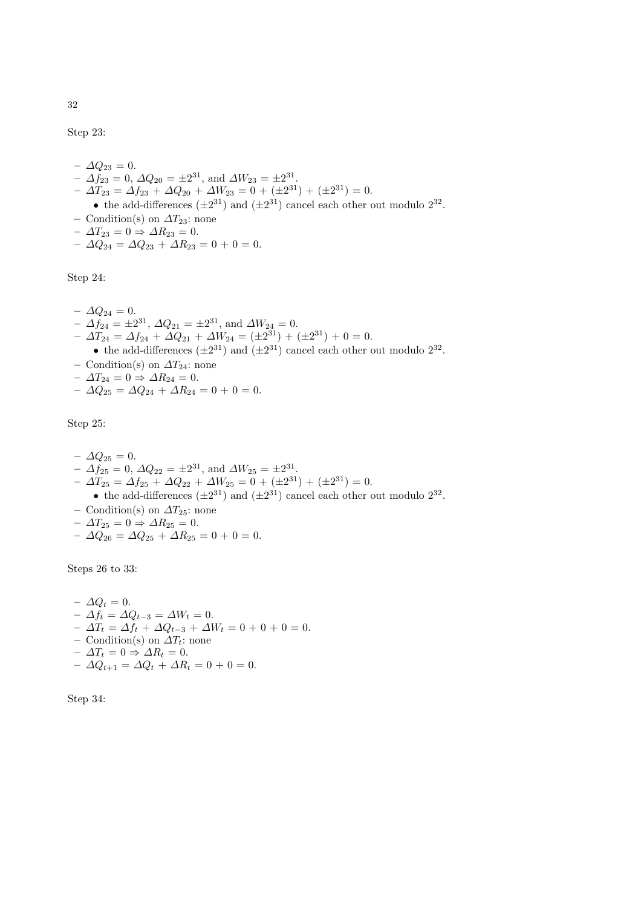Step 23:

- $\Delta Q_{23} = 0$.
- $\Delta f_{23} = 0$, $\Delta Q_{20} = \pm 2^{31}$, and $\Delta W_{23} = \pm 2^{31}$.
- $\Delta T_{23} = \Delta f_{23} + \Delta Q_{20} + \Delta W_{23} = 0 + (\pm 2^{31}) + (\pm 2^{31}) = 0$.
  - the add-differences $(\pm 2^{31})$ and $(\pm 2^{31})$ cancel each other out modulo $2^{32}$.
- Condition(s) on $\Delta T_{23}$: none
- $\Delta T_{23} = 0 \Rightarrow \Delta R_{23} = 0$.
- $\Delta Q_{24} = \Delta Q_{23} + \Delta R_{23} = 0 + 0 = 0$.

Step 24:

- $\Delta Q_{24} = 0$.
- $\Delta f_{24} = \pm 2^{31}$, $\Delta Q_{21} = \pm 2^{31}$, and $\Delta W_{24} = 0$.
- $\Delta T_{24} = \Delta f_{24} + \Delta Q_{21} + \Delta W_{24} = (\pm 2^{31}) + (\pm 2^{31}) + 0 = 0$.
  - the add-differences $(\pm 2^{31})$ and $(\pm 2^{31})$ cancel each other out modulo $2^{32}$.
- Condition(s) on $\Delta T_{24}$: none
- $\Delta T_{24} = 0 \Rightarrow \Delta R_{24} = 0$.
- $\Delta Q_{25} = \Delta Q_{24} + \Delta R_{24} = 0 + 0 = 0$.

Step 25:

- $\Delta Q_{25} = 0$.
- $\Delta f_{25} = 0$, $\Delta Q_{22} = \pm 2^{31}$, and $\Delta W_{25} = \pm 2^{31}$.
- $\Delta T_{25} = \Delta f_{25} + \Delta Q_{22} + \Delta W_{25} = 0 + (\pm 2^{31}) + (\pm 2^{31}) = 0$.
  - the add-differences $(\pm 2^{31})$ and $(\pm 2^{31})$ cancel each other out modulo $2^{32}$.
- Condition(s) on $\Delta T_{25}$: none
- $\Delta T_{25} = 0 \Rightarrow \Delta R_{25} = 0$.
- $\Delta Q_{26} = \Delta Q_{25} + \Delta R_{25} = 0 + 0 = 0$.

Steps 26 to 33:

- $\Delta Q_t = 0$.
- $\Delta f_t = \Delta Q_{t-3} = \Delta W_t = 0$.
- $\Delta T_t = \Delta f_t + \Delta Q_{t-3} + \Delta W_t = 0 + 0 + 0 = 0$.
- Condition(s) on $\Delta T_t$: none
- $\Delta T_t = 0 \Rightarrow \Delta R_t = 0$.
- $\Delta Q_{t+1} = \Delta Q_t + \Delta R_t = 0 + 0 = 0$.

Step 34: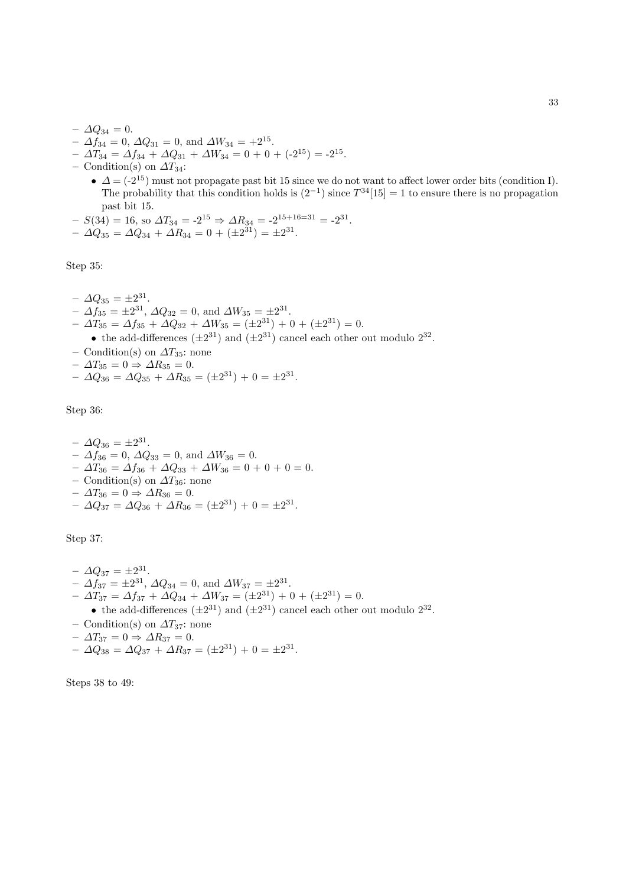- $\Delta Q_{34} = 0$.
- $\Delta f_{34} = 0$, $\Delta Q_{31} = 0$, and $\Delta W_{34} = +2^{15}$.
- $\Delta T_{34} = \Delta f_{34} + \Delta Q_{31} + \Delta W_{34} = 0 + 0 + (-2^{15}) = -2^{15}$.
- Condition(s) on $\Delta T_{34}$:
  - $\Delta = (-2^{15})$ must not propagate past bit 15 since we do not want to affect lower order bits (condition I). The probability that this condition holds is $(2^{-1})$ since $T^{34}[15] = 1$ to ensure there is no propagation past bit 15.
- $S(34) = 16$, so $\Delta T_{34} = -2^{15} \Rightarrow \Delta R_{34} = -2^{15+16=31} = -2^{31}$.
- $\Delta Q_{35} = \Delta Q_{34} + \Delta R_{34} = 0 + (\pm 2^{31}) = \pm 2^{31}$.

Step 35:

- $\Delta Q_{35} = \pm 2^{31}$.
- $\Delta f_{35} = \pm 2^{31}$, $\Delta Q_{32} = 0$, and $\Delta W_{35} = \pm 2^{31}$.
- $\Delta T_{35} = \Delta f_{35} + \Delta Q_{32} + \Delta W_{35} = (\pm 2^{31}) + 0 + (\pm 2^{31}) = 0$.
  - the add-differences $(\pm 2^{31})$ and $(\pm 2^{31})$ cancel each other out modulo $2^{32}$.
- Condition(s) on $\Delta T_{35}$: none
- $\Delta T_{35} = 0 \Rightarrow \Delta R_{35} = 0$.
- $\Delta Q_{36} = \Delta Q_{35} + \Delta R_{35} = (\pm 2^{31}) + 0 = \pm 2^{31}$.

Step 36:

- $\Delta Q_{36} = \pm 2^{31}$.
- $\Delta f_{36} = 0$, $\Delta Q_{33} = 0$, and $\Delta W_{36} = 0$.
- $\Delta T_{36} = \Delta f_{36} + \Delta Q_{33} + \Delta W_{36} = 0 + 0 + 0 = 0$.
- Condition(s) on $\Delta T_{36}$: none
- $\Delta T_{36} = 0 \Rightarrow \Delta R_{36} = 0$.
- $\Delta Q_{37} = \Delta Q_{36} + \Delta R_{36} = (\pm 2^{31}) + 0 = \pm 2^{31}$.

Step 37:

- $\Delta Q_{37} = \pm 2^{31}$.
- $\Delta f_{37} = \pm 2^{31}$, $\Delta Q_{34} = 0$, and $\Delta W_{37} = \pm 2^{31}$.
- $\Delta T_{37} = \Delta f_{37} + \Delta Q_{34} + \Delta W_{37} = (\pm 2^{31}) + 0 + (\pm 2^{31}) = 0$.
  - the add-differences $(\pm 2^{31})$ and $(\pm 2^{31})$ cancel each other out modulo $2^{32}$.
- Condition(s) on $\Delta T_{37}$: none
- $\Delta T_{37} = 0 \Rightarrow \Delta R_{37} = 0$.
- $\Delta Q_{38} = \Delta Q_{37} + \Delta R_{37} = (\pm 2^{31}) + 0 = \pm 2^{31}$.

Steps 38 to 49: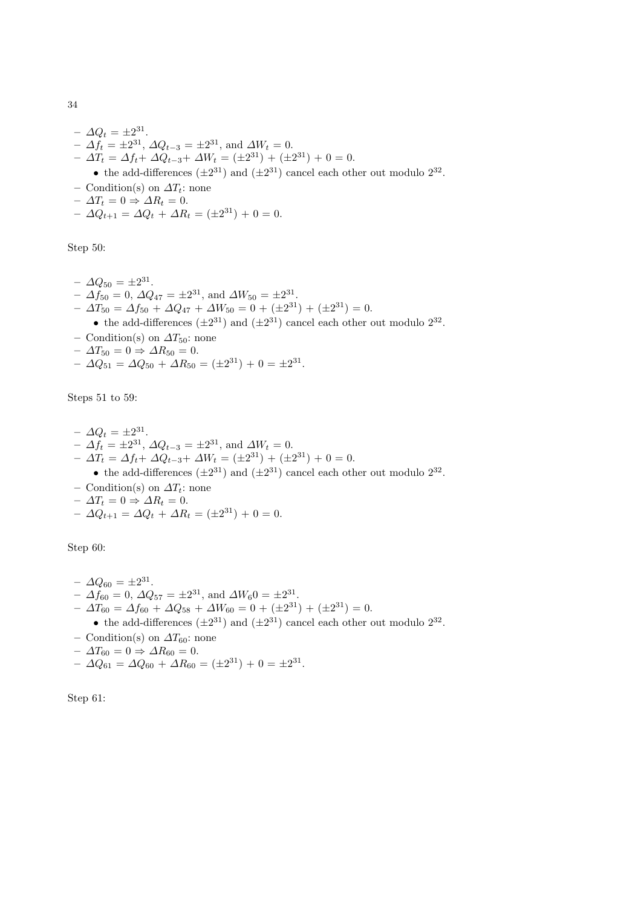- $\Delta Q_t = \pm 2^{31}$.
- $\Delta f_t = \pm 2^{31}$, $\Delta Q_{t-3} = \pm 2^{31}$, and $\Delta W_t = 0$.
- $\Delta T_t = \Delta f_t + \Delta Q_{t-3} + \Delta W_t = (\pm 2^{31}) + (\pm 2^{31}) + 0 = 0$.
  - the add-differences $(\pm 2^{31})$ and $(\pm 2^{31})$ cancel each other out modulo $2^{32}$.
- Condition(s) on $\Delta T_t$: none
- $\Delta T_t = 0 \Rightarrow \Delta R_t = 0$.
- $\Delta Q_{t+1} = \Delta Q_t + \Delta R_t = (\pm 2^{31}) + 0 = 0$.

Step 50:

- $\Delta Q_{50} = \pm 2^{31}$.
- $\Delta f_{50} = 0$, $\Delta Q_{47} = \pm 2^{31}$, and $\Delta W_{50} = \pm 2^{31}$.
- $\Delta T_{50} = \Delta f_{50} + \Delta Q_{47} + \Delta W_{50} = 0 + (\pm 2^{31}) + (\pm 2^{31}) = 0$.
  - the add-differences $(\pm 2^{31})$ and $(\pm 2^{31})$ cancel each other out modulo $2^{32}$.
- Condition(s) on $\Delta T_{50}$: none
- $\Delta T_{50} = 0 \Rightarrow \Delta R_{50} = 0$.
- $\Delta Q_{51} = \Delta Q_{50} + \Delta R_{50} = (\pm 2^{31}) + 0 = \pm 2^{31}$.

Steps 51 to 59:

- $\Delta Q_t = \pm 2^{31}$.
- $\Delta f_t = \pm 2^{31}$, $\Delta Q_{t-3} = \pm 2^{31}$, and $\Delta W_t = 0$.
- $\Delta T_t = \Delta f_t + \Delta Q_{t-3} + \Delta W_t = (\pm 2^{31}) + (\pm 2^{31}) + 0 = 0$.
  - the add-differences $(\pm 2^{31})$ and $(\pm 2^{31})$ cancel each other out modulo $2^{32}$.
- Condition(s) on $\Delta T_t$: none
- $\Delta T_t = 0 \Rightarrow \Delta R_t = 0$.
- $\Delta Q_{t+1} = \Delta Q_t + \Delta R_t = (\pm 2^{31}) + 0 = 0$.

Step 60:

- $\Delta Q_{60} = \pm 2^{31}$.
- $\Delta f_{60} = 0$, $\Delta Q_{57} = \pm 2^{31}$, and $\Delta W_60 = \pm 2^{31}$.
- $\Delta T_{60} = \Delta f_{60} + \Delta Q_{58} + \Delta W_{60} = 0 + (\pm 2^{31}) + (\pm 2^{31}) = 0$.
  - the add-differences $(\pm 2^{31})$ and $(\pm 2^{31})$ cancel each other out modulo $2^{32}$.
- Condition(s) on $\Delta T_{60}$: none
- $\Delta T_{60} = 0 \Rightarrow \Delta R_{60} = 0$.
- $\Delta Q_{61} = \Delta Q_{60} + \Delta R_{60} = (\pm 2^{31}) + 0 = \pm 2^{31}$.

Step 61: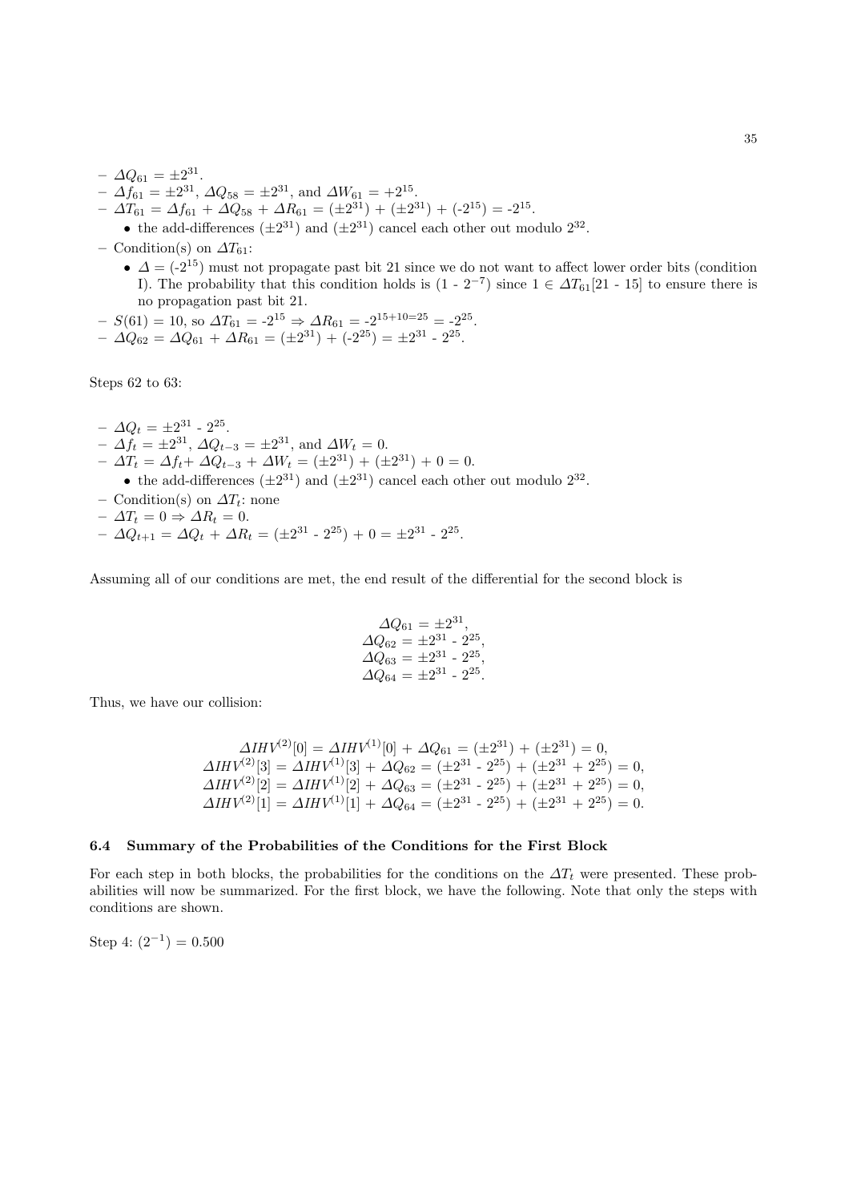- $\Delta Q_{61} = \pm 2^{31}$.
- $\Delta f_{61} = \pm 2^{31}$, $\Delta Q_{58} = \pm 2^{31}$, and $\Delta W_{61} = +2^{15}$.
- $\Delta T_{61} = \Delta f_{61} + \Delta Q_{58} + \Delta R_{61} = (\pm 2^{31}) + (\pm 2^{31}) + (-2^{15}) = -2^{15}$.
  - the add-differences $(\pm 2^{31})$ and $(\pm 2^{31})$ cancel each other out modulo $2^{32}$.
- Condition(s) on $\Delta T_{61}$:
  - $\Delta = (-2^{15})$ must not propagate past bit 21 since we do not want to affect lower order bits (condition I). The probability that this condition holds is $(1 - 2^{-7})$ since $1 \in \Delta T_{61}[21 - 15]$ to ensure there is no propagation past bit 21.
- $S(61) = 10$, so $\Delta T_{61} = -2^{15} \Rightarrow \Delta R_{61} = -2^{15+10=25} = -2^{25}$.
- $\Delta Q_{62} = \Delta Q_{61} + \Delta R_{61} = (\pm 2^{31}) + (-2^{25}) = \pm 2^{31} - 2^{25}$.

Steps 62 to 63:

- $\Delta Q_t = \pm 2^{31} - 2^{25}$.
- $\Delta f_t = \pm 2^{31}$, $\Delta Q_{t-3} = \pm 2^{31}$, and $\Delta W_t = 0$.
- $\Delta T_t = \Delta f_t + \Delta Q_{t-3} + \Delta W_t = (\pm 2^{31}) + (\pm 2^{31}) + 0 = 0$.
  - the add-differences $(\pm 2^{31})$ and $(\pm 2^{31})$ cancel each other out modulo $2^{32}$.
- Condition(s) on $\Delta T_t$: none
- $\Delta T_t = 0 \Rightarrow \Delta R_t = 0$.
- $\Delta Q_{t+1} = \Delta Q_t + \Delta R_t = (\pm 2^{31} - 2^{25}) + 0 = \pm 2^{31} - 2^{25}$.

Assuming all of our conditions are met, the end result of the differential for the second block is

$$\Delta Q_{61} = \pm 2^{31},$$
$$\Delta Q_{62} = \pm 2^{31} - 2^{25},$$
$$\Delta Q_{63} = \pm 2^{31} - 2^{25},$$
$$\Delta Q_{64} = \pm 2^{31} - 2^{25}.$$

Thus, we have our collision:

$$\Delta IHV^{(2)}[0] = \Delta IHV^{(1)}[0] + \Delta Q_{61} = (\pm 2^{31}) + (\pm 2^{31}) = 0,$$
$$\Delta IHV^{(2)}[3] = \Delta IHV^{(1)}[3] + \Delta Q_{62} = (\pm 2^{31} - 2^{25}) + (\pm 2^{31} + 2^{25}) = 0,$$
$$\Delta IHV^{(2)}[2] = \Delta IHV^{(1)}[2] + \Delta Q_{63} = (\pm 2^{31} - 2^{25}) + (\pm 2^{31} + 2^{25}) = 0,$$
$$\Delta IHV^{(2)}[1] = \Delta IHV^{(1)}[1] + \Delta Q_{64} = (\pm 2^{31} - 2^{25}) + (\pm 2^{31} + 2^{25}) = 0.$$

### 6.4 Summary of the Probabilities of the Conditions for the First Block

For each step in both blocks, the probabilities for the conditions on the $\Delta T_t$ were presented. These probabilities will now be summarized. For the first block, we have the following. Note that only the steps with conditions are shown.

Step 4: $(2^{-1}) = 0.500$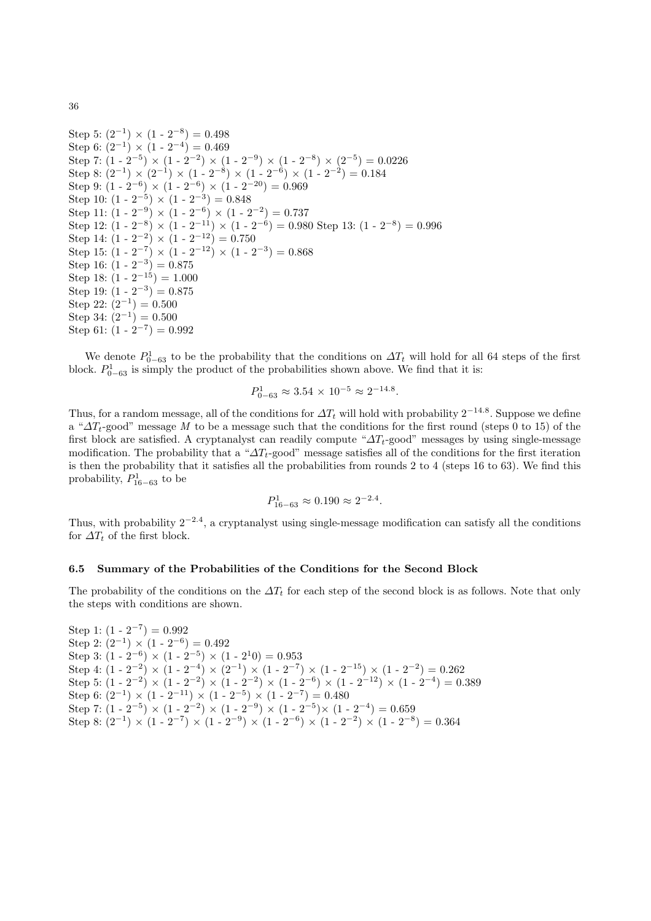Step 5: $(2^{-1}) \times (1 - 2^{-8}) = 0.498$
Step 6: $(2^{-1}) \times (1 - 2^{-4}) = 0.469$
Step 7: $(1 - 2^{-5}) \times (1 - 2^{-2}) \times (1 - 2^{-9}) \times (1 - 2^{-8}) \times (2^{-5}) = 0.0226$
Step 8: $(2^{-1}) \times (2^{-1}) \times (1 - 2^{-8}) \times (1 - 2^{-6}) \times (1 - 2^{-2}) = 0.184$
Step 9: $(1 - 2^{-6}) \times (1 - 2^{-6}) \times (1 - 2^{-20}) = 0.969$
Step 10: $(1 - 2^{-5}) \times (1 - 2^{-3}) = 0.848$
Step 11: $(1 - 2^{-9}) \times (1 - 2^{-6}) \times (1 - 2^{-2}) = 0.737$
Step 12: $(1 - 2^{-8}) \times (1 - 2^{-11}) \times (1 - 2^{-6}) = 0.980$ Step 13: $(1 - 2^{-8}) = 0.996$
Step 14: $(1 - 2^{-2}) \times (1 - 2^{-12}) = 0.750$
Step 15: $(1 - 2^{-7}) \times (1 - 2^{-12}) \times (1 - 2^{-3}) = 0.868$
Step 16: $(1 - 2^{-3}) = 0.875$
Step 18: $(1 - 2^{-15}) = 1.000$
Step 19: $(1 - 2^{-3}) = 0.875$
Step 22: $(2^{-1}) = 0.500$
Step 34: $(2^{-1}) = 0.500$
Step 61: $(1 - 2^{-7}) = 0.992$

We denote $P^1_{0-63}$ to be the probability that the conditions on $\Delta T_t$ will hold for all 64 steps of the first block. $P^1_{0-63}$ is simply the product of the probabilities shown above. We find that it is:

$$P^1_{0-63} \approx 3.54 \times 10^{-5} \approx 2^{-14.8}.$$

Thus, for a random message, all of the conditions for $\Delta T_t$ will hold with probability $2^{-14.8}$. Suppose we define a "$\Delta T_t$-good" message $M$ to be a message such that the conditions for the first round (steps 0 to 15) of the first block are satisfied. A cryptanalyst can readily compute "$\Delta T_t$-good" messages by using single-message modification. The probability that a "$\Delta T_t$-good" message satisfies all of the conditions for the first iteration is then the probability that it satisfies all the probabilities from rounds 2 to 4 (steps 16 to 63). We find this probability, $P^1_{16-63}$ to be

$$P^1_{16-63} \approx 0.190 \approx 2^{-2.4}.$$

Thus, with probability $2^{-2.4}$, a cryptanalyst using single-message modification can satisfy all the conditions for $\Delta T_t$ of the first block.

### 6.5 Summary of the Probabilities of the Conditions for the Second Block

The probability of the conditions on the $\Delta T_t$ for each step of the second block is as follows. Note that only the steps with conditions are shown.

Step 1: $(1 - 2^{-7}) = 0.992$
Step 2: $(2^{-1}) \times (1 - 2^{-6}) = 0.492$
Step 3: $(1 - 2^{-6}) \times (1 - 2^{-5}) \times (1 - 2^{1}0) = 0.953$
Step 4: $(1 - 2^{-2}) \times (1 - 2^{-4}) \times (2^{-1}) \times (1 - 2^{-7}) \times (1 - 2^{-15}) \times (1 - 2^{-2}) = 0.262$
Step 5: $(1 - 2^{-2}) \times (1 - 2^{-2}) \times (1 - 2^{-2}) \times (1 - 2^{-6}) \times (1 - 2^{-12}) \times (1 - 2^{-4}) = 0.389$
Step 6: $(2^{-1}) \times (1 - 2^{-11}) \times (1 - 2^{-5}) \times (1 - 2^{-7}) = 0.480$
Step 7: $(1 - 2^{-5}) \times (1 - 2^{-2}) \times (1 - 2^{-9}) \times (1 - 2^{-5}) \times (1 - 2^{-4}) = 0.659$
Step 8: $(2^{-1}) \times (1 - 2^{-7}) \times (1 - 2^{-9}) \times (1 - 2^{-6}) \times (1 - 2^{-2}) \times (1 - 2^{-8}) = 0.364$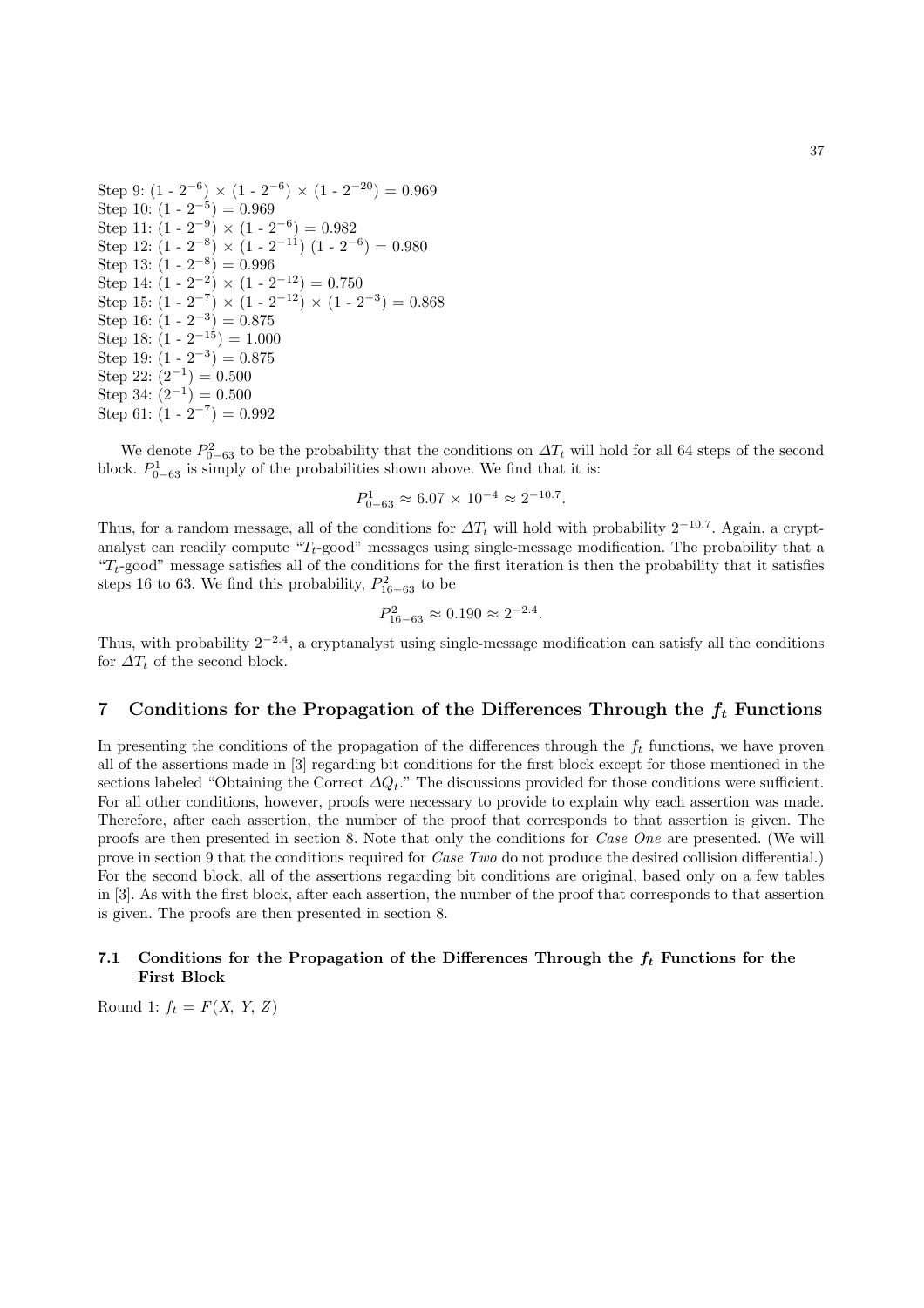Step 9: (1 - $2^{-6}$) × (1 - $2^{-6}$) × (1 - $2^{-20}$) = 0.969  
Step 10: (1 - $2^{-5}$) = 0.969  
Step 11: (1 - $2^{-9}$) × (1 - $2^{-6}$) = 0.982  
Step 12: (1 - $2^{-8}$) × (1 - $2^{-11}$) (1 - $2^{-6}$) = 0.980  
Step 13: (1 - $2^{-8}$) = 0.996  
Step 14: (1 - $2^{-2}$) × (1 - $2^{-12}$) = 0.750  
Step 15: (1 - $2^{-7}$) × (1 - $2^{-12}$) × (1 - $2^{-3}$) = 0.868  
Step 16: (1 - $2^{-3}$) = 0.875  
Step 18: (1 - $2^{-15}$) = 1.000  
Step 19: (1 - $2^{-3}$) = 0.875  
Step 22: ($2^{-1}$) = 0.500  
Step 34: ($2^{-1}$) = 0.500  
Step 61: (1 - $2^{-7}$) = 0.992

We denote $P^2_{0-63}$ to be the probability that the conditions on $\Delta T_t$ will hold for all 64 steps of the second block. $P^1_{0-63}$ is simply of the probabilities shown above. We find that it is:

$$P^1_{0-63} \approx 6.07 \times 10^{-4} \approx 2^{-10.7}.$$

Thus, for a random message, all of the conditions for $\Delta T_t$ will hold with probability $2^{-10.7}$. Again, a cryptanalyst can readily compute "$T_t$-good" messages using single-message modification. The probability that a "$T_t$-good" message satisfies all of the conditions for the first iteration is then the probability that it satisfies steps 16 to 63. We find this probability, $P^2_{16-63}$ to be

$$P^2_{16-63} \approx 0.190 \approx 2^{-2.4}.$$

Thus, with probability $2^{-2.4}$, a cryptanalyst using single-message modification can satisfy all the conditions for $\Delta T_t$ of the second block.

## 7 Conditions for the Propagation of the Differences Through the $f_t$ Functions

In presenting the conditions of the propagation of the differences through the $f_t$ functions, we have proven all of the assertions made in [3] regarding bit conditions for the first block except for those mentioned in the sections labeled "Obtaining the Correct $\Delta Q_t$." The discussions provided for those conditions were sufficient. For all other conditions, however, proofs were necessary to provide to explain why each assertion was made. Therefore, after each assertion, the number of the proof that corresponds to that assertion is given. The proofs are then presented in section 8. Note that only the conditions for *Case One* are presented. (We will prove in section 9 that the conditions required for *Case Two* do not produce the desired collision differential.) For the second block, all of the assertions regarding bit conditions are original, based only on a few tables in [3]. As with the first block, after each assertion, the number of the proof that corresponds to that assertion is given. The proofs are then presented in section 8.

### 7.1 Conditions for the Propagation of the Differences Through the $f_t$ Functions for the First Block

Round 1: $f_t = F(X,\ Y,\ Z)$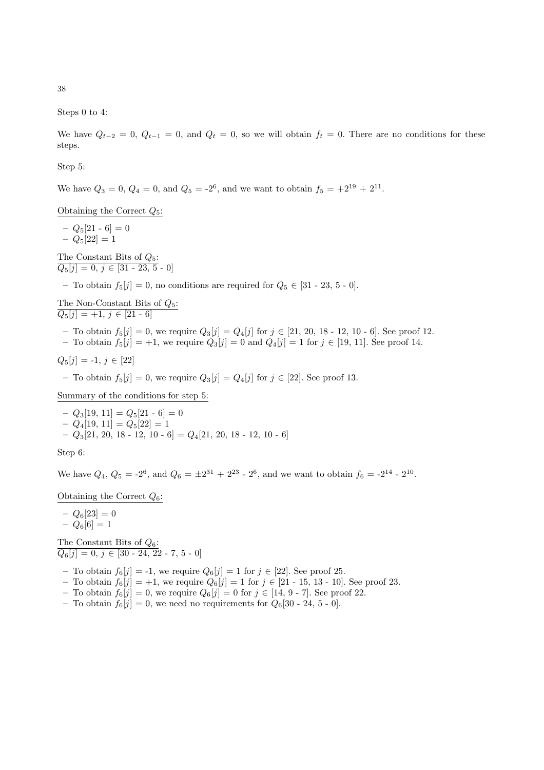Steps 0 to 4:

We have $Q_{t-2} = 0$, $Q_{t-1} = 0$, and $Q_t = 0$, so we will obtain $f_t = 0$. There are no conditions for these steps.

Step 5:

We have $Q_3 = 0$, $Q_4 = 0$, and $Q_5 = -2^6$, and we want to obtain $f_5 = +2^{19} + 2^{11}$.

Obtaining the Correct $Q_5$:

- $Q_5[21 - 6] = 0$
- $Q_5[22] = 1$

The Constant Bits of $Q_5$:
$Q_5[j] = 0$, $j \in [31 - 23, 5 - 0]$

- To obtain $f_5[j] = 0$, no conditions are required for $Q_5 \in [31 - 23, 5 - 0]$.

The Non-Constant Bits of $Q_5$:
$Q_5[j] = +1$, $j \in [21 - 6]$

- To obtain $f_5[j] = 0$, we require $Q_3[j] = Q_4[j]$ for $j \in [21, 20, 18 - 12, 10 - 6]$. See proof 12.
- To obtain $f_5[j] = +1$, we require $Q_3[j] = 0$ and $Q_4[j] = 1$ for $j \in [19, 11]$. See proof 14.

$Q_5[j] = -1$, $j \in [22]$

- To obtain $f_5[j] = 0$, we require $Q_3[j] = Q_4[j]$ for $j \in [22]$. See proof 13.

Summary of the conditions for step 5:

- $Q_3[19, 11] = Q_5[21 - 6] = 0$
- $Q_4[19, 11] = Q_5[22] = 1$
- $Q_3[21, 20, 18 - 12, 10 - 6] = Q_4[21, 20, 18 - 12, 10 - 6]$

Step 6:

We have $Q_4$, $Q_5 = -2^6$, and $Q_6 = \pm 2^{31} + 2^{23} - 2^6$, and we want to obtain $f_6 = -2^{14} - 2^{10}$.

Obtaining the Correct $Q_6$:

- $Q_6[23] = 0$
- $Q_6[6] = 1$

The Constant Bits of $Q_6$:
$Q_6[j] = 0$, $j \in [30 - 24, 22 - 7, 5 - 0]$

- To obtain $f_6[j] = -1$, we require $Q_6[j] = 1$ for $j \in [22]$. See proof 25.
- To obtain $f_6[j] = +1$, we require $Q_6[j] = 1$ for $j \in [21 - 15, 13 - 10]$. See proof 23.
- To obtain $f_6[j] = 0$, we require $Q_6[j] = 0$ for $j \in [14, 9 - 7]$. See proof 22.
- To obtain $f_6[j] = 0$, we need no requirements for $Q_6[30 - 24, 5 - 0]$.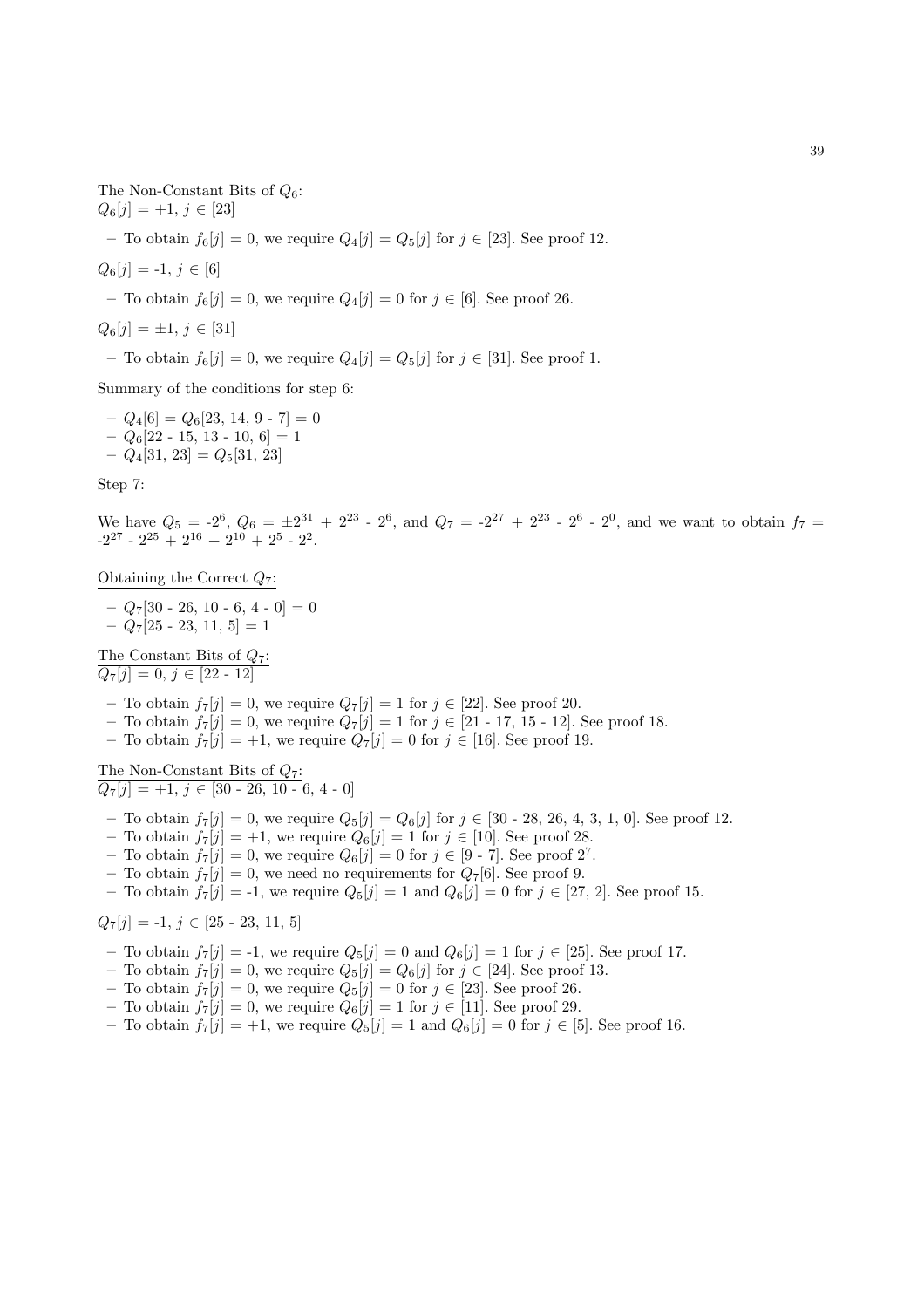The Non-Constant Bits of $Q_6$:
$Q_6[j] = +1,\ j \in [23]$

- To obtain $f_6[j] = 0$, we require $Q_4[j] = Q_5[j]$ for $j \in [23]$. See proof 12.

$Q_6[j] = -1,\ j \in [6]$

- To obtain $f_6[j] = 0$, we require $Q_4[j] = 0$ for $j \in [6]$. See proof 26.

$Q_6[j] = \pm 1,\ j \in [31]$

- To obtain $f_6[j] = 0$, we require $Q_4[j] = Q_5[j]$ for $j \in [31]$. See proof 1.

Summary of the conditions for step 6:

- $Q_4[6] = Q_6[23,\ 14,\ 9 - 7] = 0$
- $Q_6[22 - 15,\ 13 - 10,\ 6] = 1$
- $Q_4[31,\ 23] = Q_5[31,\ 23]$

Step 7:

We have $Q_5 = -2^6$, $Q_6 = \pm 2^{31} + 2^{23} - 2^6$, and $Q_7 = -2^{27} + 2^{23} - 2^6 - 2^0$, and we want to obtain $f_7 = -2^{27} - 2^{25} + 2^{16} + 2^{10} + 2^5 - 2^2$.

Obtaining the Correct $Q_7$:

- $Q_7[30 - 26,\ 10 - 6,\ 4 - 0] = 0$
- $Q_7[25 - 23,\ 11,\ 5] = 1$

The Constant Bits of $Q_7$:
$Q_7[j] = 0,\ j \in [22 - 12]$

- To obtain $f_7[j] = 0$, we require $Q_7[j] = 1$ for $j \in [22]$. See proof 20.
- To obtain $f_7[j] = 0$, we require $Q_7[j] = 1$ for $j \in [21 - 17,\ 15 - 12]$. See proof 18.
- To obtain $f_7[j] = +1$, we require $Q_7[j] = 0$ for $j \in [16]$. See proof 19.

The Non-Constant Bits of $Q_7$:
$Q_7[j] = +1,\ j \in [30 - 26,\ 10 - 6,\ 4 - 0]$

- To obtain $f_7[j] = 0$, we require $Q_5[j] = Q_6[j]$ for $j \in [30 - 28,\ 26,\ 4,\ 3,\ 1,\ 0]$. See proof 12.
- To obtain $f_7[j] = +1$, we require $Q_6[j] = 1$ for $j \in [10]$. See proof 28.
- To obtain $f_7[j] = 0$, we require $Q_6[j] = 0$ for $j \in [9 - 7]$. See proof $2^7$.
- To obtain $f_7[j] = 0$, we need no requirements for $Q_7[6]$. See proof 9.
- To obtain $f_7[j] = -1$, we require $Q_5[j] = 1$ and $Q_6[j] = 0$ for $j \in [27,\ 2]$. See proof 15.

$Q_7[j] = -1,\ j \in [25 - 23,\ 11,\ 5]$

- To obtain $f_7[j] = -1$, we require $Q_5[j] = 0$ and $Q_6[j] = 1$ for $j \in [25]$. See proof 17.
- To obtain $f_7[j] = 0$, we require $Q_5[j] = Q_6[j]$ for $j \in [24]$. See proof 13.
- To obtain $f_7[j] = 0$, we require $Q_5[j] = 0$ for $j \in [23]$. See proof 26.
- To obtain $f_7[j] = 0$, we require $Q_6[j] = 1$ for $j \in [11]$. See proof 29.
- To obtain $f_7[j] = +1$, we require $Q_5[j] = 1$ and $Q_6[j] = 0$ for $j \in [5]$. See proof 16.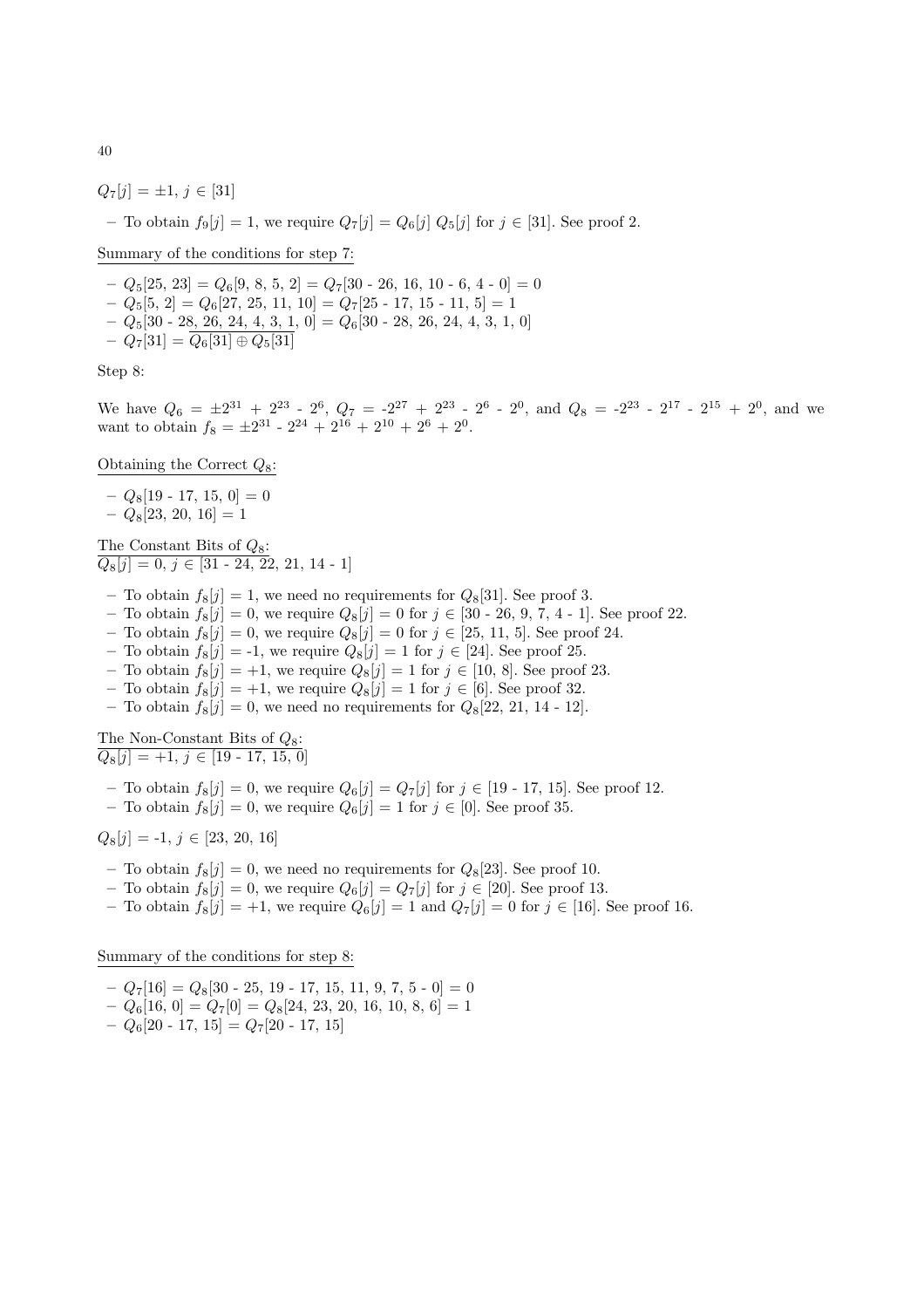$Q_7[j] = \pm 1$, $j \in [31]$

- To obtain $f_9[j] = 1$, we require $Q_7[j] = Q_6[j]\ Q_5[j]$ for $j \in [31]$. See proof 2.

<u>Summary of the conditions for step 7:</u>

- $Q_5[25, 23] = Q_6[9, 8, 5, 2] = Q_7[30 - 26, 16, 10 - 6, 4 - 0] = 0$
- $Q_5[5, 2] = Q_6[27, 25, 11, 10] = Q_7[25 - 17, 15 - 11, 5] = 1$
- $Q_5[30 - 28, 26, 24, 4, 3, 1, 0] = Q_6[30 - 28, 26, 24, 4, 3, 1, 0]$
- $Q_7[31] = \overline{Q_6[31] \oplus Q_5[31]}$

Step 8:

We have $Q_6 = \pm 2^{31} + 2^{23} - 2^{6}$, $Q_7 = -2^{27} + 2^{23} - 2^{6} - 2^{0}$, and $Q_8 = -2^{23} - 2^{17} - 2^{15} + 2^{0}$, and we want to obtain $f_8 = \pm 2^{31} - 2^{24} + 2^{16} + 2^{10} + 2^{6} + 2^{0}$.

<u>Obtaining the Correct $Q_8$:</u>

- $Q_8[19 - 17, 15, 0] = 0$
- $Q_8[23, 20, 16] = 1$

<u>The Constant Bits of $Q_8$:</u>
<u>$Q_8[j] = 0$, $j \in [31 - 24, 22, 21, 14 - 1]$</u>

- To obtain $f_8[j] = 1$, we need no requirements for $Q_8[31]$. See proof 3.
- To obtain $f_8[j] = 0$, we require $Q_8[j] = 0$ for $j \in [30 - 26, 9, 7, 4 - 1]$. See proof 22.
- To obtain $f_8[j] = 0$, we require $Q_8[j] = 0$ for $j \in [25, 11, 5]$. See proof 24.
- To obtain $f_8[j] = -1$, we require $Q_8[j] = 1$ for $j \in [24]$. See proof 25.
- To obtain $f_8[j] = +1$, we require $Q_8[j] = 1$ for $j \in [10, 8]$. See proof 23.
- To obtain $f_8[j] = +1$, we require $Q_8[j] = 1$ for $j \in [6]$. See proof 32.
- To obtain $f_8[j] = 0$, we need no requirements for $Q_8[22, 21, 14 - 12]$.

<u>The Non-Constant Bits of $Q_8$:</u>
<u>$Q_8[j] = +1$, $j \in [19 - 17, 15, 0]$</u>

- To obtain $f_8[j] = 0$, we require $Q_6[j] = Q_7[j]$ for $j \in [19 - 17, 15]$. See proof 12.
- To obtain $f_8[j] = 0$, we require $Q_6[j] = 1$ for $j \in [0]$. See proof 35.

$Q_8[j] = -1$, $j \in [23, 20, 16]$

- To obtain $f_8[j] = 0$, we need no requirements for $Q_8[23]$. See proof 10.
- To obtain $f_8[j] = 0$, we require $Q_6[j] = Q_7[j]$ for $j \in [20]$. See proof 13.
- To obtain $f_8[j] = +1$, we require $Q_6[j] = 1$ and $Q_7[j] = 0$ for $j \in [16]$. See proof 16.

<u>Summary of the conditions for step 8:</u>

- $Q_7[16] = Q_8[30 - 25, 19 - 17, 15, 11, 9, 7, 5 - 0] = 0$
- $Q_6[16, 0] = Q_7[0] = Q_8[24, 23, 20, 16, 10, 8, 6] = 1$
- $Q_6[20 - 17, 15] = Q_7[20 - 17, 15]$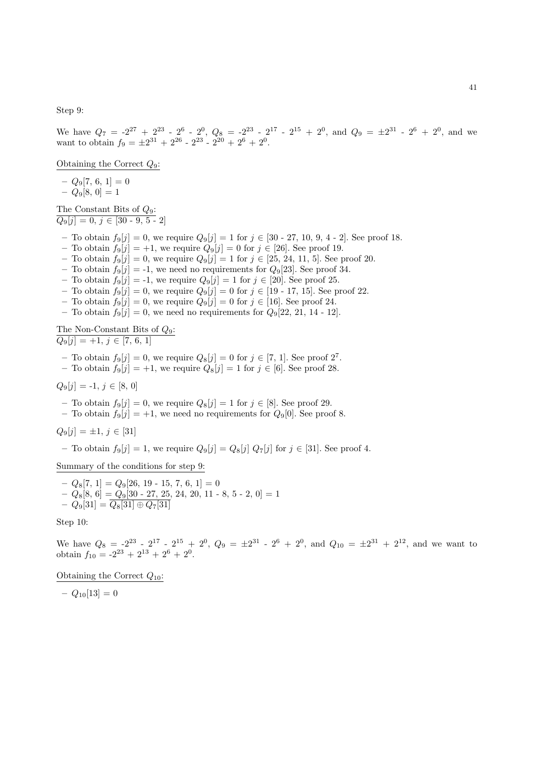Step 9:

We have $Q_7$ = -$2^{27}$ + $2^{23}$ - $2^6$ - $2^0$, $Q_8$ = -$2^{23}$ - $2^{17}$ - $2^{15}$ + $2^0$, and $Q_9$ = $\pm 2^{31}$ - $2^6$ + $2^0$, and we want to obtain $f_9$ = $\pm 2^{31}$ + $2^{26}$ - $2^{23}$ - $2^{20}$ + $2^6$ + $2^0$.

Obtaining the Correct $Q_9$:

- $Q_9$[7, 6, 1] = 0
- $Q_9$[8, 0] = 1

The Constant Bits of $Q_9$:
$Q_9[j]$ = 0, $j \in$ [30 - 9, 5 - 2]

- To obtain $f_9[j]$ = 0, we require $Q_9[j]$ = 1 for $j \in$ [30 - 27, 10, 9, 4 - 2]. See proof 18.
- To obtain $f_9[j]$ = +1, we require $Q_9[j]$ = 0 for $j \in$ [26]. See proof 19.
- To obtain $f_9[j]$ = 0, we require $Q_9[j]$ = 1 for $j \in$ [25, 24, 11, 5]. See proof 20.
- To obtain $f_9[j]$ = -1, we need no requirements for $Q_9$[23]. See proof 34.
- To obtain $f_9[j]$ = -1, we require $Q_9[j]$ = 1 for $j \in$ [20]. See proof 25.
- To obtain $f_9[j]$ = 0, we require $Q_9[j]$ = 0 for $j \in$ [19 - 17, 15]. See proof 22.
- To obtain $f_9[j]$ = 0, we require $Q_9[j]$ = 0 for $j \in$ [16]. See proof 24.
- To obtain $f_9[j]$ = 0, we need no requirements for $Q_9$[22, 21, 14 - 12].

The Non-Constant Bits of $Q_9$:
$Q_9[j]$ = +1, $j \in$ [7, 6, 1]

- To obtain $f_9[j]$ = 0, we require $Q_8[j]$ = 0 for $j \in$ [7, 1]. See proof $2^7$.
- To obtain $f_9[j]$ = +1, we require $Q_8[j]$ = 1 for $j \in$ [6]. See proof 28.

$Q_9[j]$ = -1, $j \in$ [8, 0]

- To obtain $f_9[j]$ = 0, we require $Q_8[j]$ = 1 for $j \in$ [8]. See proof 29.
- To obtain $f_9[j]$ = +1, we need no requirements for $Q_9$[0]. See proof 8.

$Q_9[j]$ = $\pm$1, $j \in$ [31]

- To obtain $f_9[j]$ = 1, we require $Q_9[j]$ = $Q_8[j]$ $Q_7[j]$ for $j \in$ [31]. See proof 4.

Summary of the conditions for step 9:

- $Q_8$[7, 1] = $Q_9$[26, 19 - 15, 7, 6, 1] = 0
- $Q_8$[8, 6] = $Q_9$[30 - 27, 25, 24, 20, 11 - 8, 5 - 2, 0] = 1
- $Q_9[31] = \overline{Q_8[31] \oplus Q_7[31]}$

Step 10:

We have $Q_8$ = -$2^{23}$ - $2^{17}$ - $2^{15}$ + $2^0$, $Q_9$ = $\pm 2^{31}$ - $2^6$ + $2^0$, and $Q_{10}$ = $\pm 2^{31}$ + $2^{12}$, and we want to obtain $f_{10}$ = -$2^{23}$ + $2^{13}$ + $2^6$ + $2^0$.

Obtaining the Correct $Q_{10}$:

- $Q_{10}$[13] = 0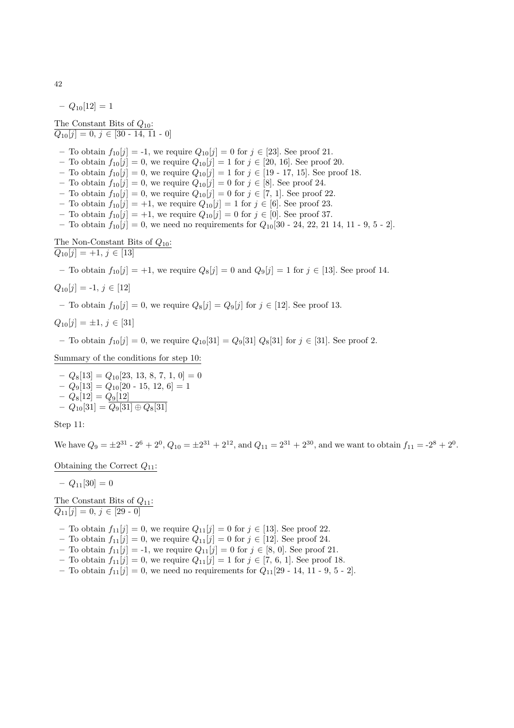- $Q_{10}[12] = 1$

<u>The Constant Bits of $Q_{10}$:</u>
$Q_{10}[j] = 0,\ j \in [30 - 14, 11 - 0]$

- To obtain $f_{10}[j]$ = -1, we require $Q_{10}[j] = 0$ for $j \in [23]$. See proof 21.
- To obtain $f_{10}[j]$ = 0, we require $Q_{10}[j] = 1$ for $j \in [20, 16]$. See proof 20.
- To obtain $f_{10}[j]$ = 0, we require $Q_{10}[j] = 1$ for $j \in [19 - 17, 15]$. See proof 18.
- To obtain $f_{10}[j]$ = 0, we require $Q_{10}[j] = 0$ for $j \in [8]$. See proof 24.
- To obtain $f_{10}[j]$ = 0, we require $Q_{10}[j] = 0$ for $j \in [7, 1]$. See proof 22.
- To obtain $f_{10}[j]$ = +1, we require $Q_{10}[j] = 1$ for $j \in [6]$. See proof 23.
- To obtain $f_{10}[j]$ = +1, we require $Q_{10}[j] = 0$ for $j \in [0]$. See proof 37.
- To obtain $f_{10}[j]$ = 0, we need no requirements for $Q_{10}[30 - 24, 22, 21\ 14, 11 - 9, 5 - 2]$.

<u>The Non-Constant Bits of $Q_{10}$:</u>
$Q_{10}[j] = +1,\ j \in [13]$

- To obtain $f_{10}[j]$ = +1, we require $Q_8[j] = 0$ and $Q_9[j] = 1$ for $j \in [13]$. See proof 14.

$Q_{10}[j] = -1,\ j \in [12]$

- To obtain $f_{10}[j]$ = 0, we require $Q_8[j] = Q_9[j]$ for $j \in [12]$. See proof 13.

$Q_{10}[j] = \pm 1,\ j \in [31]$

- To obtain $f_{10}[j]$ = 0, we require $Q_{10}[31] = Q_9[31]\ Q_8[31]$ for $j \in [31]$. See proof 2.

<u>Summary of the conditions for step 10:</u>

- $Q_8[13] = Q_{10}[23, 13, 8, 7, 1, 0] = 0$
- $Q_9[13] = Q_{10}[20 - 15, 12, 6] = 1$
- $Q_8[12] = Q_9[12]$
- $Q_{10}[31] = \overline{Q_9[31] \oplus Q_8[31]}$

Step 11:

We have $Q_9 = \pm 2^{31} - 2^6 + 2^0$, $Q_{10} = \pm 2^{31} + 2^{12}$, and $Q_{11} = 2^{31} + 2^{30}$, and we want to obtain $f_{11} = -2^8 + 2^0$.

<u>Obtaining the Correct $Q_{11}$:</u>

- $Q_{11}[30] = 0$

<u>The Constant Bits of $Q_{11}$:</u>
$Q_{11}[j] = 0,\ j \in [29 - 0]$

- To obtain $f_{11}[j]$ = 0, we require $Q_{11}[j] = 0$ for $j \in [13]$. See proof 22.
- To obtain $f_{11}[j]$ = 0, we require $Q_{11}[j] = 0$ for $j \in [12]$. See proof 24.
- To obtain $f_{11}[j]$ = -1, we require $Q_{11}[j] = 0$ for $j \in [8, 0]$. See proof 21.
- To obtain $f_{11}[j]$ = 0, we require $Q_{11}[j] = 1$ for $j \in [7, 6, 1]$. See proof 18.
- To obtain $f_{11}[j]$ = 0, we need no requirements for $Q_{11}[29 - 14, 11 - 9, 5 - 2]$.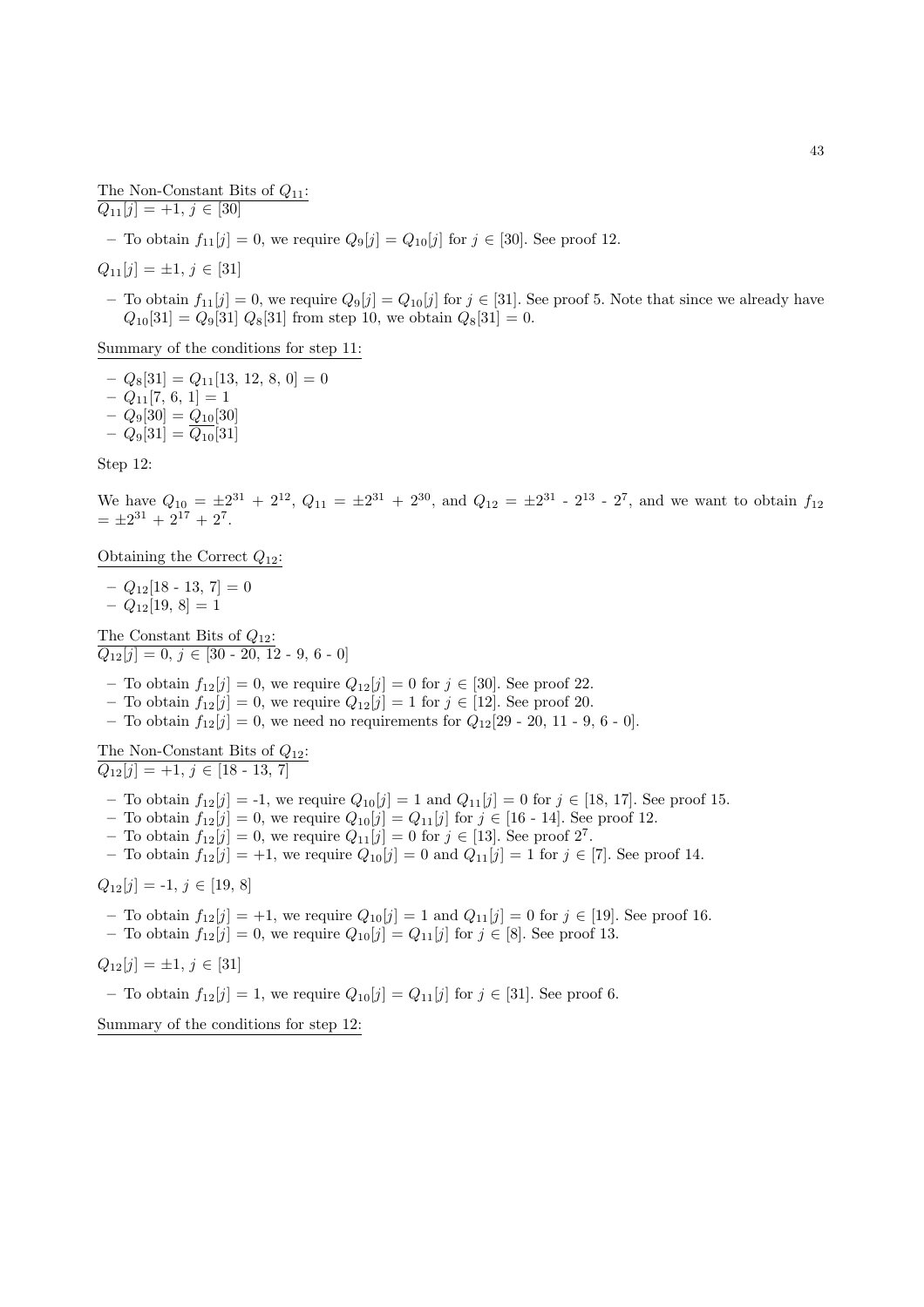The Non-Constant Bits of $Q_{11}$:
$Q_{11}[j] = +1, j \in [30]$

- To obtain $f_{11}[j] = 0$, we require $Q_9[j] = Q_{10}[j]$ for $j \in [30]$. See proof 12.

$Q_{11}[j] = \pm 1, j \in [31]$

- To obtain $f_{11}[j] = 0$, we require $Q_9[j] = Q_{10}[j]$ for $j \in [31]$. See proof 5. Note that since we already have $Q_{10}[31] = Q_9[31]$ $Q_8[31]$ from step 10, we obtain $Q_8[31] = 0$.

Summary of the conditions for step 11:

- $Q_8[31] = Q_{11}[13, 12, 8, 0] = 0$
- $Q_{11}[7, 6, 1] = 1$
- $Q_9[30] = Q_{10}[30]$
- $Q_9[31] = \overline{Q_{10}}[31]$

Step 12:

We have $Q_{10} = \pm 2^{31} + 2^{12}$, $Q_{11} = \pm 2^{31} + 2^{30}$, and $Q_{12} = \pm 2^{31} - 2^{13} - 2^{7}$, and we want to obtain $f_{12} = \pm 2^{31} + 2^{17} + 2^{7}$.

Obtaining the Correct $Q_{12}$:

- $Q_{12}[18 - 13, 7] = 0$
- $Q_{12}[19, 8] = 1$

The Constant Bits of $Q_{12}$:
$Q_{12}[j] = 0, j \in [30 - 20, 12 - 9, 6 - 0]$

- To obtain $f_{12}[j] = 0$, we require $Q_{12}[j] = 0$ for $j \in [30]$. See proof 22.
- To obtain $f_{12}[j] = 0$, we require $Q_{12}[j] = 1$ for $j \in [12]$. See proof 20.
- To obtain $f_{12}[j] = 0$, we need no requirements for $Q_{12}[29 - 20, 11 - 9, 6 - 0]$.

The Non-Constant Bits of $Q_{12}$:
$Q_{12}[j] = +1, j \in [18 - 13, 7]$

- To obtain $f_{12}[j] = -1$, we require $Q_{10}[j] = 1$ and $Q_{11}[j] = 0$ for $j \in [18, 17]$. See proof 15.
- To obtain $f_{12}[j] = 0$, we require $Q_{10}[j] = Q_{11}[j]$ for $j \in [16 - 14]$. See proof 12.
- To obtain $f_{12}[j] = 0$, we require $Q_{11}[j] = 0$ for $j \in [13]$. See proof $2^7$.
- To obtain $f_{12}[j] = +1$, we require $Q_{10}[j] = 0$ and $Q_{11}[j] = 1$ for $j \in [7]$. See proof 14.

$Q_{12}[j] = -1, j \in [19, 8]$

- To obtain $f_{12}[j] = +1$, we require $Q_{10}[j] = 1$ and $Q_{11}[j] = 0$ for $j \in [19]$. See proof 16.
- To obtain $f_{12}[j] = 0$, we require $Q_{10}[j] = Q_{11}[j]$ for $j \in [8]$. See proof 13.

$Q_{12}[j] = \pm 1, j \in [31]$

- To obtain $f_{12}[j] = 1$, we require $Q_{10}[j] = Q_{11}[j]$ for $j \in [31]$. See proof 6.

Summary of the conditions for step 12: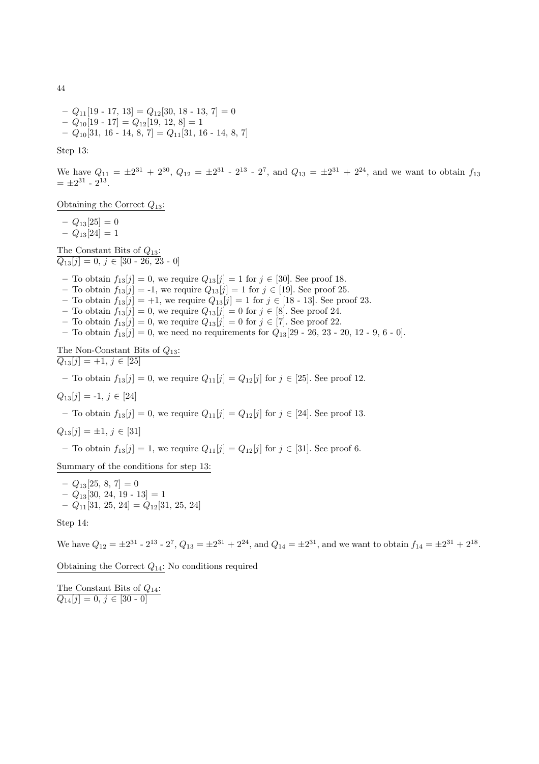- $Q_{11}$[19 - 17, 13] = $Q_{12}$[30, 18 - 13, 7] = 0
- $Q_{10}$[19 - 17] = $Q_{12}$[19, 12, 8] = 1
- $Q_{10}$[31, 16 - 14, 8, 7] = $Q_{11}$[31, 16 - 14, 8, 7]

Step 13:

We have $Q_{11} = \pm 2^{31} + 2^{30}$, $Q_{12} = \pm 2^{31} - 2^{13} - 2^{7}$, and $Q_{13} = \pm 2^{31} + 2^{24}$, and we want to obtain $f_{13} = \pm 2^{31} - 2^{13}$.

Obtaining the Correct $Q_{13}$:

- $Q_{13}[25] = 0$
- $Q_{13}[24] = 1$

The Constant Bits of $Q_{13}$:
$Q_{13}[j] = 0$, $j \in$ [30 - 26, 23 - 0]

- To obtain $f_{13}[j] = 0$, we require $Q_{13}[j] = 1$ for $j \in$ [30]. See proof 18.
- To obtain $f_{13}[j]$ = -1, we require $Q_{13}[j] = 1$ for $j \in$ [19]. See proof 25.
- To obtain $f_{13}[j]$ = +1, we require $Q_{13}[j] = 1$ for $j \in$ [18 - 13]. See proof 23.
- To obtain $f_{13}[j] = 0$, we require $Q_{13}[j] = 0$ for $j \in$ [8]. See proof 24.
- To obtain $f_{13}[j] = 0$, we require $Q_{13}[j] = 0$ for $j \in$ [7]. See proof 22.
- To obtain $f_{13}[j] = 0$, we need no requirements for $Q_{13}$[29 - 26, 23 - 20, 12 - 9, 6 - 0].

The Non-Constant Bits of $Q_{13}$:
$Q_{13}[j]$ = +1, $j \in$ [25]

- To obtain $f_{13}[j] = 0$, we require $Q_{11}[j] = Q_{12}[j]$ for $j \in$ [25]. See proof 12.

$Q_{13}[j]$ = -1, $j \in$ [24]

- To obtain $f_{13}[j] = 0$, we require $Q_{11}[j] = Q_{12}[j]$ for $j \in$ [24]. See proof 13.

$Q_{13}[j] = \pm 1$, $j \in$ [31]

- To obtain $f_{13}[j] = 1$, we require $Q_{11}[j] = Q_{12}[j]$ for $j \in$ [31]. See proof 6.

Summary of the conditions for step 13:

- $Q_{13}$[25, 8, 7] = 0
- $Q_{13}$[30, 24, 19 - 13] = 1
- $Q_{11}$[31, 25, 24] = $Q_{12}$[31, 25, 24]

Step 14:

We have $Q_{12} = \pm 2^{31} - 2^{13} - 2^{7}$, $Q_{13} = \pm 2^{31} + 2^{24}$, and $Q_{14} = \pm 2^{31}$, and we want to obtain $f_{14} = \pm 2^{31} + 2^{18}$.

Obtaining the Correct $Q_{14}$: No conditions required

The Constant Bits of $Q_{14}$:
$Q_{14}[j] = 0$, $j \in$ [30 - 0]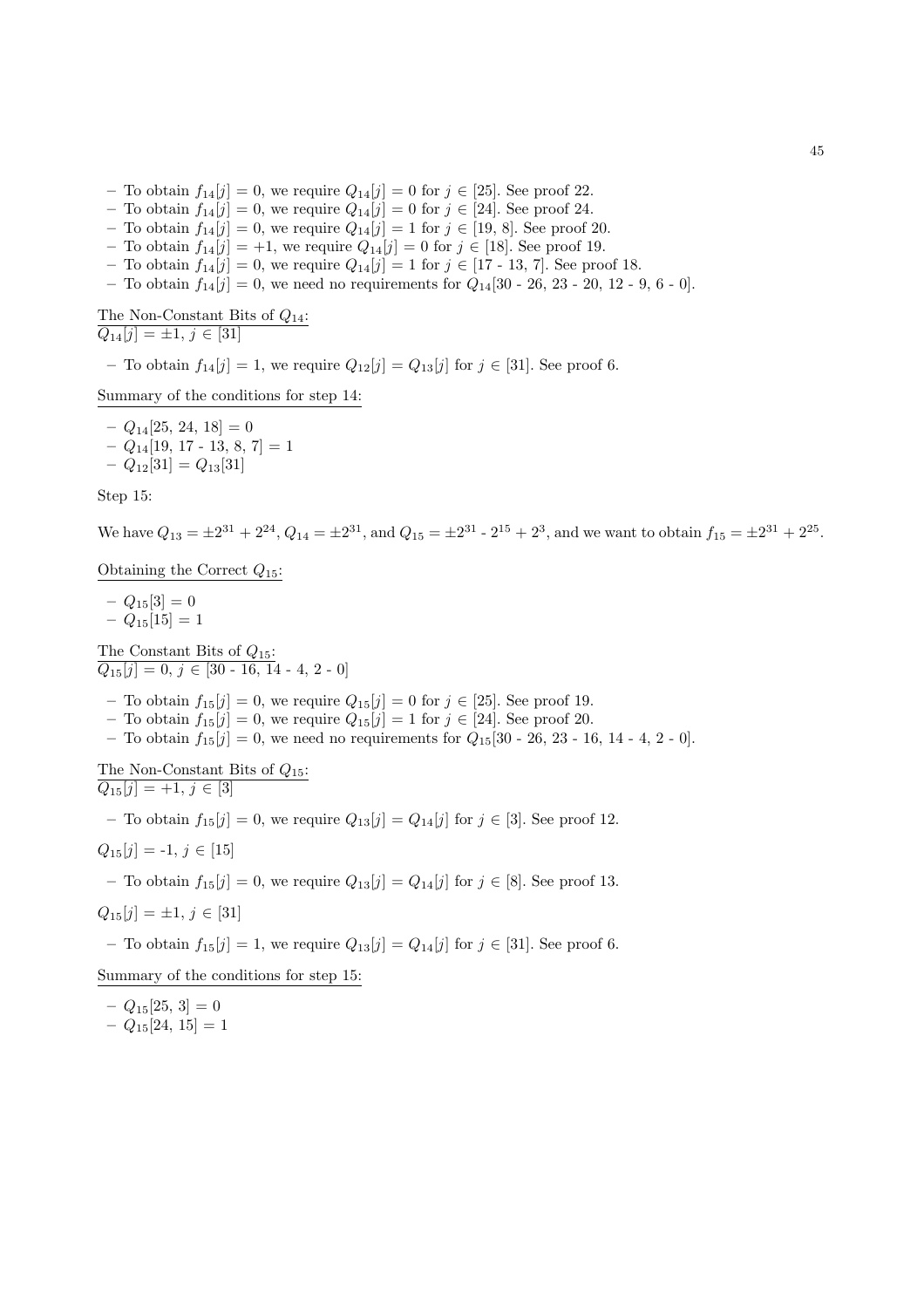- To obtain $f_{14}[j] = 0$, we require $Q_{14}[j] = 0$ for $j \in [25]$. See proof 22.
- To obtain $f_{14}[j] = 0$, we require $Q_{14}[j] = 0$ for $j \in [24]$. See proof 24.
- To obtain $f_{14}[j] = 0$, we require $Q_{14}[j] = 1$ for $j \in [19, 8]$. See proof 20.
- To obtain $f_{14}[j] = +1$, we require $Q_{14}[j] = 0$ for $j \in [18]$. See proof 19.
- To obtain $f_{14}[j] = 0$, we require $Q_{14}[j] = 1$ for $j \in [17 - 13, 7]$. See proof 18.
- To obtain $f_{14}[j] = 0$, we need no requirements for $Q_{14}[30 - 26, 23 - 20, 12 - 9, 6 - 0]$.

The Non-Constant Bits of $Q_{14}$:
$Q_{14}[j] = \pm 1$, $j \in [31]$

- To obtain $f_{14}[j] = 1$, we require $Q_{12}[j] = Q_{13}[j]$ for $j \in [31]$. See proof 6.

Summary of the conditions for step 14:

- $Q_{14}[25, 24, 18] = 0$
- $Q_{14}[19, 17 - 13, 8, 7] = 1$
- $Q_{12}[31] = Q_{13}[31]$

Step 15:

We have $Q_{13} = \pm 2^{31} + 2^{24}$, $Q_{14} = \pm 2^{31}$, and $Q_{15} = \pm 2^{31} - 2^{15} + 2^{3}$, and we want to obtain $f_{15} = \pm 2^{31} + 2^{25}$.

Obtaining the Correct $Q_{15}$:

- $Q_{15}[3] = 0$
- $Q_{15}[15] = 1$

The Constant Bits of $Q_{15}$:
$Q_{15}[j] = 0$, $j \in [30 - 16, 14 - 4, 2 - 0]$

- To obtain $f_{15}[j] = 0$, we require $Q_{15}[j] = 0$ for $j \in [25]$. See proof 19.
- To obtain $f_{15}[j] = 0$, we require $Q_{15}[j] = 1$ for $j \in [24]$. See proof 20.
- To obtain $f_{15}[j] = 0$, we need no requirements for $Q_{15}[30 - 26, 23 - 16, 14 - 4, 2 - 0]$.

The Non-Constant Bits of $Q_{15}$:
$Q_{15}[j] = +1$, $j \in [3]$

- To obtain $f_{15}[j] = 0$, we require $Q_{13}[j] = Q_{14}[j]$ for $j \in [3]$. See proof 12.

$Q_{15}[j] = -1$, $j \in [15]$

- To obtain $f_{15}[j] = 0$, we require $Q_{13}[j] = Q_{14}[j]$ for $j \in [8]$. See proof 13.

$Q_{15}[j] = \pm 1$, $j \in [31]$

- To obtain $f_{15}[j] = 1$, we require $Q_{13}[j] = Q_{14}[j]$ for $j \in [31]$. See proof 6.

Summary of the conditions for step 15:

- $Q_{15}[25, 3] = 0$
- $Q_{15}[24, 15] = 1$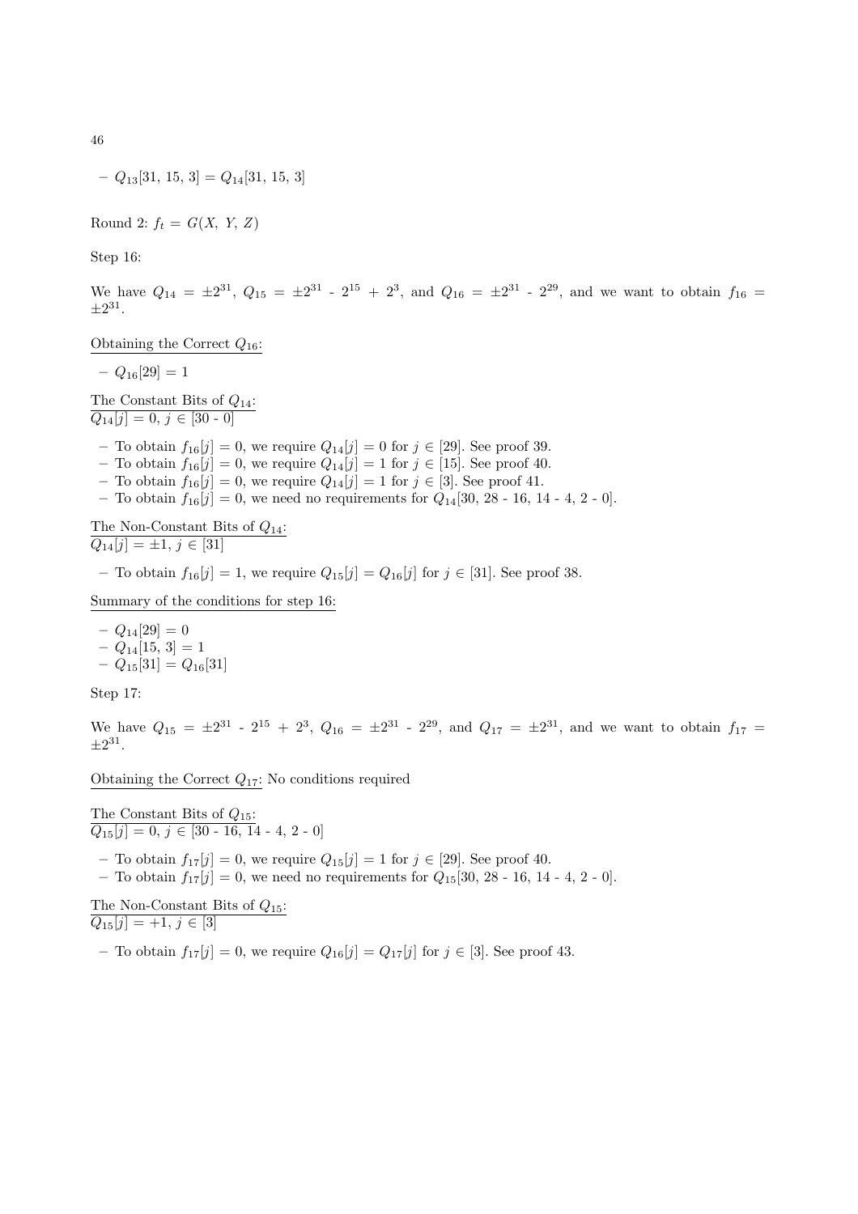– $Q_{13}[31,\ 15,\ 3] = Q_{14}[31,\ 15,\ 3]$

Round 2: $f_t = G(X,\ Y,\ Z)$

Step 16:

We have $Q_{14} = \pm 2^{31}$, $Q_{15} = \pm 2^{31}$ - $2^{15}$ + $2^3$, and $Q_{16} = \pm 2^{31}$ - $2^{29}$, and we want to obtain $f_{16} = \pm 2^{31}$.

Obtaining the Correct $Q_{16}$:

– $Q_{16}[29] = 1$

The Constant Bits of $Q_{14}$:
$Q_{14}[j] = 0,\ j \in [30\ \text{-}\ 0]$

– To obtain $f_{16}[j] = 0$, we require $Q_{14}[j] = 0$ for $j \in [29]$. See proof 39.
– To obtain $f_{16}[j] = 0$, we require $Q_{14}[j] = 1$ for $j \in [15]$. See proof 40.
– To obtain $f_{16}[j] = 0$, we require $Q_{14}[j] = 1$ for $j \in [3]$. See proof 41.
– To obtain $f_{16}[j] = 0$, we need no requirements for $Q_{14}[30,\ 28\ \text{-}\ 16,\ 14\ \text{-}\ 4,\ 2\ \text{-}\ 0]$.

The Non-Constant Bits of $Q_{14}$:
$Q_{14}[j] = \pm 1,\ j \in [31]$

– To obtain $f_{16}[j] = 1$, we require $Q_{15}[j] = Q_{16}[j]$ for $j \in [31]$. See proof 38.

Summary of the conditions for step 16:

– $Q_{14}[29] = 0$
– $Q_{14}[15,\ 3] = 1$
– $Q_{15}[31] = Q_{16}[31]$

Step 17:

We have $Q_{15} = \pm 2^{31}$ - $2^{15}$ + $2^3$, $Q_{16} = \pm 2^{31}$ - $2^{29}$, and $Q_{17} = \pm 2^{31}$, and we want to obtain $f_{17} = \pm 2^{31}$.

Obtaining the Correct $Q_{17}$: No conditions required

The Constant Bits of $Q_{15}$:
$Q_{15}[j] = 0,\ j \in [30\ \text{-}\ 16,\ 14\ \text{-}\ 4,\ 2\ \text{-}\ 0]$

– To obtain $f_{17}[j] = 0$, we require $Q_{15}[j] = 1$ for $j \in [29]$. See proof 40.
– To obtain $f_{17}[j] = 0$, we need no requirements for $Q_{15}[30,\ 28\ \text{-}\ 16,\ 14\ \text{-}\ 4,\ 2\ \text{-}\ 0]$.

The Non-Constant Bits of $Q_{15}$:
$Q_{15}[j] = +1,\ j \in [3]$

– To obtain $f_{17}[j] = 0$, we require $Q_{16}[j] = Q_{17}[j]$ for $j \in [3]$. See proof 43.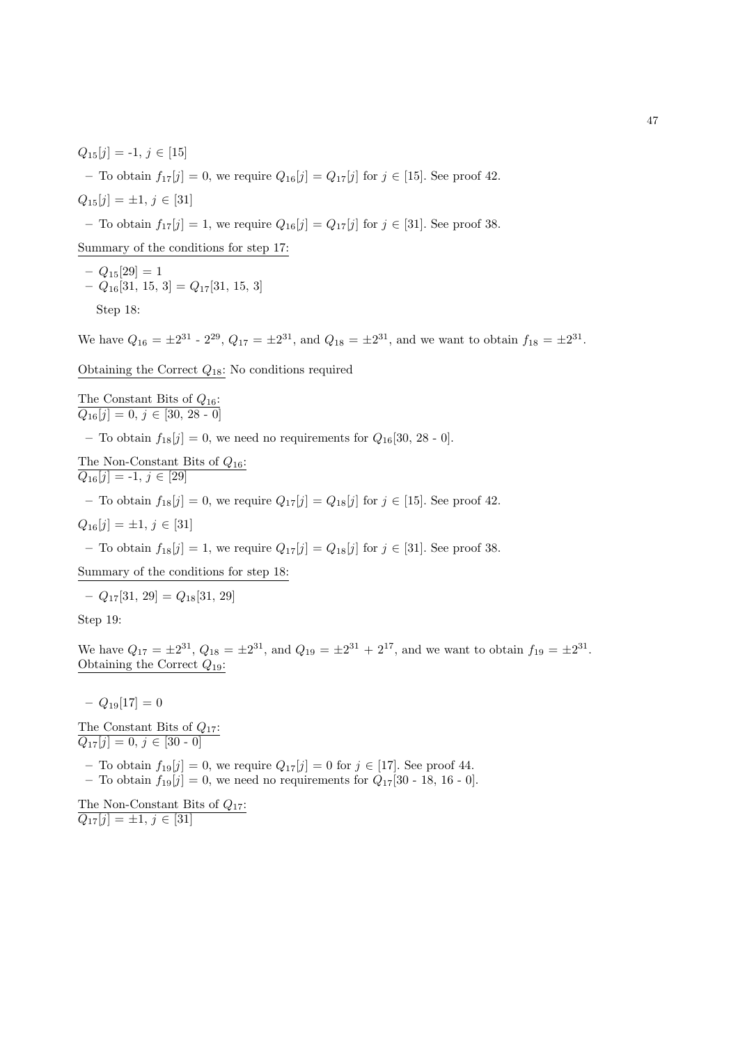$Q_{15}[j]$ = -1, $j \in [15]$

– To obtain $f_{17}[j] = 0$, we require $Q_{16}[j] = Q_{17}[j]$ for $j \in [15]$. See proof 42.

$Q_{15}[j] = \pm 1$, $j \in [31]$

– To obtain $f_{17}[j] = 1$, we require $Q_{16}[j] = Q_{17}[j]$ for $j \in [31]$. See proof 38.

Summary of the conditions for step 17:

– $Q_{15}[29] = 1$
– $Q_{16}[31, 15, 3] = Q_{17}[31, 15, 3]$

Step 18:

We have $Q_{16} = \pm 2^{31}$ - $2^{29}$, $Q_{17} = \pm 2^{31}$, and $Q_{18} = \pm 2^{31}$, and we want to obtain $f_{18} = \pm 2^{31}$.

Obtaining the Correct $Q_{18}$: No conditions required

The Constant Bits of $Q_{16}$:
$Q_{16}[j] = 0$, $j \in [30, 28 - 0]$

– To obtain $f_{18}[j] = 0$, we need no requirements for $Q_{16}[30, 28 - 0]$.

The Non-Constant Bits of $Q_{16}$:
$Q_{16}[j]$ = -1, $j \in [29]$

– To obtain $f_{18}[j] = 0$, we require $Q_{17}[j] = Q_{18}[j]$ for $j \in [15]$. See proof 42.

$Q_{16}[j] = \pm 1$, $j \in [31]$

– To obtain $f_{18}[j] = 1$, we require $Q_{17}[j] = Q_{18}[j]$ for $j \in [31]$. See proof 38.

Summary of the conditions for step 18:

– $Q_{17}[31, 29] = Q_{18}[31, 29]$

Step 19:

We have $Q_{17} = \pm 2^{31}$, $Q_{18} = \pm 2^{31}$, and $Q_{19} = \pm 2^{31} + 2^{17}$, and we want to obtain $f_{19} = \pm 2^{31}$.
Obtaining the Correct $Q_{19}$:

– $Q_{19}[17] = 0$

The Constant Bits of $Q_{17}$:
$Q_{17}[j] = 0$, $j \in [30 - 0]$

– To obtain $f_{19}[j] = 0$, we require $Q_{17}[j] = 0$ for $j \in [17]$. See proof 44.
– To obtain $f_{19}[j] = 0$, we need no requirements for $Q_{17}[30 - 18, 16 - 0]$.

The Non-Constant Bits of $Q_{17}$:
$Q_{17}[j] = \pm 1$, $j \in [31]$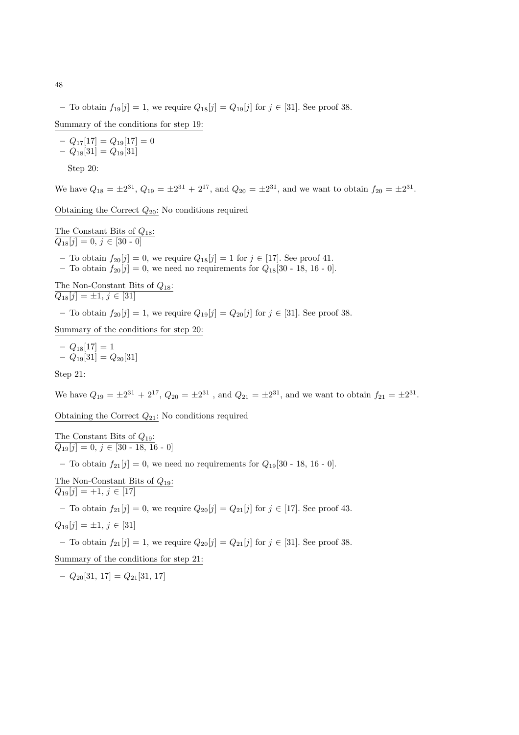- To obtain $f_{19}[j] = 1$, we require $Q_{18}[j] = Q_{19}[j]$ for $j \in [31]$. See proof 38.

Summary of the conditions for step 19:

- $Q_{17}[17] = Q_{19}[17] = 0$
- $Q_{18}[31] = Q_{19}[31]$

Step 20:

We have $Q_{18} = \pm 2^{31}$, $Q_{19} = \pm 2^{31} + 2^{17}$, and $Q_{20} = \pm 2^{31}$, and we want to obtain $f_{20} = \pm 2^{31}$.

Obtaining the Correct $Q_{20}$: No conditions required

The Constant Bits of $Q_{18}$:
$Q_{18}[j] = 0$, $j \in [30 - 0]$

- To obtain $f_{20}[j] = 0$, we require $Q_{18}[j] = 1$ for $j \in [17]$. See proof 41.
- To obtain $f_{20}[j] = 0$, we need no requirements for $Q_{18}[30 - 18, 16 - 0]$.

The Non-Constant Bits of $Q_{18}$:
$Q_{18}[j] = \pm 1$, $j \in [31]$

- To obtain $f_{20}[j] = 1$, we require $Q_{19}[j] = Q_{20}[j]$ for $j \in [31]$. See proof 38.

Summary of the conditions for step 20:

- $Q_{18}[17] = 1$
- $Q_{19}[31] = Q_{20}[31]$

Step 21:

We have $Q_{19} = \pm 2^{31} + 2^{17}$, $Q_{20} = \pm 2^{31}$ , and $Q_{21} = \pm 2^{31}$, and we want to obtain $f_{21} = \pm 2^{31}$.

Obtaining the Correct $Q_{21}$: No conditions required

The Constant Bits of $Q_{19}$:
$Q_{19}[j] = 0$, $j \in [30 - 18, 16 - 0]$

- To obtain $f_{21}[j] = 0$, we need no requirements for $Q_{19}[30 - 18, 16 - 0]$.

The Non-Constant Bits of $Q_{19}$:
$Q_{19}[j] = +1$, $j \in [17]$

- To obtain $f_{21}[j] = 0$, we require $Q_{20}[j] = Q_{21}[j]$ for $j \in [17]$. See proof 43.

$Q_{19}[j] = \pm 1$, $j \in [31]$

- To obtain $f_{21}[j] = 1$, we require $Q_{20}[j] = Q_{21}[j]$ for $j \in [31]$. See proof 38.

Summary of the conditions for step 21:

- $Q_{20}[31, 17] = Q_{21}[31, 17]$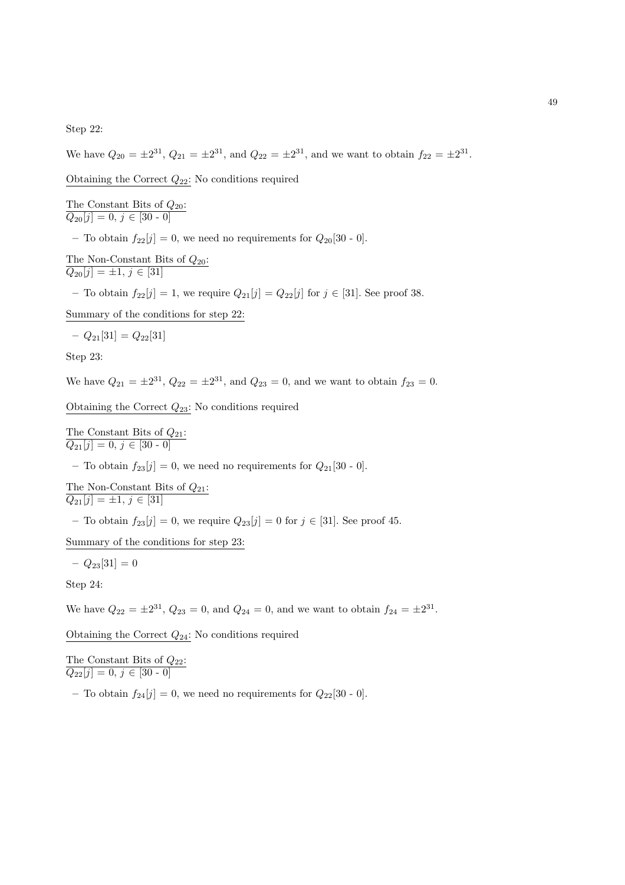Step 22:

We have $Q_{20} = \pm 2^{31}$, $Q_{21} = \pm 2^{31}$, and $Q_{22} = \pm 2^{31}$, and we want to obtain $f_{22} = \pm 2^{31}$.

Obtaining the Correct $Q_{22}$: No conditions required

The Constant Bits of $Q_{20}$:
$Q_{20}[j] = 0$, $j \in [30 - 0]$

- To obtain $f_{22}[j] = 0$, we need no requirements for $Q_{20}[30 - 0]$.

The Non-Constant Bits of $Q_{20}$:
$Q_{20}[j] = \pm 1$, $j \in [31]$

- To obtain $f_{22}[j] = 1$, we require $Q_{21}[j] = Q_{22}[j]$ for $j \in [31]$. See proof 38.

Summary of the conditions for step 22:

- $Q_{21}[31] = Q_{22}[31]$

Step 23:

We have $Q_{21} = \pm 2^{31}$, $Q_{22} = \pm 2^{31}$, and $Q_{23} = 0$, and we want to obtain $f_{23} = 0$.

Obtaining the Correct $Q_{23}$: No conditions required

The Constant Bits of $Q_{21}$:
$Q_{21}[j] = 0$, $j \in [30 - 0]$

- To obtain $f_{23}[j] = 0$, we need no requirements for $Q_{21}[30 - 0]$.

The Non-Constant Bits of $Q_{21}$:
$Q_{21}[j] = \pm 1$, $j \in [31]$

- To obtain $f_{23}[j] = 0$, we require $Q_{23}[j] = 0$ for $j \in [31]$. See proof 45.

Summary of the conditions for step 23:

- $Q_{23}[31] = 0$

Step 24:

We have $Q_{22} = \pm 2^{31}$, $Q_{23} = 0$, and $Q_{24} = 0$, and we want to obtain $f_{24} = \pm 2^{31}$.

Obtaining the Correct $Q_{24}$: No conditions required

The Constant Bits of $Q_{22}$:
$Q_{22}[j] = 0$, $j \in [30 - 0]$

- To obtain $f_{24}[j] = 0$, we need no requirements for $Q_{22}[30 - 0]$.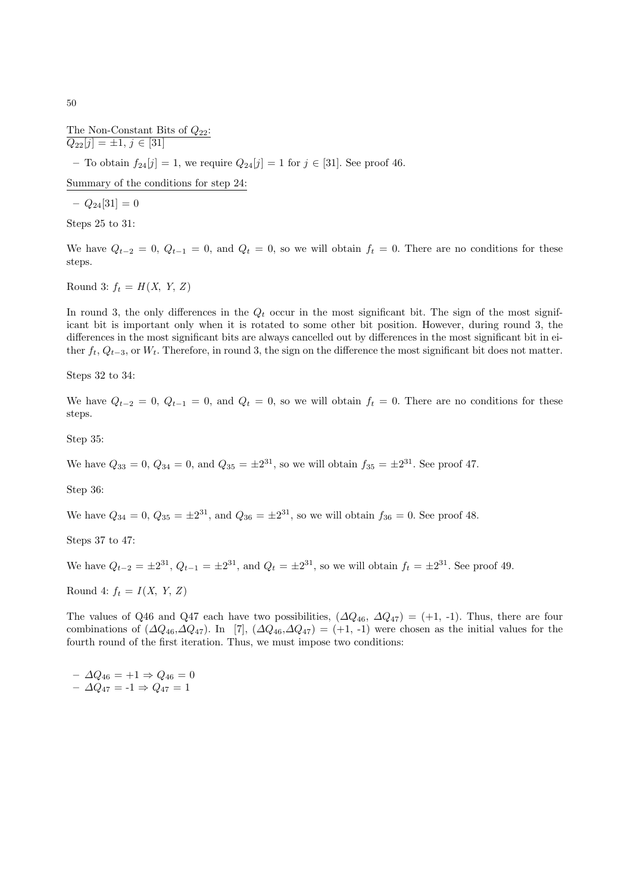The Non-Constant Bits of $Q_{22}$:
$Q_{22}[j] = \pm 1,\ j \in [31]$

- To obtain $f_{24}[j] = 1$, we require $Q_{24}[j] = 1$ for $j \in [31]$. See proof 46.

Summary of the conditions for step 24:

- $Q_{24}[31] = 0$

Steps 25 to 31:

We have $Q_{t-2} = 0$, $Q_{t-1} = 0$, and $Q_t = 0$, so we will obtain $f_t = 0$. There are no conditions for these steps.

Round 3: $f_t = H(X,\ Y,\ Z)$

In round 3, the only differences in the $Q_t$ occur in the most significant bit. The sign of the most significant bit is important only when it is rotated to some other bit position. However, during round 3, the differences in the most significant bits are always cancelled out by differences in the most significant bit in either $f_t$, $Q_{t-3}$, or $W_t$. Therefore, in round 3, the sign on the difference the most significant bit does not matter.

Steps 32 to 34:

We have $Q_{t-2} = 0$, $Q_{t-1} = 0$, and $Q_t = 0$, so we will obtain $f_t = 0$. There are no conditions for these steps.

Step 35:

We have $Q_{33} = 0$, $Q_{34} = 0$, and $Q_{35} = \pm 2^{31}$, so we will obtain $f_{35} = \pm 2^{31}$. See proof 47.

Step 36:

We have $Q_{34} = 0$, $Q_{35} = \pm 2^{31}$, and $Q_{36} = \pm 2^{31}$, so we will obtain $f_{36} = 0$. See proof 48.

Steps 37 to 47:

We have $Q_{t-2} = \pm 2^{31}$, $Q_{t-1} = \pm 2^{31}$, and $Q_t = \pm 2^{31}$, so we will obtain $f_t = \pm 2^{31}$. See proof 49.

Round 4: $f_t = I(X,\ Y,\ Z)$

The values of Q46 and Q47 each have two possibilities, $(\Delta Q_{46},\ \Delta Q_{47}) = (+1,\ -1)$. Thus, there are four combinations of $(\Delta Q_{46},\Delta Q_{47})$. In [7], $(\Delta Q_{46},\Delta Q_{47}) = (+1,\ -1)$ were chosen as the initial values for the fourth round of the first iteration. Thus, we must impose two conditions:

- $\Delta Q_{46} = +1 \Rightarrow Q_{46} = 0$
- $\Delta Q_{47} = -1 \Rightarrow Q_{47} = 1$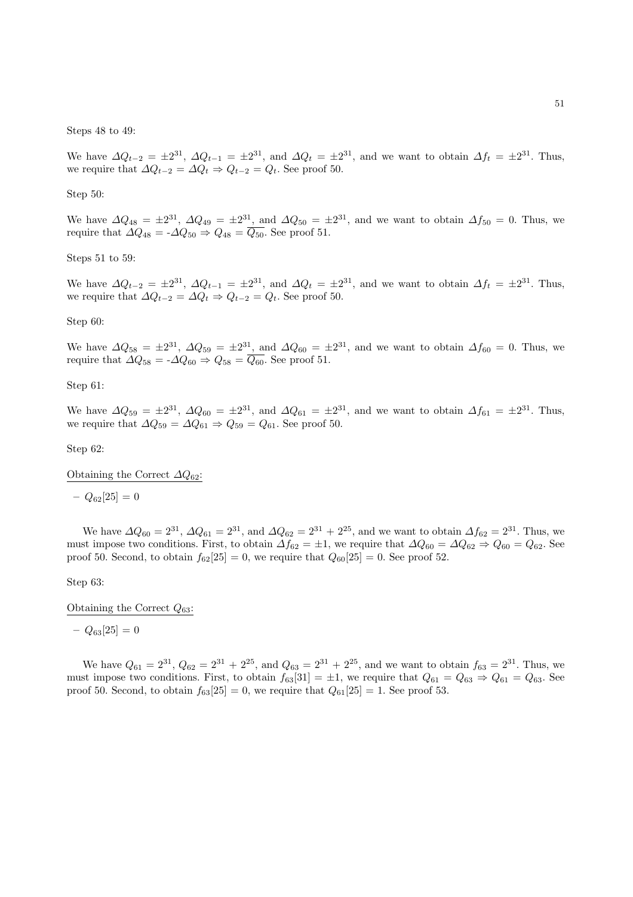Steps 48 to 49:

We have $\Delta Q_{t-2} = \pm 2^{31}$, $\Delta Q_{t-1} = \pm 2^{31}$, and $\Delta Q_t = \pm 2^{31}$, and we want to obtain $\Delta f_t = \pm 2^{31}$. Thus, we require that $\Delta Q_{t-2} = \Delta Q_t \Rightarrow Q_{t-2} = Q_t$. See proof 50.

Step 50:

We have $\Delta Q_{48} = \pm 2^{31}$, $\Delta Q_{49} = \pm 2^{31}$, and $\Delta Q_{50} = \pm 2^{31}$, and we want to obtain $\Delta f_{50} = 0$. Thus, we require that $\Delta Q_{48} = -\Delta Q_{50} \Rightarrow Q_{48} = \overline{Q_{50}}$. See proof 51.

Steps 51 to 59:

We have $\Delta Q_{t-2} = \pm 2^{31}$, $\Delta Q_{t-1} = \pm 2^{31}$, and $\Delta Q_t = \pm 2^{31}$, and we want to obtain $\Delta f_t = \pm 2^{31}$. Thus, we require that $\Delta Q_{t-2} = \Delta Q_t \Rightarrow Q_{t-2} = Q_t$. See proof 50.

Step 60:

We have $\Delta Q_{58} = \pm 2^{31}$, $\Delta Q_{59} = \pm 2^{31}$, and $\Delta Q_{60} = \pm 2^{31}$, and we want to obtain $\Delta f_{60} = 0$. Thus, we require that $\Delta Q_{58} = -\Delta Q_{60} \Rightarrow Q_{58} = \overline{Q_{60}}$. See proof 51.

Step 61:

We have $\Delta Q_{59} = \pm 2^{31}$, $\Delta Q_{60} = \pm 2^{31}$, and $\Delta Q_{61} = \pm 2^{31}$, and we want to obtain $\Delta f_{61} = \pm 2^{31}$. Thus, we require that $\Delta Q_{59} = \Delta Q_{61} \Rightarrow Q_{59} = Q_{61}$. See proof 50.

Step 62:

Obtaining the Correct $\Delta Q_{62}$:

- $Q_{62}[25] = 0$

We have $\Delta Q_{60} = 2^{31}$, $\Delta Q_{61} = 2^{31}$, and $\Delta Q_{62} = 2^{31} + 2^{25}$, and we want to obtain $\Delta f_{62} = 2^{31}$. Thus, we must impose two conditions. First, to obtain $\Delta f_{62} = \pm 1$, we require that $\Delta Q_{60} = \Delta Q_{62} \Rightarrow Q_{60} = Q_{62}$. See proof 50. Second, to obtain $f_{62}[25] = 0$, we require that $Q_{60}[25] = 0$. See proof 52.

Step 63:

Obtaining the Correct $Q_{63}$:

- $Q_{63}[25] = 0$

We have $Q_{61} = 2^{31}$, $Q_{62} = 2^{31} + 2^{25}$, and $Q_{63} = 2^{31} + 2^{25}$, and we want to obtain $f_{63} = 2^{31}$. Thus, we must impose two conditions. First, to obtain $f_{63}[31] = \pm 1$, we require that $Q_{61} = Q_{63} \Rightarrow Q_{61} = Q_{63}$. See proof 50. Second, to obtain $f_{63}[25] = 0$, we require that $Q_{61}[25] = 1$. See proof 53.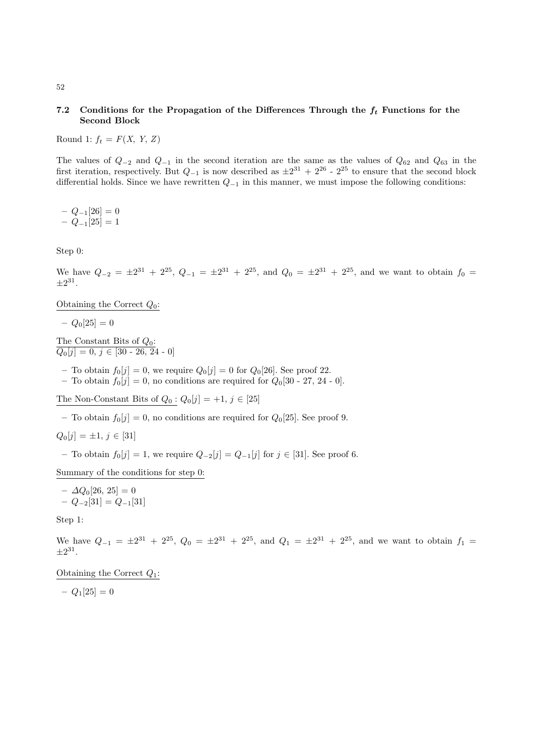### 7.2 Conditions for the Propagation of the Differences Through the $f_t$ Functions for the Second Block

Round 1: $f_t = F(X, Y, Z)$

The values of $Q_{-2}$ and $Q_{-1}$ in the second iteration are the same as the values of $Q_{62}$ and $Q_{63}$ in the first iteration, respectively. But $Q_{-1}$ is now described as $\pm 2^{31}$ + $2^{26}$ - $2^{25}$ to ensure that the second block differential holds. Since we have rewritten $Q_{-1}$ in this manner, we must impose the following conditions:

- $Q_{-1}[26] = 0$
- $Q_{-1}[25] = 1$

Step 0:

We have $Q_{-2} = \pm 2^{31} + 2^{25}$, $Q_{-1} = \pm 2^{31} + 2^{25}$, and $Q_0 = \pm 2^{31} + 2^{25}$, and we want to obtain $f_0 = \pm 2^{31}$.

Obtaining the Correct $Q_0$:

- $Q_0[25] = 0$

The Constant Bits of $Q_0$:
$Q_0[j] = 0$, $j \in$ [30 - 26, 24 - 0]

- To obtain $f_0[j] = 0$, we require $Q_0[j] = 0$ for $Q_0[26]$. See proof 22.
- To obtain $f_0[j] = 0$, no conditions are required for $Q_0$[30 - 27, 24 - 0].

The Non-Constant Bits of $Q_0$ : $Q_0[j] = +1$, $j \in [25]$

- To obtain $f_0[j] = 0$, no conditions are required for $Q_0[25]$. See proof 9.

$Q_0[j] = \pm 1$, $j \in [31]$

- To obtain $f_0[j] = 1$, we require $Q_{-2}[j] = Q_{-1}[j]$ for $j \in [31]$. See proof 6.

Summary of the conditions for step 0:

- $\Delta Q_0[26, 25] = 0$
- $Q_{-2}[31] = Q_{-1}[31]$

Step 1:

We have $Q_{-1} = \pm 2^{31} + 2^{25}$, $Q_0 = \pm 2^{31} + 2^{25}$, and $Q_1 = \pm 2^{31} + 2^{25}$, and we want to obtain $f_1 = \pm 2^{31}$.

Obtaining the Correct $Q_1$:

- $Q_1[25] = 0$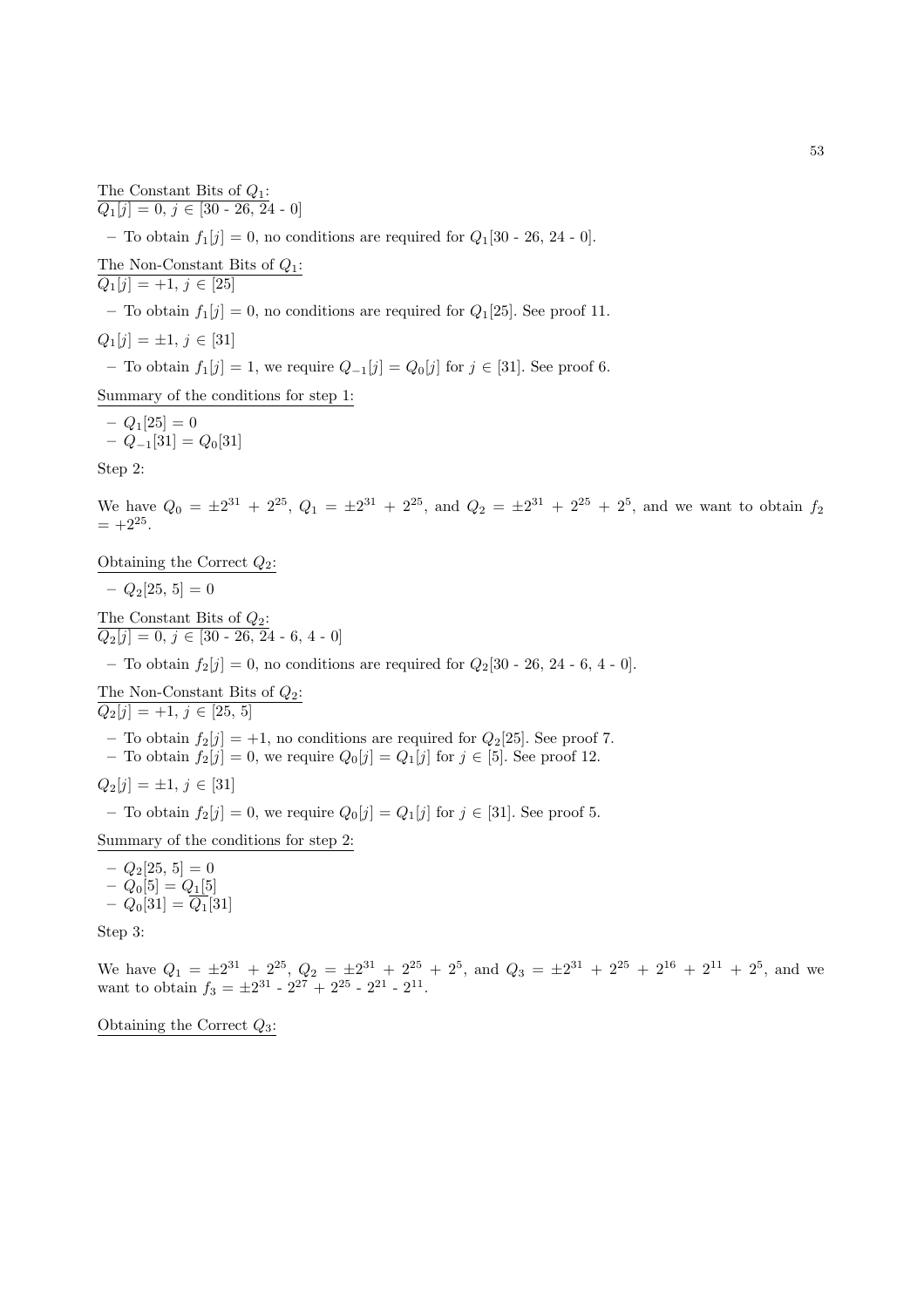<u>The Constant Bits of $Q_1$:</u>
<u>$Q_1[j] = 0,\ j \in [30 - 26, 24 - 0]$</u>

– To obtain $f_1[j] = 0$, no conditions are required for $Q_1[30 - 26, 24 - 0]$.

<u>The Non-Constant Bits of $Q_1$:</u>
<u>$Q_1[j] = +1,\ j \in [25]$</u>

– To obtain $f_1[j] = 0$, no conditions are required for $Q_1[25]$. See proof 11.

$Q_1[j] = \pm 1,\ j \in [31]$

– To obtain $f_1[j] = 1$, we require $Q_{-1}[j] = Q_0[j]$ for $j \in [31]$. See proof 6.

<u>Summary of the conditions for step 1:</u>

- $Q_1[25] = 0$
- $Q_{-1}[31] = Q_0[31]$

Step 2:

We have $Q_0 = \pm 2^{31} + 2^{25}$, $Q_1 = \pm 2^{31} + 2^{25}$, and $Q_2 = \pm 2^{31} + 2^{25} + 2^{5}$, and we want to obtain $f_2 = +2^{25}$.

<u>Obtaining the Correct $Q_2$:</u>

- $Q_2[25, 5] = 0$

<u>The Constant Bits of $Q_2$:</u>
<u>$Q_2[j] = 0,\ j \in [30 - 26, 24 - 6, 4 - 0]$</u>

– To obtain $f_2[j] = 0$, no conditions are required for $Q_2[30 - 26, 24 - 6, 4 - 0]$.

<u>The Non-Constant Bits of $Q_2$:</u>
<u>$Q_2[j] = +1,\ j \in [25, 5]$</u>

– To obtain $f_2[j] = +1$, no conditions are required for $Q_2[25]$. See proof 7.
– To obtain $f_2[j] = 0$, we require $Q_0[j] = Q_1[j]$ for $j \in [5]$. See proof 12.

$Q_2[j] = \pm 1,\ j \in [31]$

– To obtain $f_2[j] = 0$, we require $Q_0[j] = Q_1[j]$ for $j \in [31]$. See proof 5.

<u>Summary of the conditions for step 2:</u>

- $Q_2[25, 5] = 0$
- $Q_0[5] = Q_1[5]$
- $Q_0[31] = \overline{Q_1}[31]$

Step 3:

We have $Q_1 = \pm 2^{31} + 2^{25}$, $Q_2 = \pm 2^{31} + 2^{25} + 2^{5}$, and $Q_3 = \pm 2^{31} + 2^{25} + 2^{16} + 2^{11} + 2^{5}$, and we want to obtain $f_3 = \pm 2^{31} - 2^{27} + 2^{25} - 2^{21} - 2^{11}$.

<u>Obtaining the Correct $Q_3$:</u>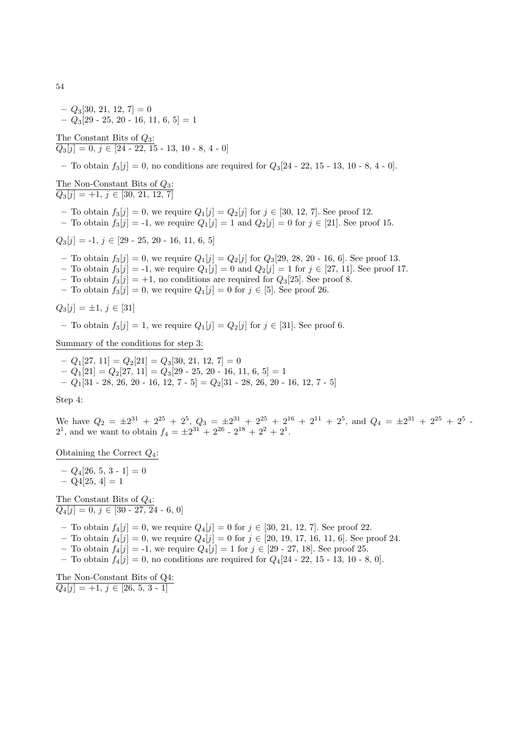- $Q_3$[30, 21, 12, 7] = 0
- $Q_3$[29 - 25, 20 - 16, 11, 6, 5] = 1

<u>The Constant Bits of $Q_3$:</u>
<u>$Q_3[j]$ = 0, $j \in$ [24 - 22, 15 - 13, 10 - 8, 4 - 0]</u>

- To obtain $f_3[j]$ = 0, no conditions are required for $Q_3$[24 - 22, 15 - 13, 10 - 8, 4 - 0].

<u>The Non-Constant Bits of $Q_3$:</u>
<u>$Q_3[j]$ = +1, $j \in$ [30, 21, 12, 7]</u>

- To obtain $f_3[j]$ = 0, we require $Q_1[j] = Q_2[j]$ for $j \in$ [30, 12, 7]. See proof 12.
- To obtain $f_3[j]$ = -1, we require $Q_1[j]$ = 1 and $Q_2[j]$ = 0 for $j \in$ [21]. See proof 15.

$Q_3[j]$ = -1, $j \in$ [29 - 25, 20 - 16, 11, 6, 5]

- To obtain $f_3[j]$ = 0, we require $Q_1[j] = Q_2[j]$ for $Q_3$[29, 28, 20 - 16, 6]. See proof 13.
- To obtain $f_3[j]$ = -1, we require $Q_1[j]$ = 0 and $Q_2[j]$ = 1 for $j \in$ [27, 11]. See proof 17.
- To obtain $f_3[j]$ = +1, no conditions are required for $Q_3$[25]. See proof 8.
- To obtain $f_3[j]$ = 0, we require $Q_1[j]$ = 0 for $j \in$ [5]. See proof 26.

$Q_3[j]$ = ±1, $j \in$ [31]

- To obtain $f_3[j]$ = 1, we require $Q_1[j] = Q_2[j]$ for $j \in$ [31]. See proof 6.

<u>Summary of the conditions for step 3:</u>

- $Q_1$[27, 11] = $Q_2$[21] = $Q_3$[30, 21, 12, 7] = 0
- $Q_1$[21] = $Q_2$[27, 11] = $Q_3$[29 - 25, 20 - 16, 11, 6, 5] = 1
- $Q_1$[31 - 28, 26, 20 - 16, 12, 7 - 5] = $Q_2$[31 - 28, 26, 20 - 16, 12, 7 - 5]

Step 4:

We have $Q_2 = \pm 2^{31} + 2^{25} + 2^5$, $Q_3 = \pm 2^{31} + 2^{25} + 2^{16} + 2^{11} + 2^5$, and $Q_4 = \pm 2^{31} + 2^{25} + 2^5 - 2^1$, and we want to obtain $f_4 = \pm 2^{31} + 2^{26} - 2^{18} + 2^2 + 2^1$.

<u>Obtaining the Correct $Q_4$:</u>

- $Q_4$[26, 5, 3 - 1] = 0
- Q4[25, 4] = 1

<u>The Constant Bits of $Q_4$:</u>
<u>$Q_4[j]$ = 0, $j \in$ [30 - 27, 24 - 6, 0]</u>

- To obtain $f_4[j]$ = 0, we require $Q_4[j]$ = 0 for $j \in$ [30, 21, 12, 7]. See proof 22.
- To obtain $f_4[j]$ = 0, we require $Q_4[j]$ = 0 for $j \in$ [20, 19, 17, 16, 11, 6]. See proof 24.
- To obtain $f_4[j]$ = -1, we require $Q_4[j]$ = 1 for $j \in$ [29 - 27, 18]. See proof 25.
- To obtain $f_4[j]$ = 0, no conditions are required for $Q_4$[24 - 22, 15 - 13, 10 - 8, 0].

<u>The Non-Constant Bits of Q4:</u>
<u>$Q_4[j]$ = +1, $j \in$ [26, 5, 3 - 1]</u>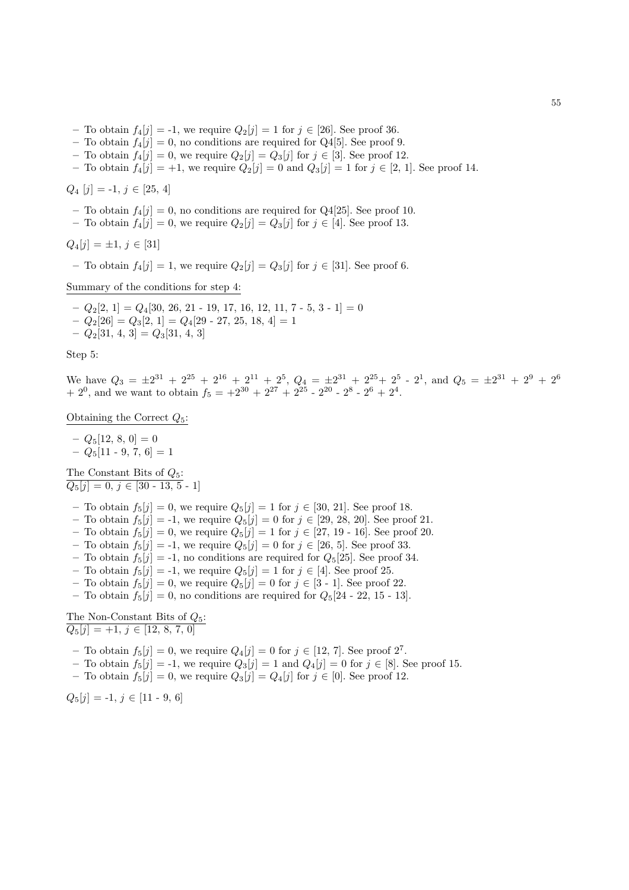- To obtain $f_4[j]$ = -1, we require $Q_2[j] = 1$ for $j \in [26]$. See proof 36.
- To obtain $f_4[j]$ = 0, no conditions are required for Q4[5]. See proof 9.
- To obtain $f_4[j]$ = 0, we require $Q_2[j] = Q_3[j]$ for $j \in [3]$. See proof 12.
- To obtain $f_4[j]$ = +1, we require $Q_2[j] = 0$ and $Q_3[j] = 1$ for $j \in [2, 1]$. See proof 14.

$Q_4$ $[j]$ = -1, $j \in$ [25, 4]

- To obtain $f_4[j]$ = 0, no conditions are required for Q4[25]. See proof 10.
- To obtain $f_4[j]$ = 0, we require $Q_2[j] = Q_3[j]$ for $j \in [4]$. See proof 13.

$Q_4[j] = \pm1$, $j \in [31]$

- To obtain $f_4[j]$ = 1, we require $Q_2[j] = Q_3[j]$ for $j \in [31]$. See proof 6.

<u>Summary of the conditions for step 4:</u>

- $Q_2$[2, 1] = $Q_4$[30, 26, 21 - 19, 17, 16, 12, 11, 7 - 5, 3 - 1] = 0
- $Q_2$[26] = $Q_3$[2, 1] = $Q_4$[29 - 27, 25, 18, 4] = 1
- $Q_2$[31, 4, 3] = $Q_3$[31, 4, 3]

Step 5:

We have $Q_3 = \pm2^{31} + 2^{25} + 2^{16} + 2^{11} + 2^5$, $Q_4 = \pm2^{31} + 2^{25} + 2^5 - 2^1$, and $Q_5 = \pm2^{31} + 2^9 + 2^6 + 2^0$, and we want to obtain $f_5 = +2^{30} + 2^{27} + 2^{25} - 2^{20} - 2^8 - 2^6 + 2^4$.

<u>Obtaining the Correct $Q_5$:</u>

- $Q_5$[12, 8, 0] = 0
- $Q_5$[11 - 9, 7, 6] = 1

<u>The Constant Bits of $Q_5$:</u>
<u>$Q_5[j]$ = 0, $j \in$ [30 - 13, 5 - 1]</u>

- To obtain $f_5[j]$ = 0, we require $Q_5[j] = 1$ for $j \in [30, 21]$. See proof 18.
- To obtain $f_5[j]$ = -1, we require $Q_5[j] = 0$ for $j \in [29, 28, 20]$. See proof 21.
- To obtain $f_5[j]$ = 0, we require $Q_5[j] = 1$ for $j \in$ [27, 19 - 16]. See proof 20.
- To obtain $f_5[j]$ = -1, we require $Q_5[j] = 0$ for $j \in [26, 5]$. See proof 33.
- To obtain $f_5[j]$ = -1, no conditions are required for $Q_5$[25]. See proof 34.
- To obtain $f_5[j]$ = -1, we require $Q_5[j] = 1$ for $j \in [4]$. See proof 25.
- To obtain $f_5[j]$ = 0, we require $Q_5[j] = 0$ for $j \in$ [3 - 1]. See proof 22.
- To obtain $f_5[j]$ = 0, no conditions are required for $Q_5$[24 - 22, 15 - 13].

<u>The Non-Constant Bits of $Q_5$:</u>
<u>$Q_5[j]$ = +1, $j \in$ [12, 8, 7, 0]</u>

- To obtain $f_5[j]$ = 0, we require $Q_4[j] = 0$ for $j \in [12, 7]$. See proof $2^7$.
- To obtain $f_5[j]$ = -1, we require $Q_3[j] = 1$ and $Q_4[j] = 0$ for $j \in [8]$. See proof 15.
- To obtain $f_5[j]$ = 0, we require $Q_3[j] = Q_4[j]$ for $j \in [0]$. See proof 12.

$Q_5[j]$ = -1, $j \in$ [11 - 9, 6]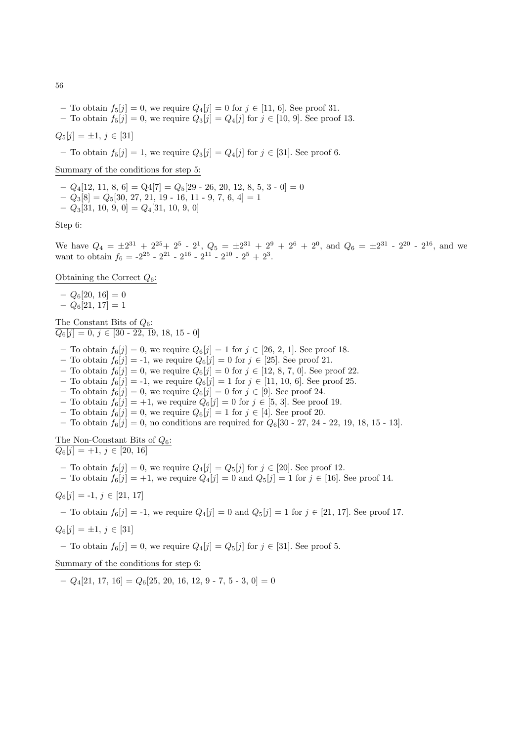- To obtain $f_5[j] = 0$, we require $Q_4[j] = 0$ for $j \in [11, 6]$. See proof 31.
- To obtain $f_5[j] = 0$, we require $Q_3[j] = Q_4[j]$ for $j \in [10, 9]$. See proof 13.

$Q_5[j] = \pm 1$, $j \in [31]$

- To obtain $f_5[j] = 1$, we require $Q_3[j] = Q_4[j]$ for $j \in [31]$. See proof 6.

Summary of the conditions for step 5:

- $Q_4[12, 11, 8, 6] = Q4[7] = Q_5[29 - 26, 20, 12, 8, 5, 3 - 0] = 0$
- $Q_3[8] = Q_5[30, 27, 21, 19 - 16, 11 - 9, 7, 6, 4] = 1$
- $Q_3[31, 10, 9, 0] = Q_4[31, 10, 9, 0]$

Step 6:

We have $Q_4 = \pm 2^{31} + 2^{25} + 2^5 - 2^1$, $Q_5 = \pm 2^{31} + 2^9 + 2^6 + 2^0$, and $Q_6 = \pm 2^{31} - 2^{20} - 2^{16}$, and we want to obtain $f_6 = -2^{25} - 2^{21} - 2^{16} - 2^{11} - 2^{10} - 2^5 + 2^3$.

Obtaining the Correct $Q_6$:

- $Q_6[20, 16] = 0$
- $Q_6[21, 17] = 1$

The Constant Bits of $Q_6$:
$Q_6[j] = 0$, $j \in [30 - 22, 19, 18, 15 - 0]$

- To obtain $f_6[j] = 0$, we require $Q_6[j] = 1$ for $j \in [26, 2, 1]$. See proof 18.
- To obtain $f_6[j] = -1$, we require $Q_6[j] = 0$ for $j \in [25]$. See proof 21.
- To obtain $f_6[j] = 0$, we require $Q_6[j] = 0$ for $j \in [12, 8, 7, 0]$. See proof 22.
- To obtain $f_6[j] = -1$, we require $Q_6[j] = 1$ for $j \in [11, 10, 6]$. See proof 25.
- To obtain $f_6[j] = 0$, we require $Q_6[j] = 0$ for $j \in [9]$. See proof 24.
- To obtain $f_6[j] = +1$, we require $Q_6[j] = 0$ for $j \in [5, 3]$. See proof 19.
- To obtain $f_6[j] = 0$, we require $Q_6[j] = 1$ for $j \in [4]$. See proof 20.
- To obtain $f_6[j] = 0$, no conditions are required for $Q_6[30 - 27, 24 - 22, 19, 18, 15 - 13]$.

The Non-Constant Bits of $Q_6$:
$Q_6[j] = +1$, $j \in [20, 16]$

- To obtain $f_6[j] = 0$, we require $Q_4[j] = Q_5[j]$ for $j \in [20]$. See proof 12.
- To obtain $f_6[j] = +1$, we require $Q_4[j] = 0$ and $Q_5[j] = 1$ for $j \in [16]$. See proof 14.

$Q_6[j] = -1$, $j \in [21, 17]$

- To obtain $f_6[j] = -1$, we require $Q_4[j] = 0$ and $Q_5[j] = 1$ for $j \in [21, 17]$. See proof 17.

$Q_6[j] = \pm 1$, $j \in [31]$

- To obtain $f_6[j] = 0$, we require $Q_4[j] = Q_5[j]$ for $j \in [31]$. See proof 5.

Summary of the conditions for step 6:

- $Q_4[21, 17, 16] = Q_6[25, 20, 16, 12, 9 - 7, 5 - 3, 0] = 0$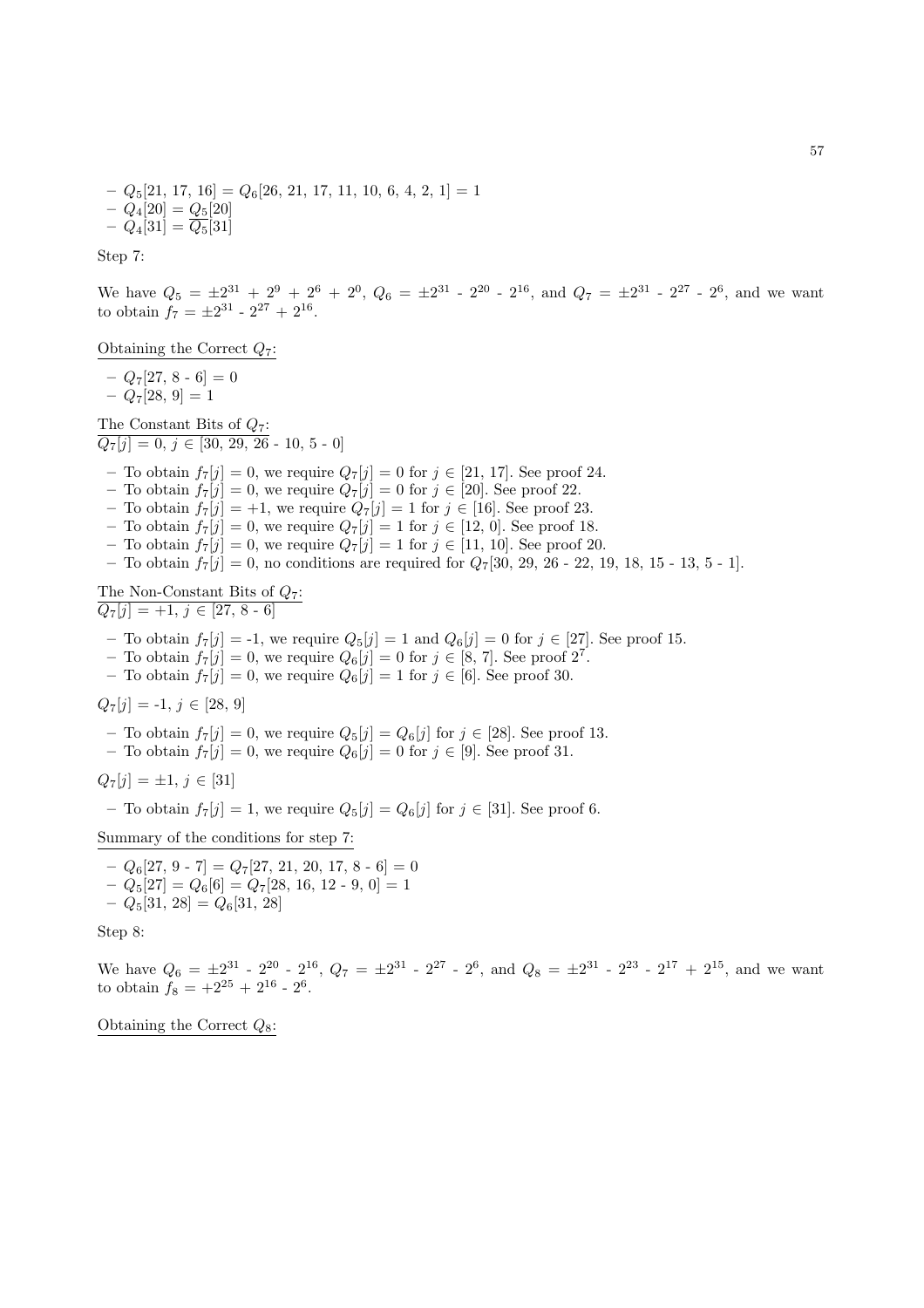- $Q_5[21, 17, 16] = Q_6[26, 21, 17, 11, 10, 6, 4, 2, 1] = 1$
- $Q_4[20] = Q_5[20]$
- $Q_4[31] = \overline{Q_5}[31]$

Step 7:

We have $Q_5 = \pm 2^{31} + 2^9 + 2^6 + 2^0$, $Q_6 = \pm 2^{31} - 2^{20} - 2^{16}$, and $Q_7 = \pm 2^{31} - 2^{27} - 2^6$, and we want to obtain $f_7 = \pm 2^{31} - 2^{27} + 2^{16}$.

Obtaining the Correct $Q_7$:

- $Q_7[27, 8 - 6] = 0$
- $Q_7[28, 9] = 1$

The Constant Bits of $Q_7$:
$Q_7[j] = 0$, $j \in [30, 29, 26 - 10, 5 - 0]$

- To obtain $f_7[j] = 0$, we require $Q_7[j] = 0$ for $j \in [21, 17]$. See proof 24.
- To obtain $f_7[j] = 0$, we require $Q_7[j] = 0$ for $j \in [20]$. See proof 22.
- To obtain $f_7[j] = +1$, we require $Q_7[j] = 1$ for $j \in [16]$. See proof 23.
- To obtain $f_7[j] = 0$, we require $Q_7[j] = 1$ for $j \in [12, 0]$. See proof 18.
- To obtain $f_7[j] = 0$, we require $Q_7[j] = 1$ for $j \in [11, 10]$. See proof 20.
- To obtain $f_7[j] = 0$, no conditions are required for $Q_7[30, 29, 26 - 22, 19, 18, 15 - 13, 5 - 1]$.

The Non-Constant Bits of $Q_7$:
$Q_7[j] = +1$, $j \in [27, 8 - 6]$

- To obtain $f_7[j] = -1$, we require $Q_5[j] = 1$ and $Q_6[j] = 0$ for $j \in [27]$. See proof 15.
- To obtain $f_7[j] = 0$, we require $Q_6[j] = 0$ for $j \in [8, 7]$. See proof $2^7$.
- To obtain $f_7[j] = 0$, we require $Q_6[j] = 1$ for $j \in [6]$. See proof 30.

$Q_7[j] = -1$, $j \in [28, 9]$

- To obtain $f_7[j] = 0$, we require $Q_5[j] = Q_6[j]$ for $j \in [28]$. See proof 13.
- To obtain $f_7[j] = 0$, we require $Q_6[j] = 0$ for $j \in [9]$. See proof 31.

$Q_7[j] = \pm 1$, $j \in [31]$

- To obtain $f_7[j] = 1$, we require $Q_5[j] = Q_6[j]$ for $j \in [31]$. See proof 6.

Summary of the conditions for step 7:

- $Q_6[27, 9 - 7] = Q_7[27, 21, 20, 17, 8 - 6] = 0$
- $Q_5[27] = Q_6[6] = Q_7[28, 16, 12 - 9, 0] = 1$
- $Q_5[31, 28] = Q_6[31, 28]$

Step 8:

We have $Q_6 = \pm 2^{31} - 2^{20} - 2^{16}$, $Q_7 = \pm 2^{31} - 2^{27} - 2^6$, and $Q_8 = \pm 2^{31} - 2^{23} - 2^{17} + 2^{15}$, and we want to obtain $f_8 = +2^{25} + 2^{16} - 2^6$.

Obtaining the Correct $Q_8$: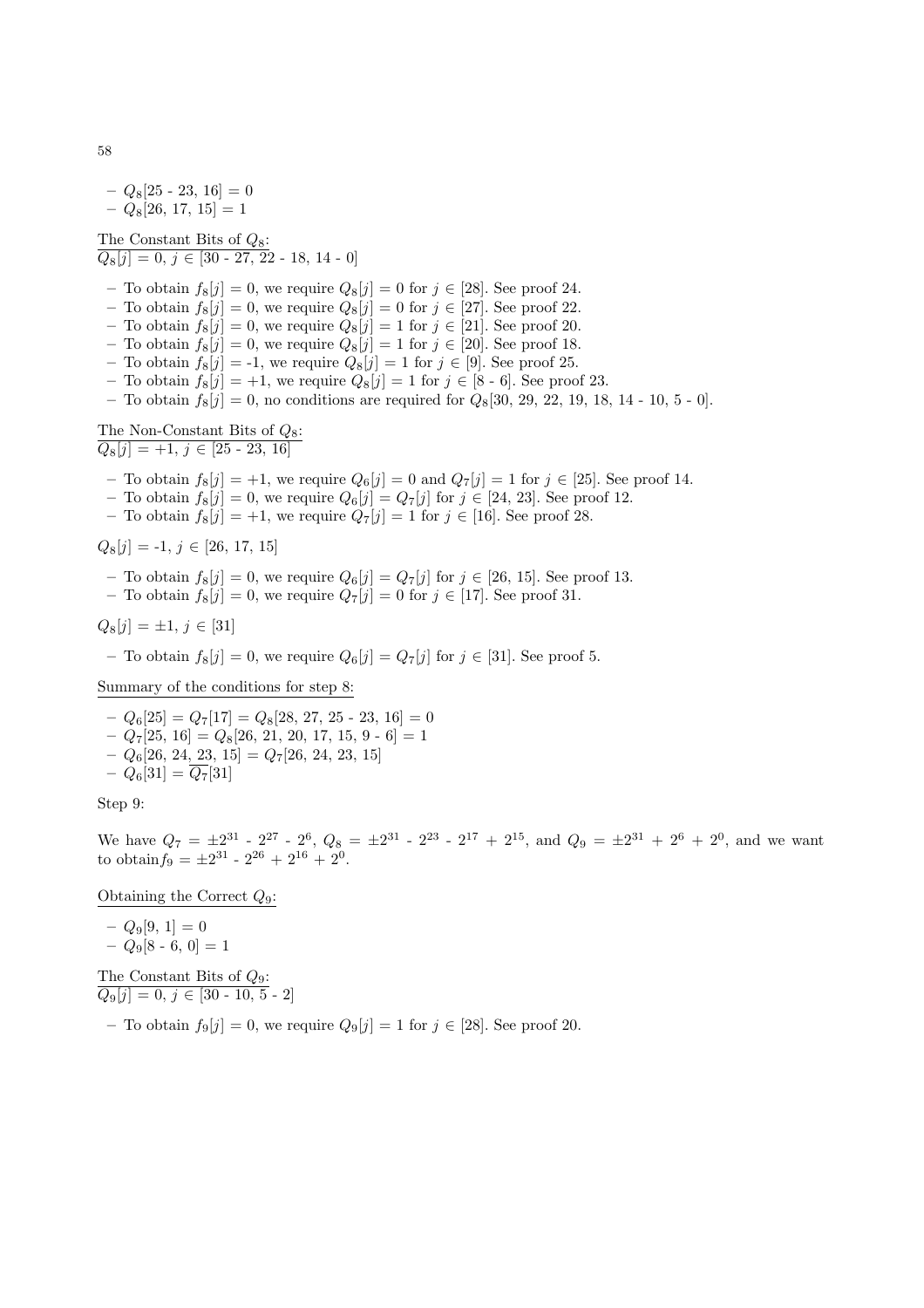- $Q_8$[25 - 23, 16] = 0
- $Q_8$[26, 17, 15] = 1

<u>The Constant Bits of $Q_8$:</u>

<u>$Q_8[j]$ = 0, $j \in$ [30 - 27, 22 - 18, 14 - 0]</u>

- To obtain $f_8[j]$ = 0, we require $Q_8[j]$ = 0 for $j \in$ [28]. See proof 24.
- To obtain $f_8[j]$ = 0, we require $Q_8[j]$ = 0 for $j \in$ [27]. See proof 22.
- To obtain $f_8[j]$ = 0, we require $Q_8[j]$ = 1 for $j \in$ [21]. See proof 20.
- To obtain $f_8[j]$ = 0, we require $Q_8[j]$ = 1 for $j \in$ [20]. See proof 18.
- To obtain $f_8[j]$ = -1, we require $Q_8[j]$ = 1 for $j \in$ [9]. See proof 25.
- To obtain $f_8[j]$ = +1, we require $Q_8[j]$ = 1 for $j \in$ [8 - 6]. See proof 23.
- To obtain $f_8[j]$ = 0, no conditions are required for $Q_8$[30, 29, 22, 19, 18, 14 - 10, 5 - 0].

<u>The Non-Constant Bits of $Q_8$:</u>

<u>$Q_8[j]$ = +1, $j \in$ [25 - 23, 16]</u>

- To obtain $f_8[j]$ = +1, we require $Q_6[j]$ = 0 and $Q_7[j]$ = 1 for $j \in$ [25]. See proof 14.
- To obtain $f_8[j]$ = 0, we require $Q_6[j]$ = $Q_7[j]$ for $j \in$ [24, 23]. See proof 12.
- To obtain $f_8[j]$ = +1, we require $Q_7[j]$ = 1 for $j \in$ [16]. See proof 28.

$Q_8[j]$ = -1, $j \in$ [26, 17, 15]

- To obtain $f_8[j]$ = 0, we require $Q_6[j]$ = $Q_7[j]$ for $j \in$ [26, 15]. See proof 13.
- To obtain $f_8[j]$ = 0, we require $Q_7[j]$ = 0 for $j \in$ [17]. See proof 31.

$Q_8[j]$ = ±1, $j \in$ [31]

- To obtain $f_8[j]$ = 0, we require $Q_6[j]$ = $Q_7[j]$ for $j \in$ [31]. See proof 5.

<u>Summary of the conditions for step 8:</u>

- $Q_6$[25] = $Q_7$[17] = $Q_8$[28, 27, 25 - 23, 16] = 0
- $Q_7$[25, 16] = $Q_8$[26, 21, 20, 17, 15, 9 - 6] = 1
- $Q_6$[26, 24, 23, 15] = $Q_7$[26, 24, 23, 15]
- $Q_6[31] = \overline{Q_7}[31]$

Step 9:

We have $Q_7 = \pm 2^{31}$ - $2^{27}$ - $2^{6}$, $Q_8 = \pm 2^{31}$ - $2^{23}$ - $2^{17}$ + $2^{15}$, and $Q_9 = \pm 2^{31}$ + $2^{6}$ + $2^{0}$, and we want to obtain$f_9 = \pm 2^{31}$ - $2^{26}$ + $2^{16}$ + $2^{0}$.

<u>Obtaining the Correct $Q_9$:</u>

- $Q_9$[9, 1] = 0
- $Q_9$[8 - 6, 0] = 1

<u>The Constant Bits of $Q_9$:</u>

<u>$Q_9[j]$ = 0, $j \in$ [30 - 10, 5 - 2]</u>

- To obtain $f_9[j]$ = 0, we require $Q_9[j]$ = 1 for $j \in$ [28]. See proof 20.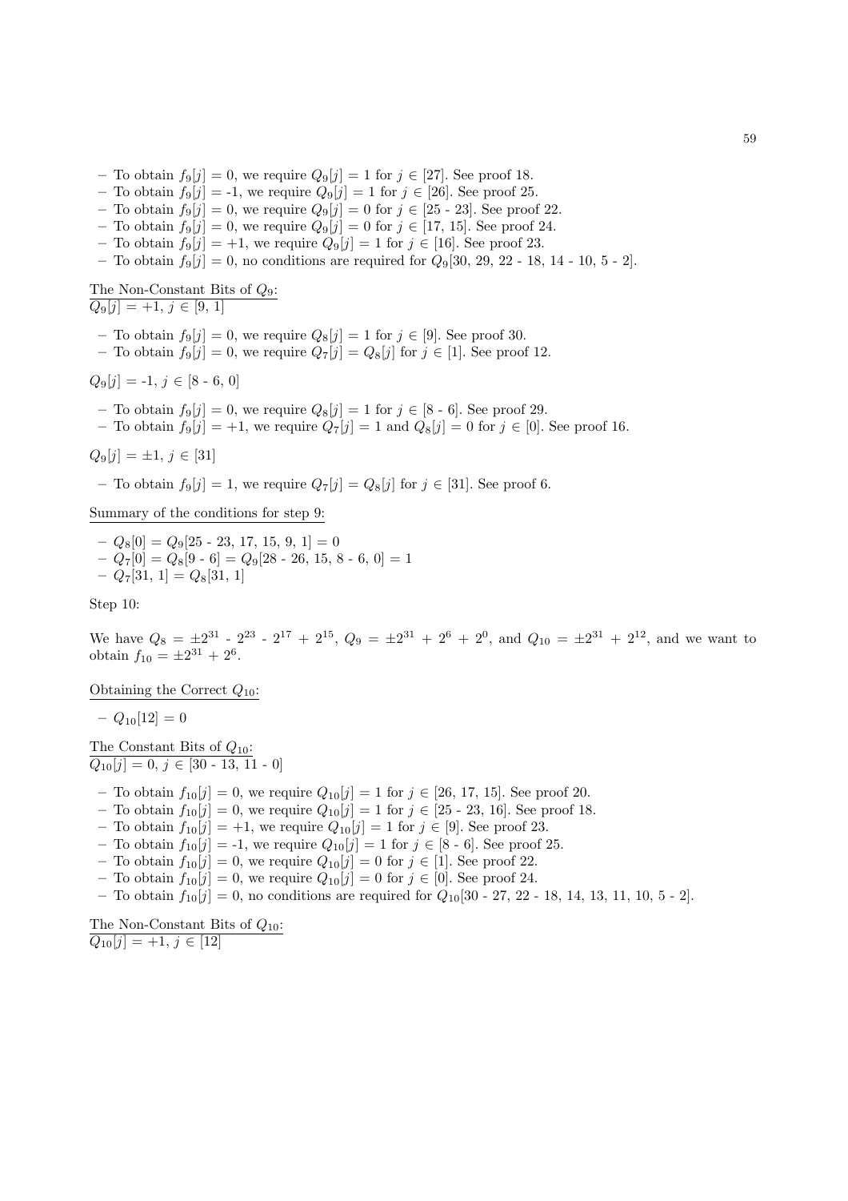- To obtain $f_9[j] = 0$, we require $Q_9[j] = 1$ for $j \in [27]$. See proof 18.
- To obtain $f_9[j] = -1$, we require $Q_9[j] = 1$ for $j \in [26]$. See proof 25.
- To obtain $f_9[j] = 0$, we require $Q_9[j] = 0$ for $j \in [25 - 23]$. See proof 22.
- To obtain $f_9[j] = 0$, we require $Q_9[j] = 0$ for $j \in [17, 15]$. See proof 24.
- To obtain $f_9[j] = +1$, we require $Q_9[j] = 1$ for $j \in [16]$. See proof 23.
- To obtain $f_9[j] = 0$, no conditions are required for $Q_9[30, 29, 22 - 18, 14 - 10, 5 - 2]$.

The Non-Constant Bits of $Q_9$:
$Q_9[j] = +1,\ j \in [9, 1]$

- To obtain $f_9[j] = 0$, we require $Q_8[j] = 1$ for $j \in [9]$. See proof 30.
- To obtain $f_9[j] = 0$, we require $Q_7[j] = Q_8[j]$ for $j \in [1]$. See proof 12.

$Q_9[j] = -1,\ j \in [8 - 6, 0]$

- To obtain $f_9[j] = 0$, we require $Q_8[j] = 1$ for $j \in [8 - 6]$. See proof 29.
- To obtain $f_9[j] = +1$, we require $Q_7[j] = 1$ and $Q_8[j] = 0$ for $j \in [0]$. See proof 16.

$Q_9[j] = \pm 1,\ j \in [31]$

- To obtain $f_9[j] = 1$, we require $Q_7[j] = Q_8[j]$ for $j \in [31]$. See proof 6.

Summary of the conditions for step 9:

- $Q_8[0] = Q_9[25 - 23, 17, 15, 9, 1] = 0$
- $Q_7[0] = Q_8[9 - 6] = Q_9[28 - 26, 15, 8 - 6, 0] = 1$
- $Q_7[31, 1] = Q_8[31, 1]$

Step 10:

We have $Q_8 = \pm 2^{31} - 2^{23} - 2^{17} + 2^{15}$, $Q_9 = \pm 2^{31} + 2^{6} + 2^{0}$, and $Q_{10} = \pm 2^{31} + 2^{12}$, and we want to obtain $f_{10} = \pm 2^{31} + 2^{6}$.

Obtaining the Correct $Q_{10}$:

- $Q_{10}[12] = 0$

The Constant Bits of $Q_{10}$:
$Q_{10}[j] = 0,\ j \in [30 - 13, 11 - 0]$

- To obtain $f_{10}[j] = 0$, we require $Q_{10}[j] = 1$ for $j \in [26, 17, 15]$. See proof 20.
- To obtain $f_{10}[j] = 0$, we require $Q_{10}[j] = 1$ for $j \in [25 - 23, 16]$. See proof 18.
- To obtain $f_{10}[j] = +1$, we require $Q_{10}[j] = 1$ for $j \in [9]$. See proof 23.
- To obtain $f_{10}[j] = -1$, we require $Q_{10}[j] = 1$ for $j \in [8 - 6]$. See proof 25.
- To obtain $f_{10}[j] = 0$, we require $Q_{10}[j] = 0$ for $j \in [1]$. See proof 22.
- To obtain $f_{10}[j] = 0$, we require $Q_{10}[j] = 0$ for $j \in [0]$. See proof 24.
- To obtain $f_{10}[j] = 0$, no conditions are required for $Q_{10}[30 - 27, 22 - 18, 14, 13, 11, 10, 5 - 2]$.

The Non-Constant Bits of $Q_{10}$:
$Q_{10}[j] = +1,\ j \in [12]$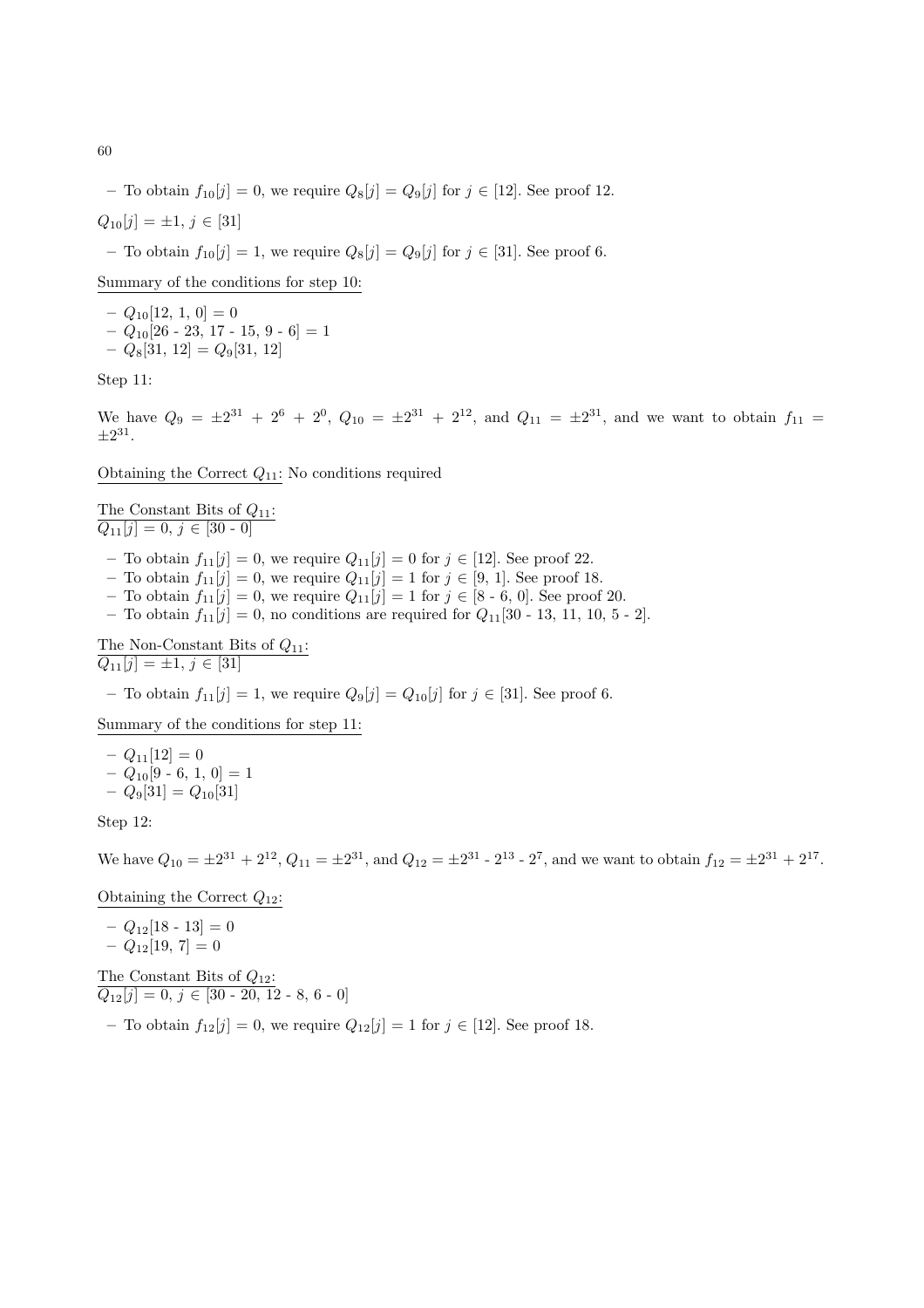- To obtain $f_{10}[j] = 0$, we require $Q_8[j] = Q_9[j]$ for $j \in [12]$. See proof 12.

$Q_{10}[j] = \pm 1$, $j \in [31]$

- To obtain $f_{10}[j] = 1$, we require $Q_8[j] = Q_9[j]$ for $j \in [31]$. See proof 6.

Summary of the conditions for step 10:

- $Q_{10}[12, 1, 0] = 0$
- $Q_{10}[26 - 23, 17 - 15, 9 - 6] = 1$
- $Q_8[31, 12] = Q_9[31, 12]$

Step 11:

We have $Q_9 = \pm 2^{31} + 2^6 + 2^0$, $Q_{10} = \pm 2^{31} + 2^{12}$, and $Q_{11} = \pm 2^{31}$, and we want to obtain $f_{11} = \pm 2^{31}$.

Obtaining the Correct $Q_{11}$: No conditions required

The Constant Bits of $Q_{11}$:
$Q_{11}[j] = 0$, $j \in [30 - 0]$

- To obtain $f_{11}[j] = 0$, we require $Q_{11}[j] = 0$ for $j \in [12]$. See proof 22.
- To obtain $f_{11}[j] = 0$, we require $Q_{11}[j] = 1$ for $j \in [9, 1]$. See proof 18.
- To obtain $f_{11}[j] = 0$, we require $Q_{11}[j] = 1$ for $j \in [8 - 6, 0]$. See proof 20.
- To obtain $f_{11}[j] = 0$, no conditions are required for $Q_{11}[30 - 13, 11, 10, 5 - 2]$.

The Non-Constant Bits of $Q_{11}$:
$Q_{11}[j] = \pm 1$, $j \in [31]$

- To obtain $f_{11}[j] = 1$, we require $Q_9[j] = Q_{10}[j]$ for $j \in [31]$. See proof 6.

Summary of the conditions for step 11:

- $Q_{11}[12] = 0$
- $Q_{10}[9 - 6, 1, 0] = 1$
- $Q_9[31] = Q_{10}[31]$

Step 12:

We have $Q_{10} = \pm 2^{31} + 2^{12}$, $Q_{11} = \pm 2^{31}$, and $Q_{12} = \pm 2^{31} - 2^{13} - 2^7$, and we want to obtain $f_{12} = \pm 2^{31} + 2^{17}$.

Obtaining the Correct $Q_{12}$:

- $Q_{12}[18 - 13] = 0$
- $Q_{12}[19, 7] = 0$

The Constant Bits of $Q_{12}$:
$Q_{12}[j] = 0$, $j \in [30 - 20, 12 - 8, 6 - 0]$

- To obtain $f_{12}[j] = 0$, we require $Q_{12}[j] = 1$ for $j \in [12]$. See proof 18.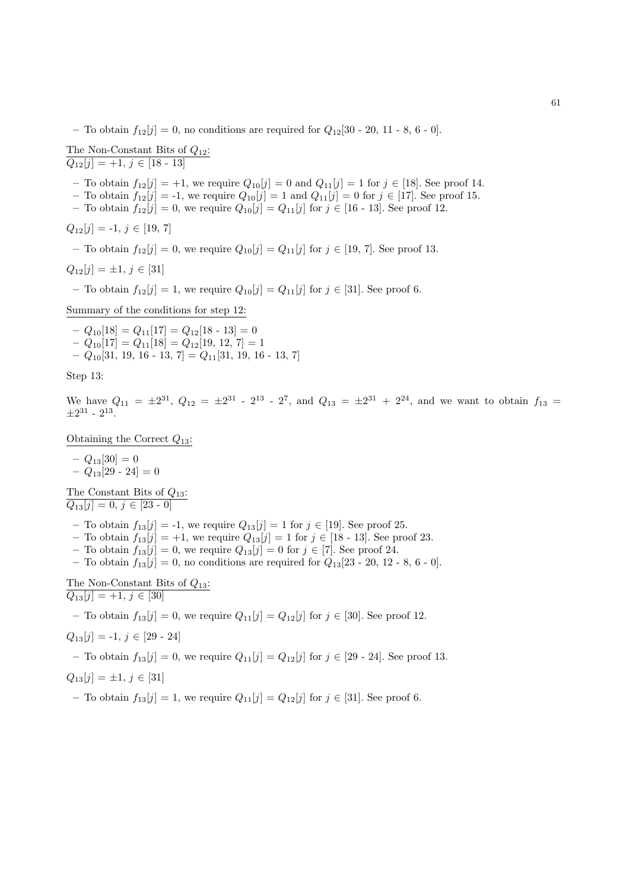- To obtain $f_{12}[j] = 0$, no conditions are required for $Q_{12}[30 - 20, 11 - 8, 6 - 0]$.

<u>The Non-Constant Bits of $Q_{12}$:</u>
<u>$Q_{12}[j] = +1$, $j \in [18 - 13]$</u>

- To obtain $f_{12}[j] = +1$, we require $Q_{10}[j] = 0$ and $Q_{11}[j] = 1$ for $j \in [18]$. See proof 14.
- To obtain $f_{12}[j] = -1$, we require $Q_{10}[j] = 1$ and $Q_{11}[j] = 0$ for $j \in [17]$. See proof 15.
- To obtain $f_{12}[j] = 0$, we require $Q_{10}[j] = Q_{11}[j]$ for $j \in [16 - 13]$. See proof 12.

$Q_{12}[j] = -1$, $j \in [19, 7]$

- To obtain $f_{12}[j] = 0$, we require $Q_{10}[j] = Q_{11}[j]$ for $j \in [19, 7]$. See proof 13.

$Q_{12}[j] = \pm 1$, $j \in [31]$

- To obtain $f_{12}[j] = 1$, we require $Q_{10}[j] = Q_{11}[j]$ for $j \in [31]$. See proof 6.

<u>Summary of the conditions for step 12:</u>

- $Q_{10}[18] = Q_{11}[17] = Q_{12}[18 - 13] = 0$
- $Q_{10}[17] = Q_{11}[18] = Q_{12}[19, 12, 7] = 1$
- $Q_{10}[31, 19, 16 - 13, 7] = Q_{11}[31, 19, 16 - 13, 7]$

Step 13:

We have $Q_{11} = \pm 2^{31}$, $Q_{12} = \pm 2^{31} - 2^{13} - 2^{7}$, and $Q_{13} = \pm 2^{31} + 2^{24}$, and we want to obtain $f_{13} = \pm 2^{31} - 2^{13}$.

<u>Obtaining the Correct $Q_{13}$:</u>

- $Q_{13}[30] = 0$
- $Q_{13}[29 - 24] = 0$

<u>The Constant Bits of $Q_{13}$:</u>
<u>$Q_{13}[j] = 0$, $j \in [23 - 0]$</u>

- To obtain $f_{13}[j] = -1$, we require $Q_{13}[j] = 1$ for $j \in [19]$. See proof 25.
- To obtain $f_{13}[j] = +1$, we require $Q_{13}[j] = 1$ for $j \in [18 - 13]$. See proof 23.
- To obtain $f_{13}[j] = 0$, we require $Q_{13}[j] = 0$ for $j \in [7]$. See proof 24.
- To obtain $f_{13}[j] = 0$, no conditions are required for $Q_{13}[23 - 20, 12 - 8, 6 - 0]$.

<u>The Non-Constant Bits of $Q_{13}$:</u>
<u>$Q_{13}[j] = +1$, $j \in [30]$</u>

- To obtain $f_{13}[j] = 0$, we require $Q_{11}[j] = Q_{12}[j]$ for $j \in [30]$. See proof 12.

$Q_{13}[j] = -1$, $j \in [29 - 24]$

- To obtain $f_{13}[j] = 0$, we require $Q_{11}[j] = Q_{12}[j]$ for $j \in [29 - 24]$. See proof 13.

$Q_{13}[j] = \pm 1$, $j \in [31]$

- To obtain $f_{13}[j] = 1$, we require $Q_{11}[j] = Q_{12}[j]$ for $j \in [31]$. See proof 6.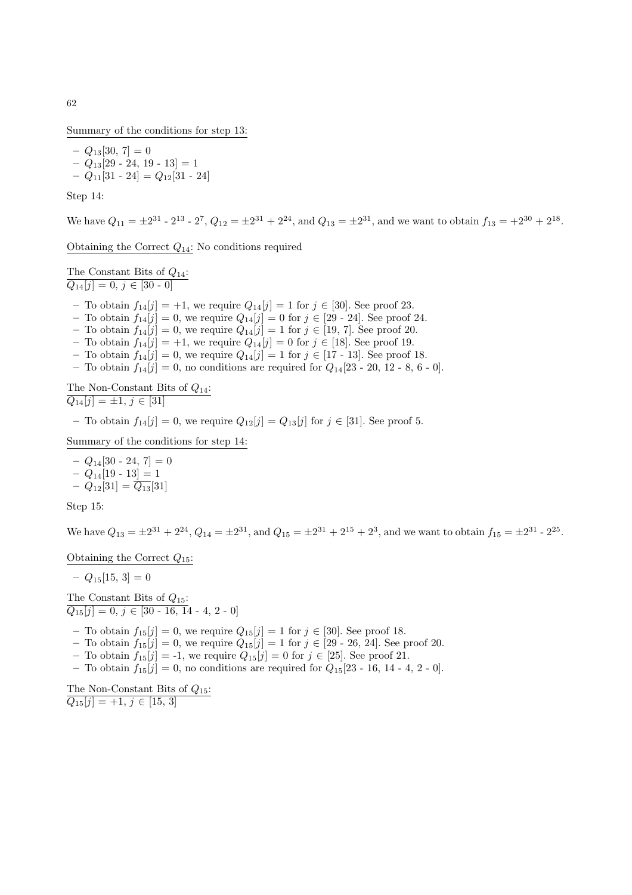Summary of the conditions for step 13:

- $Q_{13}[30, 7] = 0$
- $Q_{13}[29 - 24, 19 - 13] = 1$
- $Q_{11}[31 - 24] = Q_{12}[31 - 24]$

Step 14:

We have $Q_{11} = \pm 2^{31} - 2^{13} - 2^{7}$, $Q_{12} = \pm 2^{31} + 2^{24}$, and $Q_{13} = \pm 2^{31}$, and we want to obtain $f_{13} = +2^{30} + 2^{18}$.

Obtaining the Correct $Q_{14}$: No conditions required

The Constant Bits of $Q_{14}$:
$Q_{14}[j] = 0$, $j \in [30 - 0]$

- To obtain $f_{14}[j] = +1$, we require $Q_{14}[j] = 1$ for $j \in [30]$. See proof 23.
- To obtain $f_{14}[j] = 0$, we require $Q_{14}[j] = 0$ for $j \in [29 - 24]$. See proof 24.
- To obtain $f_{14}[j] = 0$, we require $Q_{14}[j] = 1$ for $j \in [19, 7]$. See proof 20.
- To obtain $f_{14}[j] = +1$, we require $Q_{14}[j] = 0$ for $j \in [18]$. See proof 19.
- To obtain $f_{14}[j] = 0$, we require $Q_{14}[j] = 1$ for $j \in [17 - 13]$. See proof 18.
- To obtain $f_{14}[j] = 0$, no conditions are required for $Q_{14}[23 - 20, 12 - 8, 6 - 0]$.

The Non-Constant Bits of $Q_{14}$:
$Q_{14}[j] = \pm 1$, $j \in [31]$

- To obtain $f_{14}[j] = 0$, we require $Q_{12}[j] = Q_{13}[j]$ for $j \in [31]$. See proof 5.

Summary of the conditions for step 14:

- $Q_{14}[30 - 24, 7] = 0$
- $Q_{14}[19 - 13] = 1$
- $Q_{12}[31] = \overline{Q_{13}}[31]$

Step 15:

We have $Q_{13} = \pm 2^{31} + 2^{24}$, $Q_{14} = \pm 2^{31}$, and $Q_{15} = \pm 2^{31} + 2^{15} + 2^{3}$, and we want to obtain $f_{15} = \pm 2^{31} - 2^{25}$.

Obtaining the Correct $Q_{15}$:

- $Q_{15}[15, 3] = 0$

The Constant Bits of $Q_{15}$:
$Q_{15}[j] = 0$, $j \in [30 - 16, 14 - 4, 2 - 0]$

- To obtain $f_{15}[j] = 0$, we require $Q_{15}[j] = 1$ for $j \in [30]$. See proof 18.
- To obtain $f_{15}[j] = 0$, we require $Q_{15}[j] = 1$ for $j \in [29 - 26, 24]$. See proof 20.
- To obtain $f_{15}[j] = -1$, we require $Q_{15}[j] = 0$ for $j \in [25]$. See proof 21.
- To obtain $f_{15}[j] = 0$, no conditions are required for $Q_{15}[23 - 16, 14 - 4, 2 - 0]$.

The Non-Constant Bits of $Q_{15}$:
$Q_{15}[j] = +1$, $j \in [15, 3]$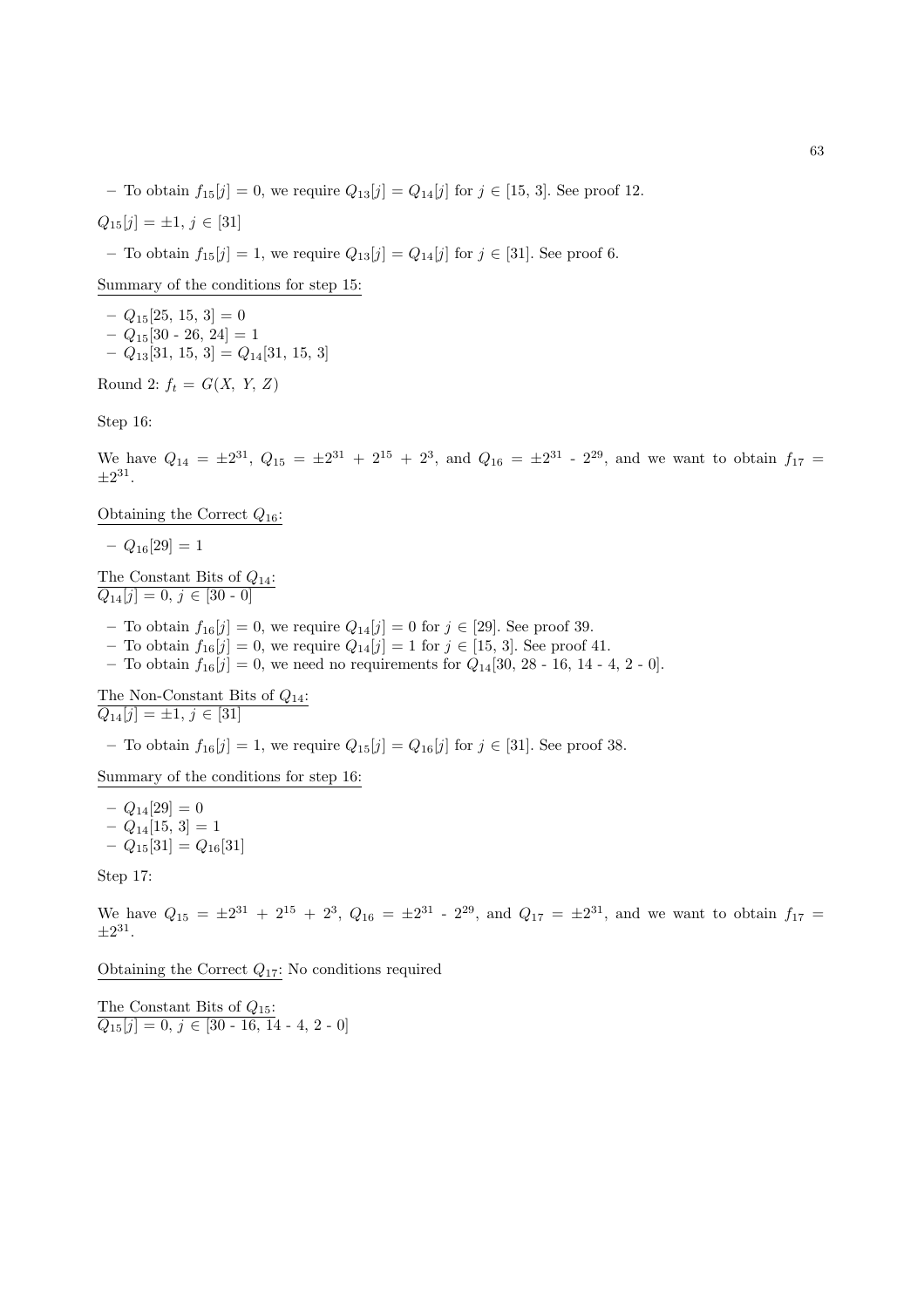- To obtain $f_{15}[j] = 0$, we require $Q_{13}[j] = Q_{14}[j]$ for $j \in [15, 3]$. See proof 12.

$Q_{15}[j] = \pm 1$, $j \in [31]$

- To obtain $f_{15}[j] = 1$, we require $Q_{13}[j] = Q_{14}[j]$ for $j \in [31]$. See proof 6.

Summary of the conditions for step 15:

- $Q_{15}[25, 15, 3] = 0$
- $Q_{15}[30 - 26, 24] = 1$
- $Q_{13}[31, 15, 3] = Q_{14}[31, 15, 3]$

Round 2: $f_t = G(X, Y, Z)$

Step 16:

We have $Q_{14} = \pm 2^{31}$, $Q_{15} = \pm 2^{31} + 2^{15} + 2^{3}$, and $Q_{16} = \pm 2^{31} - 2^{29}$, and we want to obtain $f_{17} = \pm 2^{31}$.

Obtaining the Correct $Q_{16}$:

- $Q_{16}[29] = 1$

The Constant Bits of $Q_{14}$:
$Q_{14}[j] = 0$, $j \in [30 - 0]$

- To obtain $f_{16}[j] = 0$, we require $Q_{14}[j] = 0$ for $j \in [29]$. See proof 39.
- To obtain $f_{16}[j] = 0$, we require $Q_{14}[j] = 1$ for $j \in [15, 3]$. See proof 41.
- To obtain $f_{16}[j] = 0$, we need no requirements for $Q_{14}[30, 28 - 16, 14 - 4, 2 - 0]$.

The Non-Constant Bits of $Q_{14}$:
$Q_{14}[j] = \pm 1$, $j \in [31]$

- To obtain $f_{16}[j] = 1$, we require $Q_{15}[j] = Q_{16}[j]$ for $j \in [31]$. See proof 38.

Summary of the conditions for step 16:

- $Q_{14}[29] = 0$
- $Q_{14}[15, 3] = 1$
- $Q_{15}[31] = Q_{16}[31]$

Step 17:

We have $Q_{15} = \pm 2^{31} + 2^{15} + 2^{3}$, $Q_{16} = \pm 2^{31} - 2^{29}$, and $Q_{17} = \pm 2^{31}$, and we want to obtain $f_{17} = \pm 2^{31}$.

Obtaining the Correct $Q_{17}$: No conditions required

The Constant Bits of $Q_{15}$:
$Q_{15}[j] = 0$, $j \in [30 - 16, 14 - 4, 2 - 0]$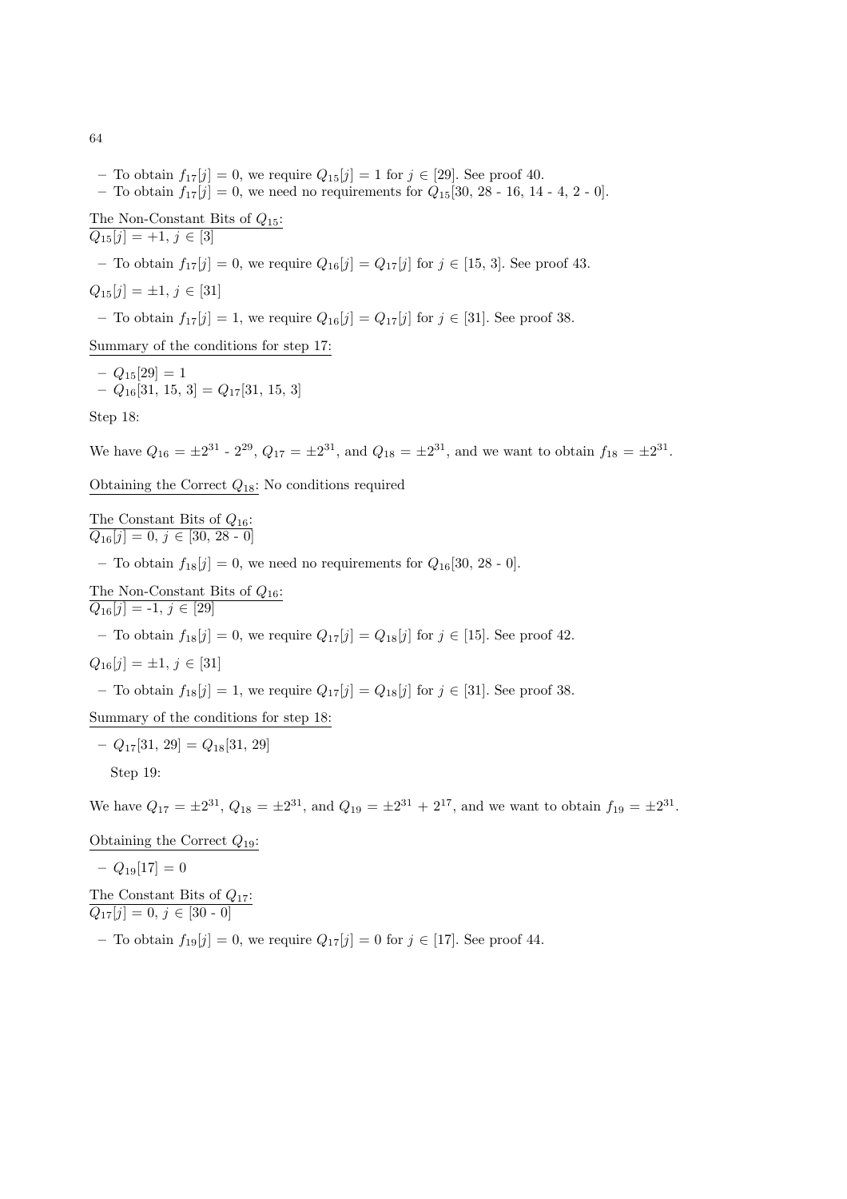- To obtain $f_{17}[j] = 0$, we require $Q_{15}[j] = 1$ for $j \in [29]$. See proof 40.
- To obtain $f_{17}[j] = 0$, we need no requirements for $Q_{15}[30, 28 - 16, 14 - 4, 2 - 0]$.

The Non-Constant Bits of $Q_{15}$:
$Q_{15}[j] = +1, j \in [3]$

- To obtain $f_{17}[j] = 0$, we require $Q_{16}[j] = Q_{17}[j]$ for $j \in [15, 3]$. See proof 43.

$Q_{15}[j] = \pm 1, j \in [31]$

- To obtain $f_{17}[j] = 1$, we require $Q_{16}[j] = Q_{17}[j]$ for $j \in [31]$. See proof 38.

Summary of the conditions for step 17:

- $Q_{15}[29] = 1$
- $Q_{16}[31, 15, 3] = Q_{17}[31, 15, 3]$

Step 18:

We have $Q_{16} = \pm 2^{31} - 2^{29}$, $Q_{17} = \pm 2^{31}$, and $Q_{18} = \pm 2^{31}$, and we want to obtain $f_{18} = \pm 2^{31}$.

Obtaining the Correct $Q_{18}$: No conditions required

The Constant Bits of $Q_{16}$:
$Q_{16}[j] = 0, j \in [30, 28 - 0]$

- To obtain $f_{18}[j] = 0$, we need no requirements for $Q_{16}[30, 28 - 0]$.

The Non-Constant Bits of $Q_{16}$:
$Q_{16}[j] = -1, j \in [29]$

- To obtain $f_{18}[j] = 0$, we require $Q_{17}[j] = Q_{18}[j]$ for $j \in [15]$. See proof 42.

$Q_{16}[j] = \pm 1, j \in [31]$

- To obtain $f_{18}[j] = 1$, we require $Q_{17}[j] = Q_{18}[j]$ for $j \in [31]$. See proof 38.

Summary of the conditions for step 18:

- $Q_{17}[31, 29] = Q_{18}[31, 29]$

Step 19:

We have $Q_{17} = \pm 2^{31}$, $Q_{18} = \pm 2^{31}$, and $Q_{19} = \pm 2^{31} + 2^{17}$, and we want to obtain $f_{19} = \pm 2^{31}$.

Obtaining the Correct $Q_{19}$:

- $Q_{19}[17] = 0$

The Constant Bits of $Q_{17}$:
$Q_{17}[j] = 0, j \in [30 - 0]$

- To obtain $f_{19}[j] = 0$, we require $Q_{17}[j] = 0$ for $j \in [17]$. See proof 44.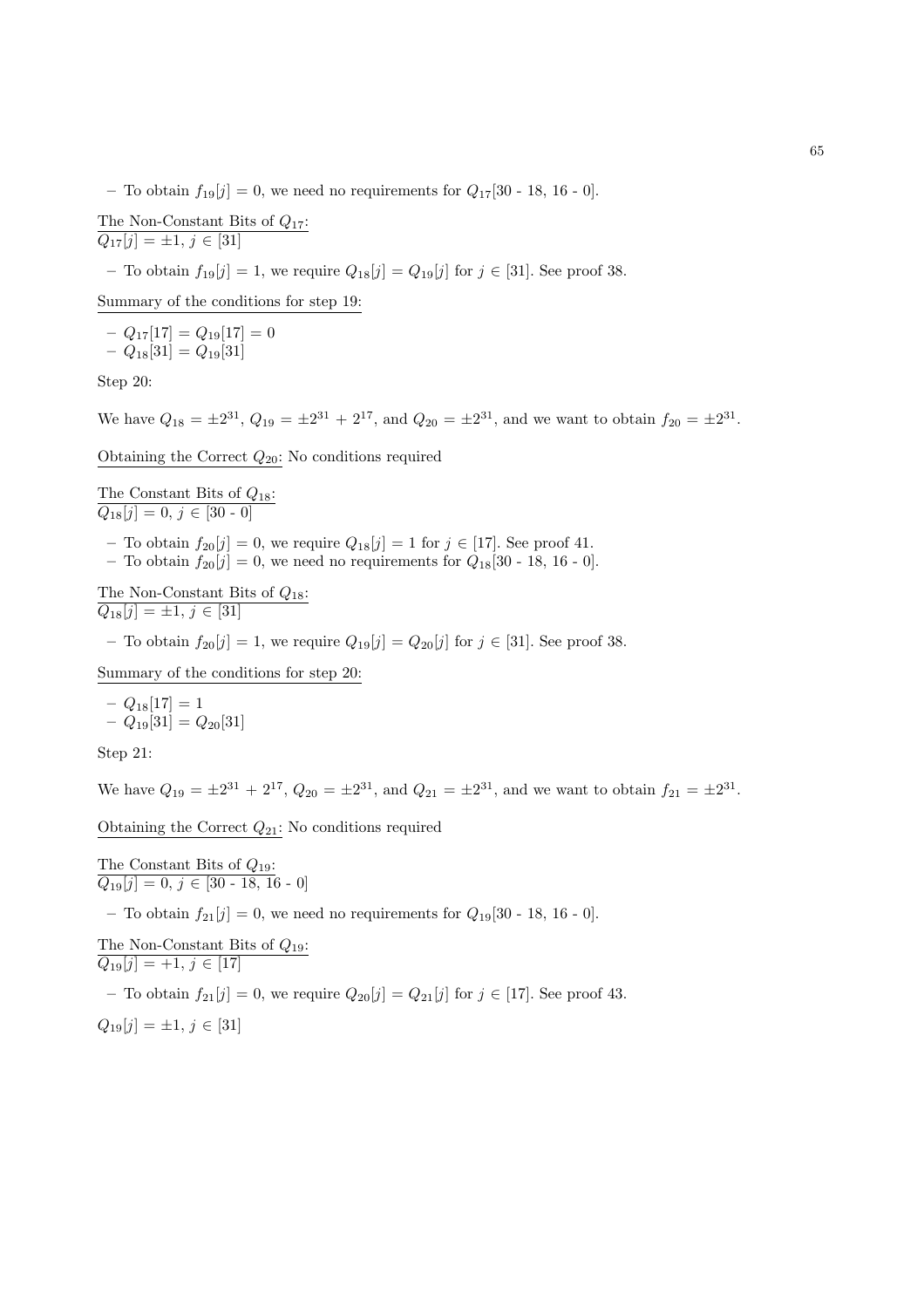– To obtain $f_{19}[j] = 0$, we need no requirements for $Q_{17}[30 - 18, 16 - 0]$.

The Non-Constant Bits of $Q_{17}$:
$Q_{17}[j] = \pm 1, j \in [31]$

– To obtain $f_{19}[j] = 1$, we require $Q_{18}[j] = Q_{19}[j]$ for $j \in [31]$. See proof 38.

Summary of the conditions for step 19:

– $Q_{17}[17] = Q_{19}[17] = 0$
– $Q_{18}[31] = Q_{19}[31]$

Step 20:

We have $Q_{18} = \pm 2^{31}$, $Q_{19} = \pm 2^{31} + 2^{17}$, and $Q_{20} = \pm 2^{31}$, and we want to obtain $f_{20} = \pm 2^{31}$.

Obtaining the Correct $Q_{20}$: No conditions required

The Constant Bits of $Q_{18}$:
$Q_{18}[j] = 0, j \in [30 - 0]$

– To obtain $f_{20}[j] = 0$, we require $Q_{18}[j] = 1$ for $j \in [17]$. See proof 41.
– To obtain $f_{20}[j] = 0$, we need no requirements for $Q_{18}[30 - 18, 16 - 0]$.

The Non-Constant Bits of $Q_{18}$:
$Q_{18}[j] = \pm 1, j \in [31]$

– To obtain $f_{20}[j] = 1$, we require $Q_{19}[j] = Q_{20}[j]$ for $j \in [31]$. See proof 38.

Summary of the conditions for step 20:

– $Q_{18}[17] = 1$
– $Q_{19}[31] = Q_{20}[31]$

Step 21:

We have $Q_{19} = \pm 2^{31} + 2^{17}$, $Q_{20} = \pm 2^{31}$, and $Q_{21} = \pm 2^{31}$, and we want to obtain $f_{21} = \pm 2^{31}$.

Obtaining the Correct $Q_{21}$: No conditions required

The Constant Bits of $Q_{19}$:
$Q_{19}[j] = 0, j \in [30 - 18, 16 - 0]$

– To obtain $f_{21}[j] = 0$, we need no requirements for $Q_{19}[30 - 18, 16 - 0]$.

The Non-Constant Bits of $Q_{19}$:
$Q_{19}[j] = +1, j \in [17]$

– To obtain $f_{21}[j] = 0$, we require $Q_{20}[j] = Q_{21}[j]$ for $j \in [17]$. See proof 43.

$Q_{19}[j] = \pm 1, j \in [31]$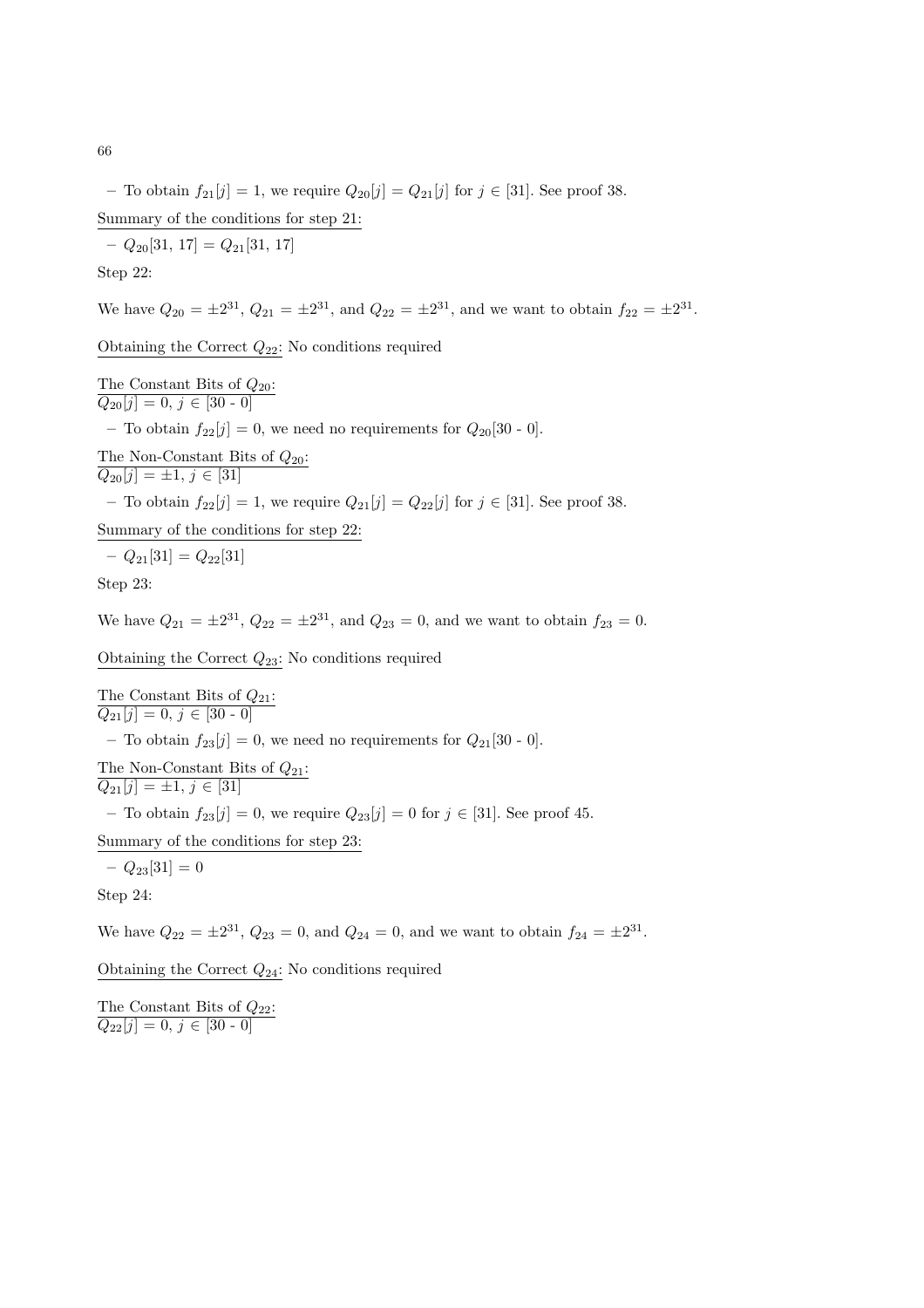– To obtain $f_{21}[j] = 1$, we require $Q_{20}[j] = Q_{21}[j]$ for $j \in [31]$. See proof 38.

<u>Summary of the conditions for step 21:</u>

– $Q_{20}[31, 17] = Q_{21}[31, 17]$

Step 22:

We have $Q_{20} = \pm 2^{31}$, $Q_{21} = \pm 2^{31}$, and $Q_{22} = \pm 2^{31}$, and we want to obtain $f_{22} = \pm 2^{31}$.

<u>Obtaining the Correct $Q_{22}$:</u> No conditions required

<u>The Constant Bits of $Q_{20}$:</u>
$Q_{20}[j] = 0$, $j \in [30 - 0]$

– To obtain $f_{22}[j] = 0$, we need no requirements for $Q_{20}[30 - 0]$.

<u>The Non-Constant Bits of $Q_{20}$:</u>
$Q_{20}[j] = \pm 1$, $j \in [31]$

– To obtain $f_{22}[j] = 1$, we require $Q_{21}[j] = Q_{22}[j]$ for $j \in [31]$. See proof 38.

<u>Summary of the conditions for step 22:</u>

– $Q_{21}[31] = Q_{22}[31]$

Step 23:

We have $Q_{21} = \pm 2^{31}$, $Q_{22} = \pm 2^{31}$, and $Q_{23} = 0$, and we want to obtain $f_{23} = 0$.

<u>Obtaining the Correct $Q_{23}$:</u> No conditions required

<u>The Constant Bits of $Q_{21}$:</u>
$Q_{21}[j] = 0$, $j \in [30 - 0]$

– To obtain $f_{23}[j] = 0$, we need no requirements for $Q_{21}[30 - 0]$.

<u>The Non-Constant Bits of $Q_{21}$:</u>
$Q_{21}[j] = \pm 1$, $j \in [31]$

– To obtain $f_{23}[j] = 0$, we require $Q_{23}[j] = 0$ for $j \in [31]$. See proof 45.

<u>Summary of the conditions for step 23:</u>

– $Q_{23}[31] = 0$

Step 24:

We have $Q_{22} = \pm 2^{31}$, $Q_{23} = 0$, and $Q_{24} = 0$, and we want to obtain $f_{24} = \pm 2^{31}$.

<u>Obtaining the Correct $Q_{24}$:</u> No conditions required

<u>The Constant Bits of $Q_{22}$:</u>
$Q_{22}[j] = 0$, $j \in [30 - 0]$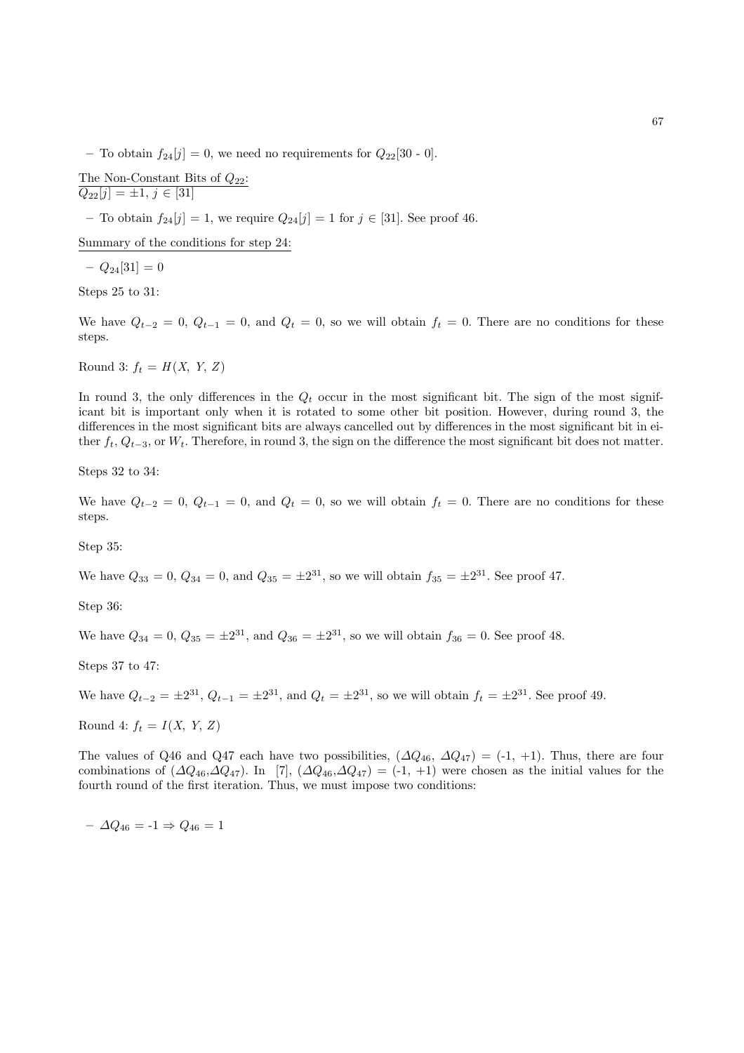– To obtain $f_{24}[j] = 0$, we need no requirements for $Q_{22}[30 - 0]$.

<u>The Non-Constant Bits of $Q_{22}$:</u>
<u>$Q_{22}[j] = \pm 1$, $j \in [31]$</u>

– To obtain $f_{24}[j] = 1$, we require $Q_{24}[j] = 1$ for $j \in [31]$. See proof 46.

<u>Summary of the conditions for step 24:</u>

– $Q_{24}[31] = 0$

Steps 25 to 31:

We have $Q_{t-2} = 0$, $Q_{t-1} = 0$, and $Q_t = 0$, so we will obtain $f_t = 0$. There are no conditions for these steps.

Round 3: $f_t = H(X, Y, Z)$

In round 3, the only differences in the $Q_t$ occur in the most significant bit. The sign of the most significant bit is important only when it is rotated to some other bit position. However, during round 3, the differences in the most significant bits are always cancelled out by differences in the most significant bit in either $f_t$, $Q_{t-3}$, or $W_t$. Therefore, in round 3, the sign on the difference the most significant bit does not matter.

Steps 32 to 34:

We have $Q_{t-2} = 0$, $Q_{t-1} = 0$, and $Q_t = 0$, so we will obtain $f_t = 0$. There are no conditions for these steps.

Step 35:

We have $Q_{33} = 0$, $Q_{34} = 0$, and $Q_{35} = \pm 2^{31}$, so we will obtain $f_{35} = \pm 2^{31}$. See proof 47.

Step 36:

We have $Q_{34} = 0$, $Q_{35} = \pm 2^{31}$, and $Q_{36} = \pm 2^{31}$, so we will obtain $f_{36} = 0$. See proof 48.

Steps 37 to 47:

We have $Q_{t-2} = \pm 2^{31}$, $Q_{t-1} = \pm 2^{31}$, and $Q_t = \pm 2^{31}$, so we will obtain $f_t = \pm 2^{31}$. See proof 49.

Round 4: $f_t = I(X, Y, Z)$

The values of Q46 and Q47 each have two possibilities, ($\Delta Q_{46}$, $\Delta Q_{47}$) = (-1, +1). Thus, there are four combinations of ($\Delta Q_{46}$,$\Delta Q_{47}$). In [7], ($\Delta Q_{46}$,$\Delta Q_{47}$) = (-1, +1) were chosen as the initial values for the fourth round of the first iteration. Thus, we must impose two conditions:

– $\Delta Q_{46}$ = -1 $\Rightarrow Q_{46} = 1$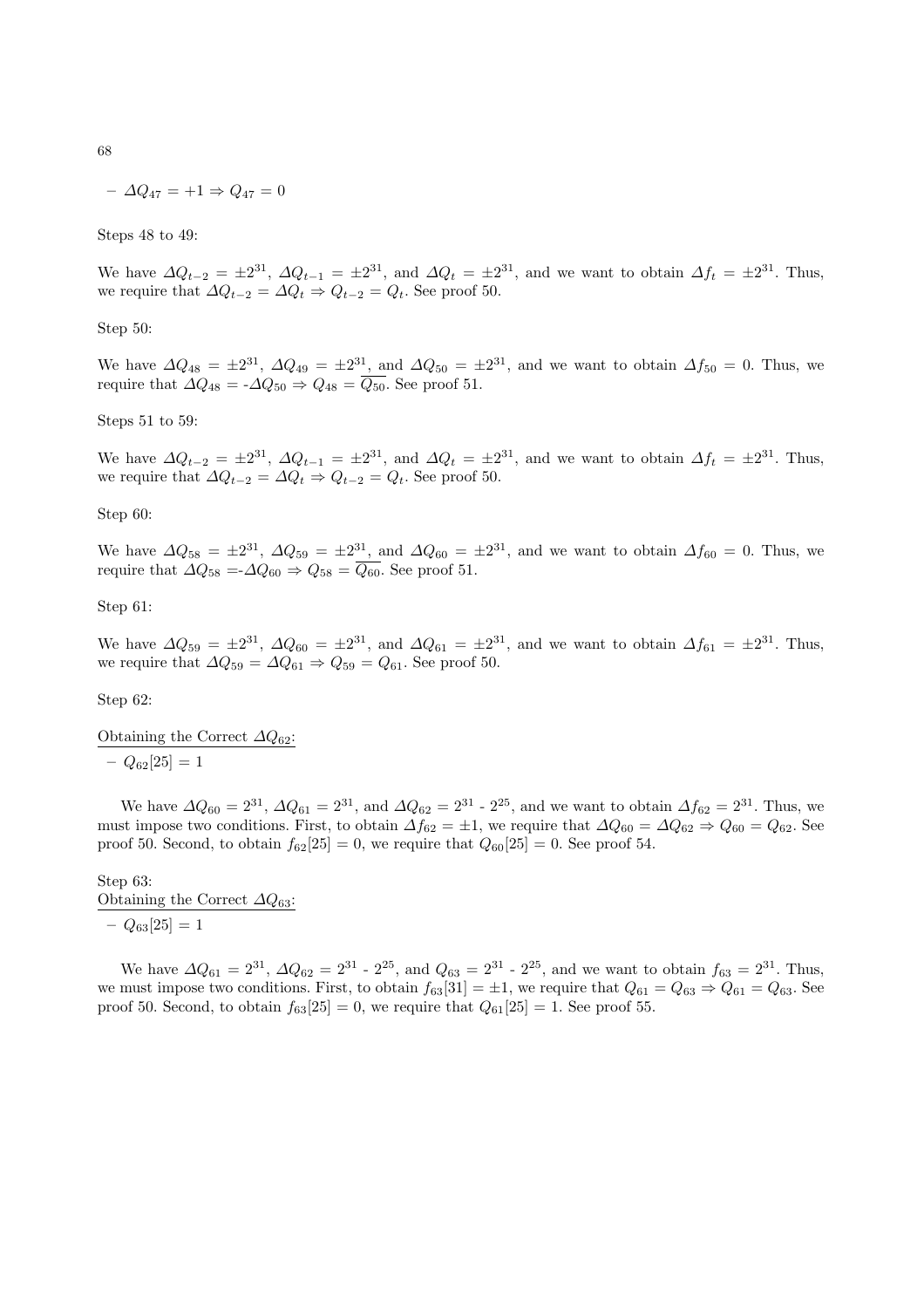- $\Delta Q_{47} = +1 \Rightarrow Q_{47} = 0$

Steps 48 to 49:

We have $\Delta Q_{t-2} = \pm 2^{31}$, $\Delta Q_{t-1} = \pm 2^{31}$, and $\Delta Q_t = \pm 2^{31}$, and we want to obtain $\Delta f_t = \pm 2^{31}$. Thus, we require that $\Delta Q_{t-2} = \Delta Q_t \Rightarrow Q_{t-2} = Q_t$. See proof 50.

Step 50:

We have $\Delta Q_{48} = \pm 2^{31}$, $\Delta Q_{49} = \pm 2^{31}$, and $\Delta Q_{50} = \pm 2^{31}$, and we want to obtain $\Delta f_{50} = 0$. Thus, we require that $\Delta Q_{48} = -\Delta Q_{50} \Rightarrow Q_{48} = \overline{Q_{50}}$. See proof 51.

Steps 51 to 59:

We have $\Delta Q_{t-2} = \pm 2^{31}$, $\Delta Q_{t-1} = \pm 2^{31}$, and $\Delta Q_t = \pm 2^{31}$, and we want to obtain $\Delta f_t = \pm 2^{31}$. Thus, we require that $\Delta Q_{t-2} = \Delta Q_t \Rightarrow Q_{t-2} = Q_t$. See proof 50.

Step 60:

We have $\Delta Q_{58} = \pm 2^{31}$, $\Delta Q_{59} = \pm 2^{31}$, and $\Delta Q_{60} = \pm 2^{31}$, and we want to obtain $\Delta f_{60} = 0$. Thus, we require that $\Delta Q_{58} = -\Delta Q_{60} \Rightarrow Q_{58} = \overline{Q_{60}}$. See proof 51.

Step 61:

We have $\Delta Q_{59} = \pm 2^{31}$, $\Delta Q_{60} = \pm 2^{31}$, and $\Delta Q_{61} = \pm 2^{31}$, and we want to obtain $\Delta f_{61} = \pm 2^{31}$. Thus, we require that $\Delta Q_{59} = \Delta Q_{61} \Rightarrow Q_{59} = Q_{61}$. See proof 50.

Step 62:

Obtaining the Correct $\Delta Q_{62}$:

- $Q_{62}[25] = 1$

We have $\Delta Q_{60} = 2^{31}$, $\Delta Q_{61} = 2^{31}$, and $\Delta Q_{62} = 2^{31} - 2^{25}$, and we want to obtain $\Delta f_{62} = 2^{31}$. Thus, we must impose two conditions. First, to obtain $\Delta f_{62} = \pm 1$, we require that $\Delta Q_{60} = \Delta Q_{62} \Rightarrow Q_{60} = Q_{62}$. See proof 50. Second, to obtain $f_{62}[25] = 0$, we require that $Q_{60}[25] = 0$. See proof 54.

Step 63:

Obtaining the Correct $\Delta Q_{63}$:

- $Q_{63}[25] = 1$

We have $\Delta Q_{61} = 2^{31}$, $\Delta Q_{62} = 2^{31} - 2^{25}$, and $Q_{63} = 2^{31} - 2^{25}$, and we want to obtain $f_{63} = 2^{31}$. Thus, we must impose two conditions. First, to obtain $f_{63}[31] = \pm 1$, we require that $Q_{61} = Q_{63} \Rightarrow Q_{61} = Q_{63}$. See proof 50. Second, to obtain $f_{63}[25] = 0$, we require that $Q_{61}[25] = 1$. See proof 55.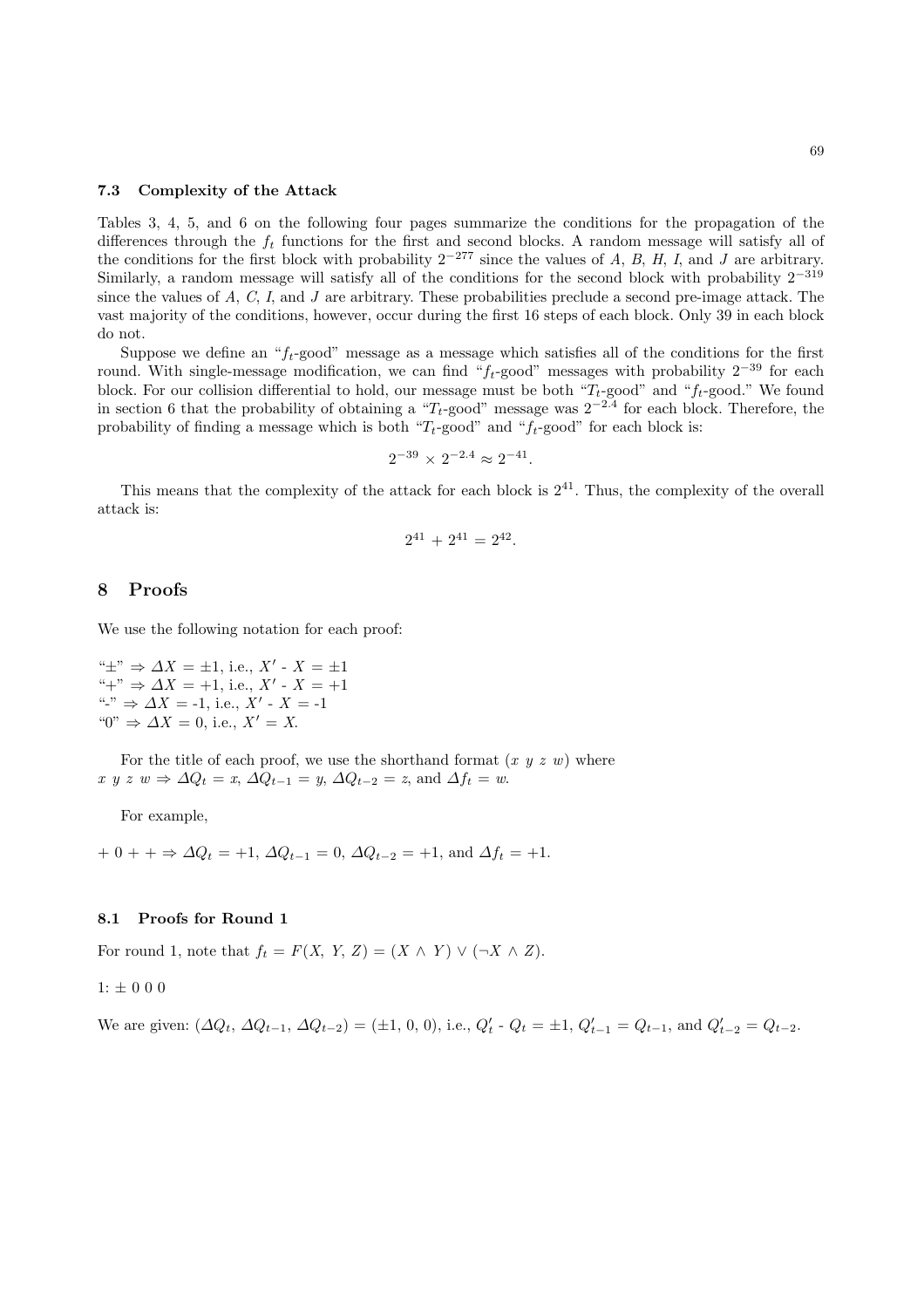### 7.3 Complexity of the Attack

Tables 3, 4, 5, and 6 on the following four pages summarize the conditions for the propagation of the differences through the $f_t$ functions for the first and second blocks. A random message will satisfy all of the conditions for the first block with probability $2^{-277}$ since the values of $A$, $B$, $H$, $I$, and $J$ are arbitrary. Similarly, a random message will satisfy all of the conditions for the second block with probability $2^{-319}$ since the values of $A$, $C$, $I$, and $J$ are arbitrary. These probabilities preclude a second pre-image attack. The vast majority of the conditions, however, occur during the first 16 steps of each block. Only 39 in each block do not.

Suppose we define an "$f_t$-good" message as a message which satisfies all of the conditions for the first round. With single-message modification, we can find "$f_t$-good" messages with probability $2^{-39}$ for each block. For our collision differential to hold, our message must be both "$T_t$-good" and "$f_t$-good." We found in section 6 that the probability of obtaining a "$T_t$-good" message was $2^{-2.4}$ for each block. Therefore, the probability of finding a message which is both "$T_t$-good" and "$f_t$-good" for each block is:

$$2^{-39} \times 2^{-2.4} \approx 2^{-41}.$$

This means that the complexity of the attack for each block is $2^{41}$. Thus, the complexity of the overall attack is:

$$2^{41} + 2^{41} = 2^{42}.$$

## 8 Proofs

We use the following notation for each proof:

"$\pm$" $\Rightarrow \Delta X = \pm1$, i.e., $X' - X = \pm1$
"+" $\Rightarrow \Delta X = +1$, i.e., $X' - X = +1$
"-" $\Rightarrow \Delta X = -1$, i.e., $X' - X = -1$
"0" $\Rightarrow \Delta X = 0$, i.e., $X' = X$.

For the title of each proof, we use the shorthand format ($x\ y\ z\ w$) where
$x\ y\ z\ w \Rightarrow \Delta Q_t = x$, $\Delta Q_{t-1} = y$, $\Delta Q_{t-2} = z$, and $\Delta f_t = w$.

For example,

$+\ 0\ +\ + \Rightarrow \Delta Q_t = +1$, $\Delta Q_{t-1} = 0$, $\Delta Q_{t-2} = +1$, and $\Delta f_t = +1$.

### 8.1 Proofs for Round 1

For round 1, note that $f_t = F(X,\ Y,\ Z) = (X \wedge Y) \vee (\neg X \wedge Z)$.

1: $\pm$ 0 0 0

We are given: $(\Delta Q_t,\ \Delta Q_{t-1},\ \Delta Q_{t-2}) = (\pm1,\ 0,\ 0)$, i.e., $Q'_t - Q_t = \pm1$, $Q'_{t-1} = Q_{t-1}$, and $Q'_{t-2} = Q_{t-2}$.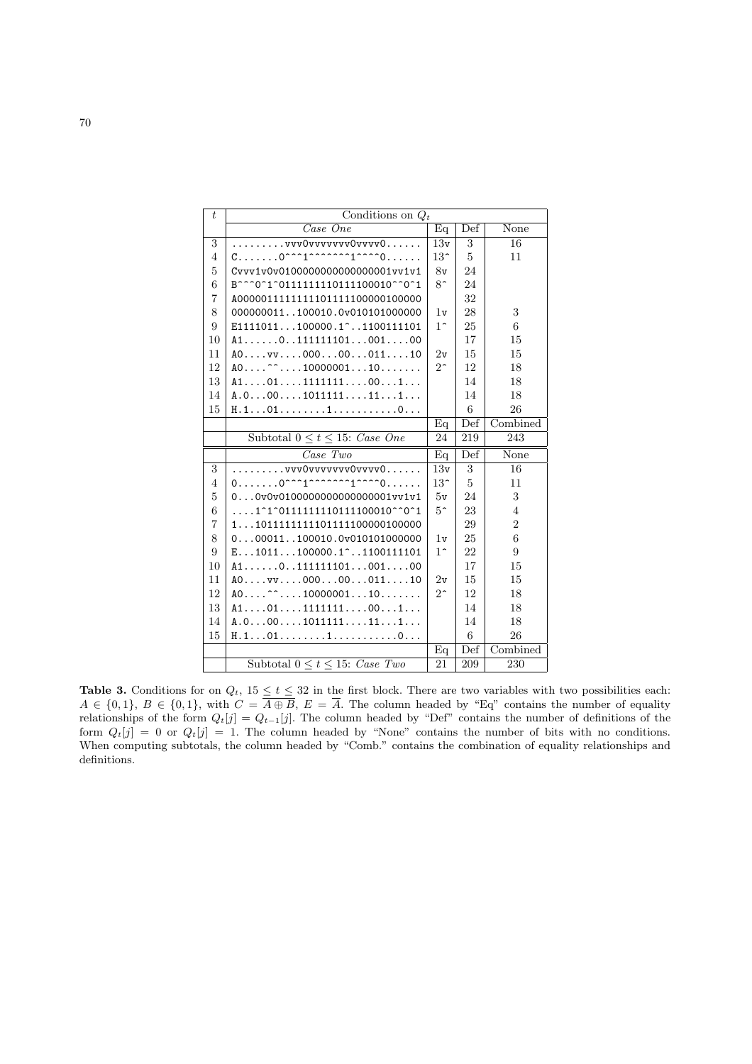| $t$ | Conditions on $Q_t$ | | | |
|---|---|---|---|---|
| | *Case One* | Eq | Def | None |
| 3 | .........vvv0vvvvvvvv0vvvv0...... | 13v | 3 | 16 |
| 4 | C.......0^^^1^^^^^^^^1^^^^0...... | 13^ | 5 | 11 |
| 5 | Cvvv1v0v0100000000000000001vv1v1 | 8v | 24 | |
| 6 | B^^^0^1^011111111011110001 0^^0^1 | 8^ | 24 | |
| 7 | A0000011111111110111110000010 0000 | | 32 | |
| 8 | 000000011..100010.0v010101000000 | 1v | 28 | 3 |
| 9 | E1111011...100000.1^..1100111101 | 1^ | 25 | 6 |
| 10 | A1......0..111111101...001....00 | | 17 | 15 |
| 11 | A0....vv....000...00...011....10 | 2v | 15 | 15 |
| 12 | A0....^^....10000001...10....... | 2^ | 12 | 18 |
| 13 | A1....01....1111111....00...1... | | 14 | 18 |
| 14 | A.0...00....1011111....11...1... | | 14 | 18 |
| 15 | H.1...01........1...........0... | | 6 | 26 |
| | | Eq | Def | Combined |
| | Subtotal $0 \leq t \leq 15$: *Case One* | 24 | 219 | 243 |
| | *Case Two* | Eq | Def | None |
| 3 | .........vvv0vvvvvvvv0vvvv0...... | 13v | 3 | 16 |
| 4 | 0.......0^^^1^^^^^^^^1^^^^0...... | 13^ | 5 | 11 |
| 5 | 0...0v0v0100000000000000001vv1v1 | 5v | 24 | 3 |
| 6 | ....1^1^011111111011110001 0^^0^1 | 5^ | 23 | 4 |
| 7 | 1...10111111111101111100000100000 | | 29 | 2 |
| 8 | 0...00011..100010.0v010101000000 | 1v | 25 | 6 |
| 9 | E...1011...100000.1^..1100111101 | 1^ | 22 | 9 |
| 10 | A1......0..111111101...001....00 | | 17 | 15 |
| 11 | A0....vv....000...00...011....10 | 2v | 15 | 15 |
| 12 | A0....^^....10000001...10....... | 2^ | 12 | 18 |
| 13 | A1....01....1111111....00...1... | | 14 | 18 |
| 14 | A.0...00....1011111....11...1... | | 14 | 18 |
| 15 | H.1...01........1...........0... | | 6 | 26 |
| | | Eq | Def | Combined |
| | Subtotal $0 \leq t \leq 15$: *Case Two* | 21 | 209 | 230 |

**Table 3.** Conditions for on $Q_t$, $15 \leq t \leq 32$ in the first block. There are two variables with two possibilities each: $A \in \{0,1\}$, $B \in \{0,1\}$, with $C = \overline{A \oplus B}$, $E = \overline{A}$. The column headed by "Eq" contains the number of equality relationships of the form $Q_t[j] = Q_{t-1}[j]$. The column headed by "Def" contains the number of definitions of the form $Q_t[j] = 0$ or $Q_t[j] = 1$. The column headed by "None" contains the number of bits with no conditions. When computing subtotals, the column headed by "Comb." contains the combination of equality relationships and definitions.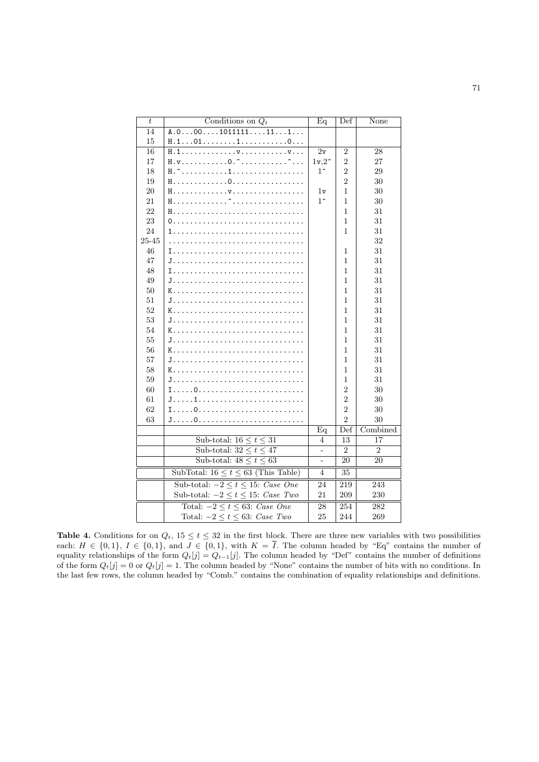| $t$ | Conditions on $Q_t$ | Eq | Def | None |
|---|---|---|---|---|
| 14 | `A.0...00....1011111....11...1...` | | | |
| 15 | `H.1...01........1...........0...` | | | |
| 16 | `H.1.............v...........v...` | 2v | 2 | 28 |
| 17 | `H.v...........0.^...........^...` | 1v,2^ | 2 | 27 |
| 18 | `H.^...........1.................` | 1^ | 2 | 29 |
| 19 | `H.............0.................` | | 2 | 30 |
| 20 | `H.............v.................` | 1v | 1 | 30 |
| 21 | `H.............^.................` | 1^ | 1 | 30 |
| 22 | `H...............................` | | 1 | 31 |
| 23 | `0...............................` | | 1 | 31 |
| 24 | `1...............................` | | 1 | 31 |
| 25-45 | `................................` | | | 32 |
| 46 | `I...............................` | | 1 | 31 |
| 47 | `J...............................` | | 1 | 31 |
| 48 | `I...............................` | | 1 | 31 |
| 49 | `J...............................` | | 1 | 31 |
| 50 | `K...............................` | | 1 | 31 |
| 51 | `J...............................` | | 1 | 31 |
| 52 | `K...............................` | | 1 | 31 |
| 53 | `J...............................` | | 1 | 31 |
| 54 | `K...............................` | | 1 | 31 |
| 55 | `J...............................` | | 1 | 31 |
| 56 | `K...............................` | | 1 | 31 |
| 57 | `J...............................` | | 1 | 31 |
| 58 | `K...............................` | | 1 | 31 |
| 59 | `J...............................` | | 1 | 31 |
| 60 | `I.....0.........................` | | 2 | 30 |
| 61 | `J.....1.........................` | | 2 | 30 |
| 62 | `I.....0.........................` | | 2 | 30 |
| 63 | `J.....0.........................` | | 2 | 30 |
| | | Eq | Def | Combined |
| | Sub-total: $16 \le t \le 31$ | 4 | 13 | 17 |
| | Sub-total: $32 \le t \le 47$ | - | 2 | 2 |
| | Sub-total: $48 \le t \le 63$ | - | 20 | 20 |
| | SubTotal: $16 \le t \le 63$ (This Table) | 4 | 35 | |
| | Sub-total: $-2 \le t \le 15$: *Case One* | 24 | 219 | 243 |
| | Sub-total: $-2 \le t \le 15$: *Case Two* | 21 | 209 | 230 |
| | Total: $-2 \le t \le 63$: *Case One* | 28 | 254 | 282 |
| | Total: $-2 \le t \le 63$: *Case Two* | 25 | 244 | 269 |

**Table 4.** Conditions for on $Q_t$, $15 \le t \le 32$ in the first block. There are three new variables with two possibilities each: $H \in \{0,1\}$, $I \in \{0,1\}$, and $J \in \{0,1\}$, with $K = \overline{I}$. The column headed by "Eq" contains the number of equality relationships of the form $Q_t[j] = Q_{t-1}[j]$. The column headed by "Def" contains the number of definitions of the form $Q_t[j] = 0$ or $Q_t[j] = 1$. The column headed by "None" contains the number of bits with no conditions. In the last few rows, the column headed by "Comb." contains the combination of equality relationships and definitions.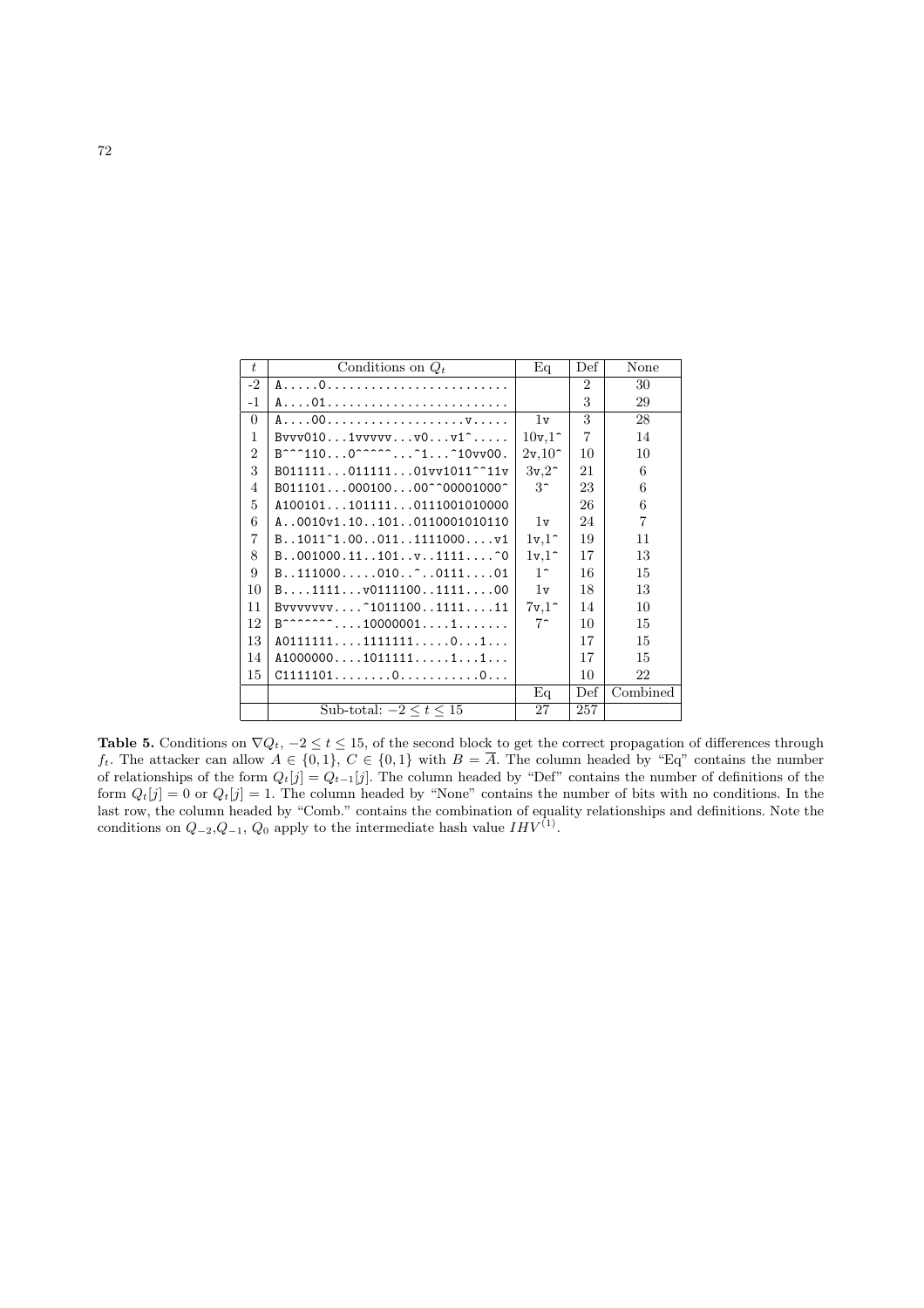| $t$ | Conditions on $Q_t$ | Eq | Def | None |
|---|---|---|---|---|
| -2 | `A.....0.........................` | | 2 | 30 |
| -1 | `A....01.........................` | | 3 | 29 |
| 0 | `A....00...................v.....` | 1v | 3 | 28 |
| 1 | `Bvvv010...1vvvvv...v0...v1^.....` | 10v,1^ | 7 | 14 |
| 2 | `B^^^110...0^^^^^...^1...^10vv00.` | 2v,10^ | 10 | 10 |
| 3 | `B011111...011111...01vv1011^^11v` | 3v,2^ | 21 | 6 |
| 4 | `B011101...000100...00^^00001000^` | 3^ | 23 | 6 |
| 5 | `A100101...101111...0111001010000` | | 26 | 6 |
| 6 | `A..0010v1.10..101..0110001010110` | 1v | 24 | 7 |
| 7 | `B..1011^1.00..011..1111000....v1` | 1v,1^ | 19 | 11 |
| 8 | `B..001000.11..101..v..1111....^0` | 1v,1^ | 17 | 13 |
| 9 | `B..111000.....010..^..0111....01` | 1^ | 16 | 15 |
| 10 | `B....1111...v0111100..1111....00` | 1v | 18 | 13 |
| 11 | `Bvvvvvvv....^1011100..1111....11` | 7v,1^ | 14 | 10 |
| 12 | `B^^^^^^^....10000001....1.......` | 7^ | 10 | 15 |
| 13 | `A0111111....1111111.....0...1...` | | 17 | 15 |
| 14 | `A1000000....1011111.....1...1...` | | 17 | 15 |
| 15 | `C1111101........0...........0...` | | 10 | 22 |
| | | Eq | Def | Combined |
| | Sub-total: $-2 \leq t \leq 15$ | 27 | 257 | |

**Table 5.** Conditions on $\nabla Q_t$, $-2 \leq t \leq 15$, of the second block to get the correct propagation of differences through $f_t$. The attacker can allow $A \in \{0, 1\}$, $C \in \{0, 1\}$ with $B = \overline{A}$. The column headed by "Eq" contains the number of relationships of the form $Q_t[j] = Q_{t-1}[j]$. The column headed by "Def" contains the number of definitions of the form $Q_t[j] = 0$ or $Q_t[j] = 1$. The column headed by "None" contains the number of bits with no conditions. In the last row, the column headed by "Comb." contains the combination of equality relationships and definitions. Note the conditions on $Q_{-2}$,$Q_{-1}$, $Q_0$ apply to the intermediate hash value $IHV^{(1)}$.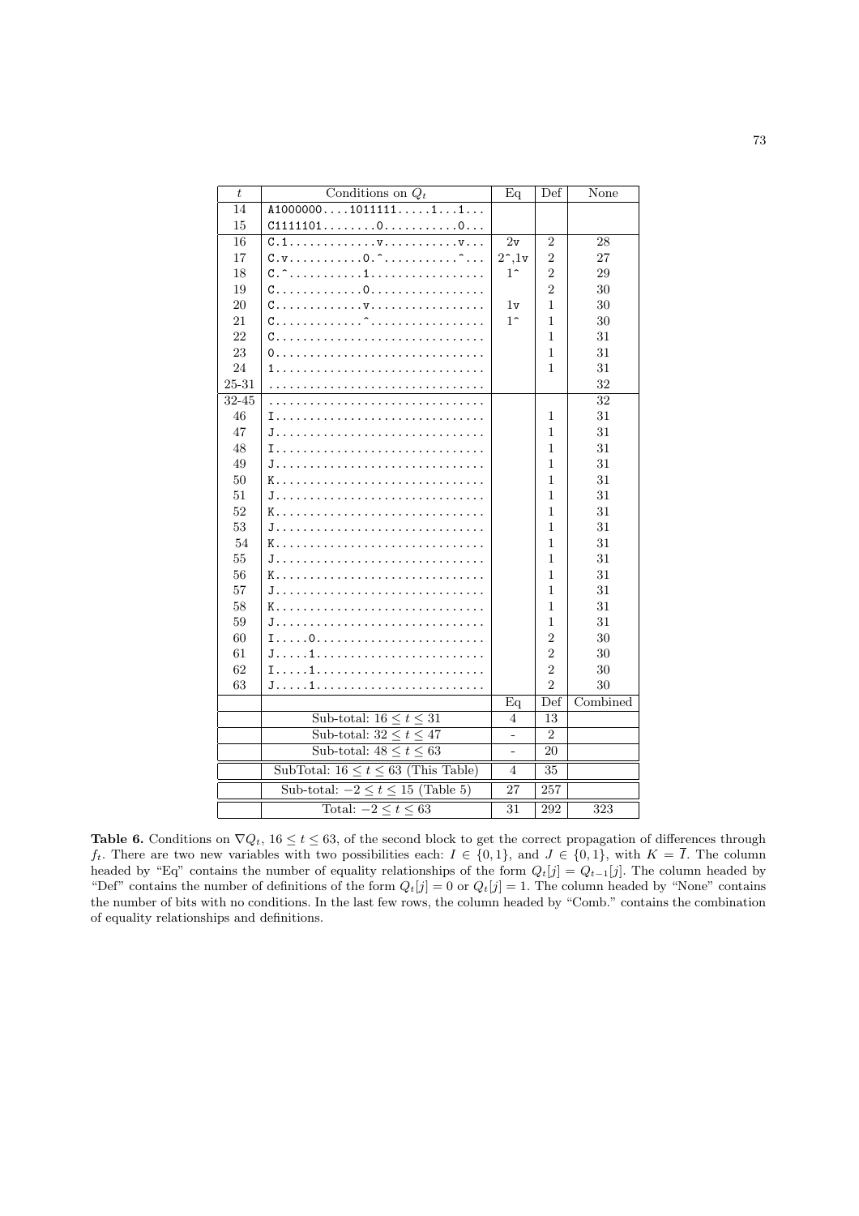| $t$ | Conditions on $Q_t$ | Eq | Def | None |
|---|---|---|---|---|
| 14 | `A1000000....1011111.....1...1...` | | | |
| 15 | `C1111101........0...........0...` | | | |
| 16 | `C.1.............v...........v...` | 2v | 2 | 28 |
| 17 | `C.v...........0.^...........^...` | 2^,1v | 2 | 27 |
| 18 | `C.^...........1.................` | 1^ | 2 | 29 |
| 19 | `C.............0.................` | | 2 | 30 |
| 20 | `C.............v.................` | 1v | 1 | 30 |
| 21 | `C.............^.................` | 1^ | 1 | 30 |
| 22 | `C...............................` | | 1 | 31 |
| 23 | `0...............................` | | 1 | 31 |
| 24 | `1...............................` | | 1 | 31 |
| 25-31 | `................................` | | | 32 |
| 32-45 | `................................` | | | 32 |
| 46 | `I...............................` | | 1 | 31 |
| 47 | `J...............................` | | 1 | 31 |
| 48 | `I...............................` | | 1 | 31 |
| 49 | `J...............................` | | 1 | 31 |
| 50 | `K...............................` | | 1 | 31 |
| 51 | `J...............................` | | 1 | 31 |
| 52 | `K...............................` | | 1 | 31 |
| 53 | `J...............................` | | 1 | 31 |
| 54 | `K...............................` | | 1 | 31 |
| 55 | `J...............................` | | 1 | 31 |
| 56 | `K...............................` | | 1 | 31 |
| 57 | `J...............................` | | 1 | 31 |
| 58 | `K...............................` | | 1 | 31 |
| 59 | `J...............................` | | 1 | 31 |
| 60 | `I.....0.........................` | | 2 | 30 |
| 61 | `J.....1.........................` | | 2 | 30 |
| 62 | `I.....1.........................` | | 2 | 30 |
| 63 | `J.....1.........................` | | 2 | 30 |
| | | Eq | Def | Combined |
| | Sub-total: $16 \leq t \leq 31$ | 4 | 13 | |
| | Sub-total: $32 \leq t \leq 47$ | - | 2 | |
| | Sub-total: $48 \leq t \leq 63$ | - | 20 | |
| | SubTotal: $16 \leq t \leq 63$ (This Table) | 4 | 35 | |
| | Sub-total: $-2 \leq t \leq 15$ (Table 5) | 27 | 257 | |
| | Total: $-2 \leq t \leq 63$ | 31 | 292 | 323 |

**Table 6.** Conditions on $\nabla Q_t$, $16 \leq t \leq 63$, of the second block to get the correct propagation of differences through $f_t$. There are two new variables with two possibilities each: $I \in \{0,1\}$, and $J \in \{0,1\}$, with $K = \overline{I}$. The column headed by "Eq" contains the number of equality relationships of the form $Q_t[j] = Q_{t-1}[j]$. The column headed by "Def" contains the number of definitions of the form $Q_t[j] = 0$ or $Q_t[j] = 1$. The column headed by "None" contains the number of bits with no conditions. In the last few rows, the column headed by "Comb." contains the combination of equality relationships and definitions.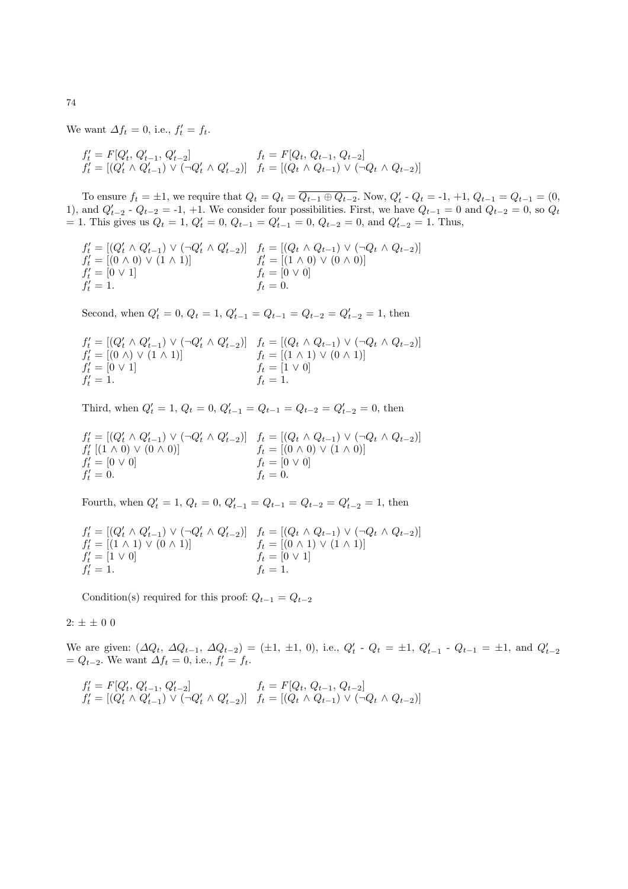We want $\Delta f_t = 0$, i.e., $f_t' = f_t$.

$$f_t' = F[Q_t', Q_{t-1}', Q_{t-2}'] \quad f_t = F[Q_t, Q_{t-1}, Q_{t-2}]$$
$$f_t' = [(Q_t' \wedge Q_{t-1}') \vee (\neg Q_t' \wedge Q_{t-2}')] \quad f_t = [(Q_t \wedge Q_{t-1}) \vee (\neg Q_t \wedge Q_{t-2})]$$

To ensure $f_t = \pm 1$, we require that $Q_t = Q_t = \overline{Q_{t-1} \oplus Q_{t-2}}$. Now, $Q_t'$ - $Q_t$ = -1, +1, $Q_{t-1} = Q_{t-1}$ = (0, 1), and $Q_{t-2}'$ - $Q_{t-2}$ = -1, +1. We consider four possibilities. First, we have $Q_{t-1} = 0$ and $Q_{t-2} = 0$, so $Q_t$ = 1. This gives us $Q_t = 1$, $Q_t' = 0$, $Q_{t-1} = Q_{t-1}' = 0$, $Q_{t-2} = 0$, and $Q_{t-2}' = 1$. Thus,

$$f_t' = [(Q_t' \wedge Q_{t-1}') \vee (\neg Q_t' \wedge Q_{t-2}')] \quad f_t = [(Q_t \wedge Q_{t-1}) \vee (\neg Q_t \wedge Q_{t-2})]$$
$$f_t' = [(0 \wedge 0) \vee (1 \wedge 1)] \quad f_t' = [(1 \wedge 0) \vee (0 \wedge 0)]$$
$$f_t' = [0 \vee 1] \quad f_t = [0 \vee 0]$$
$$f_t' = 1. \quad f_t = 0.$$

Second, when $Q_t' = 0$, $Q_t = 1$, $Q_{t-1}' = Q_{t-1} = Q_{t-2} = Q_{t-2}' = 1$, then

$$f_t' = [(Q_t' \wedge Q_{t-1}') \vee (\neg Q_t' \wedge Q_{t-2}')] \quad f_t = [(Q_t \wedge Q_{t-1}) \vee (\neg Q_t \wedge Q_{t-2})]$$
$$f_t' = [(0 \wedge) \vee (1 \wedge 1)] \quad f_t = [(1 \wedge 1) \vee (0 \wedge 1)]$$
$$f_t' = [0 \vee 1] \quad f_t = [1 \vee 0]$$
$$f_t' = 1. \quad f_t = 1.$$

Third, when $Q_t' = 1$, $Q_t = 0$, $Q_{t-1}' = Q_{t-1} = Q_{t-2} = Q_{t-2}' = 0$, then

$$f_t' = [(Q_t' \wedge Q_{t-1}') \vee (\neg Q_t' \wedge Q_{t-2}')] \quad f_t = [(Q_t \wedge Q_{t-1}) \vee (\neg Q_t \wedge Q_{t-2})]$$
$$f_t' \; [(1 \wedge 0) \vee (0 \wedge 0)] \quad f_t = [(0 \wedge 0) \vee (1 \wedge 0)]$$
$$f_t' = [0 \vee 0] \quad f_t = [0 \vee 0]$$
$$f_t' = 0. \quad f_t = 0.$$

Fourth, when $Q_t' = 1$, $Q_t = 0$, $Q_{t-1}' = Q_{t-1} = Q_{t-2} = Q_{t-2}' = 1$, then

$$f_t' = [(Q_t' \wedge Q_{t-1}') \vee (\neg Q_t' \wedge Q_{t-2}')] \quad f_t = [(Q_t \wedge Q_{t-1}) \vee (\neg Q_t \wedge Q_{t-2})]$$
$$f_t' = [(1 \wedge 1) \vee (0 \wedge 1)] \quad f_t = [(0 \wedge 1) \vee (1 \wedge 1)]$$
$$f_t' = [1 \vee 0] \quad f_t = [0 \vee 1]$$
$$f_t' = 1. \quad f_t = 1.$$

Condition(s) required for this proof: $Q_{t-1} = Q_{t-2}$

2: ± ± 0 0

We are given: $(\Delta Q_t, \Delta Q_{t-1}, \Delta Q_{t-2})$ = (±1, ±1, 0), i.e., $Q_t'$ - $Q_t$ = ±1, $Q_{t-1}'$ - $Q_{t-1}$ = ±1, and $Q_{t-2}' = Q_{t-2}$. We want $\Delta f_t = 0$, i.e., $f_t' = f_t$.

$$f_t' = F[Q_t', Q_{t-1}', Q_{t-2}'] \quad f_t = F[Q_t, Q_{t-1}, Q_{t-2}]$$
$$f_t' = [(Q_t' \wedge Q_{t-1}') \vee (\neg Q_t' \wedge Q_{t-2}')] \quad f_t = [(Q_t \wedge Q_{t-1}) \vee (\neg Q_t \wedge Q_{t-2})]$$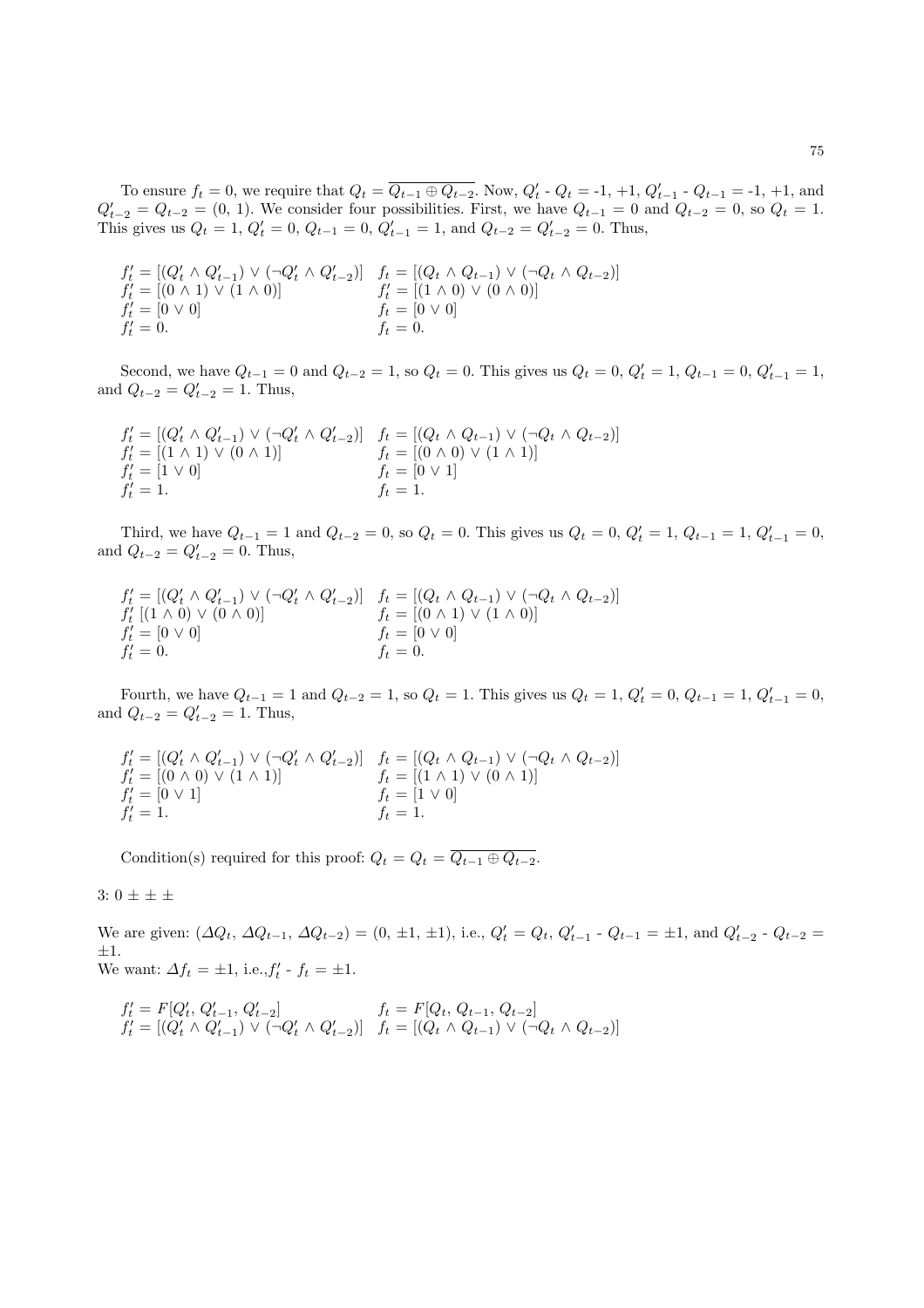To ensure $f_t = 0$, we require that $Q_t = \overline{Q_{t-1} \oplus Q_{t-2}}$. Now, $Q'_t$ - $Q_t$ = -1, +1, $Q'_{t-1}$ - $Q_{t-1}$ = -1, +1, and $Q'_{t-2} = Q_{t-2}$ = (0, 1). We consider four possibilities. First, we have $Q_{t-1} = 0$ and $Q_{t-2} = 0$, so $Q_t = 1$. This gives us $Q_t = 1$, $Q'_t = 0$, $Q_{t-1} = 0$, $Q'_{t-1} = 1$, and $Q_{t-2} = Q'_{t-2} = 0$. Thus,

$$
\begin{array}{ll}
f'_t = [(Q'_t \wedge Q'_{t-1}) \vee (\neg Q'_t \wedge Q'_{t-2})] & f_t = [(Q_t \wedge Q_{t-1}) \vee (\neg Q_t \wedge Q_{t-2})] \\
f'_t = [(0 \wedge 1) \vee (1 \wedge 0)] & f'_t = [(1 \wedge 0) \vee (0 \wedge 0)] \\
f'_t = [0 \vee 0] & f_t = [0 \vee 0] \\
f'_t = 0. & f_t = 0.
\end{array}
$$

Second, we have $Q_{t-1} = 0$ and $Q_{t-2} = 1$, so $Q_t = 0$. This gives us $Q_t = 0$, $Q'_t = 1$, $Q_{t-1} = 0$, $Q'_{t-1} = 1$, and $Q_{t-2} = Q'_{t-2} = 1$. Thus,

$$
\begin{array}{ll}
f'_t = [(Q'_t \wedge Q'_{t-1}) \vee (\neg Q'_t \wedge Q'_{t-2})] & f_t = [(Q_t \wedge Q_{t-1}) \vee (\neg Q_t \wedge Q_{t-2})] \\
f'_t = [(1 \wedge 1) \vee (0 \wedge 1)] & f_t = [(0 \wedge 0) \vee (1 \wedge 1)] \\
f'_t = [1 \vee 0] & f_t = [0 \vee 1] \\
f'_t = 1. & f_t = 1.
\end{array}
$$

Third, we have $Q_{t-1} = 1$ and $Q_{t-2} = 0$, so $Q_t = 0$. This gives us $Q_t = 0$, $Q'_t = 1$, $Q_{t-1} = 1$, $Q'_{t-1} = 0$, and $Q_{t-2} = Q'_{t-2} = 0$. Thus,

$$
\begin{array}{ll}
f'_t = [(Q'_t \wedge Q'_{t-1}) \vee (\neg Q'_t \wedge Q'_{t-2})] & f_t = [(Q_t \wedge Q_{t-1}) \vee (\neg Q_t \wedge Q_{t-2})] \\
f'_t \; [(1 \wedge 0) \vee (0 \wedge 0)] & f_t = [(0 \wedge 1) \vee (1 \wedge 0)] \\
f'_t = [0 \vee 0] & f_t = [0 \vee 0] \\
f'_t = 0. & f_t = 0.
\end{array}
$$

Fourth, we have $Q_{t-1} = 1$ and $Q_{t-2} = 1$, so $Q_t = 1$. This gives us $Q_t = 1$, $Q'_t = 0$, $Q_{t-1} = 1$, $Q'_{t-1} = 0$, and $Q_{t-2} = Q'_{t-2} = 1$. Thus,

$$
\begin{array}{ll}
f'_t = [(Q'_t \wedge Q'_{t-1}) \vee (\neg Q'_t \wedge Q'_{t-2})] & f_t = [(Q_t \wedge Q_{t-1}) \vee (\neg Q_t \wedge Q_{t-2})] \\
f'_t = [(0 \wedge 0) \vee (1 \wedge 1)] & f_t = [(1 \wedge 1) \vee (0 \wedge 1)] \\
f'_t = [0 \vee 1] & f_t = [1 \vee 0] \\
f'_t = 1. & f_t = 1.
\end{array}
$$

Condition(s) required for this proof: $Q_t = Q_t = \overline{Q_{t-1} \oplus Q_{t-2}}$.

3: $0 \pm \pm \pm$

We are given: ($\Delta Q_t$, $\Delta Q_{t-1}$, $\Delta Q_{t-2}$) = (0, $\pm$1, $\pm$1), i.e., $Q'_t = Q_t$, $Q'_{t-1}$ - $Q_{t-1}$ = $\pm$1, and $Q'_{t-2}$ - $Q_{t-2}$ = $\pm$1.
We want: $\Delta f_t = \pm 1$, i.e.,$f'_t$ - $f_t$ = $\pm$1.

$$
\begin{array}{ll}
f'_t = F[Q'_t, Q'_{t-1}, Q'_{t-2}] & f_t = F[Q_t, Q_{t-1}, Q_{t-2}] \\
f'_t = [(Q'_t \wedge Q'_{t-1}) \vee (\neg Q'_t \wedge Q'_{t-2})] & f_t = [(Q_t \wedge Q_{t-1}) \vee (\neg Q_t \wedge Q_{t-2})]
\end{array}
$$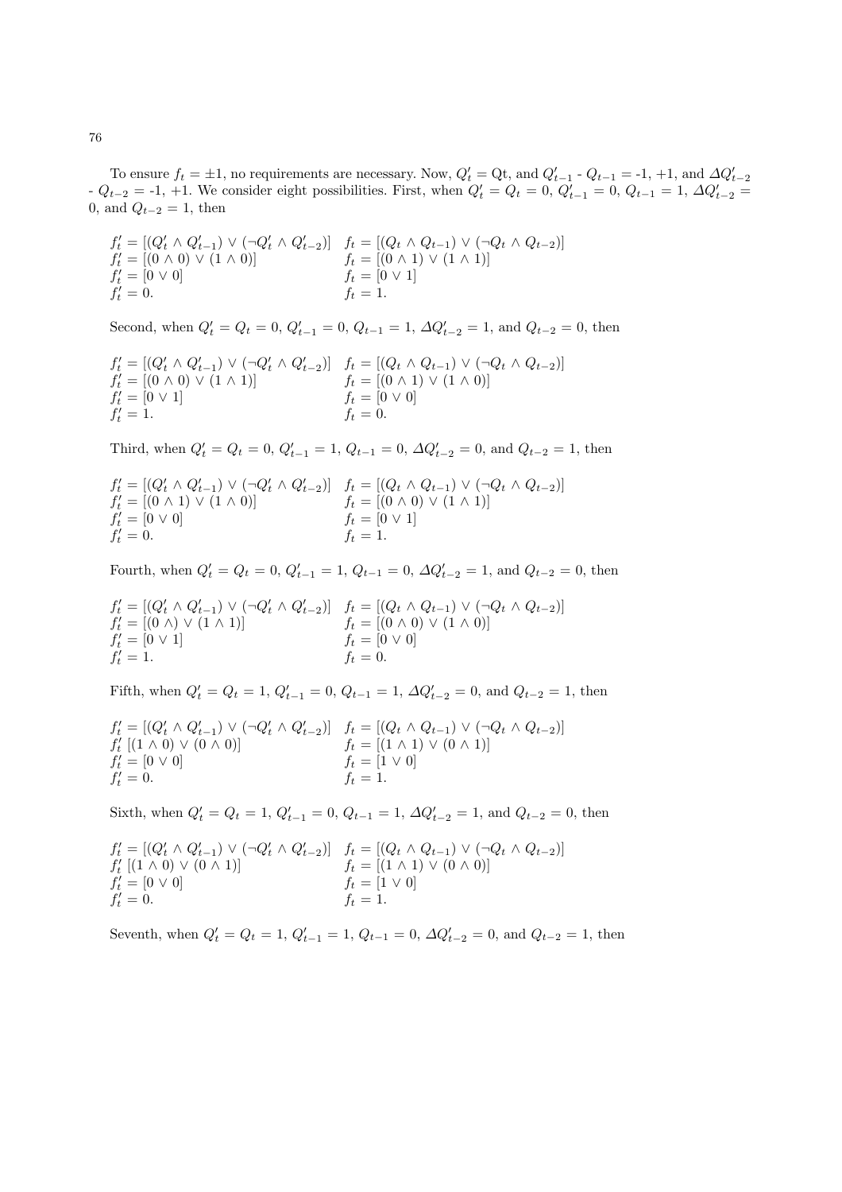To ensure $f_t = \pm 1$, no requirements are necessary. Now, $Q'_t$ = Qt, and $Q'_{t-1}$ - $Q_{t-1}$ = -1, +1, and $\Delta Q'_{t-2}$ - $Q_{t-2}$ = -1, +1. We consider eight possibilities. First, when $Q'_t = Q_t = 0$, $Q'_{t-1} = 0$, $Q_{t-1} = 1$, $\Delta Q'_{t-2} = 0$, and $Q_{t-2} = 1$, then

$$
\begin{array}{ll}
f'_t = [(Q'_t \wedge Q'_{t-1}) \vee (\neg Q'_t \wedge Q'_{t-2})] & f_t = [(Q_t \wedge Q_{t-1}) \vee (\neg Q_t \wedge Q_{t-2})] \\
f'_t = [(0 \wedge 0) \vee (1 \wedge 0)] & f_t = [(0 \wedge 1) \vee (1 \wedge 1)] \\
f'_t = [0 \vee 0] & f_t = [0 \vee 1] \\
f'_t = 0. & f_t = 1.
\end{array}
$$

Second, when $Q'_t = Q_t = 0$, $Q'_{t-1} = 0$, $Q_{t-1} = 1$, $\Delta Q'_{t-2} = 1$, and $Q_{t-2} = 0$, then

$$
\begin{array}{ll}
f'_t = [(Q'_t \wedge Q'_{t-1}) \vee (\neg Q'_t \wedge Q'_{t-2})] & f_t = [(Q_t \wedge Q_{t-1}) \vee (\neg Q_t \wedge Q_{t-2})] \\
f'_t = [(0 \wedge 0) \vee (1 \wedge 1)] & f_t = [(0 \wedge 1) \vee (1 \wedge 0)] \\
f'_t = [0 \vee 1] & f_t = [0 \vee 0] \\
f'_t = 1. & f_t = 0.
\end{array}
$$

Third, when $Q'_t = Q_t = 0$, $Q'_{t-1} = 1$, $Q_{t-1} = 0$, $\Delta Q'_{t-2} = 0$, and $Q_{t-2} = 1$, then

$$
\begin{array}{ll}
f'_t = [(Q'_t \wedge Q'_{t-1}) \vee (\neg Q'_t \wedge Q'_{t-2})] & f_t = [(Q_t \wedge Q_{t-1}) \vee (\neg Q_t \wedge Q_{t-2})] \\
f'_t = [(0 \wedge 1) \vee (1 \wedge 0)] & f_t = [(0 \wedge 0) \vee (1 \wedge 1)] \\
f'_t = [0 \vee 0] & f_t = [0 \vee 1] \\
f'_t = 0. & f_t = 1.
\end{array}
$$

Fourth, when $Q'_t = Q_t = 0$, $Q'_{t-1} = 1$, $Q_{t-1} = 0$, $\Delta Q'_{t-2} = 1$, and $Q_{t-2} = 0$, then

$$
\begin{array}{ll}
f'_t = [(Q'_t \wedge Q'_{t-1}) \vee (\neg Q'_t \wedge Q'_{t-2})] & f_t = [(Q_t \wedge Q_{t-1}) \vee (\neg Q_t \wedge Q_{t-2})] \\
f'_t = [(0 \wedge) \vee (1 \wedge 1)] & f_t = [(0 \wedge 0) \vee (1 \wedge 0)] \\
f'_t = [0 \vee 1] & f_t = [0 \vee 0] \\
f'_t = 1. & f_t = 0.
\end{array}
$$

Fifth, when $Q'_t = Q_t = 1$, $Q'_{t-1} = 0$, $Q_{t-1} = 1$, $\Delta Q'_{t-2} = 0$, and $Q_{t-2} = 1$, then

$$
\begin{array}{ll}
f'_t = [(Q'_t \wedge Q'_{t-1}) \vee (\neg Q'_t \wedge Q'_{t-2})] & f_t = [(Q_t \wedge Q_{t-1}) \vee (\neg Q_t \wedge Q_{t-2})] \\
f'_t \ [(1 \wedge 0) \vee (0 \wedge 0)] & f_t = [(1 \wedge 1) \vee (0 \wedge 1)] \\
f'_t = [0 \vee 0] & f_t = [1 \vee 0] \\
f'_t = 0. & f_t = 1.
\end{array}
$$

Sixth, when $Q'_t = Q_t = 1$, $Q'_{t-1} = 0$, $Q_{t-1} = 1$, $\Delta Q'_{t-2} = 1$, and $Q_{t-2} = 0$, then

$$
\begin{array}{ll}
f'_t = [(Q'_t \wedge Q'_{t-1}) \vee (\neg Q'_t \wedge Q'_{t-2})] & f_t = [(Q_t \wedge Q_{t-1}) \vee (\neg Q_t \wedge Q_{t-2})] \\
f'_t \ [(1 \wedge 0) \vee (0 \wedge 1)] & f_t = [(1 \wedge 1) \vee (0 \wedge 0)] \\
f'_t = [0 \vee 0] & f_t = [1 \vee 0] \\
f'_t = 0. & f_t = 1.
\end{array}
$$

Seventh, when $Q'_t = Q_t = 1$, $Q'_{t-1} = 1$, $Q_{t-1} = 0$, $\Delta Q'_{t-2} = 0$, and $Q_{t-2} = 1$, then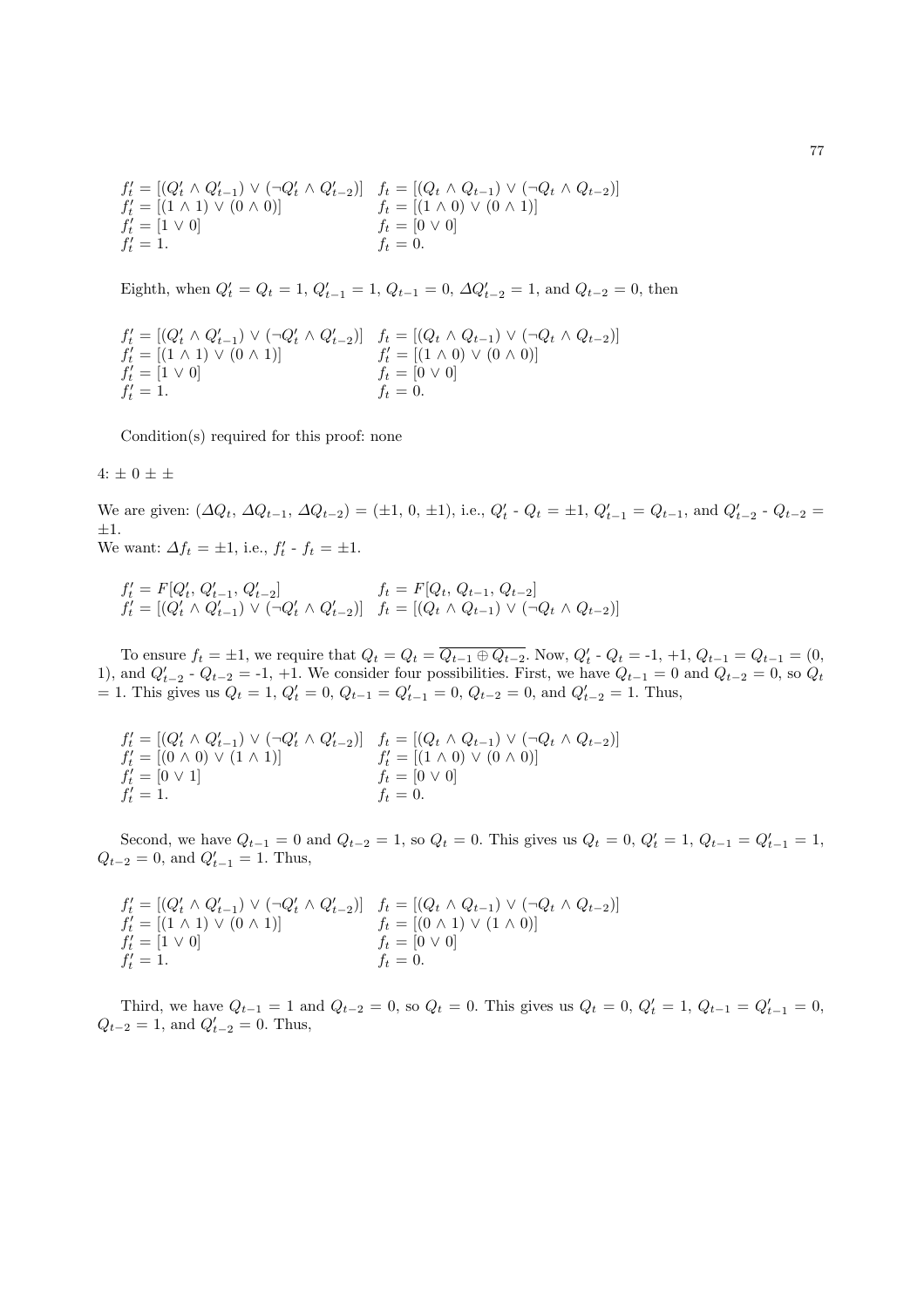$$
\begin{array}{ll}
f'_t = [(Q'_t \wedge Q'_{t-1}) \vee (\neg Q'_t \wedge Q'_{t-2})] & f_t = [(Q_t \wedge Q_{t-1}) \vee (\neg Q_t \wedge Q_{t-2})] \\
f'_t = [(1 \wedge 1) \vee (0 \wedge 0)] & f_t = [(1 \wedge 0) \vee (0 \wedge 1)] \\
f'_t = [1 \vee 0] & f_t = [0 \vee 0] \\
f'_t = 1. & f_t = 0.
\end{array}
$$

Eighth, when $Q'_t = Q_t = 1$, $Q'_{t-1} = 1$, $Q_{t-1} = 0$, $\Delta Q'_{t-2} = 1$, and $Q_{t-2} = 0$, then

$$
\begin{array}{ll}
f'_t = [(Q'_t \wedge Q'_{t-1}) \vee (\neg Q'_t \wedge Q'_{t-2})] & f_t = [(Q_t \wedge Q_{t-1}) \vee (\neg Q_t \wedge Q_{t-2})] \\
f'_t = [(1 \wedge 1) \vee (0 \wedge 1)] & f'_t = [(1 \wedge 0) \vee (0 \wedge 0)] \\
f'_t = [1 \vee 0] & f_t = [0 \vee 0] \\
f'_t = 1. & f_t = 0.
\end{array}
$$

Condition(s) required for this proof: none

4: $\pm$ 0 $\pm$ $\pm$

We are given: $(\Delta Q_t, \Delta Q_{t-1}, \Delta Q_{t-2}) = (\pm 1, 0, \pm 1)$, i.e., $Q'_t$ - $Q_t = \pm 1$, $Q'_{t-1} = Q_{t-1}$, and $Q'_{t-2}$ - $Q_{t-2} = \pm 1$.
We want: $\Delta f_t = \pm 1$, i.e., $f'_t$ - $f_t = \pm 1$.

$$
\begin{array}{ll}
f'_t = F[Q'_t, Q'_{t-1}, Q'_{t-2}] & f_t = F[Q_t, Q_{t-1}, Q_{t-2}] \\
f'_t = [(Q'_t \wedge Q'_{t-1}) \vee (\neg Q'_t \wedge Q'_{t-2})] & f_t = [(Q_t \wedge Q_{t-1}) \vee (\neg Q_t \wedge Q_{t-2})]
\end{array}
$$

To ensure $f_t = \pm 1$, we require that $Q_t = Q_t = \overline{Q_{t-1} \oplus Q_{t-2}}$. Now, $Q'_t$ - $Q_t$ = -1, +1, $Q_{t-1} = Q_{t-1}$ = (0, 1), and $Q'_{t-2}$ - $Q_{t-2}$ = -1, +1. We consider four possibilities. First, we have $Q_{t-1} = 0$ and $Q_{t-2} = 0$, so $Q_t = 1$. This gives us $Q_t = 1$, $Q'_t = 0$, $Q_{t-1} = Q'_{t-1} = 0$, $Q_{t-2} = 0$, and $Q'_{t-2} = 1$. Thus,

$$
\begin{array}{ll}
f'_t = [(Q'_t \wedge Q'_{t-1}) \vee (\neg Q'_t \wedge Q'_{t-2})] & f_t = [(Q_t \wedge Q_{t-1}) \vee (\neg Q_t \wedge Q_{t-2})] \\
f'_t = [(0 \wedge 0) \vee (1 \wedge 1)] & f'_t = [(1 \wedge 0) \vee (0 \wedge 0)] \\
f'_t = [0 \vee 1] & f_t = [0 \vee 0] \\
f'_t = 1. & f_t = 0.
\end{array}
$$

Second, we have $Q_{t-1} = 0$ and $Q_{t-2} = 1$, so $Q_t = 0$. This gives us $Q_t = 0$, $Q'_t = 1$, $Q_{t-1} = Q'_{t-1} = 1$, $Q_{t-2} = 0$, and $Q'_{t-1} = 1$. Thus,

$$
\begin{array}{ll}
f'_t = [(Q'_t \wedge Q'_{t-1}) \vee (\neg Q'_t \wedge Q'_{t-2})] & f_t = [(Q_t \wedge Q_{t-1}) \vee (\neg Q_t \wedge Q_{t-2})] \\
f'_t = [(1 \wedge 1) \vee (0 \wedge 1)] & f_t = [(0 \wedge 1) \vee (1 \wedge 0)] \\
f'_t = [1 \vee 0] & f_t = [0 \vee 0] \\
f'_t = 1. & f_t = 0.
\end{array}
$$

Third, we have $Q_{t-1} = 1$ and $Q_{t-2} = 0$, so $Q_t = 0$. This gives us $Q_t = 0$, $Q'_t = 1$, $Q_{t-1} = Q'_{t-1} = 0$, $Q_{t-2} = 1$, and $Q'_{t-2} = 0$. Thus,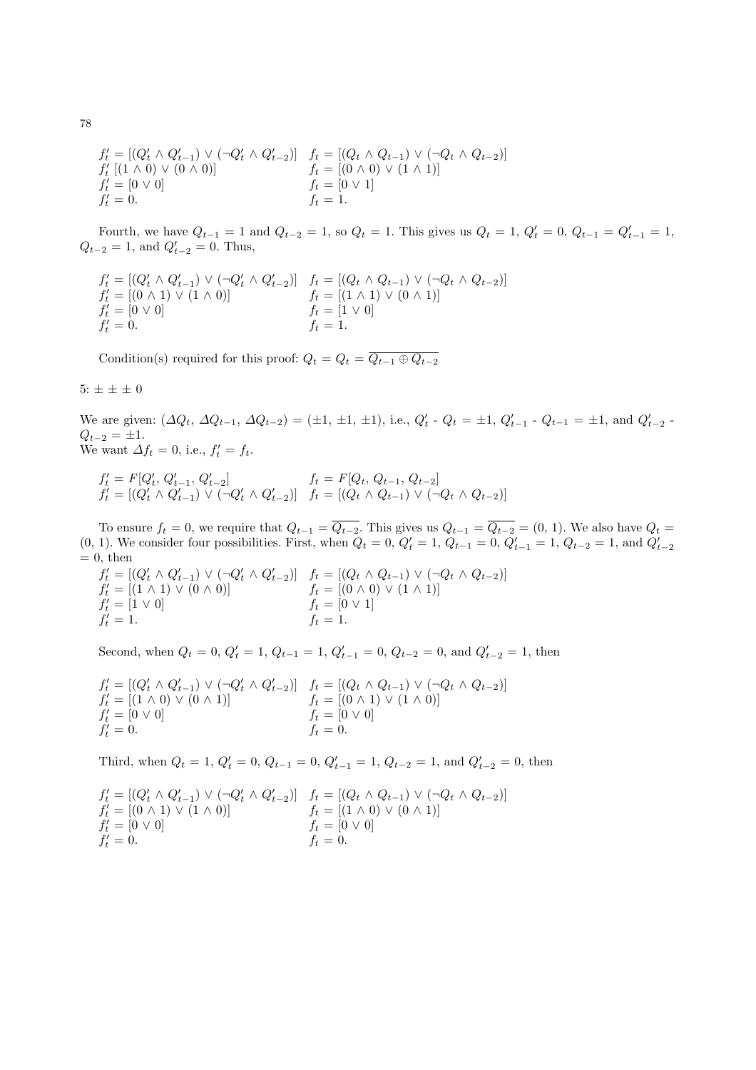$$
\begin{array}{ll}
f'_t = [(Q'_t \wedge Q'_{t-1}) \vee (\neg Q'_t \wedge Q'_{t-2})] & f_t = [(Q_t \wedge Q_{t-1}) \vee (\neg Q_t \wedge Q_{t-2})] \\
f'_t \ [(1 \wedge 0) \vee (0 \wedge 0)] & f_t = [(0 \wedge 0) \vee (1 \wedge 1)] \\
f'_t = [0 \vee 0] & f_t = [0 \vee 1] \\
f'_t = 0. & f_t = 1.
\end{array}
$$

Fourth, we have $Q_{t-1} = 1$ and $Q_{t-2} = 1$, so $Q_t = 1$. This gives us $Q_t = 1$, $Q'_t = 0$, $Q_{t-1} = Q'_{t-1} = 1$, $Q_{t-2} = 1$, and $Q'_{t-2} = 0$. Thus,

$$
\begin{array}{ll}
f'_t = [(Q'_t \wedge Q'_{t-1}) \vee (\neg Q'_t \wedge Q'_{t-2})] & f_t = [(Q_t \wedge Q_{t-1}) \vee (\neg Q_t \wedge Q_{t-2})] \\
f'_t = [(0 \wedge 1) \vee (1 \wedge 0)] & f_t = [(1 \wedge 1) \vee (0 \wedge 1)] \\
f'_t = [0 \vee 0] & f_t = [1 \vee 0] \\
f'_t = 0. & f_t = 1.
\end{array}
$$

Condition(s) required for this proof: $Q_t = Q_t = \overline{Q_{t-1} \oplus Q_{t-2}}$

5: ± ± ± 0

We are given: $(\Delta Q_t,\, \Delta Q_{t-1},\, \Delta Q_{t-2}) = (\pm 1, \pm 1, \pm 1)$, i.e., $Q'_t$ - $Q_t = \pm 1$, $Q'_{t-1}$ - $Q_{t-1} = \pm 1$, and $Q'_{t-2}$ - $Q_{t-2} = \pm 1$.
We want $\Delta f_t = 0$, i.e., $f'_t = f_t$.

$$
\begin{array}{ll}
f'_t = F[Q'_t,\, Q'_{t-1},\, Q'_{t-2}] & f_t = F[Q_t,\, Q_{t-1},\, Q_{t-2}] \\
f'_t = [(Q'_t \wedge Q'_{t-1}) \vee (\neg Q'_t \wedge Q'_{t-2})] & f_t = [(Q_t \wedge Q_{t-1}) \vee (\neg Q_t \wedge Q_{t-2})]
\end{array}
$$

To ensure $f_t = 0$, we require that $Q_{t-1} = \overline{Q_{t-2}}$. This gives us $Q_{t-1} = \overline{Q_{t-2}} = (0, 1)$. We also have $Q_t = (0, 1)$. We consider four possibilities. First, when $Q_t = 0$, $Q'_t = 1$, $Q_{t-1} = 0$, $Q'_{t-1} = 1$, $Q_{t-2} = 1$, and $Q'_{t-2} = 0$, then

$$
\begin{array}{ll}
f'_t = [(Q'_t \wedge Q'_{t-1}) \vee (\neg Q'_t \wedge Q'_{t-2})] & f_t = [(Q_t \wedge Q_{t-1}) \vee (\neg Q_t \wedge Q_{t-2})] \\
f'_t = [(1 \wedge 1) \vee (0 \wedge 0)] & f_t = [(0 \wedge 0) \vee (1 \wedge 1)] \\
f'_t = [1 \vee 0] & f_t = [0 \vee 1] \\
f'_t = 1. & f_t = 1.
\end{array}
$$

Second, when $Q_t = 0$, $Q'_t = 1$, $Q_{t-1} = 1$, $Q'_{t-1} = 0$, $Q_{t-2} = 0$, and $Q'_{t-2} = 1$, then

$$
\begin{array}{ll}
f'_t = [(Q'_t \wedge Q'_{t-1}) \vee (\neg Q'_t \wedge Q'_{t-2})] & f_t = [(Q_t \wedge Q_{t-1}) \vee (\neg Q_t \wedge Q_{t-2})] \\
f'_t = [(1 \wedge 0) \vee (0 \wedge 1)] & f_t = [(0 \wedge 1) \vee (1 \wedge 0)] \\
f'_t = [0 \vee 0] & f_t = [0 \vee 0] \\
f'_t = 0. & f_t = 0.
\end{array}
$$

Third, when $Q_t = 1$, $Q'_t = 0$, $Q_{t-1} = 0$, $Q'_{t-1} = 1$, $Q_{t-2} = 1$, and $Q'_{t-2} = 0$, then

$$
\begin{array}{ll}
f'_t = [(Q'_t \wedge Q'_{t-1}) \vee (\neg Q'_t \wedge Q'_{t-2})] & f_t = [(Q_t \wedge Q_{t-1}) \vee (\neg Q_t \wedge Q_{t-2})] \\
f'_t = [(0 \wedge 1) \vee (1 \wedge 0)] & f_t = [(1 \wedge 0) \vee (0 \wedge 1)] \\
f'_t = [0 \vee 0] & f_t = [0 \vee 0] \\
f'_t = 0. & f_t = 0.
\end{array}
$$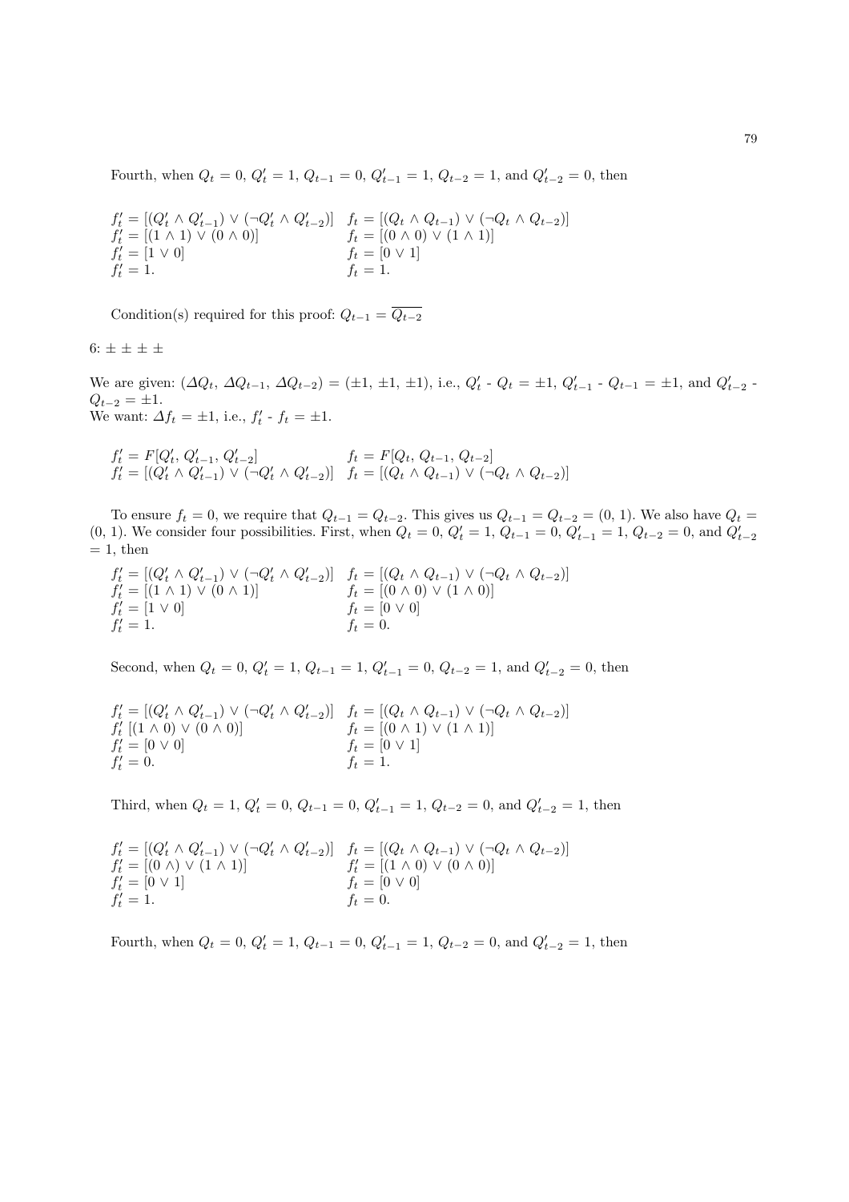Fourth, when $Q_t = 0$, $Q'_t = 1$, $Q_{t-1} = 0$, $Q'_{t-1} = 1$, $Q_{t-2} = 1$, and $Q'_{t-2} = 0$, then

$$
\begin{array}{ll}
f'_t = [(Q'_t \wedge Q'_{t-1}) \vee (\neg Q'_t \wedge Q'_{t-2})] & f_t = [(Q_t \wedge Q_{t-1}) \vee (\neg Q_t \wedge Q_{t-2})] \\
f'_t = [(1 \wedge 1) \vee (0 \wedge 0)] & f_t = [(0 \wedge 0) \vee (1 \wedge 1)] \\
f'_t = [1 \vee 0] & f_t = [0 \vee 1] \\
f'_t = 1. & f_t = 1.
\end{array}
$$

Condition(s) required for this proof: $Q_{t-1} = \overline{Q_{t-2}}$

6: $\pm \pm \pm \pm$

We are given: $(\varDelta Q_t, \varDelta Q_{t-1}, \varDelta Q_{t-2}) = (\pm 1, \pm 1, \pm 1)$, i.e., $Q'_t$ - $Q_t = \pm 1$, $Q'_{t-1}$ - $Q_{t-1} = \pm 1$, and $Q'_{t-2}$ - $Q_{t-2} = \pm 1$.
We want: $\varDelta f_t = \pm 1$, i.e., $f'_t$ - $f_t = \pm 1$.

$$
\begin{array}{ll}
f'_t = F[Q'_t, Q'_{t-1}, Q'_{t-2}] & f_t = F[Q_t, Q_{t-1}, Q_{t-2}] \\
f'_t = [(Q'_t \wedge Q'_{t-1}) \vee (\neg Q'_t \wedge Q'_{t-2})] & f_t = [(Q_t \wedge Q_{t-1}) \vee (\neg Q_t \wedge Q_{t-2})]
\end{array}
$$

To ensure $f_t = 0$, we require that $Q_{t-1} = Q_{t-2}$. This gives us $Q_{t-1} = Q_{t-2} = (0, 1)$. We also have $Q_t = (0, 1)$. We consider four possibilities. First, when $Q_t = 0$, $Q'_t = 1$, $Q_{t-1} = 0$, $Q'_{t-1} = 1$, $Q_{t-2} = 0$, and $Q'_{t-2} = 1$, then

$$
\begin{array}{ll}
f'_t = [(Q'_t \wedge Q'_{t-1}) \vee (\neg Q'_t \wedge Q'_{t-2})] & f_t = [(Q_t \wedge Q_{t-1}) \vee (\neg Q_t \wedge Q_{t-2})] \\
f'_t = [(1 \wedge 1) \vee (0 \wedge 1)] & f_t = [(0 \wedge 0) \vee (1 \wedge 0)] \\
f'_t = [1 \vee 0] & f_t = [0 \vee 0] \\
f'_t = 1. & f_t = 0.
\end{array}
$$

Second, when $Q_t = 0$, $Q'_t = 1$, $Q_{t-1} = 1$, $Q'_{t-1} = 0$, $Q_{t-2} = 1$, and $Q'_{t-2} = 0$, then

$$
\begin{array}{ll}
f'_t = [(Q'_t \wedge Q'_{t-1}) \vee (\neg Q'_t \wedge Q'_{t-2})] & f_t = [(Q_t \wedge Q_{t-1}) \vee (\neg Q_t \wedge Q_{t-2})] \\
f'_t \ [(1 \wedge 0) \vee (0 \wedge 0)] & f_t = [(0 \wedge 1) \vee (1 \wedge 1)] \\
f'_t = [0 \vee 0] & f_t = [0 \vee 1] \\
f'_t = 0. & f_t = 1.
\end{array}
$$

Third, when $Q_t = 1$, $Q'_t = 0$, $Q_{t-1} = 0$, $Q'_{t-1} = 1$, $Q_{t-2} = 0$, and $Q'_{t-2} = 1$, then

$$
\begin{array}{ll}
f'_t = [(Q'_t \wedge Q'_{t-1}) \vee (\neg Q'_t \wedge Q'_{t-2})] & f_t = [(Q_t \wedge Q_{t-1}) \vee (\neg Q_t \wedge Q_{t-2})] \\
f'_t = [(0 \wedge) \vee (1 \wedge 1)] & f'_t = [(1 \wedge 0) \vee (0 \wedge 0)] \\
f'_t = [0 \vee 1] & f_t = [0 \vee 0] \\
f'_t = 1. & f_t = 0.
\end{array}
$$

Fourth, when $Q_t = 0$, $Q'_t = 1$, $Q_{t-1} = 0$, $Q'_{t-1} = 1$, $Q_{t-2} = 0$, and $Q'_{t-2} = 1$, then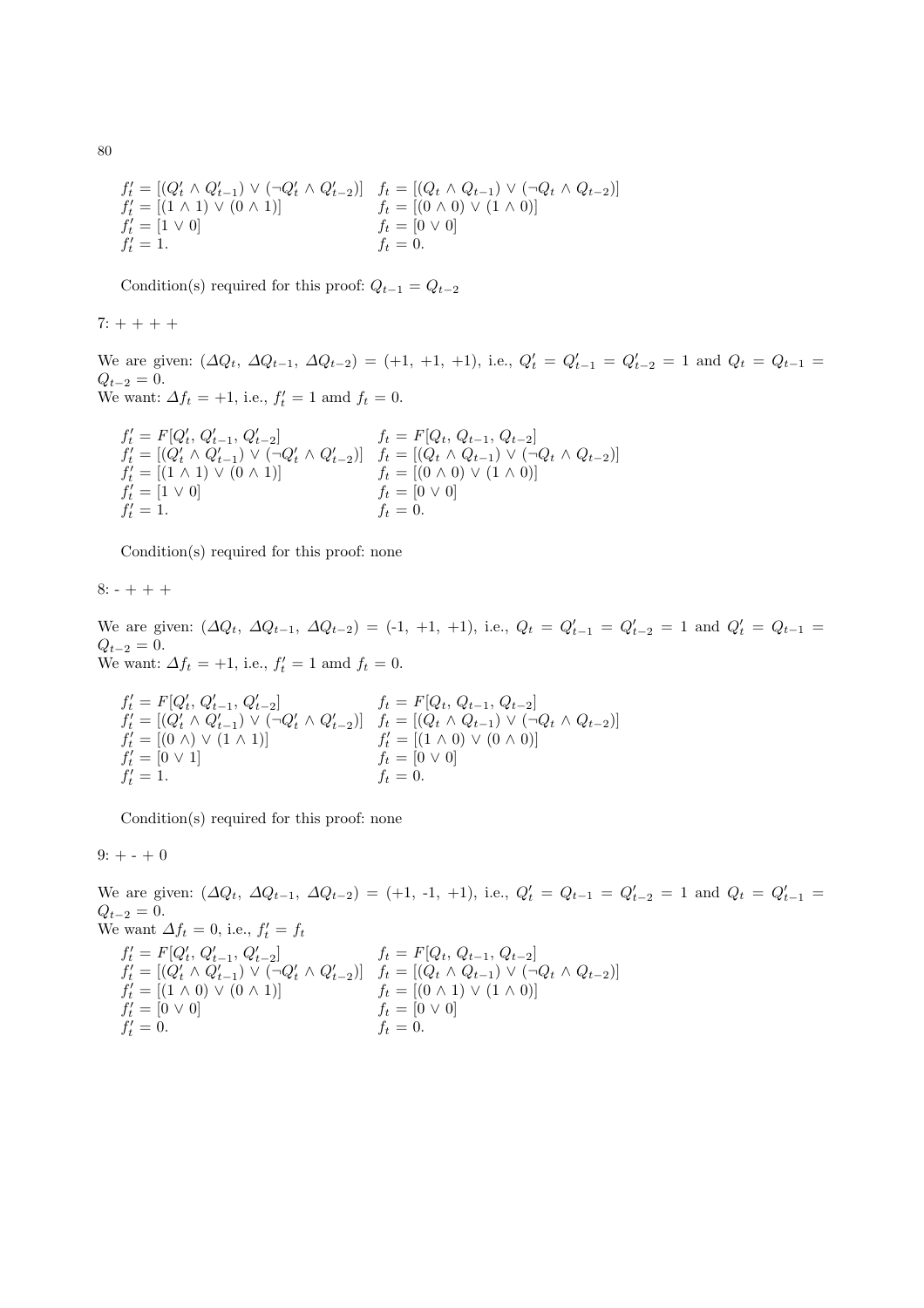$$
\begin{array}{ll}
f'_t = [(Q'_t \wedge Q'_{t-1}) \vee (\neg Q'_t \wedge Q'_{t-2})] & f_t = [(Q_t \wedge Q_{t-1}) \vee (\neg Q_t \wedge Q_{t-2})] \\
f'_t = [(1 \wedge 1) \vee (0 \wedge 1)] & f_t = [(0 \wedge 0) \vee (1 \wedge 0)] \\
f'_t = [1 \vee 0] & f_t = [0 \vee 0] \\
f'_t = 1. & f_t = 0.
\end{array}
$$

Condition(s) required for this proof: $Q_{t-1} = Q_{t-2}$

7: + + + +

We are given: $(\varDelta Q_t,\ \varDelta Q_{t-1},\ \varDelta Q_{t-2}) = (+1,\ +1,\ +1)$, i.e., $Q'_t = Q'_{t-1} = Q'_{t-2} = 1$ and $Q_t = Q_{t-1} = Q_{t-2} = 0$.
We want: $\varDelta f_t = +1$, i.e., $f'_t = 1$ amd $f_t = 0$.

$$
\begin{array}{ll}
f'_t = F[Q'_t,\ Q'_{t-1},\ Q'_{t-2}] & f_t = F[Q_t,\ Q_{t-1},\ Q_{t-2}] \\
f'_t = [(Q'_t \wedge Q'_{t-1}) \vee (\neg Q'_t \wedge Q'_{t-2})] & f_t = [(Q_t \wedge Q_{t-1}) \vee (\neg Q_t \wedge Q_{t-2})] \\
f'_t = [(1 \wedge 1) \vee (0 \wedge 1)] & f_t = [(0 \wedge 0) \vee (1 \wedge 0)] \\
f'_t = [1 \vee 0] & f_t = [0 \vee 0] \\
f'_t = 1. & f_t = 0.
\end{array}
$$

Condition(s) required for this proof: none

8: - + + +

We are given: $(\varDelta Q_t,\ \varDelta Q_{t-1},\ \varDelta Q_{t-2}) = (-1,\ +1,\ +1)$, i.e., $Q_t = Q'_{t-1} = Q'_{t-2} = 1$ and $Q'_t = Q_{t-1} = Q_{t-2} = 0$.
We want: $\varDelta f_t = +1$, i.e., $f'_t = 1$ amd $f_t = 0$.

$$
\begin{array}{ll}
f'_t = F[Q'_t,\ Q'_{t-1},\ Q'_{t-2}] & f_t = F[Q_t,\ Q_{t-1},\ Q_{t-2}] \\
f'_t = [(Q'_t \wedge Q'_{t-1}) \vee (\neg Q'_t \wedge Q'_{t-2})] & f_t = [(Q_t \wedge Q_{t-1}) \vee (\neg Q_t \wedge Q_{t-2})] \\
f'_t = [(0 \wedge) \vee (1 \wedge 1)] & f'_t = [(1 \wedge 0) \vee (0 \wedge 0)] \\
f'_t = [0 \vee 1] & f_t = [0 \vee 0] \\
f'_t = 1. & f_t = 0.
\end{array}
$$

Condition(s) required for this proof: none

9: + - + 0

We are given: $(\varDelta Q_t,\ \varDelta Q_{t-1},\ \varDelta Q_{t-2}) = (+1,\ \text{-}1,\ +1)$, i.e., $Q'_t = Q_{t-1} = Q'_{t-2} = 1$ and $Q_t = Q'_{t-1} = Q_{t-2} = 0$.
We want $\varDelta f_t = 0$, i.e., $f'_t = f_t$

$$
\begin{array}{ll}
f'_t = F[Q'_t,\ Q'_{t-1},\ Q'_{t-2}] & f_t = F[Q_t,\ Q_{t-1},\ Q_{t-2}] \\
f'_t = [(Q'_t \wedge Q'_{t-1}) \vee (\neg Q'_t \wedge Q'_{t-2})] & f_t = [(Q_t \wedge Q_{t-1}) \vee (\neg Q_t \wedge Q_{t-2})] \\
f'_t = [(1 \wedge 0) \vee (0 \wedge 1)] & f_t = [(0 \wedge 1) \vee (1 \wedge 0)] \\
f'_t = [0 \vee 0] & f_t = [0 \vee 0] \\
f'_t = 0. & f_t = 0.
\end{array}
$$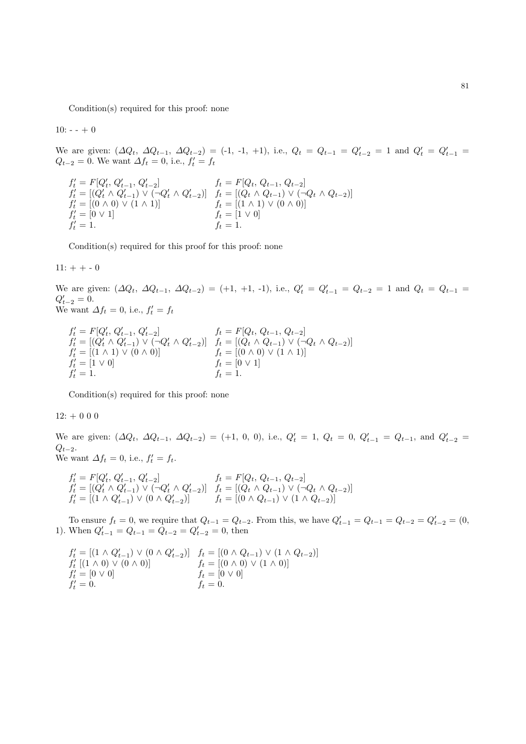Condition(s) required for this proof: none

10: - - + 0

We are given: ($\Delta Q_t$, $\Delta Q_{t-1}$, $\Delta Q_{t-2}$) = (-1, -1, +1), i.e., $Q_t = Q_{t-1} = Q'_{t-2} = 1$ and $Q'_t = Q'_{t-1} = Q_{t-2} = 0$. We want $\Delta f_t = 0$, i.e., $f'_t = f_t$

$$
\begin{array}{ll}
f'_t = F[Q'_t,\, Q'_{t-1},\, Q'_{t-2}] & f_t = F[Q_t,\, Q_{t-1},\, Q_{t-2}] \\
f'_t = [(Q'_t \wedge Q'_{t-1}) \vee (\neg Q'_t \wedge Q'_{t-2})] & f_t = [(Q_t \wedge Q_{t-1}) \vee (\neg Q_t \wedge Q_{t-2})] \\
f'_t = [(0 \wedge 0) \vee (1 \wedge 1)] & f_t = [(1 \wedge 1) \vee (0 \wedge 0)] \\
f'_t = [0 \vee 1] & f_t = [1 \vee 0] \\
f'_t = 1. & f_t = 1.
\end{array}
$$

Condition(s) required for this proof for this proof: none

11: + + - 0

We are given: ($\Delta Q_t$, $\Delta Q_{t-1}$, $\Delta Q_{t-2}$) = (+1, +1, -1), i.e., $Q'_t = Q'_{t-1} = Q_{t-2} = 1$ and $Q_t = Q_{t-1} = Q'_{t-2} = 0$.
We want $\Delta f_t = 0$, i.e., $f'_t = f_t$

$$
\begin{array}{ll}
f'_t = F[Q'_t,\, Q'_{t-1},\, Q'_{t-2}] & f_t = F[Q_t,\, Q_{t-1},\, Q_{t-2}] \\
f'_t = [(Q'_t \wedge Q'_{t-1}) \vee (\neg Q'_t \wedge Q'_{t-2})] & f_t = [(Q_t \wedge Q_{t-1}) \vee (\neg Q_t \wedge Q_{t-2})] \\
f'_t = [(1 \wedge 1) \vee (0 \wedge 0)] & f_t = [(0 \wedge 0) \vee (1 \wedge 1)] \\
f'_t = [1 \vee 0] & f_t = [0 \vee 1] \\
f'_t = 1. & f_t = 1.
\end{array}
$$

Condition(s) required for this proof: none

12: + 0 0 0

We are given: ($\Delta Q_t$, $\Delta Q_{t-1}$, $\Delta Q_{t-2}$) = (+1, 0, 0), i.e., $Q'_t = 1$, $Q_t = 0$, $Q'_{t-1} = Q_{t-1}$, and $Q'_{t-2} = Q_{t-2}$.
We want $\Delta f_t = 0$, i.e., $f'_t = f_t$.

$$
\begin{array}{ll}
f'_t = F[Q'_t,\, Q'_{t-1},\, Q'_{t-2}] & f_t = F[Q_t,\, Q_{t-1},\, Q_{t-2}] \\
f'_t = [(Q'_t \wedge Q'_{t-1}) \vee (\neg Q'_t \wedge Q'_{t-2})] & f_t = [(Q_t \wedge Q_{t-1}) \vee (\neg Q_t \wedge Q_{t-2})] \\
f'_t = [(1 \wedge Q'_{t-1}) \vee (0 \wedge Q'_{t-2})] & f_t = [(0 \wedge Q_{t-1}) \vee (1 \wedge Q_{t-2})]
\end{array}
$$

To ensure $f_t = 0$, we require that $Q_{t-1} = Q_{t-2}$. From this, we have $Q'_{t-1} = Q_{t-1} = Q_{t-2} = Q'_{t-2} = (0, 1)$. When $Q'_{t-1} = Q_{t-1} = Q_{t-2} = Q'_{t-2} = 0$, then

$$
\begin{array}{ll}
f'_t = [(1 \wedge Q'_{t-1}) \vee (0 \wedge Q'_{t-2})] & f_t = [(0 \wedge Q_{t-1}) \vee (1 \wedge Q_{t-2})] \\
f'_t\ [(1 \wedge 0) \vee (0 \wedge 0)] & f_t = [(0 \wedge 0) \vee (1 \wedge 0)] \\
f'_t = [0 \vee 0] & f_t = [0 \vee 0] \\
f'_t = 0. & f_t = 0.
\end{array}
$$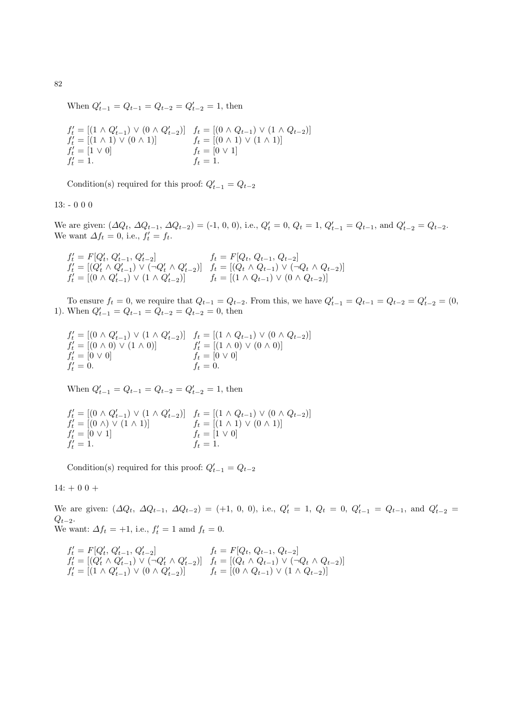When $Q'_{t-1} = Q_{t-1} = Q_{t-2} = Q'_{t-2} = 1$, then

$$
\begin{array}{ll}
f'_t = [(1 \wedge Q'_{t-1}) \vee (0 \wedge Q'_{t-2})] & f_t = [(0 \wedge Q_{t-1}) \vee (1 \wedge Q_{t-2})] \\
f'_t = [(1 \wedge 1) \vee (0 \wedge 1)] & f_t = [(0 \wedge 1) \vee (1 \wedge 1)] \\
f'_t = [1 \vee 0] & f_t = [0 \vee 1] \\
f'_t = 1. & f_t = 1.
\end{array}
$$

Condition(s) required for this proof: $Q'_{t-1} = Q_{t-2}$

13: - 0 0 0

We are given: $(\Delta Q_t,\ \Delta Q_{t-1},\ \Delta Q_{t-2})$ = (-1, 0, 0), i.e., $Q'_t = 0$, $Q_t = 1$, $Q'_{t-1} = Q_{t-1}$, and $Q'_{t-2} = Q_{t-2}$.
We want $\Delta f_t = 0$, i.e., $f'_t = f_t$.

$$
\begin{array}{ll}
f'_t = F[Q'_t,\ Q'_{t-1},\ Q'_{t-2}] & f_t = F[Q_t,\ Q_{t-1},\ Q_{t-2}] \\
f'_t = [(Q'_t \wedge Q'_{t-1}) \vee (\neg Q'_t \wedge Q'_{t-2})] & f_t = [(Q_t \wedge Q_{t-1}) \vee (\neg Q_t \wedge Q_{t-2})] \\
f'_t = [(0 \wedge Q'_{t-1}) \vee (1 \wedge Q'_{t-2})] & f_t = [(1 \wedge Q_{t-1}) \vee (0 \wedge Q_{t-2})]
\end{array}
$$

To ensure $f_t = 0$, we require that $Q_{t-1} = Q_{t-2}$. From this, we have $Q'_{t-1} = Q_{t-1} = Q_{t-2} = Q'_{t-2} = (0, 1)$. When $Q'_{t-1} = Q_{t-1} = Q_{t-2} = Q_{t-2} = 0$, then

$$
\begin{array}{ll}
f'_t = [(0 \wedge Q'_{t-1}) \vee (1 \wedge Q'_{t-2})] & f_t = [(1 \wedge Q_{t-1}) \vee (0 \wedge Q_{t-2})] \\
f'_t = [(0 \wedge 0) \vee (1 \wedge 0)] & f'_t = [(1 \wedge 0) \vee (0 \wedge 0)] \\
f'_t = [0 \vee 0] & f_t = [0 \vee 0] \\
f'_t = 0. & f_t = 0.
\end{array}
$$

When $Q'_{t-1} = Q_{t-1} = Q_{t-2} = Q'_{t-2} = 1$, then

$$
\begin{array}{ll}
f'_t = [(0 \wedge Q'_{t-1}) \vee (1 \wedge Q'_{t-2})] & f_t = [(1 \wedge Q_{t-1}) \vee (0 \wedge Q_{t-2})] \\
f'_t = [(0 \wedge) \vee (1 \wedge 1)] & f_t = [(1 \wedge 1) \vee (0 \wedge 1)] \\
f'_t = [0 \vee 1] & f_t = [1 \vee 0] \\
f'_t = 1. & f_t = 1.
\end{array}
$$

Condition(s) required for this proof: $Q'_{t-1} = Q_{t-2}$

14: + 0 0 +

We are given: $(\Delta Q_t,\ \Delta Q_{t-1},\ \Delta Q_{t-2})$ = (+1, 0, 0), i.e., $Q'_t = 1$, $Q_t = 0$, $Q'_{t-1} = Q_{t-1}$, and $Q'_{t-2} = Q_{t-2}$.
We want: $\Delta f_t = +1$, i.e., $f'_t = 1$ amd $f_t = 0$.

$$
\begin{array}{ll}
f'_t = F[Q'_t,\ Q'_{t-1},\ Q'_{t-2}] & f_t = F[Q_t,\ Q_{t-1},\ Q_{t-2}] \\
f'_t = [(Q'_t \wedge Q'_{t-1}) \vee (\neg Q'_t \wedge Q'_{t-2})] & f_t = [(Q_t \wedge Q_{t-1}) \vee (\neg Q_t \wedge Q_{t-2})] \\
f'_t = [(1 \wedge Q'_{t-1}) \vee (0 \wedge Q'_{t-2})] & f_t = [(0 \wedge Q_{t-1}) \vee (1 \wedge Q_{t-2})]
\end{array}
$$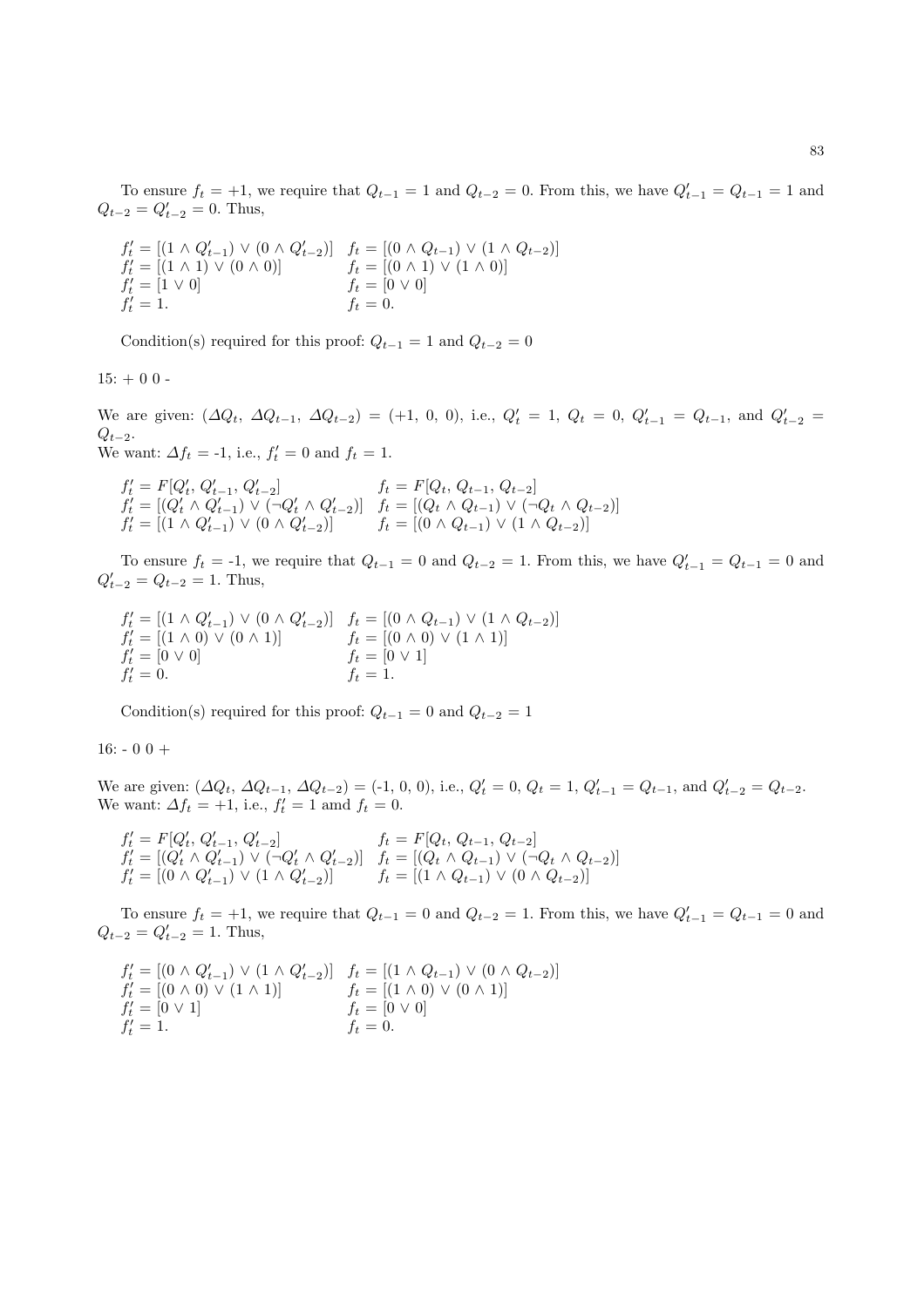To ensure $f_t = +1$, we require that $Q_{t-1} = 1$ and $Q_{t-2} = 0$. From this, we have $Q'_{t-1} = Q_{t-1} = 1$ and $Q_{t-2} = Q'_{t-2} = 0$. Thus,

$$
\begin{array}{ll}
f'_t = [(1 \wedge Q'_{t-1}) \vee (0 \wedge Q'_{t-2})] & f_t = [(0 \wedge Q_{t-1}) \vee (1 \wedge Q_{t-2})] \\
f'_t = [(1 \wedge 1) \vee (0 \wedge 0)] & f_t = [(0 \wedge 1) \vee (1 \wedge 0)] \\
f'_t = [1 \vee 0] & f_t = [0 \vee 0] \\
f'_t = 1. & f_t = 0.
\end{array}
$$

Condition(s) required for this proof: $Q_{t-1} = 1$ and $Q_{t-2} = 0$

15: + 0 0 -

We are given: $(\Delta Q_t,\ \Delta Q_{t-1},\ \Delta Q_{t-2}) = (+1,\ 0,\ 0)$, i.e., $Q'_t = 1$, $Q_t = 0$, $Q'_{t-1} = Q_{t-1}$, and $Q'_{t-2} = Q_{t-2}$.
We want: $\Delta f_t$ = -1, i.e., $f'_t = 0$ and $f_t = 1$.

$$
\begin{array}{ll}
f'_t = F[Q'_t,\ Q'_{t-1},\ Q'_{t-2}] & f_t = F[Q_t,\ Q_{t-1},\ Q_{t-2}] \\
f'_t = [(Q'_t \wedge Q'_{t-1}) \vee (\neg Q'_t \wedge Q'_{t-2})] & f_t = [(Q_t \wedge Q_{t-1}) \vee (\neg Q_t \wedge Q_{t-2})] \\
f'_t = [(1 \wedge Q'_{t-1}) \vee (0 \wedge Q'_{t-2})] & f_t = [(0 \wedge Q_{t-1}) \vee (1 \wedge Q_{t-2})]
\end{array}
$$

To ensure $f_t$ = -1, we require that $Q_{t-1} = 0$ and $Q_{t-2} = 1$. From this, we have $Q'_{t-1} = Q_{t-1} = 0$ and $Q'_{t-2} = Q_{t-2} = 1$. Thus,

$$
\begin{array}{ll}
f'_t = [(1 \wedge Q'_{t-1}) \vee (0 \wedge Q'_{t-2})] & f_t = [(0 \wedge Q_{t-1}) \vee (1 \wedge Q_{t-2})] \\
f'_t = [(1 \wedge 0) \vee (0 \wedge 1)] & f_t = [(0 \wedge 0) \vee (1 \wedge 1)] \\
f'_t = [0 \vee 0] & f_t = [0 \vee 1] \\
f'_t = 0. & f_t = 1.
\end{array}
$$

Condition(s) required for this proof: $Q_{t-1} = 0$ and $Q_{t-2} = 1$

16: - 0 0 +

We are given: $(\Delta Q_t,\ \Delta Q_{t-1},\ \Delta Q_{t-2}) = (-1,\ 0,\ 0)$, i.e., $Q'_t = 0$, $Q_t = 1$, $Q'_{t-1} = Q_{t-1}$, and $Q'_{t-2} = Q_{t-2}$.
We want: $\Delta f_t = +1$, i.e., $f'_t = 1$ amd $f_t = 0$.

$$
\begin{array}{ll}
f'_t = F[Q'_t,\ Q'_{t-1},\ Q'_{t-2}] & f_t = F[Q_t,\ Q_{t-1},\ Q_{t-2}] \\
f'_t = [(Q'_t \wedge Q'_{t-1}) \vee (\neg Q'_t \wedge Q'_{t-2})] & f_t = [(Q_t \wedge Q_{t-1}) \vee (\neg Q_t \wedge Q_{t-2})] \\
f'_t = [(0 \wedge Q'_{t-1}) \vee (1 \wedge Q'_{t-2})] & f_t = [(1 \wedge Q_{t-1}) \vee (0 \wedge Q_{t-2})]
\end{array}
$$

To ensure $f_t = +1$, we require that $Q_{t-1} = 0$ and $Q_{t-2} = 1$. From this, we have $Q'_{t-1} = Q_{t-1} = 0$ and $Q_{t-2} = Q'_{t-2} = 1$. Thus,

$$
\begin{array}{ll}
f'_t = [(0 \wedge Q'_{t-1}) \vee (1 \wedge Q'_{t-2})] & f_t = [(1 \wedge Q_{t-1}) \vee (0 \wedge Q_{t-2})] \\
f'_t = [(0 \wedge 0) \vee (1 \wedge 1)] & f_t = [(1 \wedge 0) \vee (0 \wedge 1)] \\
f'_t = [0 \vee 1] & f_t = [0 \vee 0] \\
f'_t = 1. & f_t = 0.
\end{array}
$$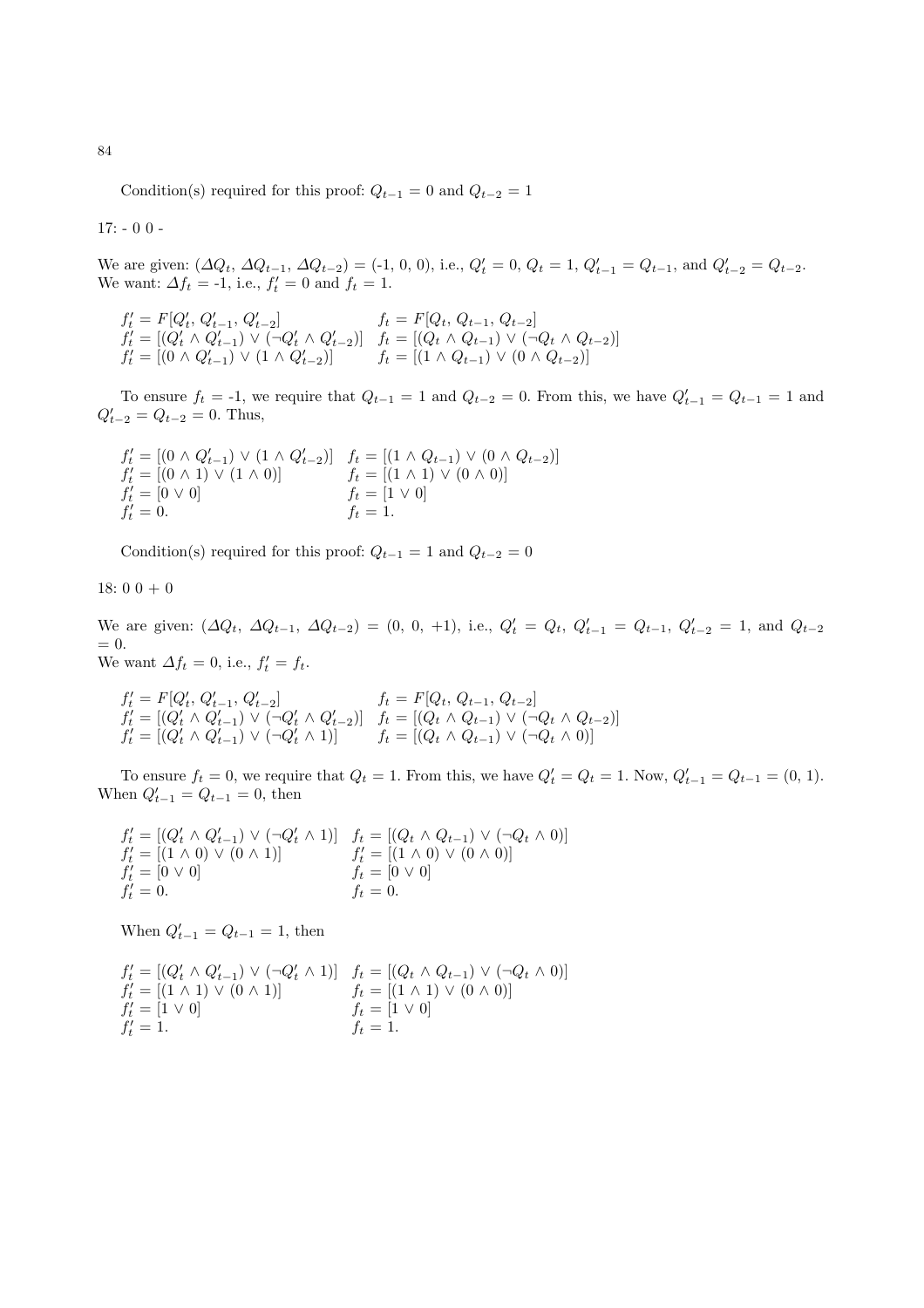Condition(s) required for this proof: $Q_{t-1} = 0$ and $Q_{t-2} = 1$

17: - 0 0 -

We are given: ($\Delta Q_t$, $\Delta Q_{t-1}$, $\Delta Q_{t-2}$) = (-1, 0, 0), i.e., $Q'_t = 0$, $Q_t = 1$, $Q'_{t-1} = Q_{t-1}$, and $Q'_{t-2} = Q_{t-2}$. We want: $\Delta f_t$ = -1, i.e., $f'_t = 0$ and $f_t = 1$.

$$
\begin{aligned}
&f'_t = F[Q'_t, Q'_{t-1}, Q'_{t-2}] && f_t = F[Q_t, Q_{t-1}, Q_{t-2}] \\
&f'_t = [(Q'_t \wedge Q'_{t-1}) \vee (\neg Q'_t \wedge Q'_{t-2})] && f_t = [(Q_t \wedge Q_{t-1}) \vee (\neg Q_t \wedge Q_{t-2})] \\
&f'_t = [(0 \wedge Q'_{t-1}) \vee (1 \wedge Q'_{t-2})] && f_t = [(1 \wedge Q_{t-1}) \vee (0 \wedge Q_{t-2})]
\end{aligned}
$$

To ensure $f_t$ = -1, we require that $Q_{t-1} = 1$ and $Q_{t-2} = 0$. From this, we have $Q'_{t-1} = Q_{t-1} = 1$ and $Q'_{t-2} = Q_{t-2} = 0$. Thus,

$$
\begin{aligned}
&f'_t = [(0 \wedge Q'_{t-1}) \vee (1 \wedge Q'_{t-2})] && f_t = [(1 \wedge Q_{t-1}) \vee (0 \wedge Q_{t-2})] \\
&f'_t = [(0 \wedge 1) \vee (1 \wedge 0)] && f_t = [(1 \wedge 1) \vee (0 \wedge 0)] \\
&f'_t = [0 \vee 0] && f_t = [1 \vee 0] \\
&f'_t = 0. && f_t = 1.
\end{aligned}
$$

Condition(s) required for this proof: $Q_{t-1} = 1$ and $Q_{t-2} = 0$

18: 0 0 + 0

We are given: ($\Delta Q_t$, $\Delta Q_{t-1}$, $\Delta Q_{t-2}$) = (0, 0, +1), i.e., $Q'_t = Q_t$, $Q'_{t-1} = Q_{t-1}$, $Q'_{t-2} = 1$, and $Q_{t-2}$ = 0.
We want $\Delta f_t = 0$, i.e., $f'_t = f_t$.

$$
\begin{aligned}
&f'_t = F[Q'_t, Q'_{t-1}, Q'_{t-2}] && f_t = F[Q_t, Q_{t-1}, Q_{t-2}] \\
&f'_t = [(Q'_t \wedge Q'_{t-1}) \vee (\neg Q'_t \wedge Q'_{t-2})] && f_t = [(Q_t \wedge Q_{t-1}) \vee (\neg Q_t \wedge Q_{t-2})] \\
&f'_t = [(Q'_t \wedge Q'_{t-1}) \vee (\neg Q'_t \wedge 1)] && f_t = [(Q_t \wedge Q_{t-1}) \vee (\neg Q_t \wedge 0)]
\end{aligned}
$$

To ensure $f_t = 0$, we require that $Q_t = 1$. From this, we have $Q'_t = Q_t = 1$. Now, $Q'_{t-1} = Q_{t-1} = (0, 1)$. When $Q'_{t-1} = Q_{t-1} = 0$, then

$$
\begin{aligned}
&f'_t = [(Q'_t \wedge Q'_{t-1}) \vee (\neg Q'_t \wedge 1)] && f_t = [(Q_t \wedge Q_{t-1}) \vee (\neg Q_t \wedge 0)] \\
&f'_t = [(1 \wedge 0) \vee (0 \wedge 1)] && f'_t = [(1 \wedge 0) \vee (0 \wedge 0)] \\
&f'_t = [0 \vee 0] && f_t = [0 \vee 0] \\
&f'_t = 0. && f_t = 0.
\end{aligned}
$$

When $Q'_{t-1} = Q_{t-1} = 1$, then

$$
\begin{aligned}
&f'_t = [(Q'_t \wedge Q'_{t-1}) \vee (\neg Q'_t \wedge 1)] && f_t = [(Q_t \wedge Q_{t-1}) \vee (\neg Q_t \wedge 0)] \\
&f'_t = [(1 \wedge 1) \vee (0 \wedge 1)] && f_t = [(1 \wedge 1) \vee (0 \wedge 0)] \\
&f'_t = [1 \vee 0] && f_t = [1 \vee 0] \\
&f'_t = 1. && f_t = 1.
\end{aligned}
$$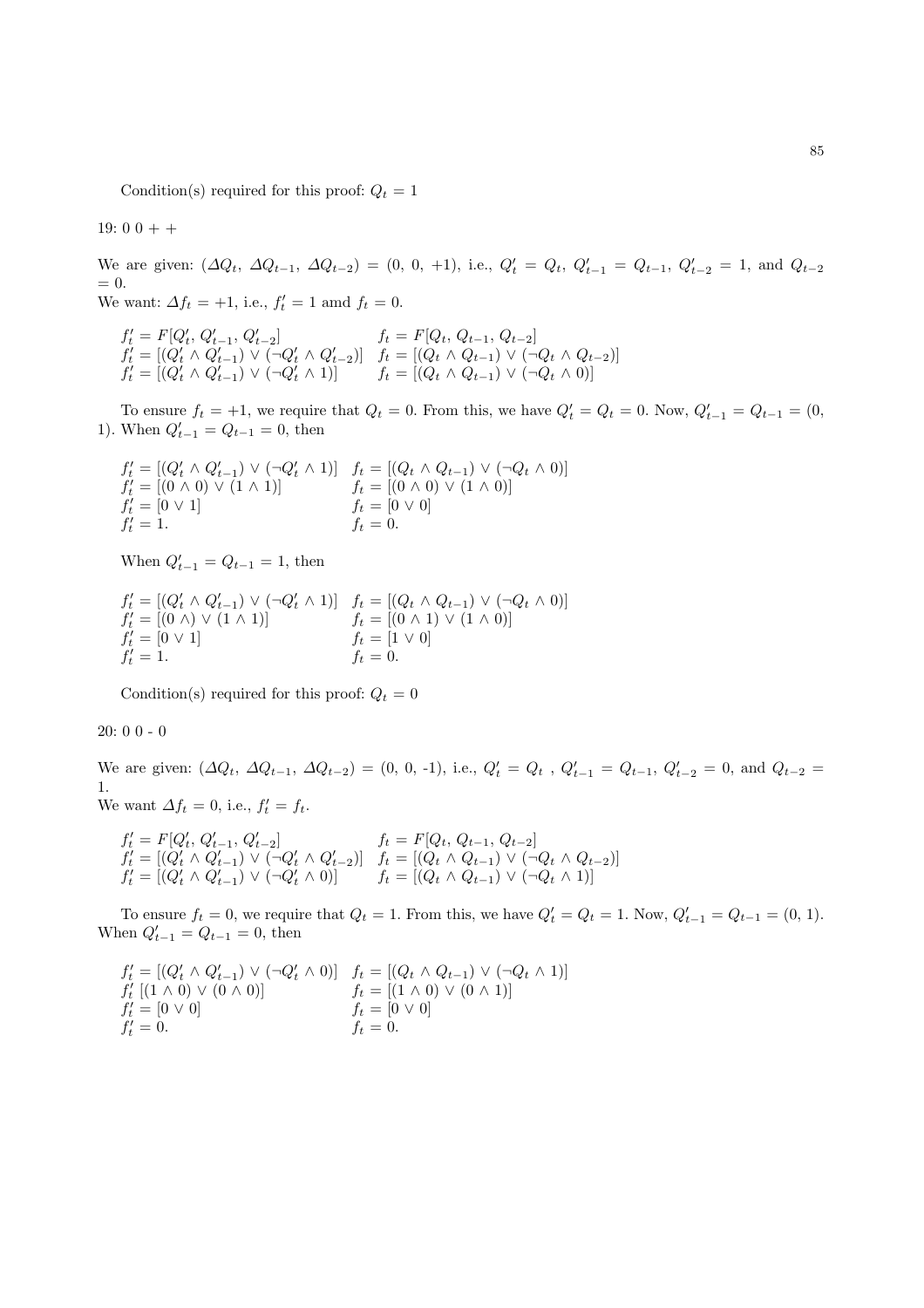Condition(s) required for this proof: $Q_t = 1$

19: 0 0 + +

We are given: $(\Delta Q_t,\ \Delta Q_{t-1},\ \Delta Q_{t-2})$ = (0, 0, +1), i.e., $Q'_t = Q_t$, $Q'_{t-1} = Q_{t-1}$, $Q'_{t-2} = 1$, and $Q_{t-2} = 0$.
We want: $\Delta f_t = +1$, i.e., $f'_t = 1$ amd $f_t = 0$.

$$
\begin{array}{ll}
f'_t = F[Q'_t,\ Q'_{t-1},\ Q'_{t-2}] & f_t = F[Q_t,\ Q_{t-1},\ Q_{t-2}] \\
f'_t = [(Q'_t \wedge Q'_{t-1}) \vee (\neg Q'_t \wedge Q'_{t-2})] & f_t = [(Q_t \wedge Q_{t-1}) \vee (\neg Q_t \wedge Q_{t-2})] \\
f'_t = [(Q'_t \wedge Q'_{t-1}) \vee (\neg Q'_t \wedge 1)] & f_t = [(Q_t \wedge Q_{t-1}) \vee (\neg Q_t \wedge 0)]
\end{array}
$$

To ensure $f_t = +1$, we require that $Q_t = 0$. From this, we have $Q'_t = Q_t = 0$. Now, $Q'_{t-1} = Q_{t-1}$ = (0, 1). When $Q'_{t-1} = Q_{t-1} = 0$, then

$$
\begin{array}{ll}
f'_t = [(Q'_t \wedge Q'_{t-1}) \vee (\neg Q'_t \wedge 1)] & f_t = [(Q_t \wedge Q_{t-1}) \vee (\neg Q_t \wedge 0)] \\
f'_t = [(0 \wedge 0) \vee (1 \wedge 1)] & f_t = [(0 \wedge 0) \vee (1 \wedge 0)] \\
f'_t = [0 \vee 1] & f_t = [0 \vee 0] \\
f'_t = 1. & f_t = 0.
\end{array}
$$

When $Q'_{t-1} = Q_{t-1} = 1$, then

$$
\begin{array}{ll}
f'_t = [(Q'_t \wedge Q'_{t-1}) \vee (\neg Q'_t \wedge 1)] & f_t = [(Q_t \wedge Q_{t-1}) \vee (\neg Q_t \wedge 0)] \\
f'_t = [(0 \wedge) \vee (1 \wedge 1)] & f_t = [(0 \wedge 1) \vee (1 \wedge 0)] \\
f'_t = [0 \vee 1] & f_t = [1 \vee 0] \\
f'_t = 1. & f_t = 0.
\end{array}
$$

Condition(s) required for this proof: $Q_t = 0$

20: 0 0 - 0

We are given: $(\Delta Q_t,\ \Delta Q_{t-1},\ \Delta Q_{t-2})$ = (0, 0, -1), i.e., $Q'_t = Q_t$ , $Q'_{t-1} = Q_{t-1}$, $Q'_{t-2} = 0$, and $Q_{t-2} = 1$.
We want $\Delta f_t = 0$, i.e., $f'_t = f_t$.

$$
\begin{array}{ll}
f'_t = F[Q'_t,\ Q'_{t-1},\ Q'_{t-2}] & f_t = F[Q_t,\ Q_{t-1},\ Q_{t-2}] \\
f'_t = [(Q'_t \wedge Q'_{t-1}) \vee (\neg Q'_t \wedge Q'_{t-2})] & f_t = [(Q_t \wedge Q_{t-1}) \vee (\neg Q_t \wedge Q_{t-2})] \\
f'_t = [(Q'_t \wedge Q'_{t-1}) \vee (\neg Q'_t \wedge 0)] & f_t = [(Q_t \wedge Q_{t-1}) \vee (\neg Q_t \wedge 1)]
\end{array}
$$

To ensure $f_t = 0$, we require that $Q_t = 1$. From this, we have $Q'_t = Q_t = 1$. Now, $Q'_{t-1} = Q_{t-1}$ = (0, 1). When $Q'_{t-1} = Q_{t-1} = 0$, then

$$
\begin{array}{ll}
f'_t = [(Q'_t \wedge Q'_{t-1}) \vee (\neg Q'_t \wedge 0)] & f_t = [(Q_t \wedge Q_{t-1}) \vee (\neg Q_t \wedge 1)] \\
f'_t\ [(1 \wedge 0) \vee (0 \wedge 0)] & f_t = [(1 \wedge 0) \vee (0 \wedge 1)] \\
f'_t = [0 \vee 0] & f_t = [0 \vee 0] \\
f'_t = 0. & f_t = 0.
\end{array}
$$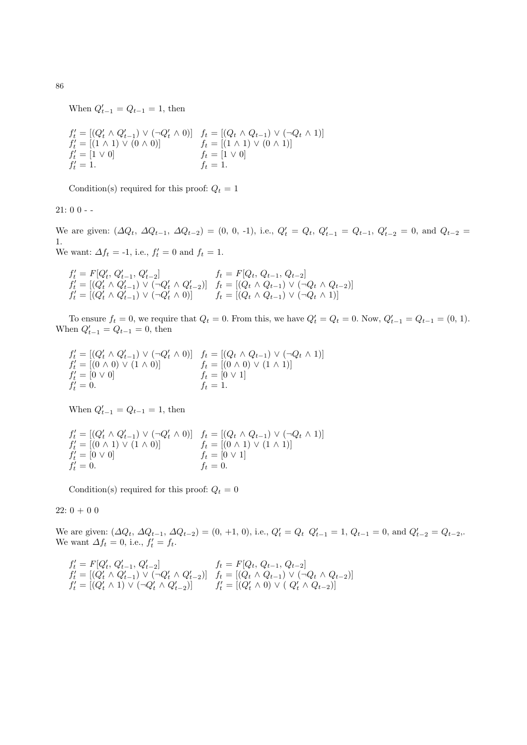When $Q'_{t-1} = Q_{t-1} = 1$, then

$$
\begin{array}{ll}
f'_t = [(Q'_t \wedge Q'_{t-1}) \vee (\neg Q'_t \wedge 0)] & f_t = [(Q_t \wedge Q_{t-1}) \vee (\neg Q_t \wedge 1)] \\
f'_t = [(1 \wedge 1) \vee (0 \wedge 0)] & f_t = [(1 \wedge 1) \vee (0 \wedge 1)] \\
f'_t = [1 \vee 0] & f_t = [1 \vee 0] \\
f'_t = 1. & f_t = 1.
\end{array}
$$

Condition(s) required for this proof: $Q_t = 1$

21: 0 0 - -

We are given: $(\Delta Q_t,\ \Delta Q_{t-1},\ \Delta Q_{t-2})$ = (0, 0, -1), i.e., $Q'_t = Q_t$, $Q'_{t-1} = Q_{t-1}$, $Q'_{t-2} = 0$, and $Q_{t-2} = 1$.
We want: $\Delta f_t$ = -1, i.e., $f'_t = 0$ and $f_t = 1$.

$$
\begin{array}{ll}
f'_t = F[Q'_t,\ Q'_{t-1},\ Q'_{t-2}] & f_t = F[Q_t,\ Q_{t-1},\ Q_{t-2}] \\
f'_t = [(Q'_t \wedge Q'_{t-1}) \vee (\neg Q'_t \wedge Q'_{t-2})] & f_t = [(Q_t \wedge Q_{t-1}) \vee (\neg Q_t \wedge Q_{t-2})] \\
f'_t = [(Q'_t \wedge Q'_{t-1}) \vee (\neg Q'_t \wedge 0)] & f_t = [(Q_t \wedge Q_{t-1}) \vee (\neg Q_t \wedge 1)]
\end{array}
$$

To ensure $f_t = 0$, we require that $Q_t = 0$. From this, we have $Q'_t = Q_t = 0$. Now, $Q'_{t-1} = Q_{t-1}$ = (0, 1). When $Q'_{t-1} = Q_{t-1} = 0$, then

$$
\begin{array}{ll}
f'_t = [(Q'_t \wedge Q'_{t-1}) \vee (\neg Q'_t \wedge 0)] & f_t = [(Q_t \wedge Q_{t-1}) \vee (\neg Q_t \wedge 1)] \\
f'_t = [(0 \wedge 0) \vee (1 \wedge 0)] & f_t = [(0 \wedge 0) \vee (1 \wedge 1)] \\
f'_t = [0 \vee 0] & f_t = [0 \vee 1] \\
f'_t = 0. & f_t = 1.
\end{array}
$$

When $Q'_{t-1} = Q_{t-1} = 1$, then

$$
\begin{array}{ll}
f'_t = [(Q'_t \wedge Q'_{t-1}) \vee (\neg Q'_t \wedge 0)] & f_t = [(Q_t \wedge Q_{t-1}) \vee (\neg Q_t \wedge 1)] \\
f'_t = [(0 \wedge 1) \vee (1 \wedge 0)] & f_t = [(0 \wedge 1) \vee (1 \wedge 1)] \\
f'_t = [0 \vee 0] & f_t = [0 \vee 1] \\
f'_t = 0. & f_t = 0.
\end{array}
$$

Condition(s) required for this proof: $Q_t = 0$

22: 0 + 0 0

We are given: $(\Delta Q_t,\ \Delta Q_{t-1},\ \Delta Q_{t-2})$ = (0, +1, 0), i.e., $Q'_t = Q_t$ $Q'_{t-1} = 1$, $Q_{t-1} = 0$, and $Q'_{t-2} = Q_{t-2}$,.
We want $\Delta f_t = 0$, i.e., $f'_t = f_t$.

$$
\begin{array}{ll}
f'_t = F[Q'_t,\ Q'_{t-1},\ Q'_{t-2}] & f_t = F[Q_t,\ Q_{t-1},\ Q_{t-2}] \\
f'_t = [(Q'_t \wedge Q'_{t-1}) \vee (\neg Q'_t \wedge Q'_{t-2})] & f_t = [(Q_t \wedge Q_{t-1}) \vee (\neg Q_t \wedge Q_{t-2})] \\
f'_t = [(Q'_t \wedge 1) \vee (\neg Q'_t \wedge Q'_{t-2})] & f'_t = [(Q'_t \wedge 0) \vee (\ Q'_t \wedge Q_{t-2})]
\end{array}
$$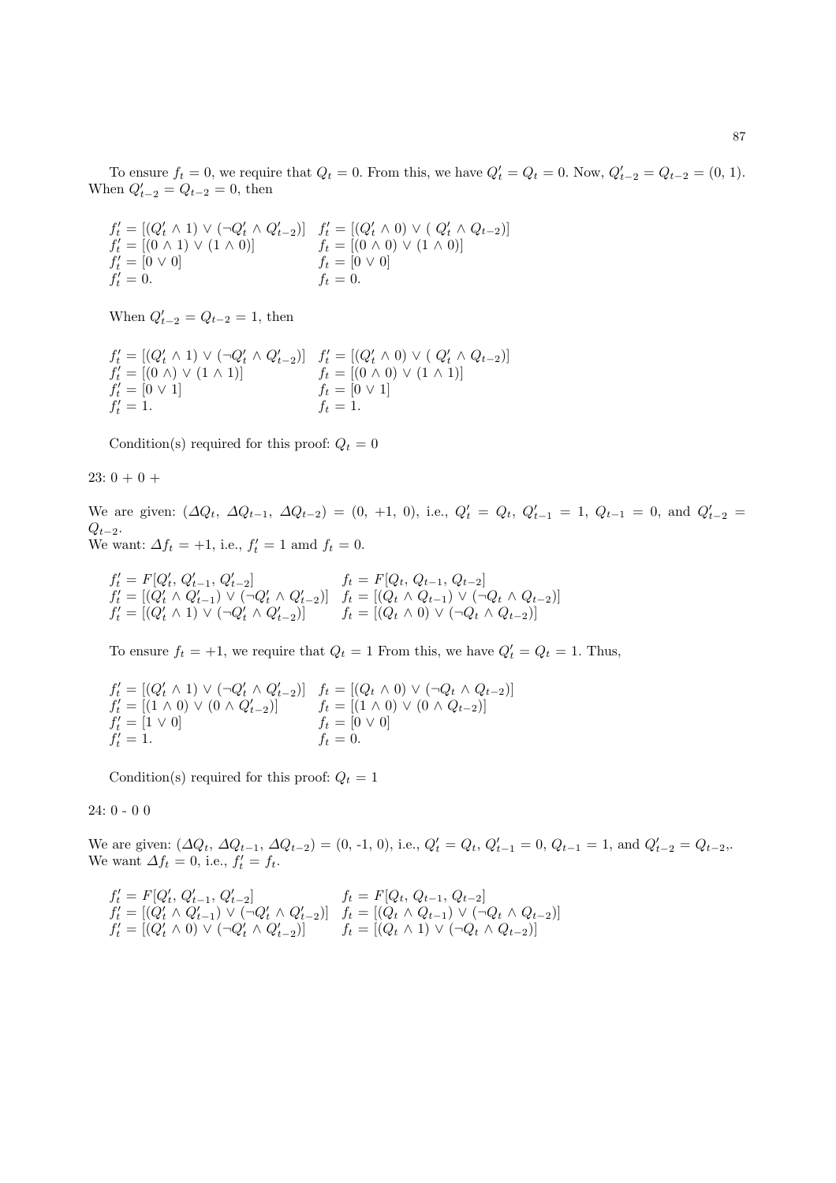To ensure $f_t = 0$, we require that $Q_t = 0$. From this, we have $Q'_t = Q_t = 0$. Now, $Q'_{t-2} = Q_{t-2} = (0, 1)$. When $Q'_{t-2} = Q_{t-2} = 0$, then

$$
\begin{array}{ll}
f'_t = [(Q'_t \wedge 1) \vee (\neg Q'_t \wedge Q'_{t-2})] & f'_t = [(Q'_t \wedge 0) \vee (\ Q'_t \wedge Q_{t-2})] \\
f'_t = [(0 \wedge 1) \vee (1 \wedge 0)] & f_t = [(0 \wedge 0) \vee (1 \wedge 0)] \\
f'_t = [0 \vee 0] & f_t = [0 \vee 0] \\
f'_t = 0. & f_t = 0.
\end{array}
$$

When $Q'_{t-2} = Q_{t-2} = 1$, then

$$
\begin{array}{ll}
f'_t = [(Q'_t \wedge 1) \vee (\neg Q'_t \wedge Q'_{t-2})] & f'_t = [(Q'_t \wedge 0) \vee (\ Q'_t \wedge Q_{t-2})] \\
f'_t = [(0 \wedge) \vee (1 \wedge 1)] & f_t = [(0 \wedge 0) \vee (1 \wedge 1)] \\
f'_t = [0 \vee 1] & f_t = [0 \vee 1] \\
f'_t = 1. & f_t = 1.
\end{array}
$$

Condition(s) required for this proof: $Q_t = 0$

23: 0 + 0 +

We are given: $(\mathit{\Delta} Q_t,\ \mathit{\Delta} Q_{t-1},\ \mathit{\Delta} Q_{t-2}) = (0,\ +1,\ 0)$, i.e., $Q'_t = Q_t$, $Q'_{t-1} = 1$, $Q_{t-1} = 0$, and $Q'_{t-2} = Q_{t-2}$.
We want: $\mathit{\Delta} f_t = +1$, i.e., $f'_t = 1$ amd $f_t = 0$.

$$
\begin{array}{ll}
f'_t = F[Q'_t,\ Q'_{t-1},\ Q'_{t-2}] & f_t = F[Q_t,\ Q_{t-1},\ Q_{t-2}] \\
f'_t = [(Q'_t \wedge Q'_{t-1}) \vee (\neg Q'_t \wedge Q'_{t-2})] & f_t = [(Q_t \wedge Q_{t-1}) \vee (\neg Q_t \wedge Q_{t-2})] \\
f'_t = [(Q'_t \wedge 1) \vee (\neg Q'_t \wedge Q'_{t-2})] & f_t = [(Q_t \wedge 0) \vee (\neg Q_t \wedge Q_{t-2})]
\end{array}
$$

To ensure $f_t = +1$, we require that $Q_t = 1$ From this, we have $Q'_t = Q_t = 1$. Thus,

$$
\begin{array}{ll}
f'_t = [(Q'_t \wedge 1) \vee (\neg Q'_t \wedge Q'_{t-2})] & f_t = [(Q_t \wedge 0) \vee (\neg Q_t \wedge Q_{t-2})] \\
f'_t = [(1 \wedge 0) \vee (0 \wedge Q'_{t-2})] & f_t = [(1 \wedge 0) \vee (0 \wedge Q_{t-2})] \\
f'_t = [1 \vee 0] & f_t = [0 \vee 0] \\
f'_t = 1. & f_t = 0.
\end{array}
$$

Condition(s) required for this proof: $Q_t = 1$

24: 0 - 0 0

We are given: $(\mathit{\Delta} Q_t,\ \mathit{\Delta} Q_{t-1},\ \mathit{\Delta} Q_{t-2}) = (0, \text{-}1, 0)$, i.e., $Q'_t = Q_t$, $Q'_{t-1} = 0$, $Q_{t-1} = 1$, and $Q'_{t-2} = Q_{t-2}$,.
We want $\mathit{\Delta} f_t = 0$, i.e., $f'_t = f_t$.

$$
\begin{array}{ll}
f'_t = F[Q'_t,\ Q'_{t-1},\ Q'_{t-2}] & f_t = F[Q_t,\ Q_{t-1},\ Q_{t-2}] \\
f'_t = [(Q'_t \wedge Q'_{t-1}) \vee (\neg Q'_t \wedge Q'_{t-2})] & f_t = [(Q_t \wedge Q_{t-1}) \vee (\neg Q_t \wedge Q_{t-2})] \\
f'_t = [(Q'_t \wedge 0) \vee (\neg Q'_t \wedge Q'_{t-2})] & f_t = [(Q_t \wedge 1) \vee (\neg Q_t \wedge Q_{t-2})]
\end{array}
$$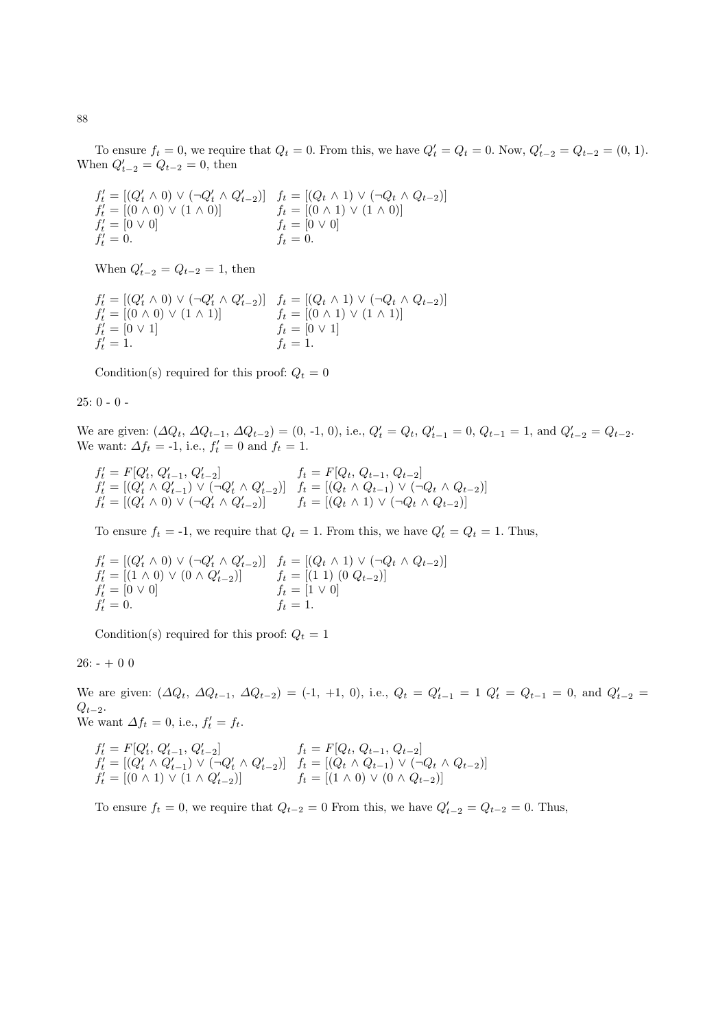To ensure $f_t = 0$, we require that $Q_t = 0$. From this, we have $Q'_t = Q_t = 0$. Now, $Q'_{t-2} = Q_{t-2} = (0, 1)$. When $Q'_{t-2} = Q_{t-2} = 0$, then

$$
\begin{array}{ll}
f'_t = [(Q'_t \wedge 0) \vee (\neg Q'_t \wedge Q'_{t-2})] & f_t = [(Q_t \wedge 1) \vee (\neg Q_t \wedge Q_{t-2})] \\
f'_t = [(0 \wedge 0) \vee (1 \wedge 0)] & f_t = [(0 \wedge 1) \vee (1 \wedge 0)] \\
f'_t = [0 \vee 0] & f_t = [0 \vee 0] \\
f'_t = 0. & f_t = 0.
\end{array}
$$

When $Q'_{t-2} = Q_{t-2} = 1$, then

$$
\begin{array}{ll}
f'_t = [(Q'_t \wedge 0) \vee (\neg Q'_t \wedge Q'_{t-2})] & f_t = [(Q_t \wedge 1) \vee (\neg Q_t \wedge Q_{t-2})] \\
f'_t = [(0 \wedge 0) \vee (1 \wedge 1)] & f_t = [(0 \wedge 1) \vee (1 \wedge 1)] \\
f'_t = [0 \vee 1] & f_t = [0 \vee 1] \\
f'_t = 1. & f_t = 1.
\end{array}
$$

Condition(s) required for this proof: $Q_t = 0$

25: 0 - 0 -

We are given: ($\Delta Q_t$, $\Delta Q_{t-1}$, $\Delta Q_{t-2}$) = (0, -1, 0), i.e., $Q'_t = Q_t$, $Q'_{t-1} = 0$, $Q_{t-1} = 1$, and $Q'_{t-2} = Q_{t-2}$.
We want: $\Delta f_t$ = -1, i.e., $f'_t = 0$ and $f_t = 1$.

$$
\begin{array}{ll}
f'_t = F[Q'_t, Q'_{t-1}, Q'_{t-2}] & f_t = F[Q_t, Q_{t-1}, Q_{t-2}] \\
f'_t = [(Q'_t \wedge Q'_{t-1}) \vee (\neg Q'_t \wedge Q'_{t-2})] & f_t = [(Q_t \wedge Q_{t-1}) \vee (\neg Q_t \wedge Q_{t-2})] \\
f'_t = [(Q'_t \wedge 0) \vee (\neg Q'_t \wedge Q'_{t-2})] & f_t = [(Q_t \wedge 1) \vee (\neg Q_t \wedge Q_{t-2})]
\end{array}
$$

To ensure $f_t$ = -1, we require that $Q_t = 1$. From this, we have $Q'_t = Q_t = 1$. Thus,

$$
\begin{array}{ll}
f'_t = [(Q'_t \wedge 0) \vee (\neg Q'_t \wedge Q'_{t-2})] & f_t = [(Q_t \wedge 1) \vee (\neg Q_t \wedge Q_{t-2})] \\
f'_t = [(1 \wedge 0) \vee (0 \wedge Q'_{t-2})] & f_t = [(1\ 1)\ (0\ Q_{t-2})] \\
f'_t = [0 \vee 0] & f_t = [1 \vee 0] \\
f'_t = 0. & f_t = 1.
\end{array}
$$

Condition(s) required for this proof: $Q_t = 1$

26: - + 0 0

We are given: ($\Delta Q_t$, $\Delta Q_{t-1}$, $\Delta Q_{t-2}$) = (-1, +1, 0), i.e., $Q_t = Q'_{t-1} = 1$ $Q'_t = Q_{t-1} = 0$, and $Q'_{t-2} = Q_{t-2}$.
We want $\Delta f_t = 0$, i.e., $f'_t = f_t$.

$$
\begin{array}{ll}
f'_t = F[Q'_t, Q'_{t-1}, Q'_{t-2}] & f_t = F[Q_t, Q_{t-1}, Q_{t-2}] \\
f'_t = [(Q'_t \wedge Q'_{t-1}) \vee (\neg Q'_t \wedge Q'_{t-2})] & f_t = [(Q_t \wedge Q_{t-1}) \vee (\neg Q_t \wedge Q_{t-2})] \\
f'_t = [(0 \wedge 1) \vee (1 \wedge Q'_{t-2})] & f_t = [(1 \wedge 0) \vee (0 \wedge Q_{t-2})]
\end{array}
$$

To ensure $f_t = 0$, we require that $Q_{t-2} = 0$ From this, we have $Q'_{t-2} = Q_{t-2} = 0$. Thus,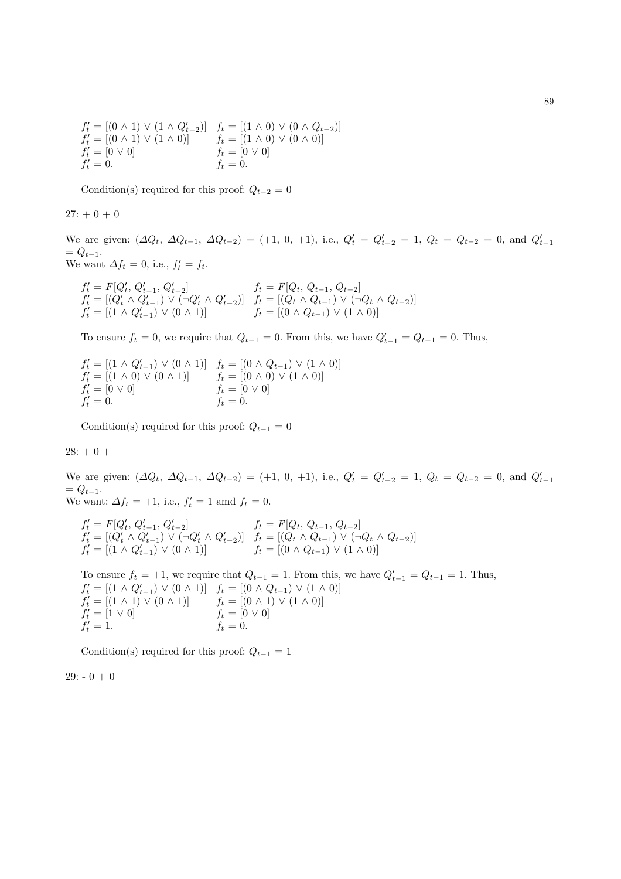$$
\begin{array}{ll}
f'_t = [(0 \wedge 1) \vee (1 \wedge Q'_{t-2})] & f_t = [(1 \wedge 0) \vee (0 \wedge Q_{t-2})] \\
f'_t = [(0 \wedge 1) \vee (1 \wedge 0)] & f_t = [(1 \wedge 0) \vee (0 \wedge 0)] \\
f'_t = [0 \vee 0] & f_t = [0 \vee 0] \\
f'_t = 0. & f_t = 0.
\end{array}
$$

Condition(s) required for this proof: $Q_{t-2} = 0$

27: + 0 + 0

We are given: $(\Delta Q_t,\ \Delta Q_{t-1},\ \Delta Q_{t-2}) = (+1,\ 0,\ +1)$, i.e., $Q'_t = Q'_{t-2} = 1$, $Q_t = Q_{t-2} = 0$, and $Q'_{t-1} = Q_{t-1}$.
We want $\Delta f_t = 0$, i.e., $f'_t = f_t$.

$$
\begin{array}{ll}
f'_t = F[Q'_t,\ Q'_{t-1},\ Q'_{t-2}] & f_t = F[Q_t,\ Q_{t-1},\ Q_{t-2}] \\
f'_t = [(Q'_t \wedge Q'_{t-1}) \vee (\neg Q'_t \wedge Q'_{t-2})] & f_t = [(Q_t \wedge Q_{t-1}) \vee (\neg Q_t \wedge Q_{t-2})] \\
f'_t = [(1 \wedge Q'_{t-1}) \vee (0 \wedge 1)] & f_t = [(0 \wedge Q_{t-1}) \vee (1 \wedge 0)]
\end{array}
$$

To ensure $f_t = 0$, we require that $Q_{t-1} = 0$. From this, we have $Q'_{t-1} = Q_{t-1} = 0$. Thus,

$$
\begin{array}{ll}
f'_t = [(1 \wedge Q'_{t-1}) \vee (0 \wedge 1)] & f_t = [(0 \wedge Q_{t-1}) \vee (1 \wedge 0)] \\
f'_t = [(1 \wedge 0) \vee (0 \wedge 1)] & f_t = [(0 \wedge 0) \vee (1 \wedge 0)] \\
f'_t = [0 \vee 0] & f_t = [0 \vee 0] \\
f'_t = 0. & f_t = 0.
\end{array}
$$

Condition(s) required for this proof: $Q_{t-1} = 0$

28: + 0 + +

We are given: $(\Delta Q_t,\ \Delta Q_{t-1},\ \Delta Q_{t-2}) = (+1,\ 0,\ +1)$, i.e., $Q'_t = Q'_{t-2} = 1$, $Q_t = Q_{t-2} = 0$, and $Q'_{t-1} = Q_{t-1}$.
We want: $\Delta f_t = +1$, i.e., $f'_t = 1$ amd $f_t = 0$.

$$
\begin{array}{ll}
f'_t = F[Q'_t,\ Q'_{t-1},\ Q'_{t-2}] & f_t = F[Q_t,\ Q_{t-1},\ Q_{t-2}] \\
f'_t = [(Q'_t \wedge Q'_{t-1}) \vee (\neg Q'_t \wedge Q'_{t-2})] & f_t = [(Q_t \wedge Q_{t-1}) \vee (\neg Q_t \wedge Q_{t-2})] \\
f'_t = [(1 \wedge Q'_{t-1}) \vee (0 \wedge 1)] & f_t = [(0 \wedge Q_{t-1}) \vee (1 \wedge 0)]
\end{array}
$$

To ensure $f_t = +1$, we require that $Q_{t-1} = 1$. From this, we have $Q'_{t-1} = Q_{t-1} = 1$. Thus,

$$
\begin{array}{ll}
f'_t = [(1 \wedge Q'_{t-1}) \vee (0 \wedge 1)] & f_t = [(0 \wedge Q_{t-1}) \vee (1 \wedge 0)] \\
f'_t = [(1 \wedge 1) \vee (0 \wedge 1)] & f_t = [(0 \wedge 1) \vee (1 \wedge 0)] \\
f'_t = [1 \vee 0] & f_t = [0 \vee 0] \\
f'_t = 1. & f_t = 0.
\end{array}
$$

Condition(s) required for this proof: $Q_{t-1} = 1$

29: - 0 + 0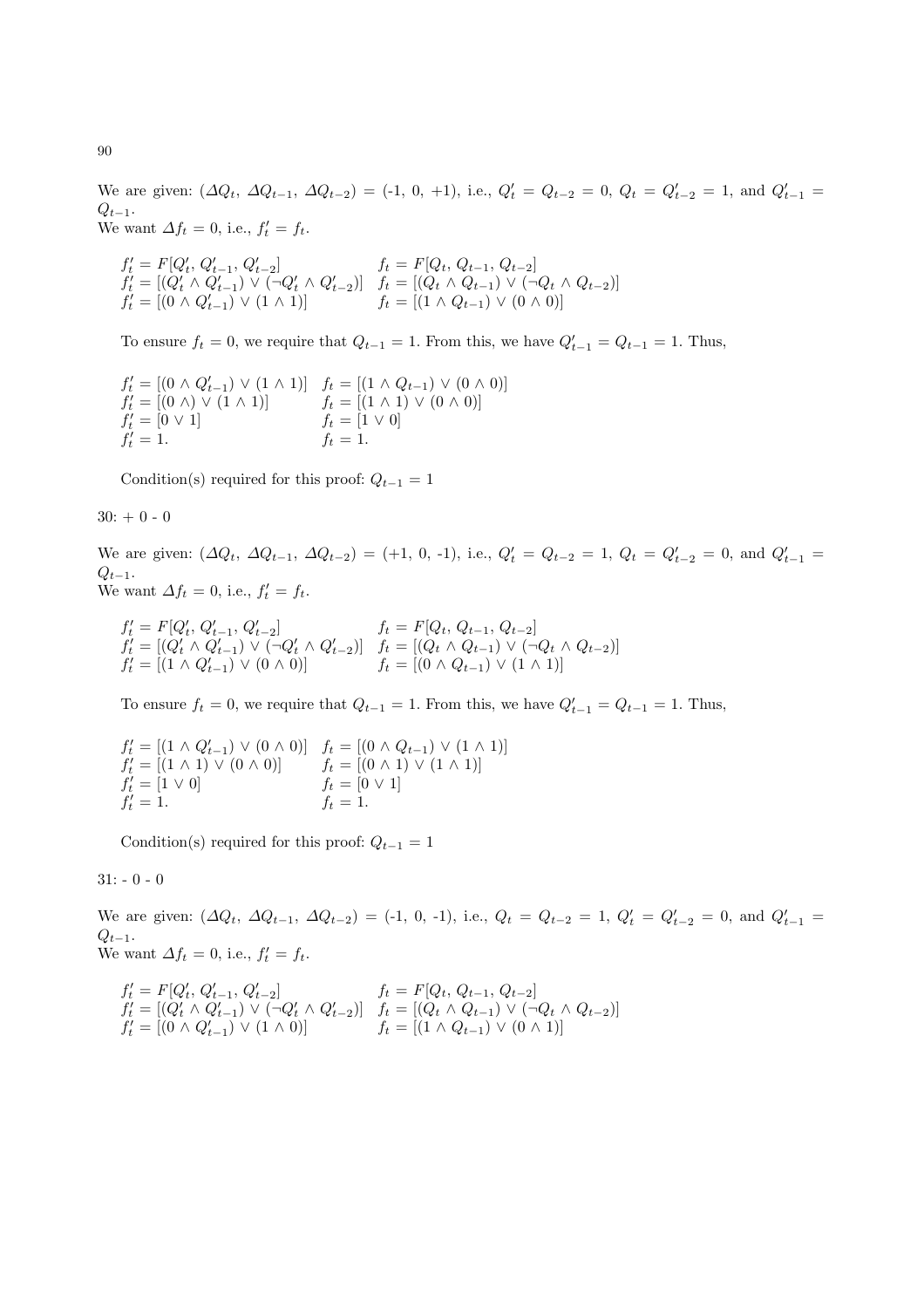We are given: $(\Delta Q_t,\ \Delta Q_{t-1},\ \Delta Q_{t-2})$ = (-1, 0, +1), i.e., $Q'_t = Q_{t-2} = 0$, $Q_t = Q'_{t-2} = 1$, and $Q'_{t-1} = Q_{t-1}$.
We want $\Delta f_t = 0$, i.e., $f'_t = f_t$.

$$
\begin{array}{ll}
f'_t = F[Q'_t,\ Q'_{t-1},\ Q'_{t-2}] & f_t = F[Q_t,\ Q_{t-1},\ Q_{t-2}] \\
f'_t = [(Q'_t \wedge Q'_{t-1}) \vee (\neg Q'_t \wedge Q'_{t-2})] & f_t = [(Q_t \wedge Q_{t-1}) \vee (\neg Q_t \wedge Q_{t-2})] \\
f'_t = [(0 \wedge Q'_{t-1}) \vee (1 \wedge 1)] & f_t = [(1 \wedge Q_{t-1}) \vee (0 \wedge 0)]
\end{array}
$$

To ensure $f_t = 0$, we require that $Q_{t-1} = 1$. From this, we have $Q'_{t-1} = Q_{t-1} = 1$. Thus,

$$
\begin{array}{ll}
f'_t = [(0 \wedge Q'_{t-1}) \vee (1 \wedge 1)] & f_t = [(1 \wedge Q_{t-1}) \vee (0 \wedge 0)] \\
f'_t = [(0 \wedge) \vee (1 \wedge 1)] & f_t = [(1 \wedge 1) \vee (0 \wedge 0)] \\
f'_t = [0 \vee 1] & f_t = [1 \vee 0] \\
f'_t = 1. & f_t = 1.
\end{array}
$$

Condition(s) required for this proof: $Q_{t-1} = 1$

30: + 0 - 0

We are given: $(\Delta Q_t,\ \Delta Q_{t-1},\ \Delta Q_{t-2})$ = (+1, 0, -1), i.e., $Q'_t = Q_{t-2} = 1$, $Q_t = Q'_{t-2} = 0$, and $Q'_{t-1} = Q_{t-1}$.
We want $\Delta f_t = 0$, i.e., $f'_t = f_t$.

$$
\begin{array}{ll}
f'_t = F[Q'_t,\ Q'_{t-1},\ Q'_{t-2}] & f_t = F[Q_t,\ Q_{t-1},\ Q_{t-2}] \\
f'_t = [(Q'_t \wedge Q'_{t-1}) \vee (\neg Q'_t \wedge Q'_{t-2})] & f_t = [(Q_t \wedge Q_{t-1}) \vee (\neg Q_t \wedge Q_{t-2})] \\
f'_t = [(1 \wedge Q'_{t-1}) \vee (0 \wedge 0)] & f_t = [(0 \wedge Q_{t-1}) \vee (1 \wedge 1)]
\end{array}
$$

To ensure $f_t = 0$, we require that $Q_{t-1} = 1$. From this, we have $Q'_{t-1} = Q_{t-1} = 1$. Thus,

$$
\begin{array}{ll}
f'_t = [(1 \wedge Q'_{t-1}) \vee (0 \wedge 0)] & f_t = [(0 \wedge Q_{t-1}) \vee (1 \wedge 1)] \\
f'_t = [(1 \wedge 1) \vee (0 \wedge 0)] & f_t = [(0 \wedge 1) \vee (1 \wedge 1)] \\
f'_t = [1 \vee 0] & f_t = [0 \vee 1] \\
f'_t = 1. & f_t = 1.
\end{array}
$$

Condition(s) required for this proof: $Q_{t-1} = 1$

31: - 0 - 0

We are given: $(\Delta Q_t,\ \Delta Q_{t-1},\ \Delta Q_{t-2})$ = (-1, 0, -1), i.e., $Q_t = Q_{t-2} = 1$, $Q'_t = Q'_{t-2} = 0$, and $Q'_{t-1} = Q_{t-1}$.
We want $\Delta f_t = 0$, i.e., $f'_t = f_t$.

$$
\begin{array}{ll}
f'_t = F[Q'_t,\ Q'_{t-1},\ Q'_{t-2}] & f_t = F[Q_t,\ Q_{t-1},\ Q_{t-2}] \\
f'_t = [(Q'_t \wedge Q'_{t-1}) \vee (\neg Q'_t \wedge Q'_{t-2})] & f_t = [(Q_t \wedge Q_{t-1}) \vee (\neg Q_t \wedge Q_{t-2})] \\
f'_t = [(0 \wedge Q'_{t-1}) \vee (1 \wedge 0)] & f_t = [(1 \wedge Q_{t-1}) \vee (0 \wedge 1)]
\end{array}
$$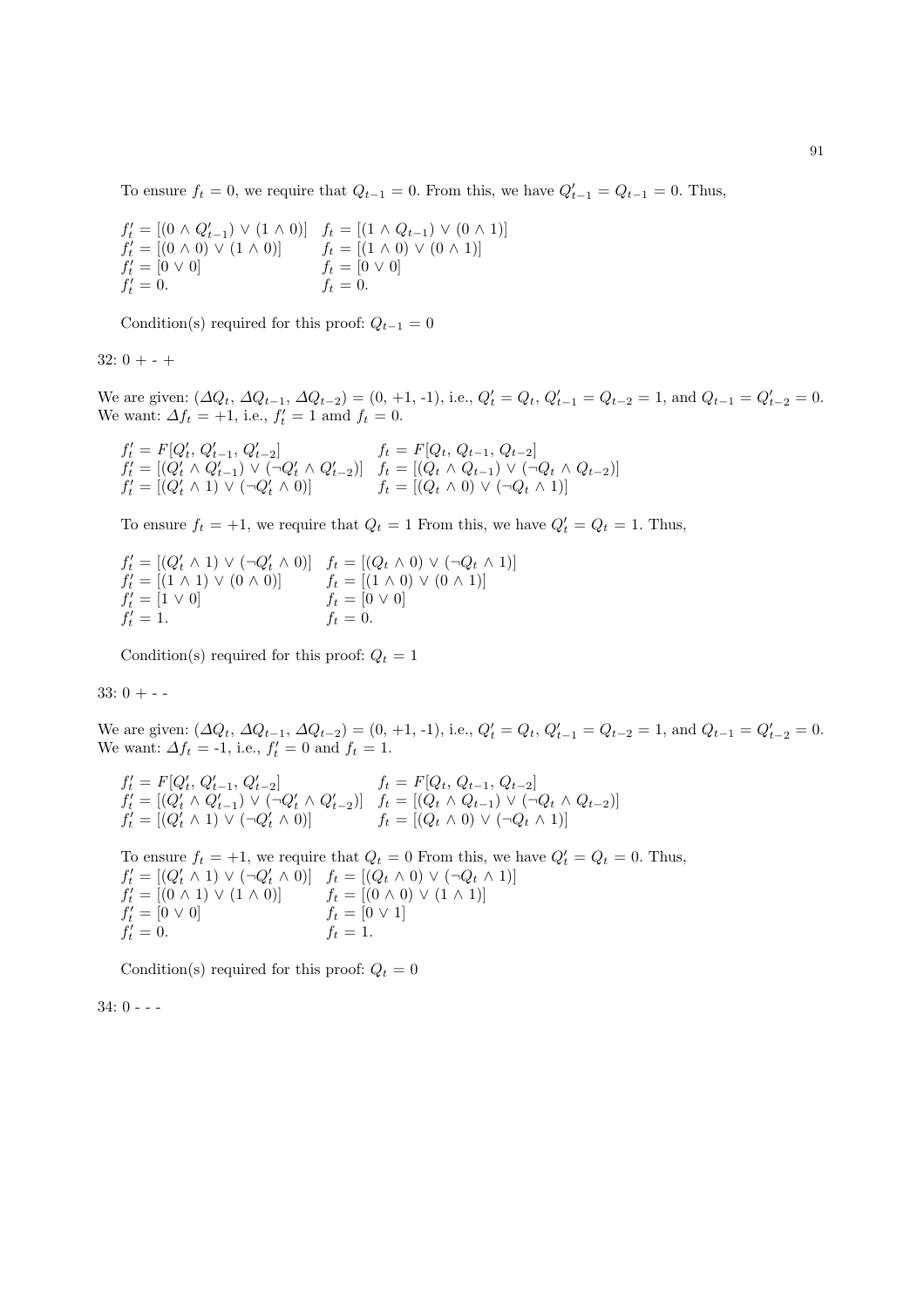To ensure $f_t = 0$, we require that $Q_{t-1} = 0$. From this, we have $Q'_{t-1} = Q_{t-1} = 0$. Thus,

$$
\begin{array}{ll}
f'_t = [(0 \wedge Q'_{t-1}) \vee (1 \wedge 0)] & f_t = [(1 \wedge Q_{t-1}) \vee (0 \wedge 1)] \\
f'_t = [(0 \wedge 0) \vee (1 \wedge 0)] & f_t = [(1 \wedge 0) \vee (0 \wedge 1)] \\
f'_t = [0 \vee 0] & f_t = [0 \vee 0] \\
f'_t = 0. & f_t = 0.
\end{array}
$$

Condition(s) required for this proof: $Q_{t-1} = 0$

32: 0 + - +

We are given: $(\Delta Q_t,\, \Delta Q_{t-1},\, \Delta Q_{t-2}) = (0, +1, -1)$, i.e., $Q'_t = Q_t$, $Q'_{t-1} = Q_{t-2} = 1$, and $Q_{t-1} = Q'_{t-2} = 0$. We want: $\Delta f_t = +1$, i.e., $f'_t = 1$ amd $f_t = 0$.

$$
\begin{array}{ll}
f'_t = F[Q'_t,\, Q'_{t-1},\, Q'_{t-2}] & f_t = F[Q_t,\, Q_{t-1},\, Q_{t-2}] \\
f'_t = [(Q'_t \wedge Q'_{t-1}) \vee (\neg Q'_t \wedge Q'_{t-2})] & f_t = [(Q_t \wedge Q_{t-1}) \vee (\neg Q_t \wedge Q_{t-2})] \\
f'_t = [(Q'_t \wedge 1) \vee (\neg Q'_t \wedge 0)] & f_t = [(Q_t \wedge 0) \vee (\neg Q_t \wedge 1)]
\end{array}
$$

To ensure $f_t = +1$, we require that $Q_t = 1$ From this, we have $Q'_t = Q_t = 1$. Thus,

$$
\begin{array}{ll}
f'_t = [(Q'_t \wedge 1) \vee (\neg Q'_t \wedge 0)] & f_t = [(Q_t \wedge 0) \vee (\neg Q_t \wedge 1)] \\
f'_t = [(1 \wedge 1) \vee (0 \wedge 0)] & f_t = [(1 \wedge 0) \vee (0 \wedge 1)] \\
f'_t = [1 \vee 0] & f_t = [0 \vee 0] \\
f'_t = 1. & f_t = 0.
\end{array}
$$

Condition(s) required for this proof: $Q_t = 1$

33: 0 + - -

We are given: $(\Delta Q_t,\, \Delta Q_{t-1},\, \Delta Q_{t-2}) = (0, +1, -1)$, i.e., $Q'_t = Q_t$, $Q'_{t-1} = Q_{t-2} = 1$, and $Q_{t-1} = Q'_{t-2} = 0$. We want: $\Delta f_t = -1$, i.e., $f'_t = 0$ and $f_t = 1$.

$$
\begin{array}{ll}
f'_t = F[Q'_t,\, Q'_{t-1},\, Q'_{t-2}] & f_t = F[Q_t,\, Q_{t-1},\, Q_{t-2}] \\
f'_t = [(Q'_t \wedge Q'_{t-1}) \vee (\neg Q'_t \wedge Q'_{t-2})] & f_t = [(Q_t \wedge Q_{t-1}) \vee (\neg Q_t \wedge Q_{t-2})] \\
f'_t = [(Q'_t \wedge 1) \vee (\neg Q'_t \wedge 0)] & f_t = [(Q_t \wedge 0) \vee (\neg Q_t \wedge 1)]
\end{array}
$$

To ensure $f_t = +1$, we require that $Q_t = 0$ From this, we have $Q'_t = Q_t = 0$. Thus,

$$
\begin{array}{ll}
f'_t = [(Q'_t \wedge 1) \vee (\neg Q'_t \wedge 0)] & f_t = [(Q_t \wedge 0) \vee (\neg Q_t \wedge 1)] \\
f'_t = [(0 \wedge 1) \vee (1 \wedge 0)] & f_t = [(0 \wedge 0) \vee (1 \wedge 1)] \\
f'_t = [0 \vee 0] & f_t = [0 \vee 1] \\
f'_t = 0. & f_t = 1.
\end{array}
$$

Condition(s) required for this proof: $Q_t = 0$

34: 0 - - -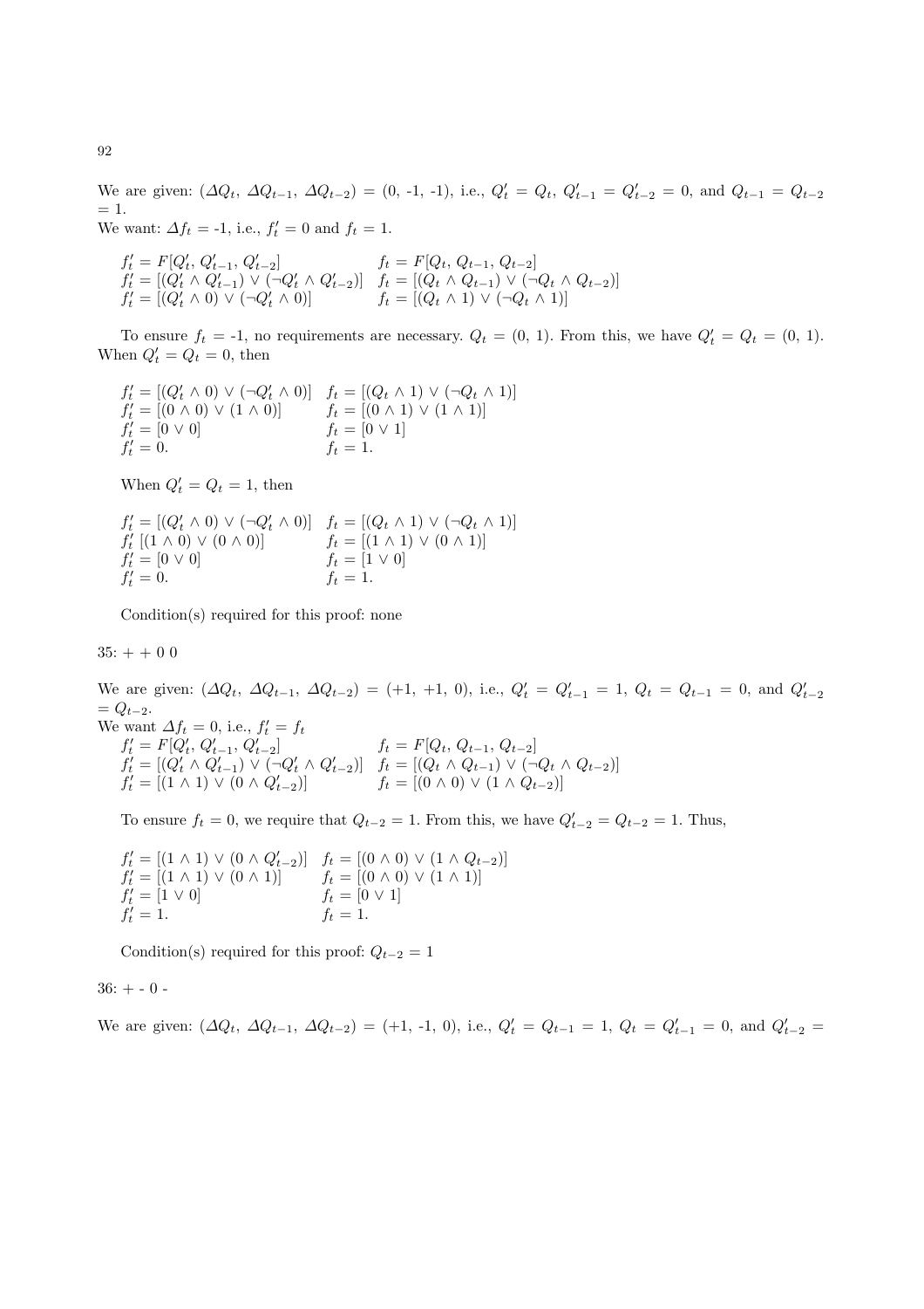We are given: ($\Delta Q_t$, $\Delta Q_{t-1}$, $\Delta Q_{t-2}$) = (0, -1, -1), i.e., $Q'_t$ = $Q_t$, $Q'_{t-1}$ = $Q'_{t-2}$ = 0, and $Q_{t-1}$ = $Q_{t-2}$ = 1.

We want: $\Delta f_t$ = -1, i.e., $f'_t$ = 0 and $f_t$ = 1.

$$
\begin{aligned}
&f'_t = F[Q'_t, Q'_{t-1}, Q'_{t-2}] && f_t = F[Q_t, Q_{t-1}, Q_{t-2}] \\
&f'_t = [(Q'_t \wedge Q'_{t-1}) \vee (\neg Q'_t \wedge Q'_{t-2})] && f_t = [(Q_t \wedge Q_{t-1}) \vee (\neg Q_t \wedge Q_{t-2})] \\
&f'_t = [(Q'_t \wedge 0) \vee (\neg Q'_t \wedge 0)] && f_t = [(Q_t \wedge 1) \vee (\neg Q_t \wedge 1)]
\end{aligned}
$$

To ensure $f_t$ = -1, no requirements are necessary. $Q_t$ = (0, 1). From this, we have $Q'_t$ = $Q_t$ = (0, 1). When $Q'_t$ = $Q_t$ = 0, then

$$
\begin{aligned}
&f'_t = [(Q'_t \wedge 0) \vee (\neg Q'_t \wedge 0)] && f_t = [(Q_t \wedge 1) \vee (\neg Q_t \wedge 1)] \\
&f'_t = [(0 \wedge 0) \vee (1 \wedge 0)] && f_t = [(0 \wedge 1) \vee (1 \wedge 1)] \\
&f'_t = [0 \vee 0] && f_t = [0 \vee 1] \\
&f'_t = 0. && f_t = 1.
\end{aligned}
$$

When $Q'_t$ = $Q_t$ = 1, then

$$
\begin{aligned}
&f'_t = [(Q'_t \wedge 0) \vee (\neg Q'_t \wedge 0)] && f_t = [(Q_t \wedge 1) \vee (\neg Q_t \wedge 1)] \\
&f'_t\ [(1 \wedge 0) \vee (0 \wedge 0)] && f_t = [(1 \wedge 1) \vee (0 \wedge 1)] \\
&f'_t = [0 \vee 0] && f_t = [1 \vee 0] \\
&f'_t = 0. && f_t = 1.
\end{aligned}
$$

Condition(s) required for this proof: none

35: + + 0 0

We are given: ($\Delta Q_t$, $\Delta Q_{t-1}$, $\Delta Q_{t-2}$) = (+1, +1, 0), i.e., $Q'_t$ = $Q'_{t-1}$ = 1, $Q_t$ = $Q_{t-1}$ = 0, and $Q'_{t-2}$ = $Q_{t-2}$.

We want $\Delta f_t$ = 0, i.e., $f'_t$ = $f_t$

$$
\begin{aligned}
&f'_t = F[Q'_t, Q'_{t-1}, Q'_{t-2}] && f_t = F[Q_t, Q_{t-1}, Q_{t-2}] \\
&f'_t = [(Q'_t \wedge Q'_{t-1}) \vee (\neg Q'_t \wedge Q'_{t-2})] && f_t = [(Q_t \wedge Q_{t-1}) \vee (\neg Q_t \wedge Q_{t-2})] \\
&f'_t = [(1 \wedge 1) \vee (0 \wedge Q'_{t-2})] && f_t = [(0 \wedge 0) \vee (1 \wedge Q_{t-2})]
\end{aligned}
$$

To ensure $f_t$ = 0, we require that $Q_{t-2}$ = 1. From this, we have $Q'_{t-2}$ = $Q_{t-2}$ = 1. Thus,

$$
\begin{aligned}
&f'_t = [(1 \wedge 1) \vee (0 \wedge Q'_{t-2})] && f_t = [(0 \wedge 0) \vee (1 \wedge Q_{t-2})] \\
&f'_t = [(1 \wedge 1) \vee (0 \wedge 1)] && f_t = [(0 \wedge 0) \vee (1 \wedge 1)] \\
&f'_t = [1 \vee 0] && f_t = [0 \vee 1] \\
&f'_t = 1. && f_t = 1.
\end{aligned}
$$

Condition(s) required for this proof: $Q_{t-2}$ = 1

36: + - 0 -

We are given: ($\Delta Q_t$, $\Delta Q_{t-1}$, $\Delta Q_{t-2}$) = (+1, -1, 0), i.e., $Q'_t$ = $Q_{t-1}$ = 1, $Q_t$ = $Q'_{t-1}$ = 0, and $Q'_{t-2}$ =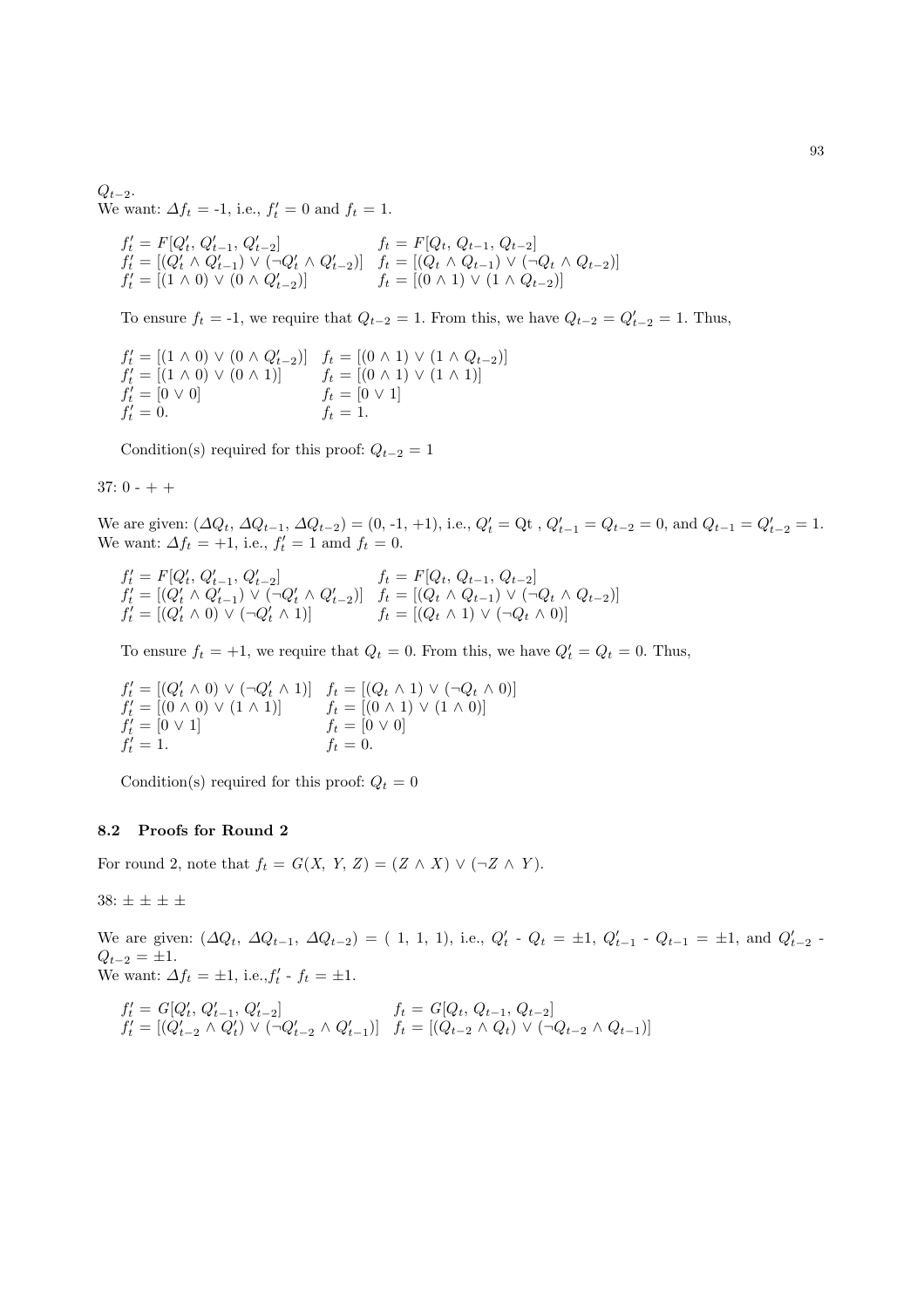$Q_{t-2}$.
We want: $\Delta f_t$ = -1, i.e., $f'_t = 0$ and $f_t = 1$.

$$f'_t = F[Q'_t, Q'_{t-1}, Q'_{t-2}] \qquad f_t = F[Q_t, Q_{t-1}, Q_{t-2}]$$
$$f'_t = [(Q'_t \wedge Q'_{t-1}) \vee (\neg Q'_t \wedge Q'_{t-2})] \quad f_t = [(Q_t \wedge Q_{t-1}) \vee (\neg Q_t \wedge Q_{t-2})]$$
$$f'_t = [(1 \wedge 0) \vee (0 \wedge Q'_{t-2})] \qquad f_t = [(0 \wedge 1) \vee (1 \wedge Q_{t-2})]$$

To ensure $f_t$ = -1, we require that $Q_{t-2} = 1$. From this, we have $Q_{t-2} = Q'_{t-2} = 1$. Thus,

$$f'_t = [(1 \wedge 0) \vee (0 \wedge Q'_{t-2})] \quad f_t = [(0 \wedge 1) \vee (1 \wedge Q_{t-2})]$$
$$f'_t = [(1 \wedge 0) \vee (0 \wedge 1)] \qquad f_t = [(0 \wedge 1) \vee (1 \wedge 1)]$$
$$f'_t = [0 \vee 0] \qquad f_t = [0 \vee 1]$$
$$f'_t = 0. \qquad f_t = 1.$$

Condition(s) required for this proof: $Q_{t-2} = 1$

37: 0 - + +

We are given: $(\Delta Q_t,\ \Delta Q_{t-1},\ \Delta Q_{t-2})$ = (0, -1, +1), i.e., $Q'_t$ = Qt , $Q'_{t-1} = Q_{t-2} = 0$, and $Q_{t-1} = Q'_{t-2} = 1$.
We want: $\Delta f_t$ = +1, i.e., $f'_t = 1$ amd $f_t = 0$.

$$f'_t = F[Q'_t, Q'_{t-1}, Q'_{t-2}] \qquad f_t = F[Q_t, Q_{t-1}, Q_{t-2}]$$
$$f'_t = [(Q'_t \wedge Q'_{t-1}) \vee (\neg Q'_t \wedge Q'_{t-2})] \quad f_t = [(Q_t \wedge Q_{t-1}) \vee (\neg Q_t \wedge Q_{t-2})]$$
$$f'_t = [(Q'_t \wedge 0) \vee (\neg Q'_t \wedge 1)] \qquad f_t = [(Q_t \wedge 1) \vee (\neg Q_t \wedge 0)]$$

To ensure $f_t$ = +1, we require that $Q_t = 0$. From this, we have $Q'_t = Q_t = 0$. Thus,

$$f'_t = [(Q'_t \wedge 0) \vee (\neg Q'_t \wedge 1)] \quad f_t = [(Q_t \wedge 1) \vee (\neg Q_t \wedge 0)]$$
$$f'_t = [(0 \wedge 0) \vee (1 \wedge 1)] \qquad f_t = [(0 \wedge 1) \vee (1 \wedge 0)]$$
$$f'_t = [0 \vee 1] \qquad f_t = [0 \vee 0]$$
$$f'_t = 1. \qquad f_t = 0.$$

Condition(s) required for this proof: $Q_t = 0$

### 8.2 Proofs for Round 2

For round 2, note that $f_t = G(X,\ Y,\ Z) = (Z \wedge X) \vee (\neg Z \wedge Y)$.

38: ± ± ± ±

We are given: $(\Delta Q_t,\ \Delta Q_{t-1},\ \Delta Q_{t-2})$ = ( 1, 1, 1), i.e., $Q'_t$ - $Q_t$ = ±1, $Q'_{t-1}$ - $Q_{t-1}$ = ±1, and $Q'_{t-2}$ - $Q_{t-2}$ = ±1.
We want: $\Delta f_t$ = ±1, i.e.,$f'_t$ - $f_t$ = ±1.

$$f'_t = G[Q'_t, Q'_{t-1}, Q'_{t-2}] \qquad f_t = G[Q_t, Q_{t-1}, Q_{t-2}]$$
$$f'_t = [(Q'_{t-2} \wedge Q'_t) \vee (\neg Q'_{t-2} \wedge Q'_{t-1})] \quad f_t = [(Q_{t-2} \wedge Q_t) \vee (\neg Q_{t-2} \wedge Q_{t-1})]$$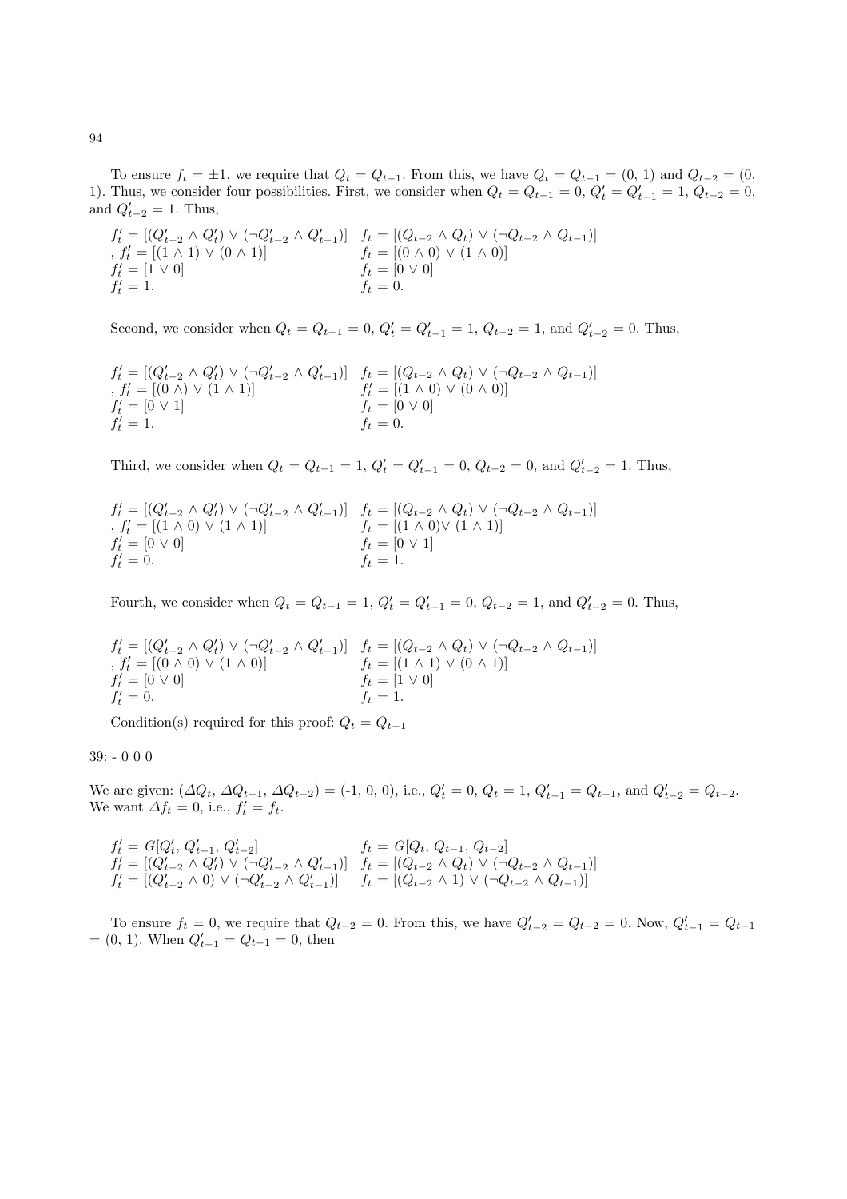To ensure $f_t = \pm 1$, we require that $Q_t = Q_{t-1}$. From this, we have $Q_t = Q_{t-1} = (0, 1)$ and $Q_{t-2} = (0, 1)$. Thus, we consider four possibilities. First, we consider when $Q_t = Q_{t-1} = 0$, $Q'_t = Q'_{t-1} = 1$, $Q_{t-2} = 0$, and $Q'_{t-2} = 1$. Thus,

$$
\begin{array}{ll}
f'_t = [(Q'_{t-2} \wedge Q'_t) \vee (\neg Q'_{t-2} \wedge Q'_{t-1})] & f_t = [(Q_{t-2} \wedge Q_t) \vee (\neg Q_{t-2} \wedge Q_{t-1})] \\
, f'_t = [(1 \wedge 1) \vee (0 \wedge 1)] & f_t = [(0 \wedge 0) \vee (1 \wedge 0)] \\
f'_t = [1 \vee 0] & f_t = [0 \vee 0] \\
f'_t = 1. & f_t = 0.
\end{array}
$$

Second, we consider when $Q_t = Q_{t-1} = 0$, $Q'_t = Q'_{t-1} = 1$, $Q_{t-2} = 1$, and $Q'_{t-2} = 0$. Thus,

$$
\begin{array}{ll}
f'_t = [(Q'_{t-2} \wedge Q'_t) \vee (\neg Q'_{t-2} \wedge Q'_{t-1})] & f_t = [(Q_{t-2} \wedge Q_t) \vee (\neg Q_{t-2} \wedge Q_{t-1})] \\
, f'_t = [(0 \wedge) \vee (1 \wedge 1)] & f'_t = [(1 \wedge 0) \vee (0 \wedge 0)] \\
f'_t = [0 \vee 1] & f_t = [0 \vee 0] \\
f'_t = 1. & f_t = 0.
\end{array}
$$

Third, we consider when $Q_t = Q_{t-1} = 1$, $Q'_t = Q'_{t-1} = 0$, $Q_{t-2} = 0$, and $Q'_{t-2} = 1$. Thus,

$$
\begin{array}{ll}
f'_t = [(Q'_{t-2} \wedge Q'_t) \vee (\neg Q'_{t-2} \wedge Q'_{t-1})] & f_t = [(Q_{t-2} \wedge Q_t) \vee (\neg Q_{t-2} \wedge Q_{t-1})] \\
, f'_t = [(1 \wedge 0) \vee (1 \wedge 1)] & f_t = [(1 \wedge 0) \vee (1 \wedge 1)] \\
f'_t = [0 \vee 0] & f_t = [0 \vee 1] \\
f'_t = 0. & f_t = 1.
\end{array}
$$

Fourth, we consider when $Q_t = Q_{t-1} = 1$, $Q'_t = Q'_{t-1} = 0$, $Q_{t-2} = 1$, and $Q'_{t-2} = 0$. Thus,

$$
\begin{array}{ll}
f'_t = [(Q'_{t-2} \wedge Q'_t) \vee (\neg Q'_{t-2} \wedge Q'_{t-1})] & f_t = [(Q_{t-2} \wedge Q_t) \vee (\neg Q_{t-2} \wedge Q_{t-1})] \\
, f'_t = [(0 \wedge 0) \vee (1 \wedge 0)] & f_t = [(1 \wedge 1) \vee (0 \wedge 1)] \\
f'_t = [0 \vee 0] & f_t = [1 \vee 0] \\
f'_t = 0. & f_t = 1.
\end{array}
$$

Condition(s) required for this proof: $Q_t = Q_{t-1}$

39: - 0 0 0

We are given: ($\Delta Q_t$, $\Delta Q_{t-1}$, $\Delta Q_{t-2}$) = (-1, 0, 0), i.e., $Q'_t = 0$, $Q_t = 1$, $Q'_{t-1} = Q_{t-1}$, and $Q'_{t-2} = Q_{t-2}$. We want $\Delta f_t = 0$, i.e., $f'_t = f_t$.

$$
\begin{array}{ll}
f'_t = G[Q'_t, Q'_{t-1}, Q'_{t-2}] & f_t = G[Q_t, Q_{t-1}, Q_{t-2}] \\
f'_t = [(Q'_{t-2} \wedge Q'_t) \vee (\neg Q'_{t-2} \wedge Q'_{t-1})] & f_t = [(Q_{t-2} \wedge Q_t) \vee (\neg Q_{t-2} \wedge Q_{t-1})] \\
f'_t = [(Q'_{t-2} \wedge 0) \vee (\neg Q'_{t-2} \wedge Q'_{t-1})] & f_t = [(Q_{t-2} \wedge 1) \vee (\neg Q_{t-2} \wedge Q_{t-1})]
\end{array}
$$

To ensure $f_t = 0$, we require that $Q_{t-2} = 0$. From this, we have $Q'_{t-2} = Q_{t-2} = 0$. Now, $Q'_{t-1} = Q_{t-1} = (0, 1)$. When $Q'_{t-1} = Q_{t-1} = 0$, then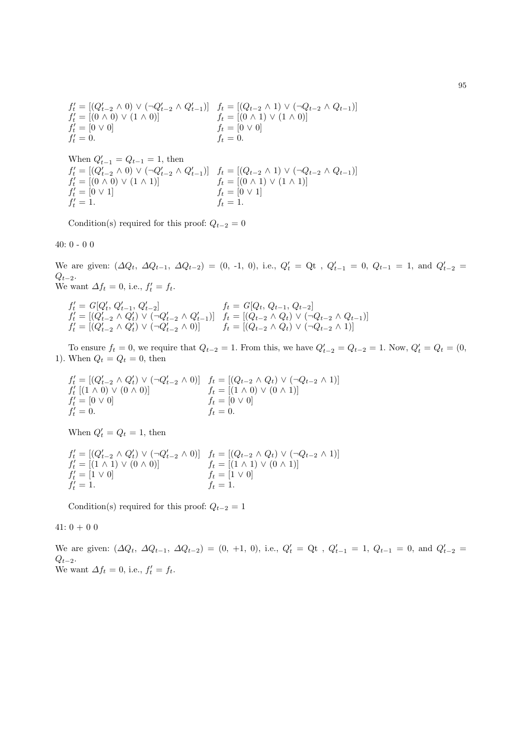$$f'_t = [(Q'_{t-2} \wedge 0) \vee (\neg Q'_{t-2} \wedge Q'_{t-1})] \quad f_t = [(Q_{t-2} \wedge 1) \vee (\neg Q_{t-2} \wedge Q_{t-1})]$$
$$f'_t = [(0 \wedge 0) \vee (1 \wedge 0)] \quad f_t = [(0 \wedge 1) \vee (1 \wedge 0)]$$
$$f'_t = [0 \vee 0] \quad f_t = [0 \vee 0]$$
$$f'_t = 0. \quad f_t = 0.$$

When $Q'_{t-1} = Q_{t-1} = 1$, then

$$f'_t = [(Q'_{t-2} \wedge 0) \vee (\neg Q'_{t-2} \wedge Q'_{t-1})] \quad f_t = [(Q_{t-2} \wedge 1) \vee (\neg Q_{t-2} \wedge Q_{t-1})]$$
$$f'_t = [(0 \wedge 0) \vee (1 \wedge 1)] \quad f_t = [(0 \wedge 1) \vee (1 \wedge 1)]$$
$$f'_t = [0 \vee 1] \quad f_t = [0 \vee 1]$$
$$f'_t = 1. \quad f_t = 1.$$

Condition(s) required for this proof: $Q_{t-2} = 0$

40: 0 - 0 0

We are given: ($\Delta Q_t$, $\Delta Q_{t-1}$, $\Delta Q_{t-2}$) = (0, -1, 0), i.e., $Q'_t$ = Qt , $Q'_{t-1} = 0$, $Q_{t-1} = 1$, and $Q'_{t-2} = Q_{t-2}$.
We want $\Delta f_t = 0$, i.e., $f'_t = f_t$.

$$f'_t = G[Q'_t, Q'_{t-1}, Q'_{t-2}] \quad f_t = G[Q_t, Q_{t-1}, Q_{t-2}]$$
$$f'_t = [(Q'_{t-2} \wedge Q'_t) \vee (\neg Q'_{t-2} \wedge Q'_{t-1})] \quad f_t = [(Q_{t-2} \wedge Q_t) \vee (\neg Q_{t-2} \wedge Q_{t-1})]$$
$$f'_t = [(Q'_{t-2} \wedge Q'_t) \vee (\neg Q'_{t-2} \wedge 0)] \quad f_t = [(Q_{t-2} \wedge Q_t) \vee (\neg Q_{t-2} \wedge 1)]$$

To ensure $f_t = 0$, we require that $Q_{t-2} = 1$. From this, we have $Q'_{t-2} = Q_{t-2} = 1$. Now, $Q'_t = Q_t$ = (0, 1). When $Q_t = Q_t = 0$, then

$$f'_t = [(Q'_{t-2} \wedge Q'_t) \vee (\neg Q'_{t-2} \wedge 0)] \quad f_t = [(Q_{t-2} \wedge Q_t) \vee (\neg Q_{t-2} \wedge 1)]$$
$$f'_t \ [(1 \wedge 0) \vee (0 \wedge 0)] \quad f_t = [(1 \wedge 0) \vee (0 \wedge 1)]$$
$$f'_t = [0 \vee 0] \quad f_t = [0 \vee 0]$$
$$f'_t = 0. \quad f_t = 0.$$

When $Q'_t = Q_t = 1$, then

$$f'_t = [(Q'_{t-2} \wedge Q'_t) \vee (\neg Q'_{t-2} \wedge 0)] \quad f_t = [(Q_{t-2} \wedge Q_t) \vee (\neg Q_{t-2} \wedge 1)]$$
$$f'_t = [(1 \wedge 1) \vee (0 \wedge 0)] \quad f_t = [(1 \wedge 1) \vee (0 \wedge 1)]$$
$$f'_t = [1 \vee 0] \quad f_t = [1 \vee 0]$$
$$f'_t = 1. \quad f_t = 1.$$

Condition(s) required for this proof: $Q_{t-2} = 1$

41: 0 + 0 0

We are given: ($\Delta Q_t$, $\Delta Q_{t-1}$, $\Delta Q_{t-2}$) = (0, +1, 0), i.e., $Q'_t$ = Qt , $Q'_{t-1} = 1$, $Q_{t-1} = 0$, and $Q'_{t-2} = Q_{t-2}$.
We want $\Delta f_t = 0$, i.e., $f'_t = f_t$.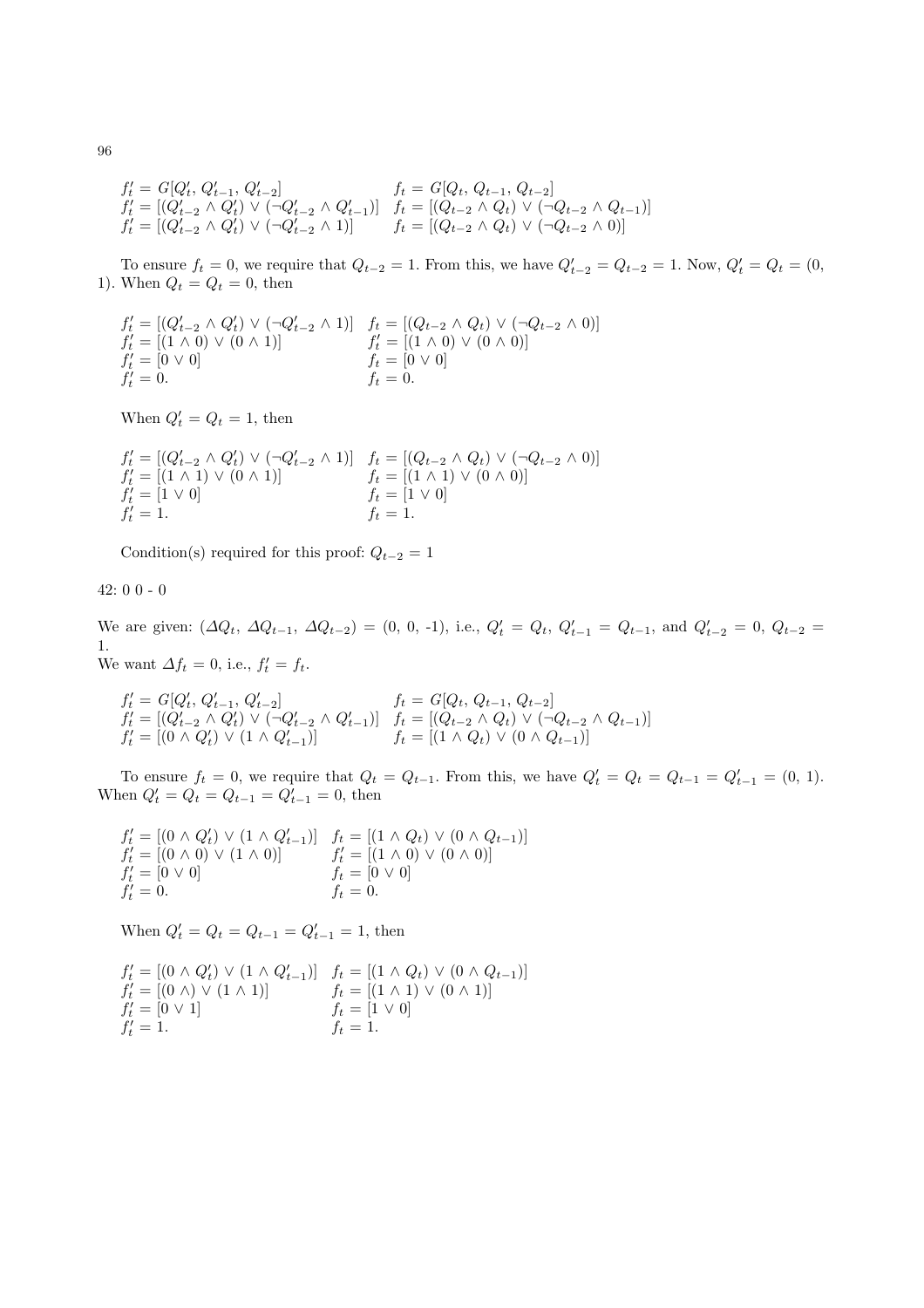$$
\begin{array}{ll}
f'_t = G[Q'_t,\, Q'_{t-1},\, Q'_{t-2}] & f_t = G[Q_t,\, Q_{t-1},\, Q_{t-2}] \\
f'_t = [(Q'_{t-2} \wedge Q'_t) \vee (\neg Q'_{t-2} \wedge Q'_{t-1})] & f_t = [(Q_{t-2} \wedge Q_t) \vee (\neg Q_{t-2} \wedge Q_{t-1})] \\
f'_t = [(Q'_{t-2} \wedge Q'_t) \vee (\neg Q'_{t-2} \wedge 1)] & f_t = [(Q_{t-2} \wedge Q_t) \vee (\neg Q_{t-2} \wedge 0)]
\end{array}
$$

To ensure $f_t = 0$, we require that $Q_{t-2} = 1$. From this, we have $Q'_{t-2} = Q_{t-2} = 1$. Now, $Q'_t = Q_t = (0, 1)$. When $Q_t = Q_t = 0$, then

$$
\begin{array}{ll}
f'_t = [(Q'_{t-2} \wedge Q'_t) \vee (\neg Q'_{t-2} \wedge 1)] & f_t = [(Q_{t-2} \wedge Q_t) \vee (\neg Q_{t-2} \wedge 0)] \\
f'_t = [(1 \wedge 0) \vee (0 \wedge 1)] & f'_t = [(1 \wedge 0) \vee (0 \wedge 0)] \\
f'_t = [0 \vee 0] & f_t = [0 \vee 0] \\
f'_t = 0. & f_t = 0.
\end{array}
$$

When $Q'_t = Q_t = 1$, then

$$
\begin{array}{ll}
f'_t = [(Q'_{t-2} \wedge Q'_t) \vee (\neg Q'_{t-2} \wedge 1)] & f_t = [(Q_{t-2} \wedge Q_t) \vee (\neg Q_{t-2} \wedge 0)] \\
f'_t = [(1 \wedge 1) \vee (0 \wedge 1)] & f_t = [(1 \wedge 1) \vee (0 \wedge 0)] \\
f'_t = [1 \vee 0] & f_t = [1 \vee 0] \\
f'_t = 1. & f_t = 1.
\end{array}
$$

Condition(s) required for this proof: $Q_{t-2} = 1$

42: 0 0 - 0

We are given: $(\Delta Q_t,\, \Delta Q_{t-1},\, \Delta Q_{t-2}) = (0,\, 0,\, \text{-}1)$, i.e., $Q'_t = Q_t$, $Q'_{t-1} = Q_{t-1}$, and $Q'_{t-2} = 0$, $Q_{t-2} = 1$.
We want $\Delta f_t = 0$, i.e., $f'_t = f_t$.

$$
\begin{array}{ll}
f'_t = G[Q'_t,\, Q'_{t-1},\, Q'_{t-2}] & f_t = G[Q_t,\, Q_{t-1},\, Q_{t-2}] \\
f'_t = [(Q'_{t-2} \wedge Q'_t) \vee (\neg Q'_{t-2} \wedge Q'_{t-1})] & f_t = [(Q_{t-2} \wedge Q_t) \vee (\neg Q_{t-2} \wedge Q_{t-1})] \\
f'_t = [(0 \wedge Q'_t) \vee (1 \wedge Q'_{t-1})] & f_t = [(1 \wedge Q_t) \vee (0 \wedge Q_{t-1})]
\end{array}
$$

To ensure $f_t = 0$, we require that $Q_t = Q_{t-1}$. From this, we have $Q'_t = Q_t = Q_{t-1} = Q'_{t-1} = (0, 1)$. When $Q'_t = Q_t = Q_{t-1} = Q'_{t-1} = 0$, then

$$
\begin{array}{ll}
f'_t = [(0 \wedge Q'_t) \vee (1 \wedge Q'_{t-1})] & f_t = [(1 \wedge Q_t) \vee (0 \wedge Q_{t-1})] \\
f'_t = [(0 \wedge 0) \vee (1 \wedge 0)] & f'_t = [(1 \wedge 0) \vee (0 \wedge 0)] \\
f'_t = [0 \vee 0] & f_t = [0 \vee 0] \\
f'_t = 0. & f_t = 0.
\end{array}
$$

When $Q'_t = Q_t = Q_{t-1} = Q'_{t-1} = 1$, then

$$
\begin{array}{ll}
f'_t = [(0 \wedge Q'_t) \vee (1 \wedge Q'_{t-1})] & f_t = [(1 \wedge Q_t) \vee (0 \wedge Q_{t-1})] \\
f'_t = [(0 \wedge) \vee (1 \wedge 1)] & f_t = [(1 \wedge 1) \vee (0 \wedge 1)] \\
f'_t = [0 \vee 1] & f_t = [1 \vee 0] \\
f'_t = 1. & f_t = 1.
\end{array}
$$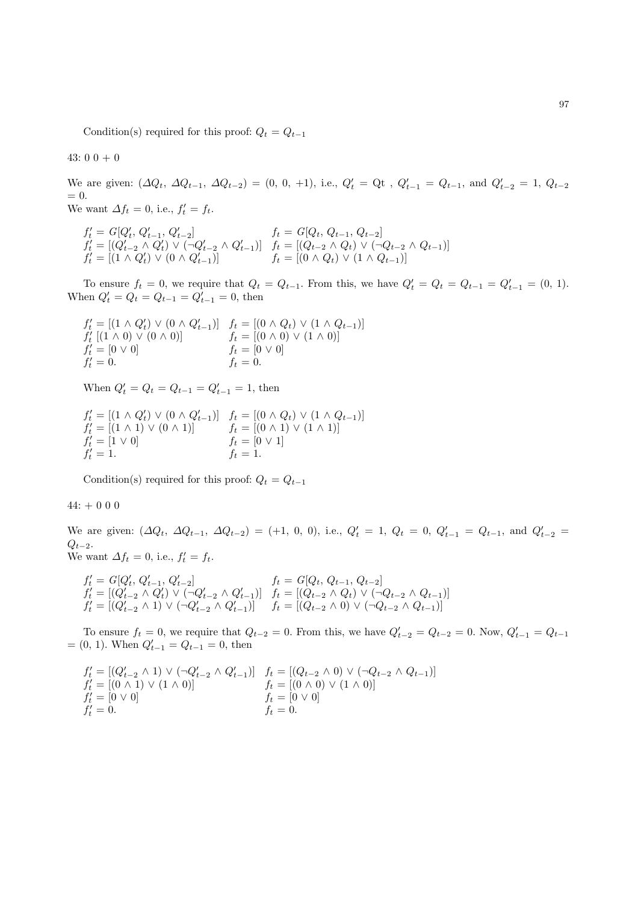Condition(s) required for this proof: $Q_t = Q_{t-1}$

43: 0 0 + 0

We are given: $(\Delta Q_t,\ \Delta Q_{t-1},\ \Delta Q_{t-2}) = (0,\ 0,\ +1)$, i.e., $Q'_t$ = Qt , $Q'_{t-1} = Q_{t-1}$, and $Q'_{t-2} = 1$, $Q_{t-2} = 0$.
We want $\Delta f_t = 0$, i.e., $f'_t = f_t$.

$$
\begin{array}{ll}
f'_t = G[Q'_t,\ Q'_{t-1},\ Q'_{t-2}] & f_t = G[Q_t,\ Q_{t-1},\ Q_{t-2}] \\
f'_t = [(Q'_{t-2} \wedge Q'_t) \vee (\neg Q'_{t-2} \wedge Q'_{t-1})] & f_t = [(Q_{t-2} \wedge Q_t) \vee (\neg Q_{t-2} \wedge Q_{t-1})] \\
f'_t = [(1 \wedge Q'_t) \vee (0 \wedge Q'_{t-1})] & f_t = [(0 \wedge Q_t) \vee (1 \wedge Q_{t-1})]
\end{array}
$$

To ensure $f_t = 0$, we require that $Q_t = Q_{t-1}$. From this, we have $Q'_t = Q_t = Q_{t-1} = Q'_{t-1} = (0,\ 1)$. When $Q'_t = Q_t = Q_{t-1} = Q'_{t-1} = 0$, then

$$
\begin{array}{ll}
f'_t = [(1 \wedge Q'_t) \vee (0 \wedge Q'_{t-1})] & f_t = [(0 \wedge Q_t) \vee (1 \wedge Q_{t-1})] \\
f'_t\ [(1 \wedge 0) \vee (0 \wedge 0)] & f_t = [(0 \wedge 0) \vee (1 \wedge 0)] \\
f'_t = [0 \vee 0] & f_t = [0 \vee 0] \\
f'_t = 0. & f_t = 0.
\end{array}
$$

When $Q'_t = Q_t = Q_{t-1} = Q'_{t-1} = 1$, then

$$
\begin{array}{ll}
f'_t = [(1 \wedge Q'_t) \vee (0 \wedge Q'_{t-1})] & f_t = [(0 \wedge Q_t) \vee (1 \wedge Q_{t-1})] \\
f'_t = [(1 \wedge 1) \vee (0 \wedge 1)] & f_t = [(0 \wedge 1) \vee (1 \wedge 1)] \\
f'_t = [1 \vee 0] & f_t = [0 \vee 1] \\
f'_t = 1. & f_t = 1.
\end{array}
$$

Condition(s) required for this proof: $Q_t = Q_{t-1}$

44: + 0 0 0

We are given: $(\Delta Q_t,\ \Delta Q_{t-1},\ \Delta Q_{t-2}) = (+1,\ 0,\ 0)$, i.e., $Q'_t = 1$, $Q_t = 0$, $Q'_{t-1} = Q_{t-1}$, and $Q'_{t-2} = Q_{t-2}$.
We want $\Delta f_t = 0$, i.e., $f'_t = f_t$.

$$
\begin{array}{ll}
f'_t = G[Q'_t,\ Q'_{t-1},\ Q'_{t-2}] & f_t = G[Q_t,\ Q_{t-1},\ Q_{t-2}] \\
f'_t = [(Q'_{t-2} \wedge Q'_t) \vee (\neg Q'_{t-2} \wedge Q'_{t-1})] & f_t = [(Q_{t-2} \wedge Q_t) \vee (\neg Q_{t-2} \wedge Q_{t-1})] \\
f'_t = [(Q'_{t-2} \wedge 1) \vee (\neg Q'_{t-2} \wedge Q'_{t-1})] & f_t = [(Q_{t-2} \wedge 0) \vee (\neg Q_{t-2} \wedge Q_{t-1})]
\end{array}
$$

To ensure $f_t = 0$, we require that $Q_{t-2} = 0$. From this, we have $Q'_{t-2} = Q_{t-2} = 0$. Now, $Q'_{t-1} = Q_{t-1} = (0,\ 1)$. When $Q'_{t-1} = Q_{t-1} = 0$, then

$$
\begin{array}{ll}
f'_t = [(Q'_{t-2} \wedge 1) \vee (\neg Q'_{t-2} \wedge Q'_{t-1})] & f_t = [(Q_{t-2} \wedge 0) \vee (\neg Q_{t-2} \wedge Q_{t-1})] \\
f'_t = [(0 \wedge 1) \vee (1 \wedge 0)] & f_t = [(0 \wedge 0) \vee (1 \wedge 0)] \\
f'_t = [0 \vee 0] & f_t = [0 \vee 0] \\
f'_t = 0. & f_t = 0.
\end{array}
$$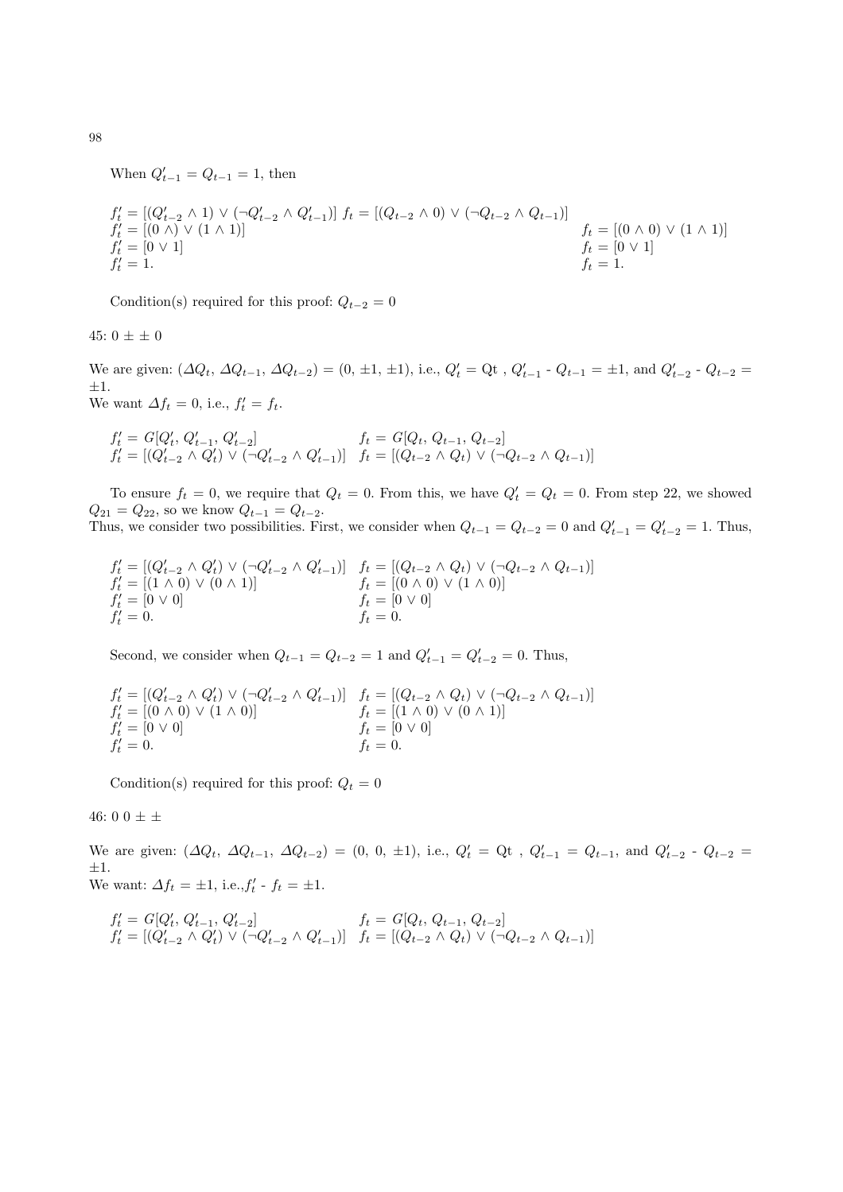When $Q'_{t-1} = Q_{t-1} = 1$, then

$$f'_t = [(Q'_{t-2} \wedge 1) \vee (\neg Q'_{t-2} \wedge Q'_{t-1})] \quad f_t = [(Q_{t-2} \wedge 0) \vee (\neg Q_{t-2} \wedge Q_{t-1})]$$
$$f'_t = [(0 \wedge) \vee (1 \wedge 1)] \quad f_t = [(0 \wedge 0) \vee (1 \wedge 1)]$$
$$f'_t = [0 \vee 1] \quad f_t = [0 \vee 1]$$
$$f'_t = 1. \quad f_t = 1.$$

Condition(s) required for this proof: $Q_{t-2} = 0$

45: $0 \pm \pm 0$

We are given: $(\Delta Q_t, \Delta Q_{t-1}, \Delta Q_{t-2}) = (0, \pm 1, \pm 1)$, i.e., $Q'_t$ = Qt , $Q'_{t-1}$ - $Q_{t-1} = \pm 1$, and $Q'_{t-2}$ - $Q_{t-2} = \pm 1$.
We want $\Delta f_t = 0$, i.e., $f'_t = f_t$.

$$f'_t = G[Q'_t, Q'_{t-1}, Q'_{t-2}] \quad f_t = G[Q_t, Q_{t-1}, Q_{t-2}]$$
$$f'_t = [(Q'_{t-2} \wedge Q'_t) \vee (\neg Q'_{t-2} \wedge Q'_{t-1})] \quad f_t = [(Q_{t-2} \wedge Q_t) \vee (\neg Q_{t-2} \wedge Q_{t-1})]$$

To ensure $f_t = 0$, we require that $Q_t = 0$. From this, we have $Q'_t = Q_t = 0$. From step 22, we showed $Q_{21} = Q_{22}$, so we know $Q_{t-1} = Q_{t-2}$.
Thus, we consider two possibilities. First, we consider when $Q_{t-1} = Q_{t-2} = 0$ and $Q'_{t-1} = Q'_{t-2} = 1$. Thus,

$$f'_t = [(Q'_{t-2} \wedge Q'_t) \vee (\neg Q'_{t-2} \wedge Q'_{t-1})] \quad f_t = [(Q_{t-2} \wedge Q_t) \vee (\neg Q_{t-2} \wedge Q_{t-1})]$$
$$f'_t = [(1 \wedge 0) \vee (0 \wedge 1)] \quad f_t = [(0 \wedge 0) \vee (1 \wedge 0)]$$
$$f'_t = [0 \vee 0] \quad f_t = [0 \vee 0]$$
$$f'_t = 0. \quad f_t = 0.$$

Second, we consider when $Q_{t-1} = Q_{t-2} = 1$ and $Q'_{t-1} = Q'_{t-2} = 0$. Thus,

$$f'_t = [(Q'_{t-2} \wedge Q'_t) \vee (\neg Q'_{t-2} \wedge Q'_{t-1})] \quad f_t = [(Q_{t-2} \wedge Q_t) \vee (\neg Q_{t-2} \wedge Q_{t-1})]$$
$$f'_t = [(0 \wedge 0) \vee (1 \wedge 0)] \quad f_t = [(1 \wedge 0) \vee (0 \wedge 1)]$$
$$f'_t = [0 \vee 0] \quad f_t = [0 \vee 0]$$
$$f'_t = 0. \quad f_t = 0.$$

Condition(s) required for this proof: $Q_t = 0$

46: $0\ 0 \pm \pm$

We are given: $(\Delta Q_t, \Delta Q_{t-1}, \Delta Q_{t-2}) = (0, 0, \pm 1)$, i.e., $Q'_t$ = Qt , $Q'_{t-1} = Q_{t-1}$, and $Q'_{t-2}$ - $Q_{t-2} = \pm 1$.
We want: $\Delta f_t = \pm 1$, i.e.,$f'_t$ - $f_t = \pm 1$.

$$f'_t = G[Q'_t, Q'_{t-1}, Q'_{t-2}] \quad f_t = G[Q_t, Q_{t-1}, Q_{t-2}]$$
$$f'_t = [(Q'_{t-2} \wedge Q'_t) \vee (\neg Q'_{t-2} \wedge Q'_{t-1})] \quad f_t = [(Q_{t-2} \wedge Q_t) \vee (\neg Q_{t-2} \wedge Q_{t-1})]$$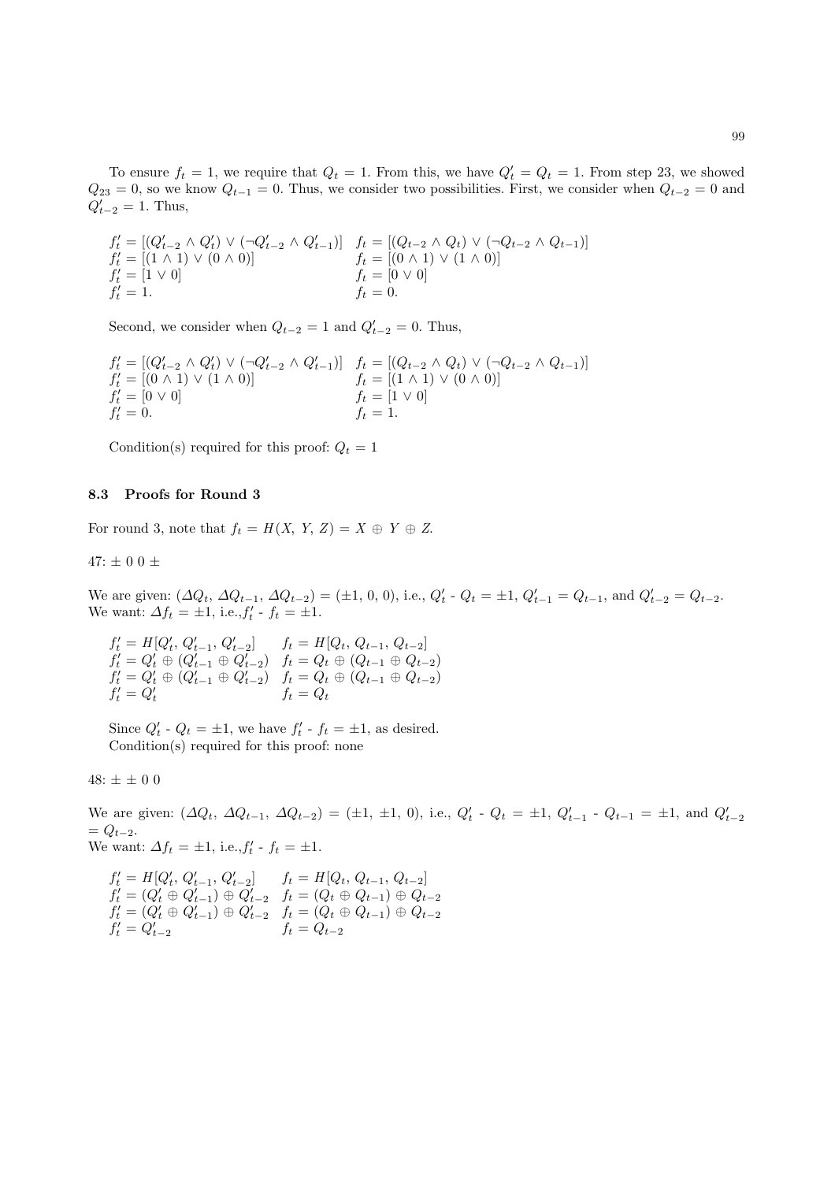To ensure $f_t = 1$, we require that $Q_t = 1$. From this, we have $Q'_t = Q_t = 1$. From step 23, we showed $Q_{23} = 0$, so we know $Q_{t-1} = 0$. Thus, we consider two possibilities. First, we consider when $Q_{t-2} = 0$ and $Q'_{t-2} = 1$. Thus,

$$
\begin{array}{ll}
f'_t = [(Q'_{t-2} \wedge Q'_t) \vee (\neg Q'_{t-2} \wedge Q'_{t-1})] & f_t = [(Q_{t-2} \wedge Q_t) \vee (\neg Q_{t-2} \wedge Q_{t-1})] \\
f'_t = [(1 \wedge 1) \vee (0 \wedge 0)] & f_t = [(0 \wedge 1) \vee (1 \wedge 0)] \\
f'_t = [1 \vee 0] & f_t = [0 \vee 0] \\
f'_t = 1. & f_t = 0.
\end{array}
$$

Second, we consider when $Q_{t-2} = 1$ and $Q'_{t-2} = 0$. Thus,

$$
\begin{array}{ll}
f'_t = [(Q'_{t-2} \wedge Q'_t) \vee (\neg Q'_{t-2} \wedge Q'_{t-1})] & f_t = [(Q_{t-2} \wedge Q_t) \vee (\neg Q_{t-2} \wedge Q_{t-1})] \\
f'_t = [(0 \wedge 1) \vee (1 \wedge 0)] & f_t = [(1 \wedge 1) \vee (0 \wedge 0)] \\
f'_t = [0 \vee 0] & f_t = [1 \vee 0] \\
f'_t = 0. & f_t = 1.
\end{array}
$$

Condition(s) required for this proof: $Q_t = 1$

### 8.3 Proofs for Round 3

For round 3, note that $f_t = H(X, Y, Z) = X \oplus Y \oplus Z$.

47: $\pm$ 0 0 $\pm$

We are given: $(\Delta Q_t, \Delta Q_{t-1}, \Delta Q_{t-2}) = (\pm 1, 0, 0)$, i.e., $Q'_t$ - $Q_t = \pm 1$, $Q'_{t-1} = Q_{t-1}$, and $Q'_{t-2} = Q_{t-2}$.
We want: $\Delta f_t = \pm 1$, i.e.,$f'_t$ - $f_t = \pm 1$.

$$
\begin{array}{ll}
f'_t = H[Q'_t, Q'_{t-1}, Q'_{t-2}] & f_t = H[Q_t, Q_{t-1}, Q_{t-2}] \\
f'_t = Q'_t \oplus (Q'_{t-1} \oplus Q'_{t-2}) & f_t = Q_t \oplus (Q_{t-1} \oplus Q_{t-2}) \\
f'_t = Q'_t \oplus (Q'_{t-1} \oplus Q'_{t-2}) & f_t = Q_t \oplus (Q_{t-1} \oplus Q_{t-2}) \\
f'_t = Q'_t & f_t = Q_t
\end{array}
$$

Since $Q'_t$ - $Q_t = \pm 1$, we have $f'_t$ - $f_t = \pm 1$, as desired.
Condition(s) required for this proof: none

48: $\pm$ $\pm$ 0 0

We are given: $(\Delta Q_t, \Delta Q_{t-1}, \Delta Q_{t-2}) = (\pm 1, \pm 1, 0)$, i.e., $Q'_t$ - $Q_t = \pm 1$, $Q'_{t-1}$ - $Q_{t-1} = \pm 1$, and $Q'_{t-2} = Q_{t-2}$.
We want: $\Delta f_t = \pm 1$, i.e.,$f'_t$ - $f_t = \pm 1$.

$$
\begin{array}{ll}
f'_t = H[Q'_t, Q'_{t-1}, Q'_{t-2}] & f_t = H[Q_t, Q_{t-1}, Q_{t-2}] \\
f'_t = (Q'_t \oplus Q'_{t-1}) \oplus Q'_{t-2} & f_t = (Q_t \oplus Q_{t-1}) \oplus Q_{t-2} \\
f'_t = (Q'_t \oplus Q'_{t-1}) \oplus Q'_{t-2} & f_t = (Q_t \oplus Q_{t-1}) \oplus Q_{t-2} \\
f'_t = Q'_{t-2} & f_t = Q_{t-2}
\end{array}
$$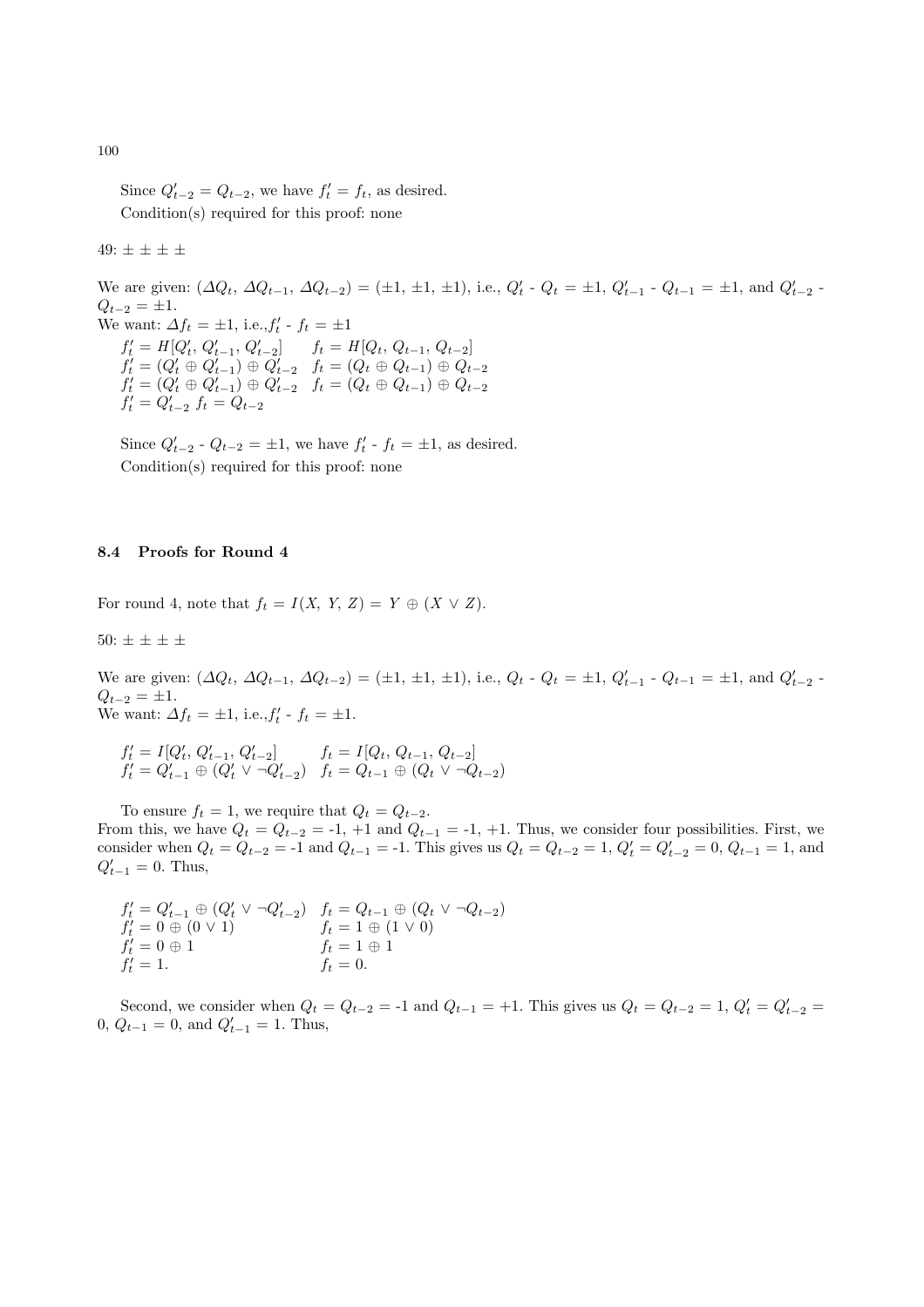Since $Q'_{t-2} = Q_{t-2}$, we have $f'_t = f_t$, as desired.

Condition(s) required for this proof: none

49: ± ± ± ±

We are given: $(\Delta Q_t, \Delta Q_{t-1}, \Delta Q_{t-2}) = (\pm 1, \pm 1, \pm 1)$, i.e., $Q'_t$ - $Q_t = \pm 1$, $Q'_{t-1}$ - $Q_{t-1} = \pm 1$, and $Q'_{t-2}$ - $Q_{t-2} = \pm 1$.

We want: $\Delta f_t = \pm 1$, i.e.,$f'_t$ - $f_t = \pm 1$

$f'_t = H[Q'_t, Q'_{t-1}, Q'_{t-2}]$ $\quad f_t = H[Q_t, Q_{t-1}, Q_{t-2}]$

$f'_t = (Q'_t \oplus Q'_{t-1}) \oplus Q'_{t-2}$ $\quad f_t = (Q_t \oplus Q_{t-1}) \oplus Q_{t-2}$

$f'_t = (Q'_t \oplus Q'_{t-1}) \oplus Q'_{t-2}$ $\quad f_t = (Q_t \oplus Q_{t-1}) \oplus Q_{t-2}$

$f'_t = Q'_{t-2}$ $f_t = Q_{t-2}$

Since $Q'_{t-2}$ - $Q_{t-2} = \pm 1$, we have $f'_t$ - $f_t = \pm 1$, as desired.

Condition(s) required for this proof: none

### 8.4 Proofs for Round 4

For round 4, note that $f_t = I(X,\ Y,\ Z) = Y \oplus (X \vee Z)$.

50: ± ± ± ±

We are given: $(\Delta Q_t, \Delta Q_{t-1}, \Delta Q_{t-2}) = (\pm 1, \pm 1, \pm 1)$, i.e., $Q_t$ - $Q_t = \pm 1$, $Q'_{t-1}$ - $Q_{t-1} = \pm 1$, and $Q'_{t-2}$ - $Q_{t-2} = \pm 1$.

We want: $\Delta f_t = \pm 1$, i.e.,$f'_t$ - $f_t = \pm 1$.

$f'_t = I[Q'_t, Q'_{t-1}, Q'_{t-2}]$ $\quad f_t = I[Q_t, Q_{t-1}, Q_{t-2}]$

$f'_t = Q'_{t-1} \oplus (Q'_t \vee \neg Q'_{t-2})$ $\quad f_t = Q_{t-1} \oplus (Q_t \vee \neg Q_{t-2})$

To ensure $f_t = 1$, we require that $Q_t = Q_{t-2}$.

From this, we have $Q_t = Q_{t-2}$ = -1, +1 and $Q_{t-1}$ = -1, +1. Thus, we consider four possibilities. First, we consider when $Q_t = Q_{t-2}$ = -1 and $Q_{t-1}$ = -1. This gives us $Q_t = Q_{t-2} = 1$, $Q'_t = Q'_{t-2} = 0$, $Q_{t-1} = 1$, and $Q'_{t-1} = 0$. Thus,

$f'_t = Q'_{t-1} \oplus (Q'_t \vee \neg Q'_{t-2})$ $\quad f_t = Q_{t-1} \oplus (Q_t \vee \neg Q_{t-2})$

$f'_t = 0 \oplus (0 \vee 1)$ $\quad f_t = 1 \oplus (1 \vee 0)$

$f'_t = 0 \oplus 1$ $\quad f_t = 1 \oplus 1$

$f'_t = 1.$ $\quad f_t = 0.$

Second, we consider when $Q_t = Q_{t-2}$ = -1 and $Q_{t-1}$ = +1. This gives us $Q_t = Q_{t-2} = 1$, $Q'_t = Q'_{t-2} = 0$, $Q_{t-1} = 0$, and $Q'_{t-1} = 1$. Thus,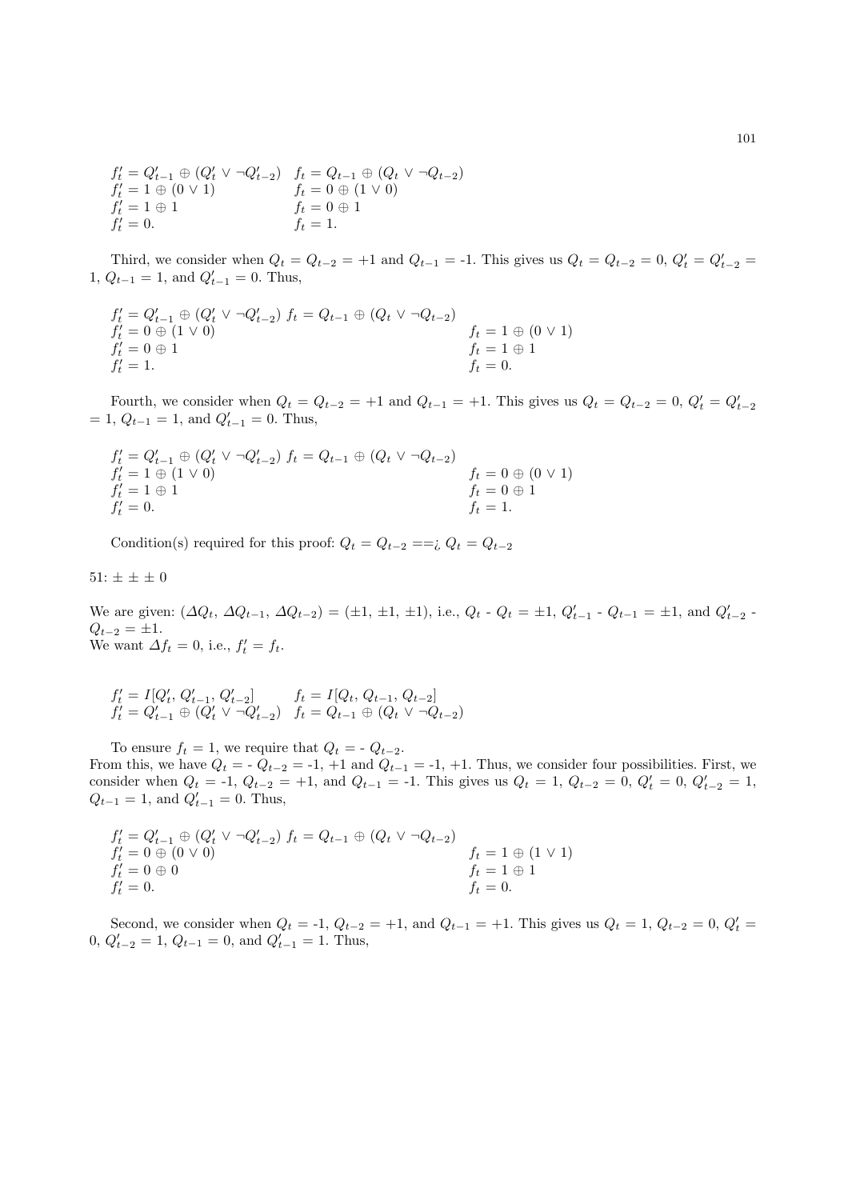$$
\begin{array}{ll}
f'_t = Q'_{t-1} \oplus (Q'_t \vee \neg Q'_{t-2}) & f_t = Q_{t-1} \oplus (Q_t \vee \neg Q_{t-2}) \\
f'_t = 1 \oplus (0 \vee 1) & f_t = 0 \oplus (1 \vee 0) \\
f'_t = 1 \oplus 1 & f_t = 0 \oplus 1 \\
f'_t = 0. & f_t = 1.
\end{array}
$$

Third, we consider when $Q_t = Q_{t-2} = +1$ and $Q_{t-1} = -1$. This gives us $Q_t = Q_{t-2} = 0$, $Q'_t = Q'_{t-2} = 1$, $Q_{t-1} = 1$, and $Q'_{t-1} = 0$. Thus,

$$
\begin{array}{ll}
f'_t = Q'_{t-1} \oplus (Q'_t \vee \neg Q'_{t-2}) & f_t = Q_{t-1} \oplus (Q_t \vee \neg Q_{t-2}) \\
f'_t = 0 \oplus (1 \vee 0) & f_t = 1 \oplus (0 \vee 1) \\
f'_t = 0 \oplus 1 & f_t = 1 \oplus 1 \\
f'_t = 1. & f_t = 0.
\end{array}
$$

Fourth, we consider when $Q_t = Q_{t-2} = +1$ and $Q_{t-1} = +1$. This gives us $Q_t = Q_{t-2} = 0$, $Q'_t = Q'_{t-2} = 1$, $Q_{t-1} = 1$, and $Q'_{t-1} = 0$. Thus,

$$
\begin{array}{ll}
f'_t = Q'_{t-1} \oplus (Q'_t \vee \neg Q'_{t-2}) & f_t = Q_{t-1} \oplus (Q_t \vee \neg Q_{t-2}) \\
f'_t = 1 \oplus (1 \vee 0) & f_t = 0 \oplus (0 \vee 1) \\
f'_t = 1 \oplus 1 & f_t = 0 \oplus 1 \\
f'_t = 0. & f_t = 1.
\end{array}
$$

Condition(s) required for this proof: $Q_t = Q_{t-2}$ ==¿ $Q_t = Q_{t-2}$

51: ± ± ± 0

We are given: ($\varDelta Q_t$, $\varDelta Q_{t-1}$, $\varDelta Q_{t-2}$) = (±1, ±1, ±1), i.e., $Q_t$ - $Q_t$ = ±1, $Q'_{t-1}$ - $Q_{t-1}$ = ±1, and $Q'_{t-2}$ - $Q_{t-2}$ = ±1.
We want $\varDelta f_t = 0$, i.e., $f'_t = f_t$.

$$
\begin{array}{ll}
f'_t = I[Q'_t, Q'_{t-1}, Q'_{t-2}] & f_t = I[Q_t, Q_{t-1}, Q_{t-2}] \\
f'_t = Q'_{t-1} \oplus (Q'_t \vee \neg Q'_{t-2}) & f_t = Q_{t-1} \oplus (Q_t \vee \neg Q_{t-2})
\end{array}
$$

To ensure $f_t = 1$, we require that $Q_t$ = - $Q_{t-2}$.
From this, we have $Q_t$ = - $Q_{t-2}$ = -1, +1 and $Q_{t-1}$ = -1, +1. Thus, we consider four possibilities. First, we consider when $Q_t$ = -1, $Q_{t-2}$ = +1, and $Q_{t-1}$ = -1. This gives us $Q_t = 1$, $Q_{t-2} = 0$, $Q'_t = 0$, $Q'_{t-2} = 1$, $Q_{t-1} = 1$, and $Q'_{t-1} = 0$. Thus,

$$
\begin{array}{ll}
f'_t = Q'_{t-1} \oplus (Q'_t \vee \neg Q'_{t-2}) & f_t = Q_{t-1} \oplus (Q_t \vee \neg Q_{t-2}) \\
f'_t = 0 \oplus (0 \vee 0) & f_t = 1 \oplus (1 \vee 1) \\
f'_t = 0 \oplus 0 & f_t = 1 \oplus 1 \\
f'_t = 0. & f_t = 0.
\end{array}
$$

Second, we consider when $Q_t$ = -1, $Q_{t-2}$ = +1, and $Q_{t-1}$ = +1. This gives us $Q_t = 1$, $Q_{t-2} = 0$, $Q'_t = 0$, $Q'_{t-2} = 1$, $Q_{t-1} = 0$, and $Q'_{t-1} = 1$. Thus,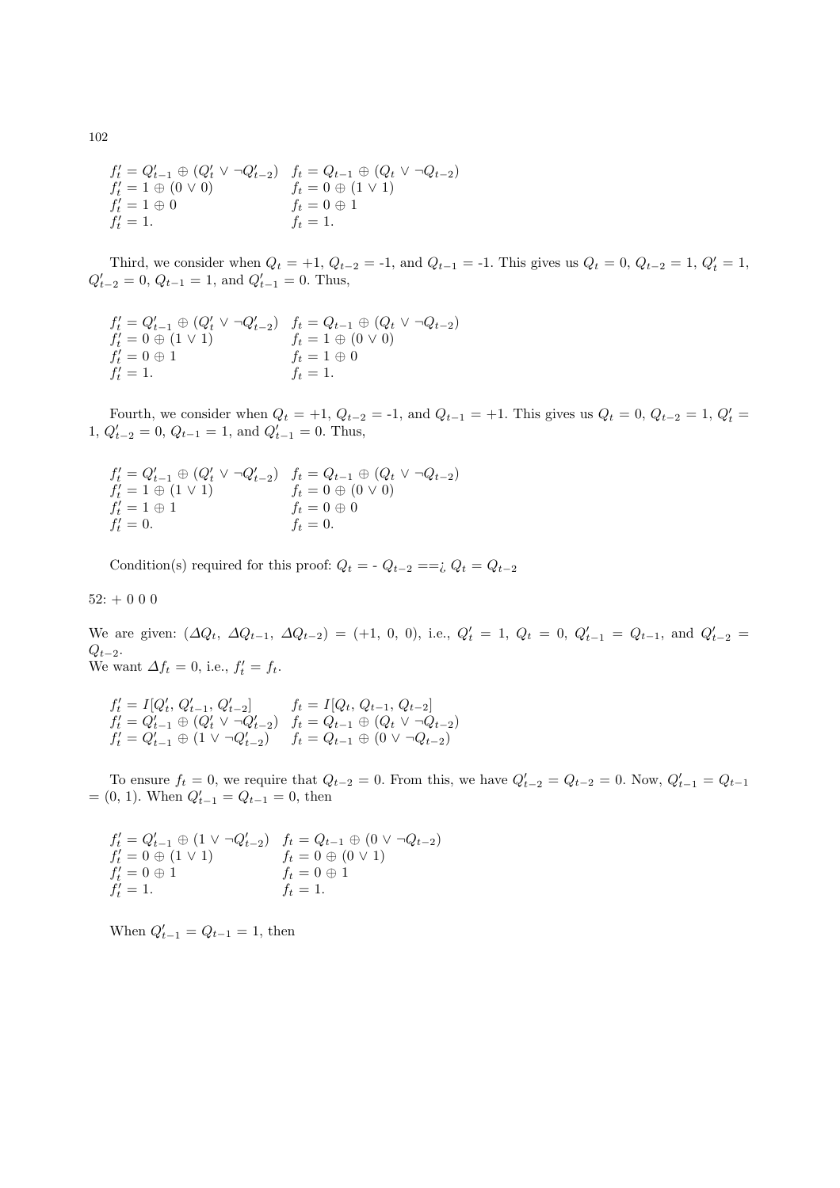$$
\begin{array}{ll}
f'_t = Q'_{t-1} \oplus (Q'_t \vee \neg Q'_{t-2}) & f_t = Q_{t-1} \oplus (Q_t \vee \neg Q_{t-2}) \\
f'_t = 1 \oplus (0 \vee 0) & f_t = 0 \oplus (1 \vee 1) \\
f'_t = 1 \oplus 0 & f_t = 0 \oplus 1 \\
f'_t = 1. & f_t = 1.
\end{array}
$$

Third, we consider when $Q_t = +1$, $Q_{t-2} = -1$, and $Q_{t-1} = -1$. This gives us $Q_t = 0$, $Q_{t-2} = 1$, $Q'_t = 1$, $Q'_{t-2} = 0$, $Q_{t-1} = 1$, and $Q'_{t-1} = 0$. Thus,

$$
\begin{array}{ll}
f'_t = Q'_{t-1} \oplus (Q'_t \vee \neg Q'_{t-2}) & f_t = Q_{t-1} \oplus (Q_t \vee \neg Q_{t-2}) \\
f'_t = 0 \oplus (1 \vee 1) & f_t = 1 \oplus (0 \vee 0) \\
f'_t = 0 \oplus 1 & f_t = 1 \oplus 0 \\
f'_t = 1. & f_t = 1.
\end{array}
$$

Fourth, we consider when $Q_t = +1$, $Q_{t-2} = -1$, and $Q_{t-1} = +1$. This gives us $Q_t = 0$, $Q_{t-2} = 1$, $Q'_t = 1$, $Q'_{t-2} = 0$, $Q_{t-1} = 1$, and $Q'_{t-1} = 0$. Thus,

$$
\begin{array}{ll}
f'_t = Q'_{t-1} \oplus (Q'_t \vee \neg Q'_{t-2}) & f_t = Q_{t-1} \oplus (Q_t \vee \neg Q_{t-2}) \\
f'_t = 1 \oplus (1 \vee 1) & f_t = 0 \oplus (0 \vee 0) \\
f'_t = 1 \oplus 1 & f_t = 0 \oplus 0 \\
f'_t = 0. & f_t = 0.
\end{array}
$$

Condition(s) required for this proof: $Q_t = - Q_{t-2}$ ==¿ $Q_t = Q_{t-2}$

52: + 0 0 0

We are given: ($\Delta Q_t$, $\Delta Q_{t-1}$, $\Delta Q_{t-2}$) = (+1, 0, 0), i.e., $Q'_t = 1$, $Q_t = 0$, $Q'_{t-1} = Q_{t-1}$, and $Q'_{t-2} = Q_{t-2}$.
We want $\Delta f_t = 0$, i.e., $f'_t = f_t$.

$$
\begin{array}{ll}
f'_t = I[Q'_t, Q'_{t-1}, Q'_{t-2}] & f_t = I[Q_t, Q_{t-1}, Q_{t-2}] \\
f'_t = Q'_{t-1} \oplus (Q'_t \vee \neg Q'_{t-2}) & f_t = Q_{t-1} \oplus (Q_t \vee \neg Q_{t-2}) \\
f'_t = Q'_{t-1} \oplus (1 \vee \neg Q'_{t-2}) & f_t = Q_{t-1} \oplus (0 \vee \neg Q_{t-2})
\end{array}
$$

To ensure $f_t = 0$, we require that $Q_{t-2} = 0$. From this, we have $Q'_{t-2} = Q_{t-2} = 0$. Now, $Q'_{t-1} = Q_{t-1} = (0, 1)$. When $Q'_{t-1} = Q_{t-1} = 0$, then

$$
\begin{array}{ll}
f'_t = Q'_{t-1} \oplus (1 \vee \neg Q'_{t-2}) & f_t = Q_{t-1} \oplus (0 \vee \neg Q_{t-2}) \\
f'_t = 0 \oplus (1 \vee 1) & f_t = 0 \oplus (0 \vee 1) \\
f'_t = 0 \oplus 1 & f_t = 0 \oplus 1 \\
f'_t = 1. & f_t = 1.
\end{array}
$$

When $Q'_{t-1} = Q_{t-1} = 1$, then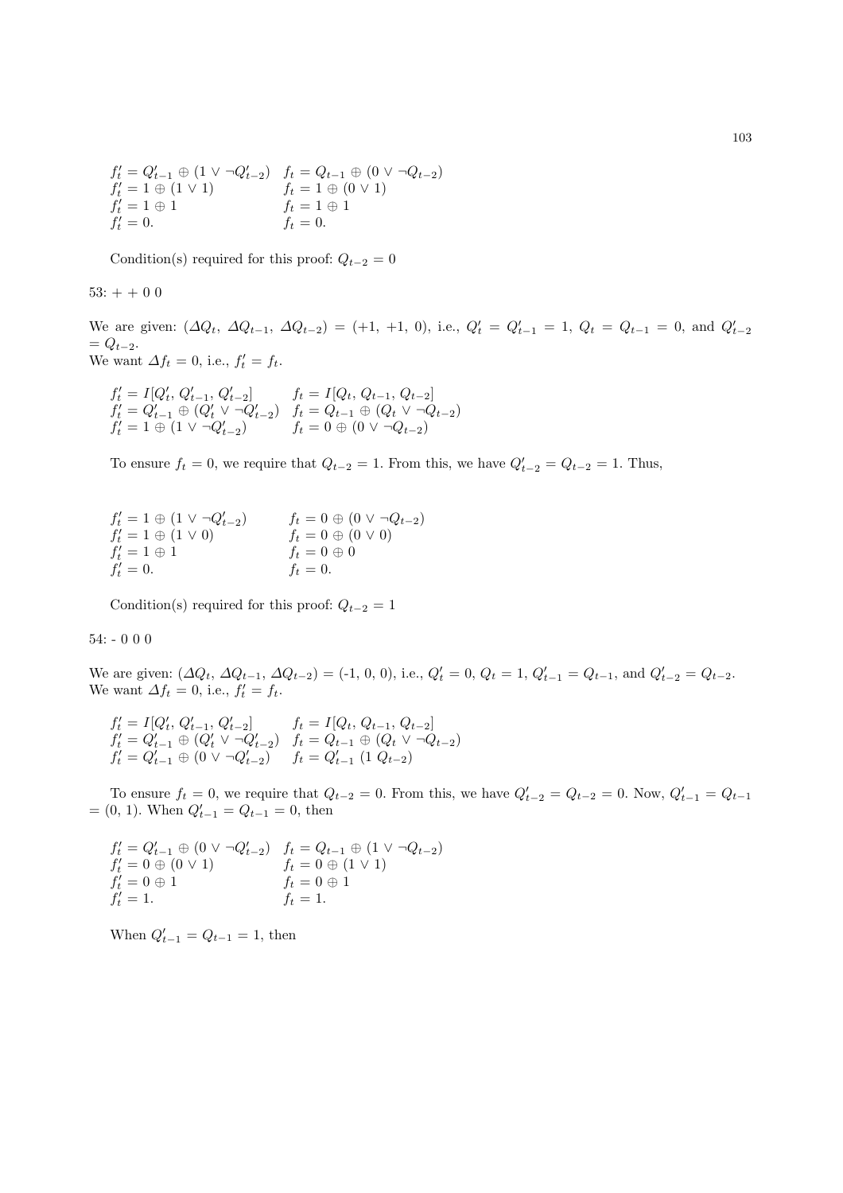$$
\begin{array}{ll}
f'_t = Q'_{t-1} \oplus (1 \vee \neg Q'_{t-2}) & f_t = Q_{t-1} \oplus (0 \vee \neg Q_{t-2}) \\
f'_t = 1 \oplus (1 \vee 1) & f_t = 1 \oplus (0 \vee 1) \\
f'_t = 1 \oplus 1 & f_t = 1 \oplus 1 \\
f'_t = 0. & f_t = 0.
\end{array}
$$

Condition(s) required for this proof: $Q_{t-2} = 0$

53: + + 0 0

We are given: $(\Delta Q_t,\ \Delta Q_{t-1},\ \Delta Q_{t-2})$ = (+1, +1, 0), i.e., $Q'_t = Q'_{t-1} = 1$, $Q_t = Q_{t-1} = 0$, and $Q'_{t-2} = Q_{t-2}$.
We want $\Delta f_t = 0$, i.e., $f'_t = f_t$.

$$
\begin{array}{ll}
f'_t = I[Q'_t,\ Q'_{t-1},\ Q'_{t-2}] & f_t = I[Q_t,\ Q_{t-1},\ Q_{t-2}] \\
f'_t = Q'_{t-1} \oplus (Q'_t \vee \neg Q'_{t-2}) & f_t = Q_{t-1} \oplus (Q_t \vee \neg Q_{t-2}) \\
f'_t = 1 \oplus (1 \vee \neg Q'_{t-2}) & f_t = 0 \oplus (0 \vee \neg Q_{t-2})
\end{array}
$$

To ensure $f_t = 0$, we require that $Q_{t-2} = 1$. From this, we have $Q'_{t-2} = Q_{t-2} = 1$. Thus,

$$
\begin{array}{ll}
f'_t = 1 \oplus (1 \vee \neg Q'_{t-2}) & f_t = 0 \oplus (0 \vee \neg Q_{t-2}) \\
f'_t = 1 \oplus (1 \vee 0) & f_t = 0 \oplus (0 \vee 0) \\
f'_t = 1 \oplus 1 & f_t = 0 \oplus 0 \\
f'_t = 0. & f_t = 0.
\end{array}
$$

Condition(s) required for this proof: $Q_{t-2} = 1$

54: - 0 0 0

We are given: $(\Delta Q_t,\ \Delta Q_{t-1},\ \Delta Q_{t-2})$ = (-1, 0, 0), i.e., $Q'_t = 0$, $Q_t = 1$, $Q'_{t-1} = Q_{t-1}$, and $Q'_{t-2} = Q_{t-2}$.
We want $\Delta f_t = 0$, i.e., $f'_t = f_t$.

$$
\begin{array}{ll}
f'_t = I[Q'_t,\ Q'_{t-1},\ Q'_{t-2}] & f_t = I[Q_t,\ Q_{t-1},\ Q_{t-2}] \\
f'_t = Q'_{t-1} \oplus (Q'_t \vee \neg Q'_{t-2}) & f_t = Q_{t-1} \oplus (Q_t \vee \neg Q_{t-2}) \\
f'_t = Q'_{t-1} \oplus (0 \vee \neg Q'_{t-2}) & f_t = Q'_{t-1}\ (1\ Q_{t-2})
\end{array}
$$

To ensure $f_t = 0$, we require that $Q_{t-2} = 0$. From this, we have $Q'_{t-2} = Q_{t-2} = 0$. Now, $Q'_{t-1} = Q_{t-1}$ = (0, 1). When $Q'_{t-1} = Q_{t-1} = 0$, then

$$
\begin{array}{ll}
f'_t = Q'_{t-1} \oplus (0 \vee \neg Q'_{t-2}) & f_t = Q_{t-1} \oplus (1 \vee \neg Q_{t-2}) \\
f'_t = 0 \oplus (0 \vee 1) & f_t = 0 \oplus (1 \vee 1) \\
f'_t = 0 \oplus 1 & f_t = 0 \oplus 1 \\
f'_t = 1. & f_t = 1.
\end{array}
$$

When $Q'_{t-1} = Q_{t-1} = 1$, then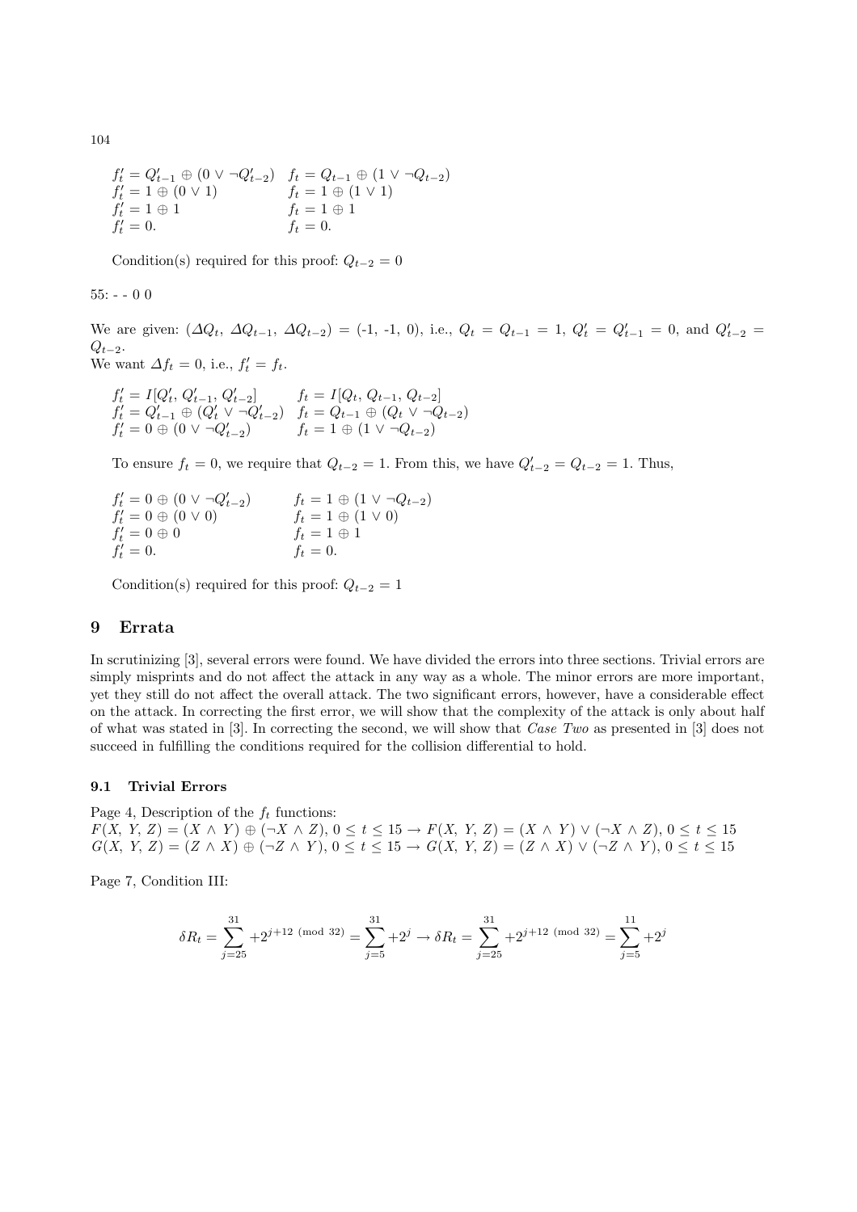$$
\begin{array}{ll}
f'_t = Q'_{t-1} \oplus (0 \vee \neg Q'_{t-2}) & f_t = Q_{t-1} \oplus (1 \vee \neg Q_{t-2}) \\
f'_t = 1 \oplus (0 \vee 1) & f_t = 1 \oplus (1 \vee 1) \\
f'_t = 1 \oplus 1 & f_t = 1 \oplus 1 \\
f'_t = 0. & f_t = 0.
\end{array}
$$

Condition(s) required for this proof: $Q_{t-2} = 0$

55: - - 0 0

We are given: $(\Delta Q_t,\ \Delta Q_{t-1},\ \Delta Q_{t-2})$ = (-1, -1, 0), i.e., $Q_t = Q_{t-1} = 1$, $Q'_t = Q'_{t-1} = 0$, and $Q'_{t-2} = Q_{t-2}$.
We want $\Delta f_t = 0$, i.e., $f'_t = f_t$.

$$
\begin{array}{ll}
f'_t = I[Q'_t,\ Q'_{t-1},\ Q'_{t-2}] & f_t = I[Q_t,\ Q_{t-1},\ Q_{t-2}] \\
f'_t = Q'_{t-1} \oplus (Q'_t \vee \neg Q'_{t-2}) & f_t = Q_{t-1} \oplus (Q_t \vee \neg Q_{t-2}) \\
f'_t = 0 \oplus (0 \vee \neg Q'_{t-2}) & f_t = 1 \oplus (1 \vee \neg Q_{t-2})
\end{array}
$$

To ensure $f_t = 0$, we require that $Q_{t-2} = 1$. From this, we have $Q'_{t-2} = Q_{t-2} = 1$. Thus,

$$
\begin{array}{ll}
f'_t = 0 \oplus (0 \vee \neg Q'_{t-2}) & f_t = 1 \oplus (1 \vee \neg Q_{t-2}) \\
f'_t = 0 \oplus (0 \vee 0) & f_t = 1 \oplus (1 \vee 0) \\
f'_t = 0 \oplus 0 & f_t = 1 \oplus 1 \\
f'_t = 0. & f_t = 0.
\end{array}
$$

Condition(s) required for this proof: $Q_{t-2} = 1$

# 9 Errata

In scrutinizing [3], several errors were found. We have divided the errors into three sections. Trivial errors are simply misprints and do not affect the attack in any way as a whole. The minor errors are more important, yet they still do not affect the overall attack. The two significant errors, however, have a considerable effect on the attack. In correcting the first error, we will show that the complexity of the attack is only about half of what was stated in [3]. In correcting the second, we will show that *Case Two* as presented in [3] does not succeed in fulfilling the conditions required for the collision differential to hold.

## 9.1 Trivial Errors

Page 4, Description of the $f_t$ functions:
$F(X,\ Y,\ Z) = (X \wedge Y) \oplus (\neg X \wedge Z),\ 0 \le t \le 15 \rightarrow F(X,\ Y,\ Z) = (X \wedge Y) \vee (\neg X \wedge Z),\ 0 \le t \le 15$
$G(X,\ Y,\ Z) = (Z \wedge X) \oplus (\neg Z \wedge Y),\ 0 \le t \le 15 \rightarrow G(X,\ Y,\ Z) = (Z \wedge X) \vee (\neg Z \wedge Y),\ 0 \le t \le 15$

Page 7, Condition III:

$$
\delta R_t = \sum_{j=25}^{31} +2^{j+12 \pmod{32}} = \sum_{j=5}^{31} +2^{j} \rightarrow \delta R_t = \sum_{j=25}^{31} +2^{j+12 \pmod{32}} = \sum_{j=5}^{11} +2^{j}
$$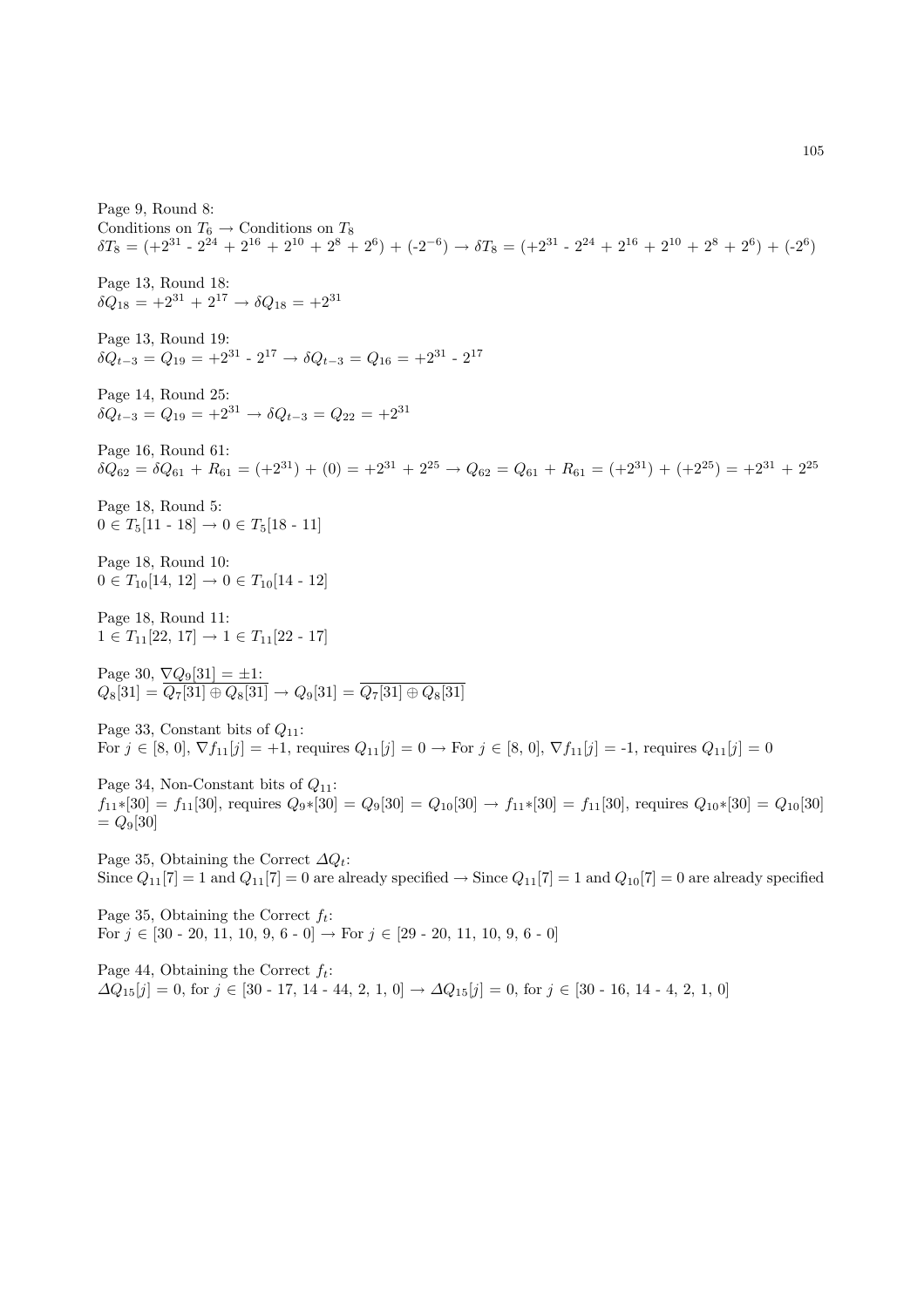Page 9, Round 8:
Conditions on $T_6$ → Conditions on $T_8$
$\delta T_8 = (+2^{31} - 2^{24} + 2^{16} + 2^{10} + 2^{8} + 2^{6}) + (-2^{-6}) \rightarrow \delta T_8 = (+2^{31} - 2^{24} + 2^{16} + 2^{10} + 2^{8} + 2^{6}) + (-2^{6})$

Page 13, Round 18:
$\delta Q_{18} = +2^{31} + 2^{17} \rightarrow \delta Q_{18} = +2^{31}$

Page 13, Round 19:
$\delta Q_{t-3} = Q_{19} = +2^{31} - 2^{17} \rightarrow \delta Q_{t-3} = Q_{16} = +2^{31} - 2^{17}$

Page 14, Round 25:
$\delta Q_{t-3} = Q_{19} = +2^{31} \rightarrow \delta Q_{t-3} = Q_{22} = +2^{31}$

Page 16, Round 61:
$\delta Q_{62} = \delta Q_{61} + R_{61} = (+2^{31}) + (0) = +2^{31} + 2^{25} \rightarrow Q_{62} = Q_{61} + R_{61} = (+2^{31}) + (+2^{25}) = +2^{31} + 2^{25}$

Page 18, Round 5:
$0 \in T_5[11 - 18] \rightarrow 0 \in T_5[18 - 11]$

Page 18, Round 10:
$0 \in T_{10}[14, 12] \rightarrow 0 \in T_{10}[14 - 12]$

Page 18, Round 11:
$1 \in T_{11}[22, 17] \rightarrow 1 \in T_{11}[22 - 17]$

Page 30, $\nabla Q_9[31] = \pm 1$:
$Q_8[31] = \overline{Q_7[31] \oplus Q_8[31]} \rightarrow Q_9[31] = \overline{Q_7[31] \oplus Q_8[31]}$

Page 33, Constant bits of $Q_{11}$:
For $j \in [8, 0]$, $\nabla f_{11}[j] = +1$, requires $Q_{11}[j] = 0$ → For $j \in [8, 0]$, $\nabla f_{11}[j] = -1$, requires $Q_{11}[j] = 0$

Page 34, Non-Constant bits of $Q_{11}$:
$f_{11}*[30] = f_{11}[30]$, requires $Q_9*[30] = Q_9[30] = Q_{10}[30]$ → $f_{11}*[30] = f_{11}[30]$, requires $Q_{10}*[30] = Q_{10}[30] = Q_9[30]$

Page 35, Obtaining the Correct $\mathit{\Delta} Q_t$:
Since $Q_{11}[7] = 1$ and $Q_{11}[7] = 0$ are already specified → Since $Q_{11}[7] = 1$ and $Q_{10}[7] = 0$ are already specified

Page 35, Obtaining the Correct $f_t$:
For $j \in [30 - 20, 11, 10, 9, 6 - 0]$ → For $j \in [29 - 20, 11, 10, 9, 6 - 0]$

Page 44, Obtaining the Correct $f_t$:
$\mathit{\Delta} Q_{15}[j] = 0$, for $j \in [30 - 17, 14 - 44, 2, 1, 0]$ → $\mathit{\Delta} Q_{15}[j] = 0$, for $j \in [30 - 16, 14 - 4, 2, 1, 0]$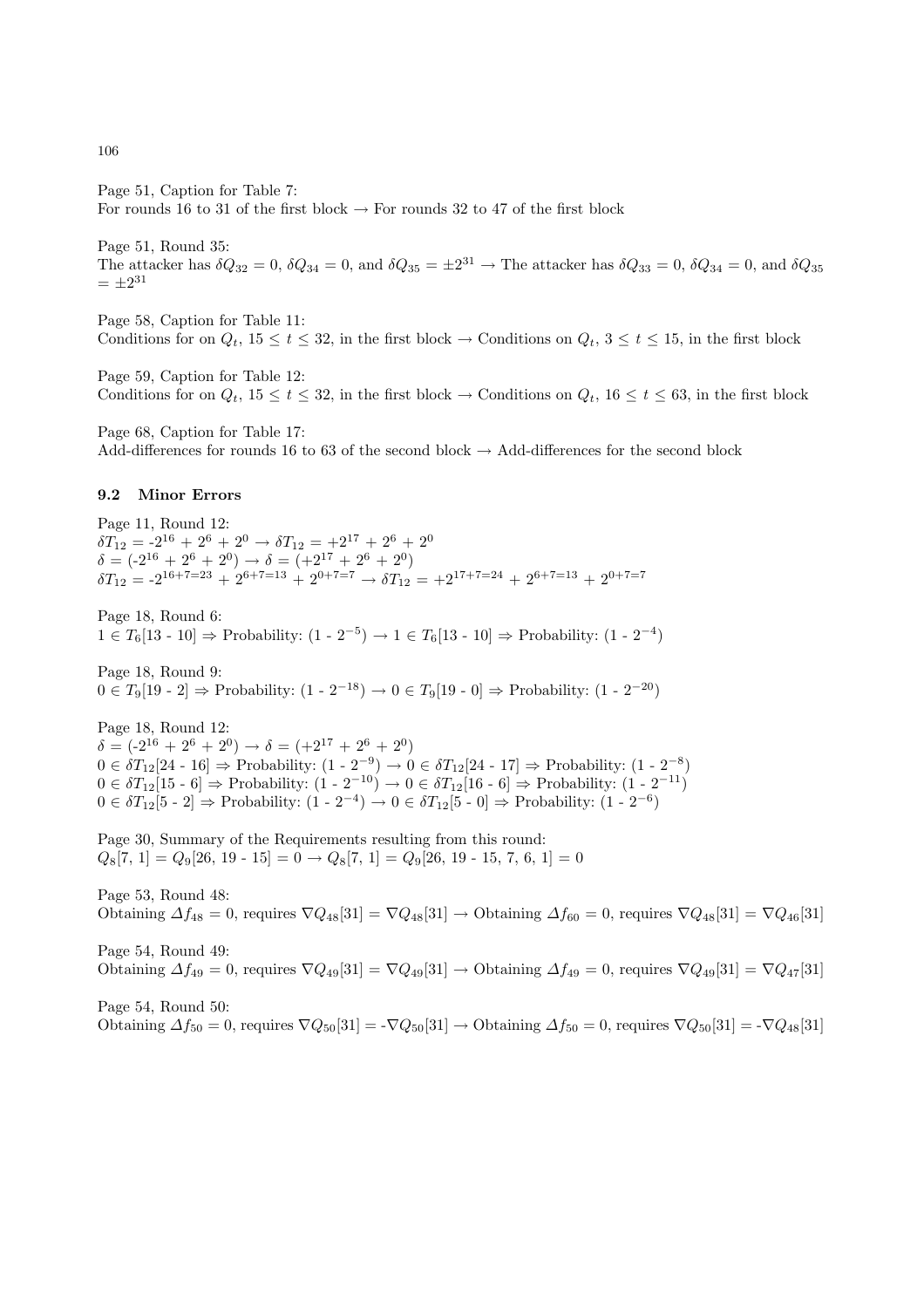Page 51, Caption for Table 7:
For rounds 16 to 31 of the first block → For rounds 32 to 47 of the first block

Page 51, Round 35:
The attacker has $\delta Q_{32} = 0$, $\delta Q_{34} = 0$, and $\delta Q_{35} = \pm 2^{31}$ → The attacker has $\delta Q_{33} = 0$, $\delta Q_{34} = 0$, and $\delta Q_{35} = \pm 2^{31}$

Page 58, Caption for Table 11:
Conditions for on $Q_t$, $15 \le t \le 32$, in the first block → Conditions on $Q_t$, $3 \le t \le 15$, in the first block

Page 59, Caption for Table 12:
Conditions for on $Q_t$, $15 \le t \le 32$, in the first block → Conditions on $Q_t$, $16 \le t \le 63$, in the first block

Page 68, Caption for Table 17:
Add-differences for rounds 16 to 63 of the second block → Add-differences for the second block

### 9.2 Minor Errors

Page 11, Round 12:
$\delta T_{12}$ = $-2^{16} + 2^6 + 2^0$ → $\delta T_{12} = +2^{17} + 2^6 + 2^0$
$\delta = (-2^{16} + 2^6 + 2^0)$ → $\delta = (+2^{17} + 2^6 + 2^0)$
$\delta T_{12} = -2^{16+7=23} + 2^{6+7=13} + 2^{0+7=7}$ → $\delta T_{12} = +2^{17+7=24} + 2^{6+7=13} + 2^{0+7=7}$

Page 18, Round 6:
$1 \in T_6[13 - 10] \Rightarrow$ Probability: $(1 - 2^{-5})$ → $1 \in T_6[13 - 10] \Rightarrow$ Probability: $(1 - 2^{-4})$

Page 18, Round 9:
$0 \in T_9[19 - 2] \Rightarrow$ Probability: $(1 - 2^{-18})$ → $0 \in T_9[19 - 0] \Rightarrow$ Probability: $(1 - 2^{-20})$

Page 18, Round 12:
$\delta = (-2^{16} + 2^6 + 2^0)$ → $\delta = (+2^{17} + 2^6 + 2^0)$
$0 \in \delta T_{12}[24 - 16] \Rightarrow$ Probability: $(1 - 2^{-9})$ → $0 \in \delta T_{12}[24 - 17] \Rightarrow$ Probability: $(1 - 2^{-8})$
$0 \in \delta T_{12}[15 - 6] \Rightarrow$ Probability: $(1 - 2^{-10})$ → $0 \in \delta T_{12}[16 - 6] \Rightarrow$ Probability: $(1 - 2^{-11})$
$0 \in \delta T_{12}[5 - 2] \Rightarrow$ Probability: $(1 - 2^{-4})$ → $0 \in \delta T_{12}[5 - 0] \Rightarrow$ Probability: $(1 - 2^{-6})$

Page 30, Summary of the Requirements resulting from this round:
$Q_8[7, 1] = Q_9[26, 19 - 15] = 0$ → $Q_8[7, 1] = Q_9[26, 19 - 15, 7, 6, 1] = 0$

Page 53, Round 48:
Obtaining $\Delta f_{48} = 0$, requires $\nabla Q_{48}[31] = \nabla Q_{48}[31]$ → Obtaining $\Delta f_{60} = 0$, requires $\nabla Q_{48}[31] = \nabla Q_{46}[31]$

Page 54, Round 49:
Obtaining $\Delta f_{49} = 0$, requires $\nabla Q_{49}[31] = \nabla Q_{49}[31]$ → Obtaining $\Delta f_{49} = 0$, requires $\nabla Q_{49}[31] = \nabla Q_{47}[31]$

Page 54, Round 50:
Obtaining $\Delta f_{50} = 0$, requires $\nabla Q_{50}[31] = -\nabla Q_{50}[31]$ → Obtaining $\Delta f_{50} = 0$, requires $\nabla Q_{50}[31] = -\nabla Q_{48}[31]$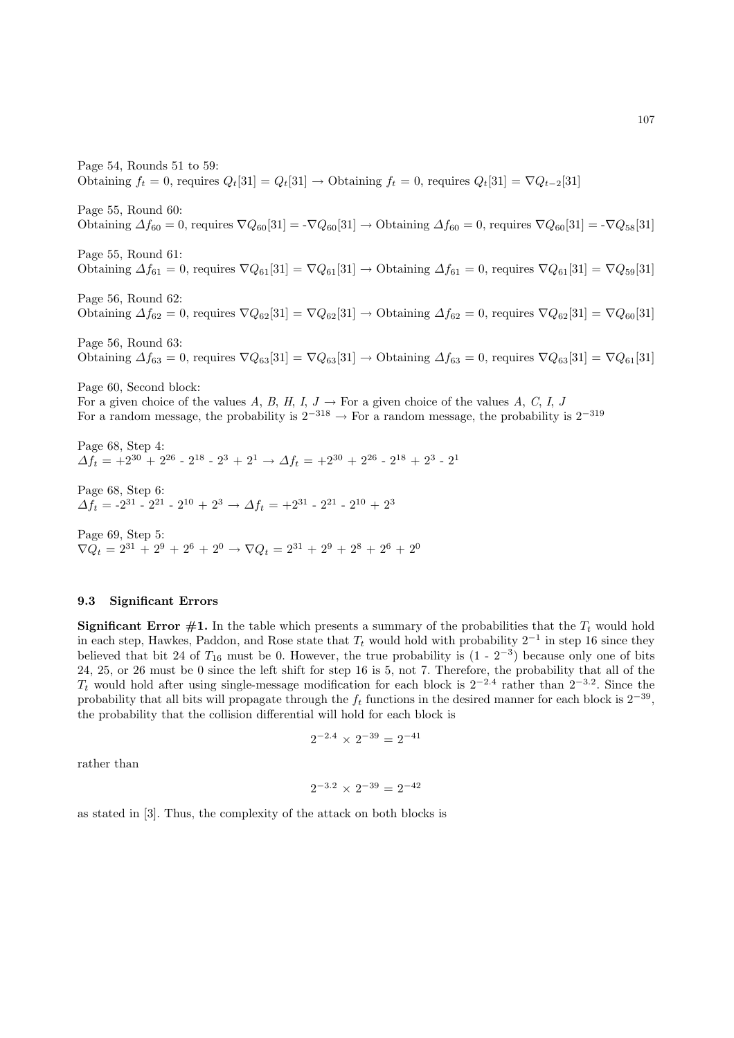Page 54, Rounds 51 to 59:
Obtaining $f_t = 0$, requires $Q_t[31] = Q_t[31]$ → Obtaining $f_t = 0$, requires $Q_t[31] = \nabla Q_{t-2}[31]$

Page 55, Round 60:
Obtaining $\Delta f_{60} = 0$, requires $\nabla Q_{60}[31] = -\nabla Q_{60}[31]$ → Obtaining $\Delta f_{60} = 0$, requires $\nabla Q_{60}[31] = -\nabla Q_{58}[31]$

Page 55, Round 61:
Obtaining $\Delta f_{61} = 0$, requires $\nabla Q_{61}[31] = \nabla Q_{61}[31]$ → Obtaining $\Delta f_{61} = 0$, requires $\nabla Q_{61}[31] = \nabla Q_{59}[31]$

Page 56, Round 62:
Obtaining $\Delta f_{62} = 0$, requires $\nabla Q_{62}[31] = \nabla Q_{62}[31]$ → Obtaining $\Delta f_{62} = 0$, requires $\nabla Q_{62}[31] = \nabla Q_{60}[31]$

Page 56, Round 63:
Obtaining $\Delta f_{63} = 0$, requires $\nabla Q_{63}[31] = \nabla Q_{63}[31]$ → Obtaining $\Delta f_{63} = 0$, requires $\nabla Q_{63}[31] = \nabla Q_{61}[31]$

Page 60, Second block:
For a given choice of the values $A$, $B$, $H$, $I$, $J$ → For a given choice of the values $A$, $C$, $I$, $J$
For a random message, the probability is $2^{-318}$ → For a random message, the probability is $2^{-319}$

Page 68, Step 4:
$\Delta f_t = +2^{30} + 2^{26} - 2^{18} - 2^{3} + 2^{1}$ → $\Delta f_t = +2^{30} + 2^{26} - 2^{18} + 2^{3} - 2^{1}$

Page 68, Step 6:
$\Delta f_t = -2^{31} - 2^{21} - 2^{10} + 2^{3}$ → $\Delta f_t = +2^{31} - 2^{21} - 2^{10} + 2^{3}$

Page 69, Step 5:
$\nabla Q_t = 2^{31} + 2^{9} + 2^{6} + 2^{0}$ → $\nabla Q_t = 2^{31} + 2^{9} + 2^{8} + 2^{6} + 2^{0}$

### 9.3 Significant Errors

**Significant Error #1.** In the table which presents a summary of the probabilities that the $T_t$ would hold in each step, Hawkes, Paddon, and Rose state that $T_t$ would hold with probability $2^{-1}$ in step 16 since they believed that bit 24 of $T_{16}$ must be 0. However, the true probability is $(1 - 2^{-3})$ because only one of bits 24, 25, or 26 must be 0 since the left shift for step 16 is 5, not 7. Therefore, the probability that all of the $T_t$ would hold after using single-message modification for each block is $2^{-2.4}$ rather than $2^{-3.2}$. Since the probability that all bits will propagate through the $f_t$ functions in the desired manner for each block is $2^{-39}$, the probability that the collision differential will hold for each block is

$$2^{-2.4} \times 2^{-39} = 2^{-41}$$

rather than

$$2^{-3.2} \times 2^{-39} = 2^{-42}$$

as stated in [3]. Thus, the complexity of the attack on both blocks is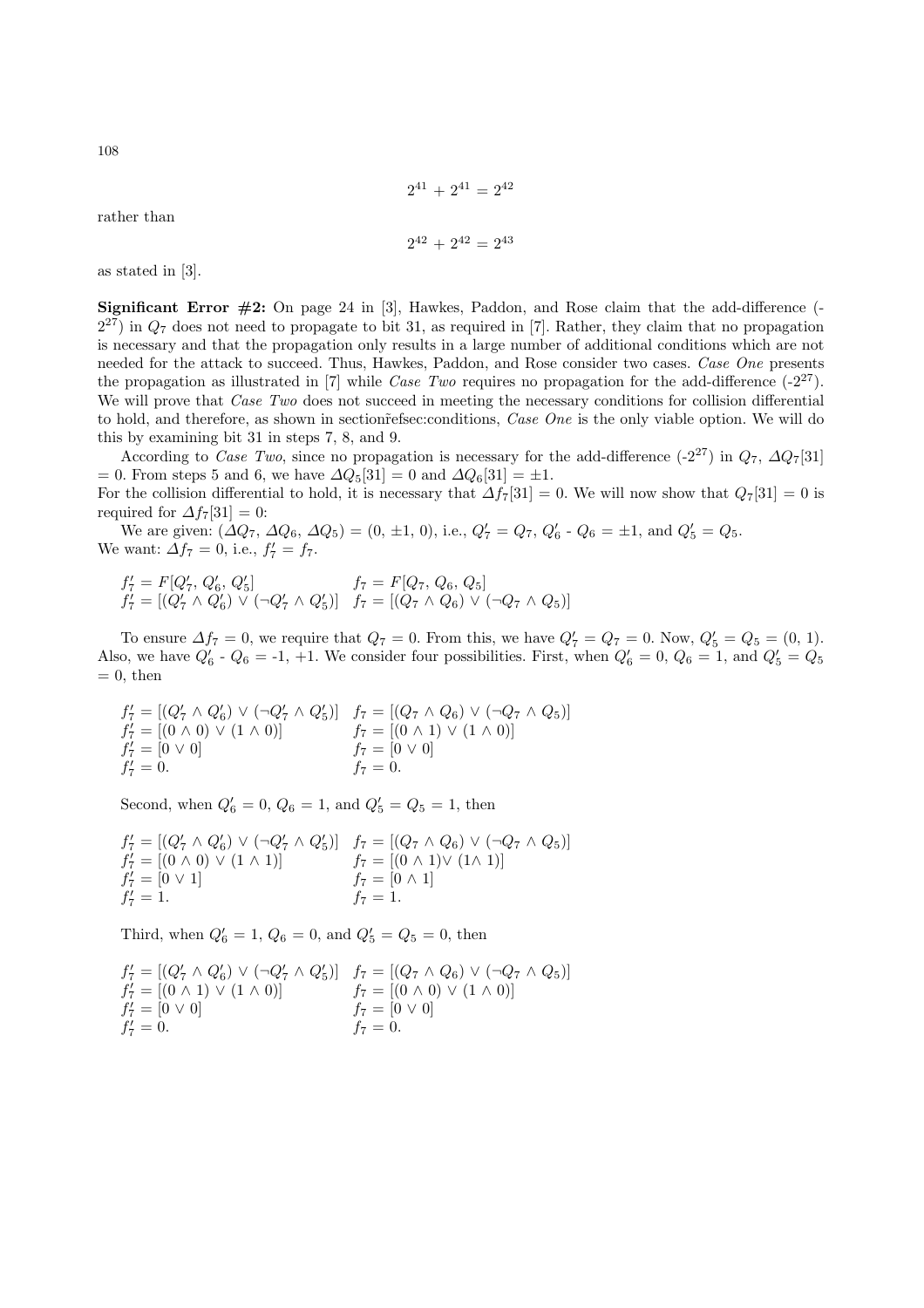$$2^{41} + 2^{41} = 2^{42}$$

rather than

$$2^{42} + 2^{42} = 2^{43}$$

as stated in [3].

**Significant Error #2:** On page 24 in [3], Hawkes, Paddon, and Rose claim that the add-difference (-$2^{27}$) in $Q_7$ does not need to propagate to bit 31, as required in [7]. Rather, they claim that no propagation is necessary and that the propagation only results in a large number of additional conditions which are not needed for the attack to succeed. Thus, Hawkes, Paddon, and Rose consider two cases. *Case One* presents the propagation as illustrated in [7] while *Case Two* requires no propagation for the add-difference (-$2^{27}$). We will prove that *Case Two* does not succeed in meeting the necessary conditions for collision differential to hold, and therefore, as shown in section˜refsec:conditions, *Case One* is the only viable option. We will do this by examining bit 31 in steps 7, 8, and 9.

According to *Case Two*, since no propagation is necessary for the add-difference (-$2^{27}$) in $Q_7$, $\Delta Q_7[31] = 0$. From steps 5 and 6, we have $\Delta Q_5[31] = 0$ and $\Delta Q_6[31] = \pm 1$.
For the collision differential to hold, it is necessary that $\Delta f_7[31] = 0$. We will now show that $Q_7[31] = 0$ is required for $\Delta f_7[31] = 0$:

We are given: $(\Delta Q_7, \Delta Q_6, \Delta Q_5) = (0, \pm 1, 0)$, i.e., $Q'_7 = Q_7$, $Q'_6$ - $Q_6 = \pm 1$, and $Q'_5 = Q_5$.
We want: $\Delta f_7 = 0$, i.e., $f'_7 = f_7$.

$$f'_7 = F[Q'_7, Q'_6, Q'_5] \qquad f_7 = F[Q_7, Q_6, Q_5]$$
$$f'_7 = [(Q'_7 \wedge Q'_6) \vee (\neg Q'_7 \wedge Q'_5)] \quad f_7 = [(Q_7 \wedge Q_6) \vee (\neg Q_7 \wedge Q_5)]$$

To ensure $\Delta f_7 = 0$, we require that $Q_7 = 0$. From this, we have $Q'_7 = Q_7 = 0$. Now, $Q'_5 = Q_5 = (0, 1)$. Also, we have $Q'_6$ - $Q_6$ = -1, +1. We consider four possibilities. First, when $Q'_6 = 0$, $Q_6 = 1$, and $Q'_5 = Q_5 = 0$, then

$$f'_7 = [(Q'_7 \wedge Q'_6) \vee (\neg Q'_7 \wedge Q'_5)] \quad f_7 = [(Q_7 \wedge Q_6) \vee (\neg Q_7 \wedge Q_5)]$$
$$f'_7 = [(0 \wedge 0) \vee (1 \wedge 0)] \qquad f_7 = [(0 \wedge 1) \vee (1 \wedge 0)]$$
$$f'_7 = [0 \vee 0] \qquad f_7 = [0 \vee 0]$$
$$f'_7 = 0. \qquad f_7 = 0.$$

Second, when $Q'_6 = 0$, $Q_6 = 1$, and $Q'_5 = Q_5 = 1$, then

$$f'_7 = [(Q'_7 \wedge Q'_6) \vee (\neg Q'_7 \wedge Q'_5)] \quad f_7 = [(Q_7 \wedge Q_6) \vee (\neg Q_7 \wedge Q_5)]$$
$$f'_7 = [(0 \wedge 0) \vee (1 \wedge 1)] \qquad f_7 = [(0 \wedge 1) \vee (1 \wedge 1)]$$
$$f'_7 = [0 \vee 1] \qquad f_7 = [0 \wedge 1]$$
$$f'_7 = 1. \qquad f_7 = 1.$$

Third, when $Q'_6 = 1$, $Q_6 = 0$, and $Q'_5 = Q_5 = 0$, then

$$f'_7 = [(Q'_7 \wedge Q'_6) \vee (\neg Q'_7 \wedge Q'_5)] \quad f_7 = [(Q_7 \wedge Q_6) \vee (\neg Q_7 \wedge Q_5)]$$
$$f'_7 = [(0 \wedge 1) \vee (1 \wedge 0)] \qquad f_7 = [(0 \wedge 0) \vee (1 \wedge 0)]$$
$$f'_7 = [0 \vee 0] \qquad f_7 = [0 \vee 0]$$
$$f'_7 = 0. \qquad f_7 = 0.$$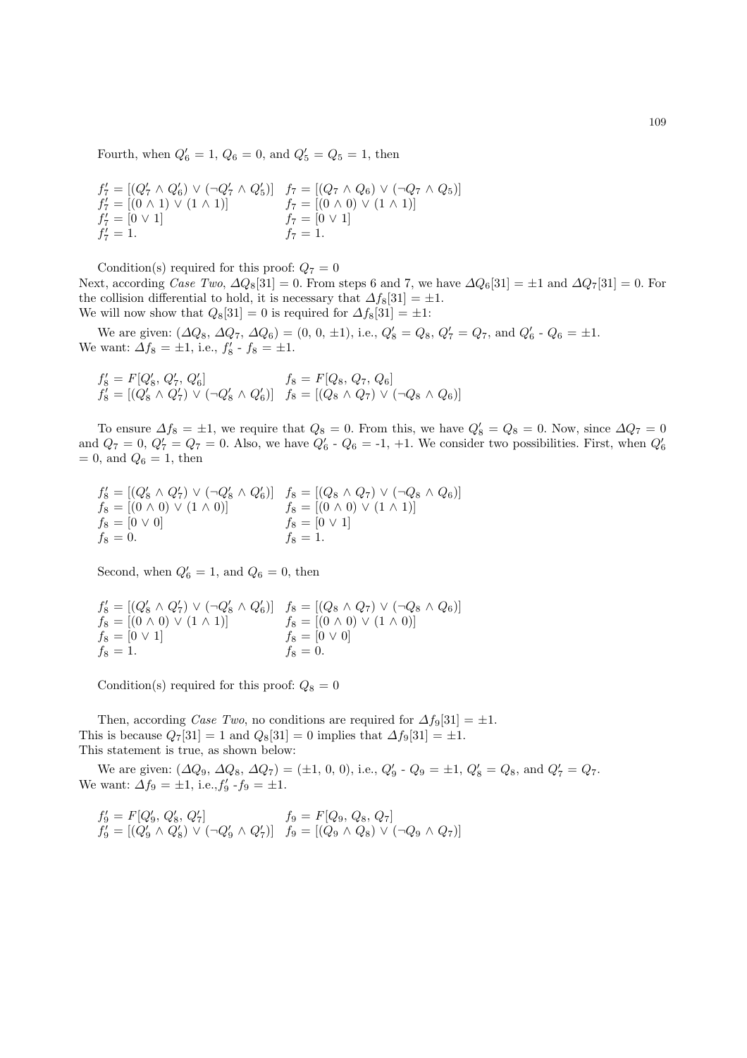Fourth, when $Q'_6 = 1$, $Q_6 = 0$, and $Q'_5 = Q_5 = 1$, then

$$
\begin{array}{ll}
f'_7 = [(Q'_7 \wedge Q'_6) \vee (\neg Q'_7 \wedge Q'_5)] & f_7 = [(Q_7 \wedge Q_6) \vee (\neg Q_7 \wedge Q_5)] \\
f'_7 = [(0 \wedge 1) \vee (1 \wedge 1)] & f_7 = [(0 \wedge 0) \vee (1 \wedge 1)] \\
f'_7 = [0 \vee 1] & f_7 = [0 \vee 1] \\
f'_7 = 1. & f_7 = 1.
\end{array}
$$

Condition(s) required for this proof: $Q_7 = 0$

Next, according *Case Two*, $\Delta Q_8[31] = 0$. From steps 6 and 7, we have $\Delta Q_6[31] = \pm 1$ and $\Delta Q_7[31] = 0$. For the collision differential to hold, it is necessary that $\Delta f_8[31] = \pm 1$.
We will now show that $Q_8[31] = 0$ is required for $\Delta f_8[31] = \pm 1$:

We are given: $(\Delta Q_8, \Delta Q_7, \Delta Q_6) = (0, 0, \pm 1)$, i.e., $Q'_8 = Q_8$, $Q'_7 = Q_7$, and $Q'_6$ - $Q_6 = \pm 1$.
We want: $\Delta f_8 = \pm 1$, i.e., $f'_8$ - $f_8 = \pm 1$.

$$
\begin{array}{ll}
f'_8 = F[Q'_8, Q'_7, Q'_6] & f_8 = F[Q_8, Q_7, Q_6] \\
f'_8 = [(Q'_8 \wedge Q'_7) \vee (\neg Q'_8 \wedge Q'_6)] & f_8 = [(Q_8 \wedge Q_7) \vee (\neg Q_8 \wedge Q_6)]
\end{array}
$$

To ensure $\Delta f_8 = \pm 1$, we require that $Q_8 = 0$. From this, we have $Q'_8 = Q_8 = 0$. Now, since $\Delta Q_7 = 0$ and $Q_7 = 0$, $Q'_7 = Q_7 = 0$. Also, we have $Q'_6$ - $Q_6$ = -1, +1. We consider two possibilities. First, when $Q'_6 = 0$, and $Q_6 = 1$, then

$$
\begin{array}{ll}
f'_8 = [(Q'_8 \wedge Q'_7) \vee (\neg Q'_8 \wedge Q'_6)] & f_8 = [(Q_8 \wedge Q_7) \vee (\neg Q_8 \wedge Q_6)] \\
f_8 = [(0 \wedge 0) \vee (1 \wedge 0)] & f_8 = [(0 \wedge 0) \vee (1 \wedge 1)] \\
f_8 = [0 \vee 0] & f_8 = [0 \vee 1] \\
f_8 = 0. & f_8 = 1.
\end{array}
$$

Second, when $Q'_6 = 1$, and $Q_6 = 0$, then

$$
\begin{array}{ll}
f'_8 = [(Q'_8 \wedge Q'_7) \vee (\neg Q'_8 \wedge Q'_6)] & f_8 = [(Q_8 \wedge Q_7) \vee (\neg Q_8 \wedge Q_6)] \\
f_8 = [(0 \wedge 0) \vee (1 \wedge 1)] & f_8 = [(0 \wedge 0) \vee (1 \wedge 0)] \\
f_8 = [0 \vee 1] & f_8 = [0 \vee 0] \\
f_8 = 1. & f_8 = 0.
\end{array}
$$

Condition(s) required for this proof: $Q_8 = 0$

Then, according *Case Two*, no conditions are required for $\Delta f_9[31] = \pm 1$.
This is because $Q_7[31] = 1$ and $Q_8[31] = 0$ implies that $\Delta f_9[31] = \pm 1$.
This statement is true, as shown below:

We are given: $(\Delta Q_9, \Delta Q_8, \Delta Q_7) = (\pm 1, 0, 0)$, i.e., $Q'_9$ - $Q_9 = \pm 1$, $Q'_8 = Q_8$, and $Q'_7 = Q_7$.
We want: $\Delta f_9 = \pm 1$, i.e., $f'_9$ - $f_9 = \pm 1$.

$$
\begin{array}{ll}
f'_9 = F[Q'_9, Q'_8, Q'_7] & f_9 = F[Q_9, Q_8, Q_7] \\
f'_9 = [(Q'_9 \wedge Q'_8) \vee (\neg Q'_9 \wedge Q'_7)] & f_9 = [(Q_9 \wedge Q_8) \vee (\neg Q_9 \wedge Q_7)]
\end{array}
$$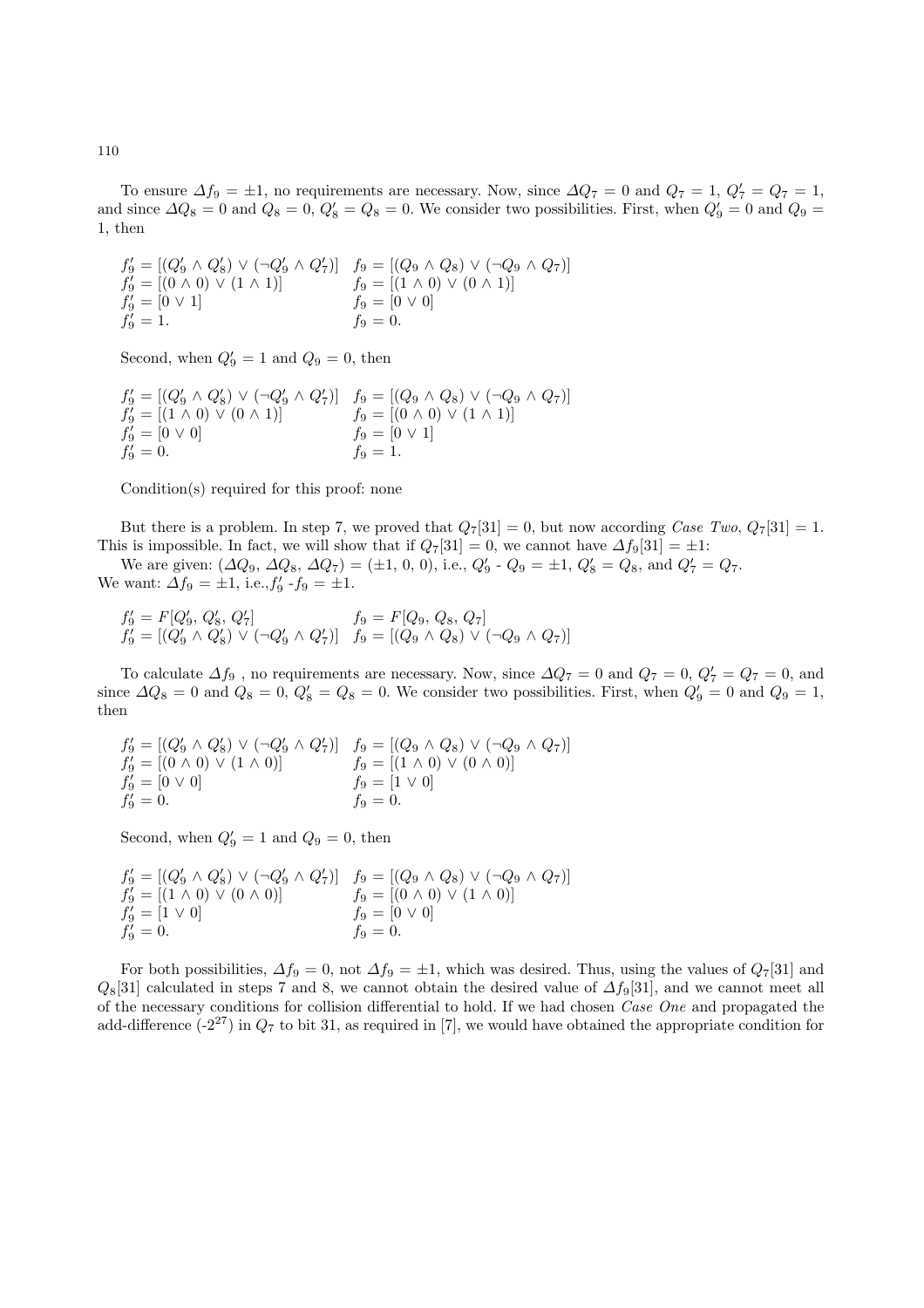To ensure $\Delta f_9 = \pm 1$, no requirements are necessary. Now, since $\Delta Q_7 = 0$ and $Q_7 = 1$, $Q'_7 = Q_7 = 1$, and since $\Delta Q_8 = 0$ and $Q_8 = 0$, $Q'_8 = Q_8 = 0$. We consider two possibilities. First, when $Q'_9 = 0$ and $Q_9 = 1$, then

$$
\begin{array}{ll}
f'_9 = [(Q'_9 \wedge Q'_8) \vee (\neg Q'_9 \wedge Q'_7)] & f_9 = [(Q_9 \wedge Q_8) \vee (\neg Q_9 \wedge Q_7)] \\
f'_9 = [(0 \wedge 0) \vee (1 \wedge 1)] & f_9 = [(1 \wedge 0) \vee (0 \wedge 1)] \\
f'_9 = [0 \vee 1] & f_9 = [0 \vee 0] \\
f'_9 = 1. & f_9 = 0.
\end{array}
$$

Second, when $Q'_9 = 1$ and $Q_9 = 0$, then

$$
\begin{array}{ll}
f'_9 = [(Q'_9 \wedge Q'_8) \vee (\neg Q'_9 \wedge Q'_7)] & f_9 = [(Q_9 \wedge Q_8) \vee (\neg Q_9 \wedge Q_7)] \\
f'_9 = [(1 \wedge 0) \vee (0 \wedge 1)] & f_9 = [(0 \wedge 0) \vee (1 \wedge 1)] \\
f'_9 = [0 \vee 0] & f_9 = [0 \vee 1] \\
f'_9 = 0. & f_9 = 1.
\end{array}
$$

Condition(s) required for this proof: none

But there is a problem. In step 7, we proved that $Q_7[31] = 0$, but now according *Case Two*, $Q_7[31] = 1$. This is impossible. In fact, we will show that if $Q_7[31] = 0$, we cannot have $\Delta f_9[31] = \pm 1$:

We are given: $(\Delta Q_9, \Delta Q_8, \Delta Q_7) = (\pm 1, 0, 0)$, i.e., $Q'_9$ - $Q_9 = \pm 1$, $Q'_8 = Q_8$, and $Q'_7 = Q_7$.
We want: $\Delta f_9 = \pm 1$, i.e.,$f'_9$ -$f_9 = \pm 1$.

$$
\begin{array}{ll}
f'_9 = F[Q'_9, Q'_8, Q'_7] & f_9 = F[Q_9, Q_8, Q_7] \\
f'_9 = [(Q'_9 \wedge Q'_8) \vee (\neg Q'_9 \wedge Q'_7)] & f_9 = [(Q_9 \wedge Q_8) \vee (\neg Q_9 \wedge Q_7)]
\end{array}
$$

To calculate $\Delta f_9$ , no requirements are necessary. Now, since $\Delta Q_7 = 0$ and $Q_7 = 0$, $Q'_7 = Q_7 = 0$, and since $\Delta Q_8 = 0$ and $Q_8 = 0$, $Q'_8 = Q_8 = 0$. We consider two possibilities. First, when $Q'_9 = 0$ and $Q_9 = 1$, then

$$
\begin{array}{ll}
f'_9 = [(Q'_9 \wedge Q'_8) \vee (\neg Q'_9 \wedge Q'_7)] & f_9 = [(Q_9 \wedge Q_8) \vee (\neg Q_9 \wedge Q_7)] \\
f'_9 = [(0 \wedge 0) \vee (1 \wedge 0)] & f_9 = [(1 \wedge 0) \vee (0 \wedge 0)] \\
f'_9 = [0 \vee 0] & f_9 = [1 \vee 0] \\
f'_9 = 0. & f_9 = 0.
\end{array}
$$

Second, when $Q'_9 = 1$ and $Q_9 = 0$, then

$$
\begin{array}{ll}
f'_9 = [(Q'_9 \wedge Q'_8) \vee (\neg Q'_9 \wedge Q'_7)] & f_9 = [(Q_9 \wedge Q_8) \vee (\neg Q_9 \wedge Q_7)] \\
f'_9 = [(1 \wedge 0) \vee (0 \wedge 0)] & f_9 = [(0 \wedge 0) \vee (1 \wedge 0)] \\
f'_9 = [1 \vee 0] & f_9 = [0 \vee 0] \\
f'_9 = 0. & f_9 = 0.
\end{array}
$$

For both possibilities, $\Delta f_9 = 0$, not $\Delta f_9 = \pm 1$, which was desired. Thus, using the values of $Q_7[31]$ and $Q_8[31]$ calculated in steps 7 and 8, we cannot obtain the desired value of $\Delta f_9[31]$, and we cannot meet all of the necessary conditions for collision differential to hold. If we had chosen *Case One* and propagated the add-difference ($-2^{27}$) in $Q_7$ to bit 31, as required in [7], we would have obtained the appropriate condition for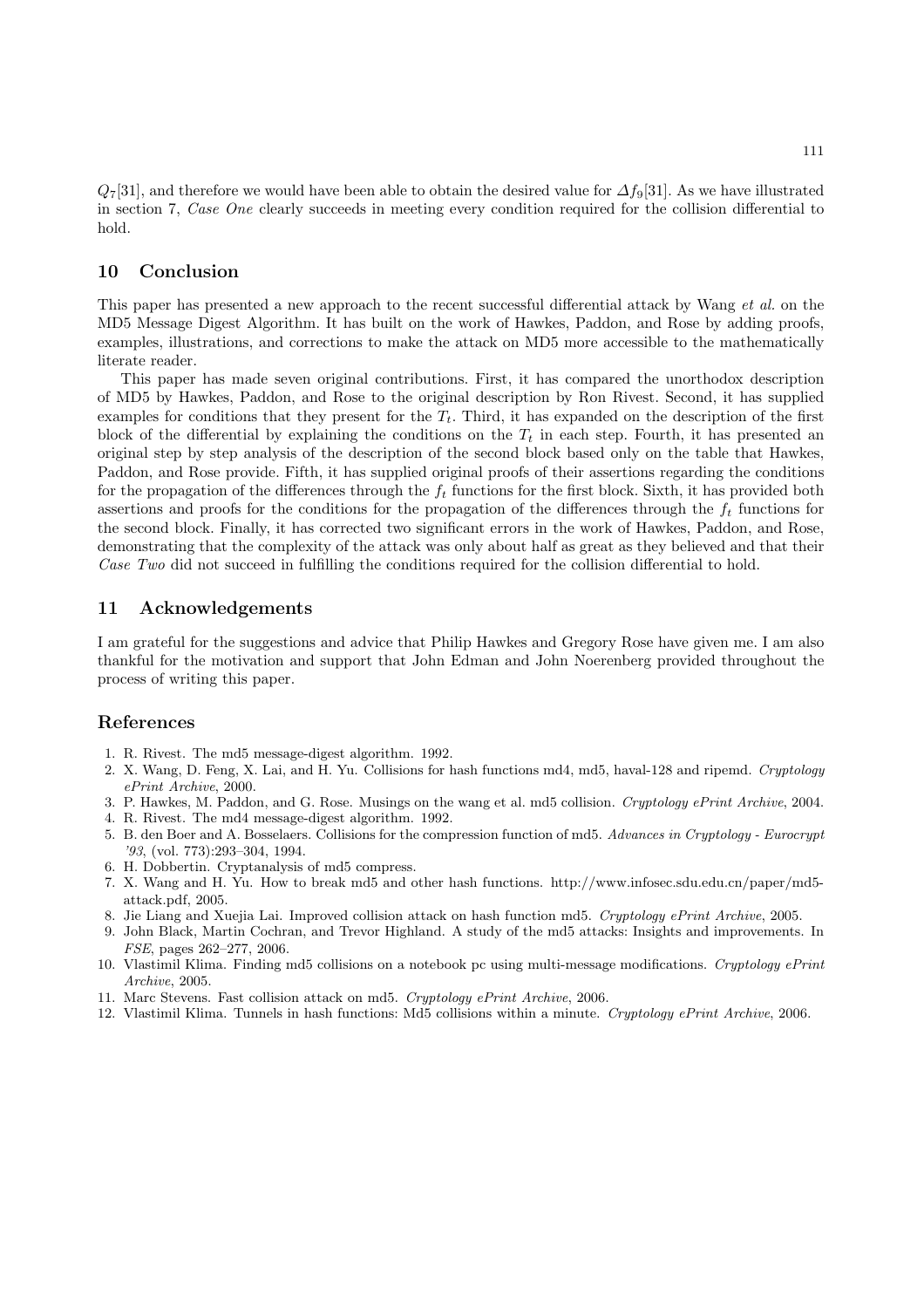$Q_7[31]$, and therefore we would have been able to obtain the desired value for $\Delta f_9[31]$. As we have illustrated in section 7, *Case One* clearly succeeds in meeting every condition required for the collision differential to hold.

## 10 Conclusion

This paper has presented a new approach to the recent successful differential attack by Wang *et al.* on the MD5 Message Digest Algorithm. It has built on the work of Hawkes, Paddon, and Rose by adding proofs, examples, illustrations, and corrections to make the attack on MD5 more accessible to the mathematically literate reader.

This paper has made seven original contributions. First, it has compared the unorthodox description of MD5 by Hawkes, Paddon, and Rose to the original description by Ron Rivest. Second, it has supplied examples for conditions that they present for the $T_t$. Third, it has expanded on the description of the first block of the differential by explaining the conditions on the $T_t$ in each step. Fourth, it has presented an original step by step analysis of the description of the second block based only on the table that Hawkes, Paddon, and Rose provide. Fifth, it has supplied original proofs of their assertions regarding the conditions for the propagation of the differences through the $f_t$ functions for the first block. Sixth, it has provided both assertions and proofs for the conditions for the propagation of the differences through the $f_t$ functions for the second block. Finally, it has corrected two significant errors in the work of Hawkes, Paddon, and Rose, demonstrating that the complexity of the attack was only about half as great as they believed and that their *Case Two* did not succeed in fulfilling the conditions required for the collision differential to hold.

## 11 Acknowledgements

I am grateful for the suggestions and advice that Philip Hawkes and Gregory Rose have given me. I am also thankful for the motivation and support that John Edman and John Noerenberg provided throughout the process of writing this paper.

## References

1. R. Rivest. The md5 message-digest algorithm. 1992.
2. X. Wang, D. Feng, X. Lai, and H. Yu. Collisions for hash functions md4, md5, haval-128 and ripemd. *Cryptology ePrint Archive*, 2000.
3. P. Hawkes, M. Paddon, and G. Rose. Musings on the wang et al. md5 collision. *Cryptology ePrint Archive*, 2004.
4. R. Rivest. The md4 message-digest algorithm. 1992.
5. B. den Boer and A. Bosselaers. Collisions for the compression function of md5. *Advances in Cryptology - Eurocrypt '93*, (vol. 773):293–304, 1994.
6. H. Dobbertin. Cryptanalysis of md5 compress.
7. X. Wang and H. Yu. How to break md5 and other hash functions. http://www.infosec.sdu.edu.cn/paper/md5-attack.pdf, 2005.
8. Jie Liang and Xuejia Lai. Improved collision attack on hash function md5. *Cryptology ePrint Archive*, 2005.
9. John Black, Martin Cochran, and Trevor Highland. A study of the md5 attacks: Insights and improvements. In *FSE*, pages 262–277, 2006.
10. Vlastimil Klima. Finding md5 collisions on a notebook pc using multi-message modifications. *Cryptology ePrint Archive*, 2005.
11. Marc Stevens. Fast collision attack on md5. *Cryptology ePrint Archive*, 2006.
12. Vlastimil Klima. Tunnels in hash functions: Md5 collisions within a minute. *Cryptology ePrint Archive*, 2006.